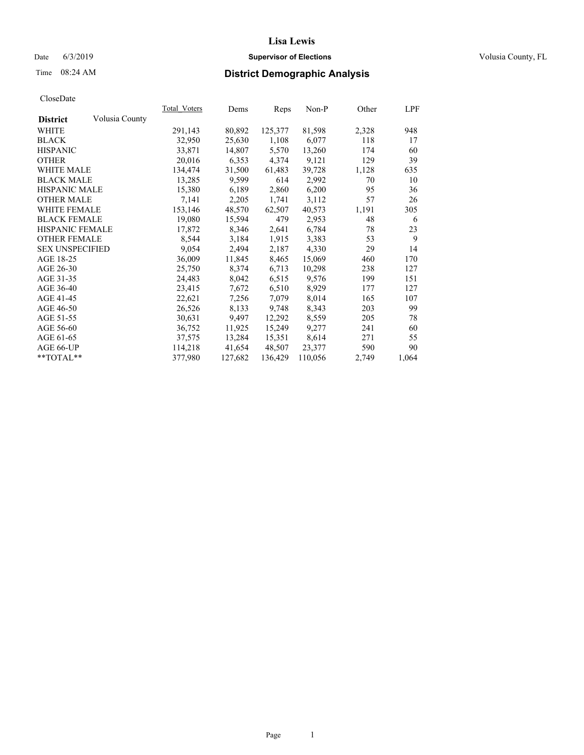# Lisa Lewis

Date 6/3/2019

**Supervisor of Elections**

Volusia County, FL

Time 08:24 AM

## District Demographic Analysis

CloseDate

| District | Volusia County | Total_Voters | Dems | Reps | Non-P | Other | LPF |
|---|---|---|---|---|---|---|---|
| WHITE | | 291,143 | 80,892 | 125,377 | 81,598 | 2,328 | 948 |
| BLACK | | 32,950 | 25,630 | 1,108 | 6,077 | 118 | 17 |
| HISPANIC | | 33,871 | 14,807 | 5,570 | 13,260 | 174 | 60 |
| OTHER | | 20,016 | 6,353 | 4,374 | 9,121 | 129 | 39 |
| WHITE MALE | | 134,474 | 31,500 | 61,483 | 39,728 | 1,128 | 635 |
| BLACK MALE | | 13,285 | 9,599 | 614 | 2,992 | 70 | 10 |
| HISPANIC MALE | | 15,380 | 6,189 | 2,860 | 6,200 | 95 | 36 |
| OTHER MALE | | 7,141 | 2,205 | 1,741 | 3,112 | 57 | 26 |
| WHITE FEMALE | | 153,146 | 48,570 | 62,507 | 40,573 | 1,191 | 305 |
| BLACK FEMALE | | 19,080 | 15,594 | 479 | 2,953 | 48 | 6 |
| HISPANIC FEMALE | | 17,872 | 8,346 | 2,641 | 6,784 | 78 | 23 |
| OTHER FEMALE | | 8,544 | 3,184 | 1,915 | 3,383 | 53 | 9 |
| SEX UNSPECIFIED | | 9,054 | 2,494 | 2,187 | 4,330 | 29 | 14 |
| AGE 18-25 | | 36,009 | 11,845 | 8,465 | 15,069 | 460 | 170 |
| AGE 26-30 | | 25,750 | 8,374 | 6,713 | 10,298 | 238 | 127 |
| AGE 31-35 | | 24,483 | 8,042 | 6,515 | 9,576 | 199 | 151 |
| AGE 36-40 | | 23,415 | 7,672 | 6,510 | 8,929 | 177 | 127 |
| AGE 41-45 | | 22,621 | 7,256 | 7,079 | 8,014 | 165 | 107 |
| AGE 46-50 | | 26,526 | 8,133 | 9,748 | 8,343 | 203 | 99 |
| AGE 51-55 | | 30,631 | 9,497 | 12,292 | 8,559 | 205 | 78 |
| AGE 56-60 | | 36,752 | 11,925 | 15,249 | 9,277 | 241 | 60 |
| AGE 61-65 | | 37,575 | 13,284 | 15,351 | 8,614 | 271 | 55 |
| AGE 66-UP | | 114,218 | 41,654 | 48,507 | 23,377 | 590 | 90 |
| **TOTAL** | | 377,980 | 127,682 | 136,429 | 110,056 | 2,749 | 1,064 |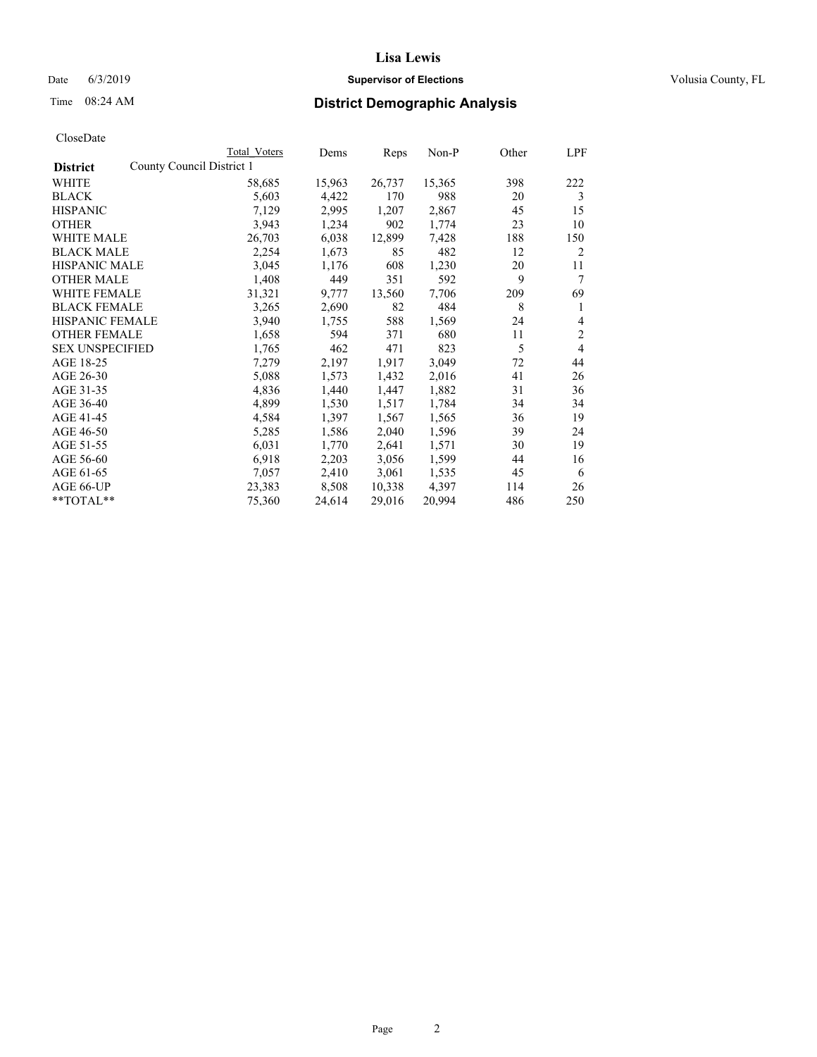# Lisa Lewis

Date 6/3/2019 **Supervisor of Elections** Volusia County, FL

Time 08:24 AM **District Demographic Analysis**

CloseDate

| **District** | Total Voters | Dems | Reps | Non-P | Other | LPF |
|---|---|---|---|---|---|---|
| County Council District 1 | | | | | | |
| WHITE | 58,685 | 15,963 | 26,737 | 15,365 | 398 | 222 |
| BLACK | 5,603 | 4,422 | 170 | 988 | 20 | 3 |
| HISPANIC | 7,129 | 2,995 | 1,207 | 2,867 | 45 | 15 |
| OTHER | 3,943 | 1,234 | 902 | 1,774 | 23 | 10 |
| WHITE MALE | 26,703 | 6,038 | 12,899 | 7,428 | 188 | 150 |
| BLACK MALE | 2,254 | 1,673 | 85 | 482 | 12 | 2 |
| HISPANIC MALE | 3,045 | 1,176 | 608 | 1,230 | 20 | 11 |
| OTHER MALE | 1,408 | 449 | 351 | 592 | 9 | 7 |
| WHITE FEMALE | 31,321 | 9,777 | 13,560 | 7,706 | 209 | 69 |
| BLACK FEMALE | 3,265 | 2,690 | 82 | 484 | 8 | 1 |
| HISPANIC FEMALE | 3,940 | 1,755 | 588 | 1,569 | 24 | 4 |
| OTHER FEMALE | 1,658 | 594 | 371 | 680 | 11 | 2 |
| SEX UNSPECIFIED | 1,765 | 462 | 471 | 823 | 5 | 4 |
| AGE 18-25 | 7,279 | 2,197 | 1,917 | 3,049 | 72 | 44 |
| AGE 26-30 | 5,088 | 1,573 | 1,432 | 2,016 | 41 | 26 |
| AGE 31-35 | 4,836 | 1,440 | 1,447 | 1,882 | 31 | 36 |
| AGE 36-40 | 4,899 | 1,530 | 1,517 | 1,784 | 34 | 34 |
| AGE 41-45 | 4,584 | 1,397 | 1,567 | 1,565 | 36 | 19 |
| AGE 46-50 | 5,285 | 1,586 | 2,040 | 1,596 | 39 | 24 |
| AGE 51-55 | 6,031 | 1,770 | 2,641 | 1,571 | 30 | 19 |
| AGE 56-60 | 6,918 | 2,203 | 3,056 | 1,599 | 44 | 16 |
| AGE 61-65 | 7,057 | 2,410 | 3,061 | 1,535 | 45 | 6 |
| AGE 66-UP | 23,383 | 8,508 | 10,338 | 4,397 | 114 | 26 |
| **TOTAL** | 75,360 | 24,614 | 29,016 | 20,994 | 486 | 250 |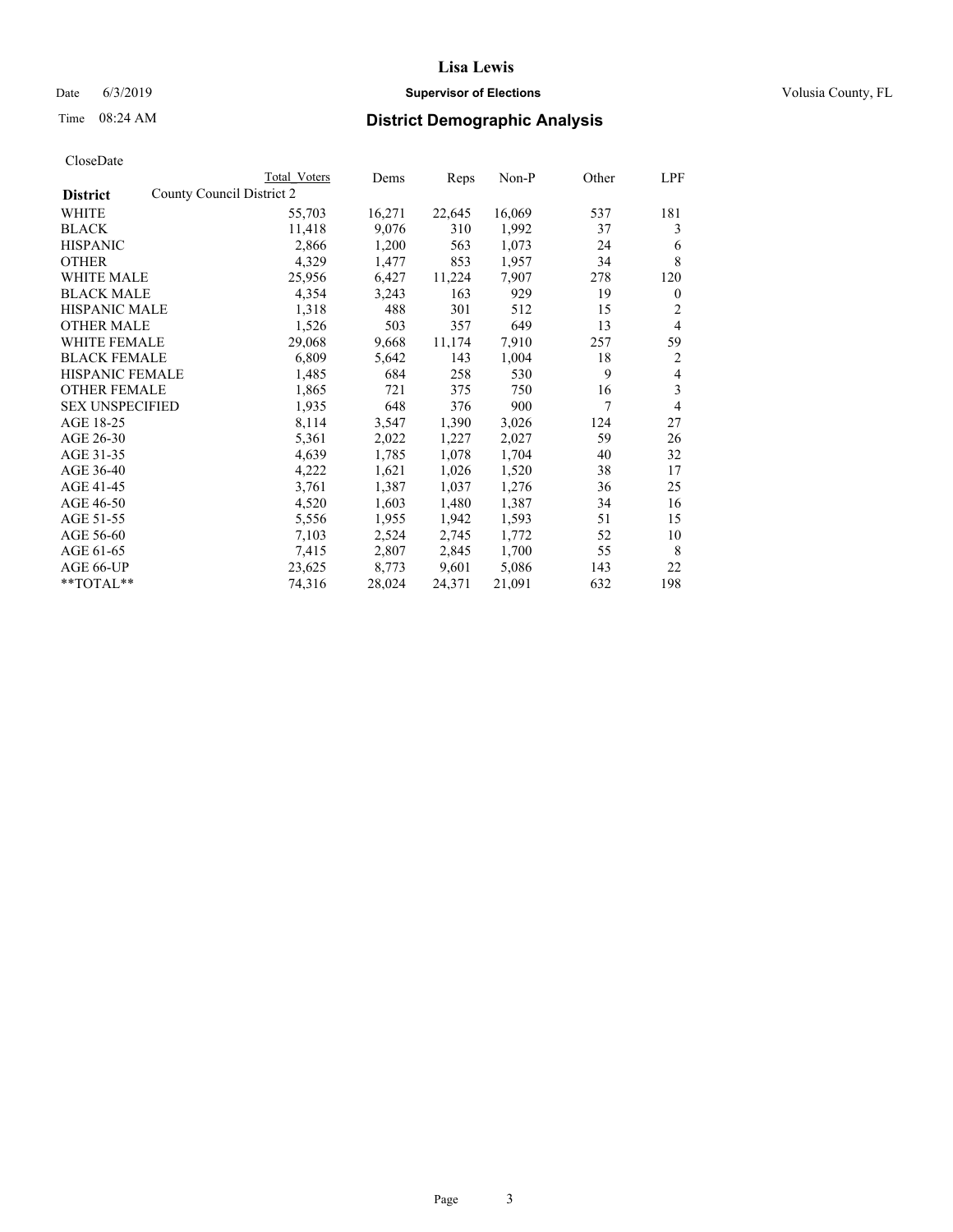# Lisa Lewis

Date 6/3/2019 **Supervisor of Elections** Volusia County, FL

Time 08:24 AM **District Demographic Analysis**

CloseDate

| | Total Voters | Dems | Reps | Non-P | Other | LPF |
|---|---|---|---|---|---|---|
| **District** County Council District 2 | | | | | | |
| WHITE | 55,703 | 16,271 | 22,645 | 16,069 | 537 | 181 |
| BLACK | 11,418 | 9,076 | 310 | 1,992 | 37 | 3 |
| HISPANIC | 2,866 | 1,200 | 563 | 1,073 | 24 | 6 |
| OTHER | 4,329 | 1,477 | 853 | 1,957 | 34 | 8 |
| WHITE MALE | 25,956 | 6,427 | 11,224 | 7,907 | 278 | 120 |
| BLACK MALE | 4,354 | 3,243 | 163 | 929 | 19 | 0 |
| HISPANIC MALE | 1,318 | 488 | 301 | 512 | 15 | 2 |
| OTHER MALE | 1,526 | 503 | 357 | 649 | 13 | 4 |
| WHITE FEMALE | 29,068 | 9,668 | 11,174 | 7,910 | 257 | 59 |
| BLACK FEMALE | 6,809 | 5,642 | 143 | 1,004 | 18 | 2 |
| HISPANIC FEMALE | 1,485 | 684 | 258 | 530 | 9 | 4 |
| OTHER FEMALE | 1,865 | 721 | 375 | 750 | 16 | 3 |
| SEX UNSPECIFIED | 1,935 | 648 | 376 | 900 | 7 | 4 |
| AGE 18-25 | 8,114 | 3,547 | 1,390 | 3,026 | 124 | 27 |
| AGE 26-30 | 5,361 | 2,022 | 1,227 | 2,027 | 59 | 26 |
| AGE 31-35 | 4,639 | 1,785 | 1,078 | 1,704 | 40 | 32 |
| AGE 36-40 | 4,222 | 1,621 | 1,026 | 1,520 | 38 | 17 |
| AGE 41-45 | 3,761 | 1,387 | 1,037 | 1,276 | 36 | 25 |
| AGE 46-50 | 4,520 | 1,603 | 1,480 | 1,387 | 34 | 16 |
| AGE 51-55 | 5,556 | 1,955 | 1,942 | 1,593 | 51 | 15 |
| AGE 56-60 | 7,103 | 2,524 | 2,745 | 1,772 | 52 | 10 |
| AGE 61-65 | 7,415 | 2,807 | 2,845 | 1,700 | 55 | 8 |
| AGE 66-UP | 23,625 | 8,773 | 9,601 | 5,086 | 143 | 22 |
| **TOTAL** | 74,316 | 28,024 | 24,371 | 21,091 | 632 | 198 |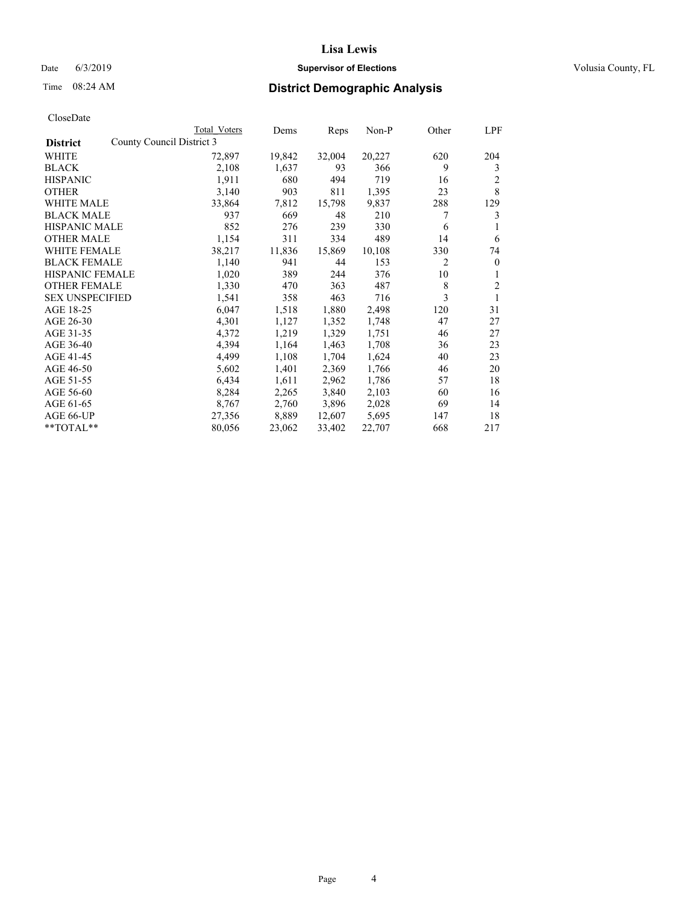# Lisa Lewis

Date 6/3/2019 **Supervisor of Elections** Volusia County, FL

Time 08:24 AM **District Demographic Analysis**

CloseDate

| **District** | Total Voters | Dems | Reps | Non-P | Other | LPF |
|---|---|---|---|---|---|---|
| County Council District 3 | | | | | | |
| WHITE | 72,897 | 19,842 | 32,004 | 20,227 | 620 | 204 |
| BLACK | 2,108 | 1,637 | 93 | 366 | 9 | 3 |
| HISPANIC | 1,911 | 680 | 494 | 719 | 16 | 2 |
| OTHER | 3,140 | 903 | 811 | 1,395 | 23 | 8 |
| WHITE MALE | 33,864 | 7,812 | 15,798 | 9,837 | 288 | 129 |
| BLACK MALE | 937 | 669 | 48 | 210 | 7 | 3 |
| HISPANIC MALE | 852 | 276 | 239 | 330 | 6 | 1 |
| OTHER MALE | 1,154 | 311 | 334 | 489 | 14 | 6 |
| WHITE FEMALE | 38,217 | 11,836 | 15,869 | 10,108 | 330 | 74 |
| BLACK FEMALE | 1,140 | 941 | 44 | 153 | 2 | 0 |
| HISPANIC FEMALE | 1,020 | 389 | 244 | 376 | 10 | 1 |
| OTHER FEMALE | 1,330 | 470 | 363 | 487 | 8 | 2 |
| SEX UNSPECIFIED | 1,541 | 358 | 463 | 716 | 3 | 1 |
| AGE 18-25 | 6,047 | 1,518 | 1,880 | 2,498 | 120 | 31 |
| AGE 26-30 | 4,301 | 1,127 | 1,352 | 1,748 | 47 | 27 |
| AGE 31-35 | 4,372 | 1,219 | 1,329 | 1,751 | 46 | 27 |
| AGE 36-40 | 4,394 | 1,164 | 1,463 | 1,708 | 36 | 23 |
| AGE 41-45 | 4,499 | 1,108 | 1,704 | 1,624 | 40 | 23 |
| AGE 46-50 | 5,602 | 1,401 | 2,369 | 1,766 | 46 | 20 |
| AGE 51-55 | 6,434 | 1,611 | 2,962 | 1,786 | 57 | 18 |
| AGE 56-60 | 8,284 | 2,265 | 3,840 | 2,103 | 60 | 16 |
| AGE 61-65 | 8,767 | 2,760 | 3,896 | 2,028 | 69 | 14 |
| AGE 66-UP | 27,356 | 8,889 | 12,607 | 5,695 | 147 | 18 |
| **TOTAL** | 80,056 | 23,062 | 33,402 | 22,707 | 668 | 217 |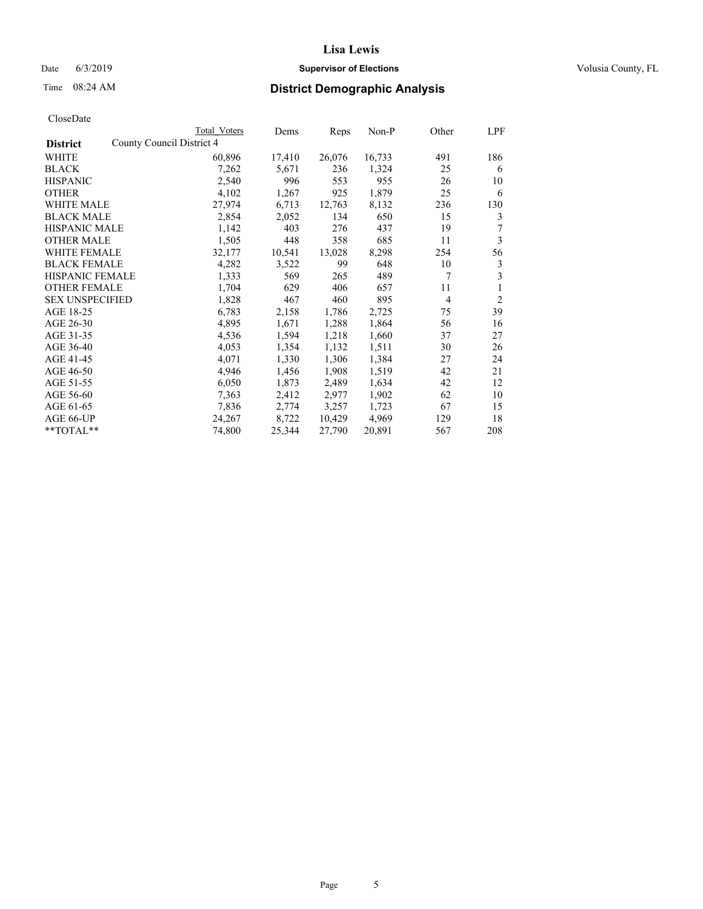# District Demographic Analysis

CloseDate

| District | Total Voters | Dems | Reps | Non-P | Other | LPF |
|---|---|---|---|---|---|---|
| County Council District 4 | | | | | | |
| WHITE | 60,896 | 17,410 | 26,076 | 16,733 | 491 | 186 |
| BLACK | 7,262 | 5,671 | 236 | 1,324 | 25 | 6 |
| HISPANIC | 2,540 | 996 | 553 | 955 | 26 | 10 |
| OTHER | 4,102 | 1,267 | 925 | 1,879 | 25 | 6 |
| WHITE MALE | 27,974 | 6,713 | 12,763 | 8,132 | 236 | 130 |
| BLACK MALE | 2,854 | 2,052 | 134 | 650 | 15 | 3 |
| HISPANIC MALE | 1,142 | 403 | 276 | 437 | 19 | 7 |
| OTHER MALE | 1,505 | 448 | 358 | 685 | 11 | 3 |
| WHITE FEMALE | 32,177 | 10,541 | 13,028 | 8,298 | 254 | 56 |
| BLACK FEMALE | 4,282 | 3,522 | 99 | 648 | 10 | 3 |
| HISPANIC FEMALE | 1,333 | 569 | 265 | 489 | 7 | 3 |
| OTHER FEMALE | 1,704 | 629 | 406 | 657 | 11 | 1 |
| SEX UNSPECIFIED | 1,828 | 467 | 460 | 895 | 4 | 2 |
| AGE 18-25 | 6,783 | 2,158 | 1,786 | 2,725 | 75 | 39 |
| AGE 26-30 | 4,895 | 1,671 | 1,288 | 1,864 | 56 | 16 |
| AGE 31-35 | 4,536 | 1,594 | 1,218 | 1,660 | 37 | 27 |
| AGE 36-40 | 4,053 | 1,354 | 1,132 | 1,511 | 30 | 26 |
| AGE 41-45 | 4,071 | 1,330 | 1,306 | 1,384 | 27 | 24 |
| AGE 46-50 | 4,946 | 1,456 | 1,908 | 1,519 | 42 | 21 |
| AGE 51-55 | 6,050 | 1,873 | 2,489 | 1,634 | 42 | 12 |
| AGE 56-60 | 7,363 | 2,412 | 2,977 | 1,902 | 62 | 10 |
| AGE 61-65 | 7,836 | 2,774 | 3,257 | 1,723 | 67 | 15 |
| AGE 66-UP | 24,267 | 8,722 | 10,429 | 4,969 | 129 | 18 |
| **TOTAL** | 74,800 | 25,344 | 27,790 | 20,891 | 567 | 208 |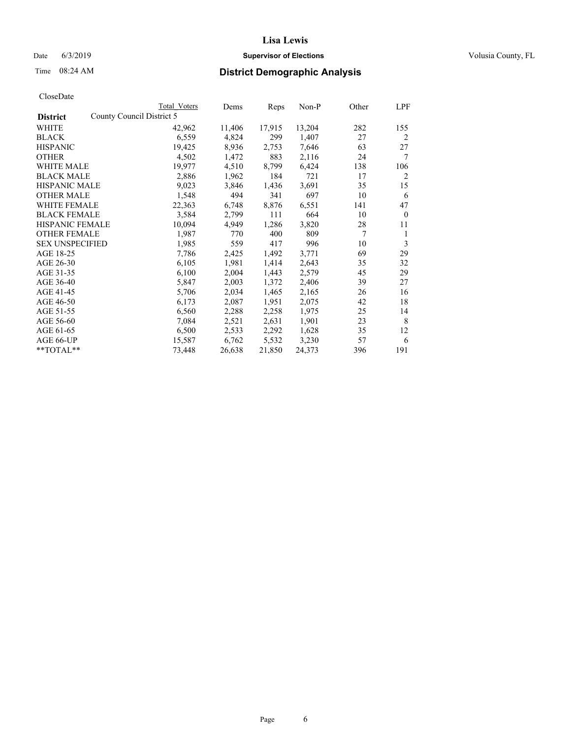Lisa Lewis

Date 6/3/2019 **Supervisor of Elections** Volusia County, FL

Time 08:24 AM **District Demographic Analysis**

CloseDate

| **District** | Total Voters | Dems | Reps | Non-P | Other | LPF |
|---|---|---|---|---|---|---|
| County Council District 5 | | | | | | |
| WHITE | 42,962 | 11,406 | 17,915 | 13,204 | 282 | 155 |
| BLACK | 6,559 | 4,824 | 299 | 1,407 | 27 | 2 |
| HISPANIC | 19,425 | 8,936 | 2,753 | 7,646 | 63 | 27 |
| OTHER | 4,502 | 1,472 | 883 | 2,116 | 24 | 7 |
| WHITE MALE | 19,977 | 4,510 | 8,799 | 6,424 | 138 | 106 |
| BLACK MALE | 2,886 | 1,962 | 184 | 721 | 17 | 2 |
| HISPANIC MALE | 9,023 | 3,846 | 1,436 | 3,691 | 35 | 15 |
| OTHER MALE | 1,548 | 494 | 341 | 697 | 10 | 6 |
| WHITE FEMALE | 22,363 | 6,748 | 8,876 | 6,551 | 141 | 47 |
| BLACK FEMALE | 3,584 | 2,799 | 111 | 664 | 10 | 0 |
| HISPANIC FEMALE | 10,094 | 4,949 | 1,286 | 3,820 | 28 | 11 |
| OTHER FEMALE | 1,987 | 770 | 400 | 809 | 7 | 1 |
| SEX UNSPECIFIED | 1,985 | 559 | 417 | 996 | 10 | 3 |
| AGE 18-25 | 7,786 | 2,425 | 1,492 | 3,771 | 69 | 29 |
| AGE 26-30 | 6,105 | 1,981 | 1,414 | 2,643 | 35 | 32 |
| AGE 31-35 | 6,100 | 2,004 | 1,443 | 2,579 | 45 | 29 |
| AGE 36-40 | 5,847 | 2,003 | 1,372 | 2,406 | 39 | 27 |
| AGE 41-45 | 5,706 | 2,034 | 1,465 | 2,165 | 26 | 16 |
| AGE 46-50 | 6,173 | 2,087 | 1,951 | 2,075 | 42 | 18 |
| AGE 51-55 | 6,560 | 2,288 | 2,258 | 1,975 | 25 | 14 |
| AGE 56-60 | 7,084 | 2,521 | 2,631 | 1,901 | 23 | 8 |
| AGE 61-65 | 6,500 | 2,533 | 2,292 | 1,628 | 35 | 12 |
| AGE 66-UP | 15,587 | 6,762 | 5,532 | 3,230 | 57 | 6 |
| **TOTAL** | 73,448 | 26,638 | 21,850 | 24,373 | 396 | 191 |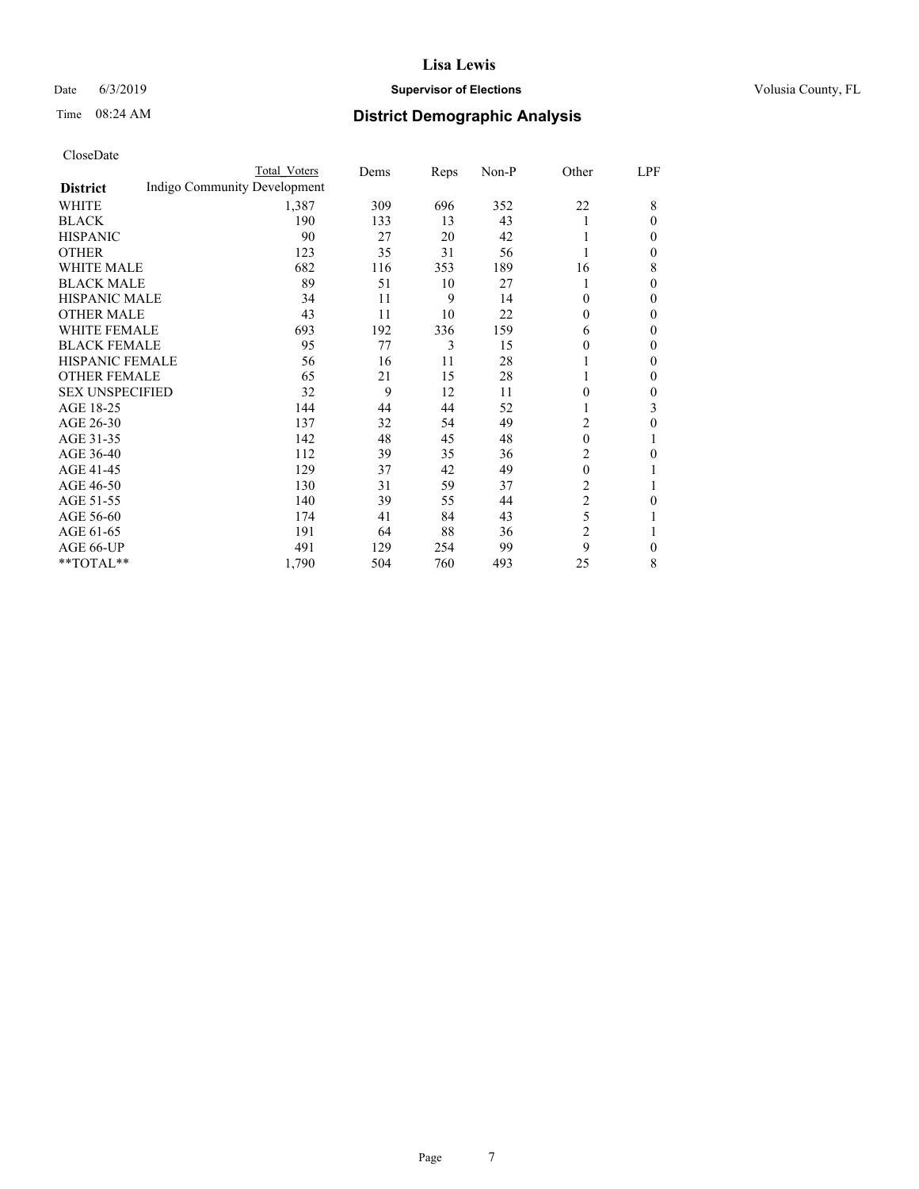# District Demographic Analysis

CloseDate

| District | Total Voters | Dems | Reps | Non-P | Other | LPF |
|---|---|---|---|---|---|---|
| Indigo Community Development | | | | | | |
| WHITE | 1,387 | 309 | 696 | 352 | 22 | 8 |
| BLACK | 190 | 133 | 13 | 43 | 1 | 0 |
| HISPANIC | 90 | 27 | 20 | 42 | 1 | 0 |
| OTHER | 123 | 35 | 31 | 56 | 1 | 0 |
| WHITE MALE | 682 | 116 | 353 | 189 | 16 | 8 |
| BLACK MALE | 89 | 51 | 10 | 27 | 1 | 0 |
| HISPANIC MALE | 34 | 11 | 9 | 14 | 0 | 0 |
| OTHER MALE | 43 | 11 | 10 | 22 | 0 | 0 |
| WHITE FEMALE | 693 | 192 | 336 | 159 | 6 | 0 |
| BLACK FEMALE | 95 | 77 | 3 | 15 | 0 | 0 |
| HISPANIC FEMALE | 56 | 16 | 11 | 28 | 1 | 0 |
| OTHER FEMALE | 65 | 21 | 15 | 28 | 1 | 0 |
| SEX UNSPECIFIED | 32 | 9 | 12 | 11 | 0 | 0 |
| AGE 18-25 | 144 | 44 | 44 | 52 | 1 | 3 |
| AGE 26-30 | 137 | 32 | 54 | 49 | 2 | 0 |
| AGE 31-35 | 142 | 48 | 45 | 48 | 0 | 1 |
| AGE 36-40 | 112 | 39 | 35 | 36 | 2 | 0 |
| AGE 41-45 | 129 | 37 | 42 | 49 | 0 | 1 |
| AGE 46-50 | 130 | 31 | 59 | 37 | 2 | 1 |
| AGE 51-55 | 140 | 39 | 55 | 44 | 2 | 0 |
| AGE 56-60 | 174 | 41 | 84 | 43 | 5 | 1 |
| AGE 61-65 | 191 | 64 | 88 | 36 | 2 | 1 |
| AGE 66-UP | 491 | 129 | 254 | 99 | 9 | 0 |
| **TOTAL** | 1,790 | 504 | 760 | 493 | 25 | 8 |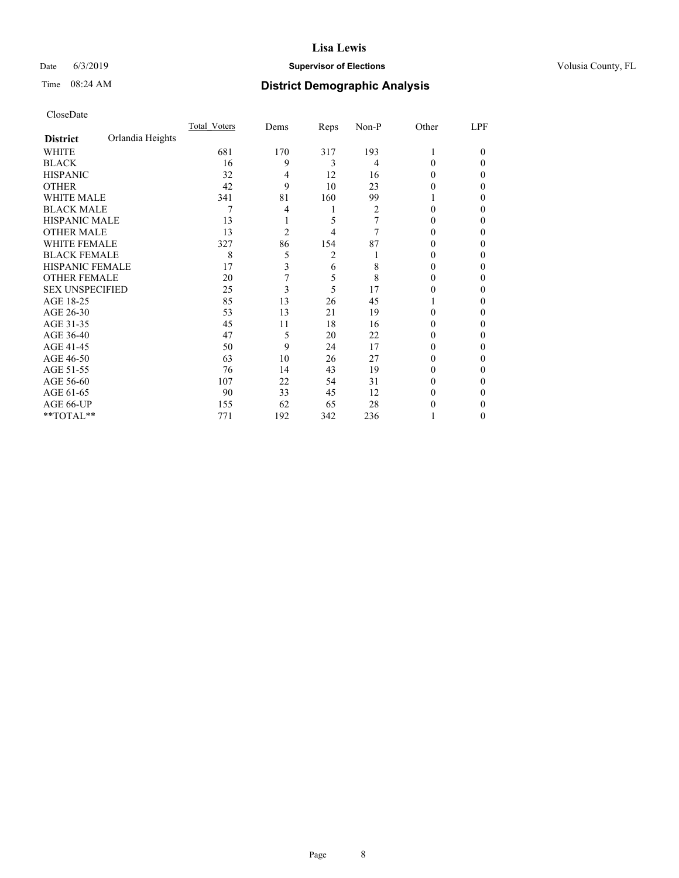# Lisa Lewis

Date 6/3/2019 **Supervisor of Elections** Volusia County, FL

Time 08:24 AM **District Demographic Analysis**

CloseDate

| **District** Orlandia Heights | Total_Voters | Dems | Reps | Non-P | Other | LPF |
|---|---|---|---|---|---|---|
| WHITE | 681 | 170 | 317 | 193 | 1 | 0 |
| BLACK | 16 | 9 | 3 | 4 | 0 | 0 |
| HISPANIC | 32 | 4 | 12 | 16 | 0 | 0 |
| OTHER | 42 | 9 | 10 | 23 | 0 | 0 |
| WHITE MALE | 341 | 81 | 160 | 99 | 1 | 0 |
| BLACK MALE | 7 | 4 | 1 | 2 | 0 | 0 |
| HISPANIC MALE | 13 | 1 | 5 | 7 | 0 | 0 |
| OTHER MALE | 13 | 2 | 4 | 7 | 0 | 0 |
| WHITE FEMALE | 327 | 86 | 154 | 87 | 0 | 0 |
| BLACK FEMALE | 8 | 5 | 2 | 1 | 0 | 0 |
| HISPANIC FEMALE | 17 | 3 | 6 | 8 | 0 | 0 |
| OTHER FEMALE | 20 | 7 | 5 | 8 | 0 | 0 |
| SEX UNSPECIFIED | 25 | 3 | 5 | 17 | 0 | 0 |
| AGE 18-25 | 85 | 13 | 26 | 45 | 1 | 0 |
| AGE 26-30 | 53 | 13 | 21 | 19 | 0 | 0 |
| AGE 31-35 | 45 | 11 | 18 | 16 | 0 | 0 |
| AGE 36-40 | 47 | 5 | 20 | 22 | 0 | 0 |
| AGE 41-45 | 50 | 9 | 24 | 17 | 0 | 0 |
| AGE 46-50 | 63 | 10 | 26 | 27 | 0 | 0 |
| AGE 51-55 | 76 | 14 | 43 | 19 | 0 | 0 |
| AGE 56-60 | 107 | 22 | 54 | 31 | 0 | 0 |
| AGE 61-65 | 90 | 33 | 45 | 12 | 0 | 0 |
| AGE 66-UP | 155 | 62 | 65 | 28 | 0 | 0 |
| **TOTAL** | 771 | 192 | 342 | 236 | 1 | 0 |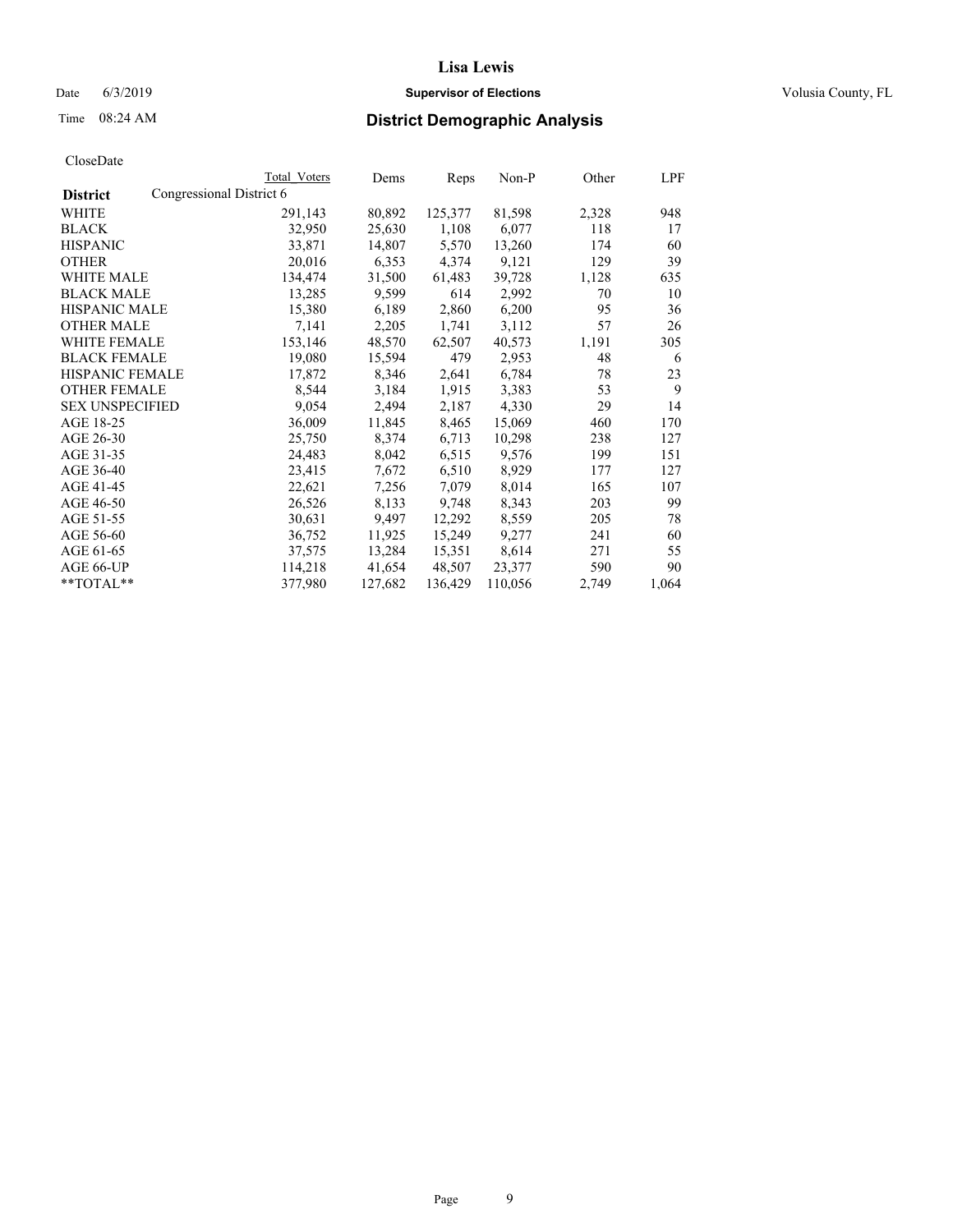CloseDate

| District | Congressional District 6 | Total Voters | Dems | Reps | Non-P | Other | LPF |
|---|---|---|---|---|---|---|---|
| WHITE | | 291,143 | 80,892 | 125,377 | 81,598 | 2,328 | 948 |
| BLACK | | 32,950 | 25,630 | 1,108 | 6,077 | 118 | 17 |
| HISPANIC | | 33,871 | 14,807 | 5,570 | 13,260 | 174 | 60 |
| OTHER | | 20,016 | 6,353 | 4,374 | 9,121 | 129 | 39 |
| WHITE MALE | | 134,474 | 31,500 | 61,483 | 39,728 | 1,128 | 635 |
| BLACK MALE | | 13,285 | 9,599 | 614 | 2,992 | 70 | 10 |
| HISPANIC MALE | | 15,380 | 6,189 | 2,860 | 6,200 | 95 | 36 |
| OTHER MALE | | 7,141 | 2,205 | 1,741 | 3,112 | 57 | 26 |
| WHITE FEMALE | | 153,146 | 48,570 | 62,507 | 40,573 | 1,191 | 305 |
| BLACK FEMALE | | 19,080 | 15,594 | 479 | 2,953 | 48 | 6 |
| HISPANIC FEMALE | | 17,872 | 8,346 | 2,641 | 6,784 | 78 | 23 |
| OTHER FEMALE | | 8,544 | 3,184 | 1,915 | 3,383 | 53 | 9 |
| SEX UNSPECIFIED | | 9,054 | 2,494 | 2,187 | 4,330 | 29 | 14 |
| AGE 18-25 | | 36,009 | 11,845 | 8,465 | 15,069 | 460 | 170 |
| AGE 26-30 | | 25,750 | 8,374 | 6,713 | 10,298 | 238 | 127 |
| AGE 31-35 | | 24,483 | 8,042 | 6,515 | 9,576 | 199 | 151 |
| AGE 36-40 | | 23,415 | 7,672 | 6,510 | 8,929 | 177 | 127 |
| AGE 41-45 | | 22,621 | 7,256 | 7,079 | 8,014 | 165 | 107 |
| AGE 46-50 | | 26,526 | 8,133 | 9,748 | 8,343 | 203 | 99 |
| AGE 51-55 | | 30,631 | 9,497 | 12,292 | 8,559 | 205 | 78 |
| AGE 56-60 | | 36,752 | 11,925 | 15,249 | 9,277 | 241 | 60 |
| AGE 61-65 | | 37,575 | 13,284 | 15,351 | 8,614 | 271 | 55 |
| AGE 66-UP | | 114,218 | 41,654 | 48,507 | 23,377 | 590 | 90 |
| **TOTAL** | | 377,980 | 127,682 | 136,429 | 110,056 | 2,749 | 1,064 |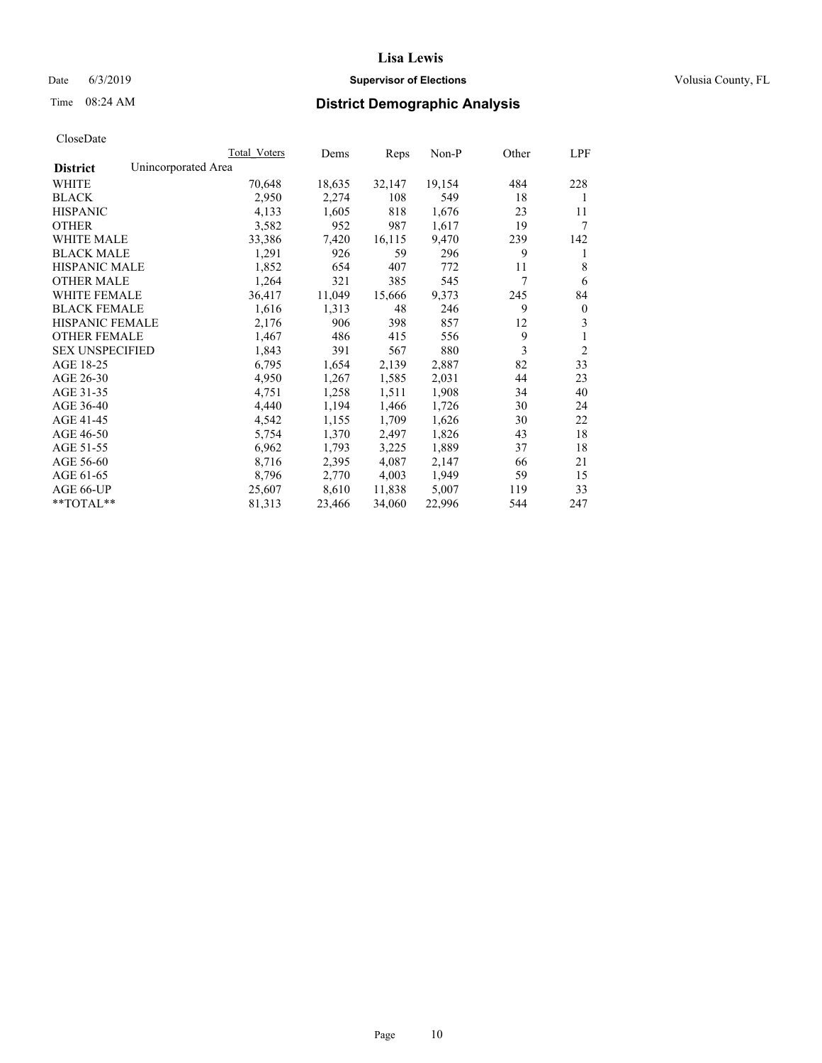CloseDate

| District | Unincorporated Area | Total Voters | Dems | Reps | Non-P | Other | LPF |
|---|---|---|---|---|---|---|---|
| WHITE | | 70,648 | 18,635 | 32,147 | 19,154 | 484 | 228 |
| BLACK | | 2,950 | 2,274 | 108 | 549 | 18 | 1 |
| HISPANIC | | 4,133 | 1,605 | 818 | 1,676 | 23 | 11 |
| OTHER | | 3,582 | 952 | 987 | 1,617 | 19 | 7 |
| WHITE MALE | | 33,386 | 7,420 | 16,115 | 9,470 | 239 | 142 |
| BLACK MALE | | 1,291 | 926 | 59 | 296 | 9 | 1 |
| HISPANIC MALE | | 1,852 | 654 | 407 | 772 | 11 | 8 |
| OTHER MALE | | 1,264 | 321 | 385 | 545 | 7 | 6 |
| WHITE FEMALE | | 36,417 | 11,049 | 15,666 | 9,373 | 245 | 84 |
| BLACK FEMALE | | 1,616 | 1,313 | 48 | 246 | 9 | 0 |
| HISPANIC FEMALE | | 2,176 | 906 | 398 | 857 | 12 | 3 |
| OTHER FEMALE | | 1,467 | 486 | 415 | 556 | 9 | 1 |
| SEX UNSPECIFIED | | 1,843 | 391 | 567 | 880 | 3 | 2 |
| AGE 18-25 | | 6,795 | 1,654 | 2,139 | 2,887 | 82 | 33 |
| AGE 26-30 | | 4,950 | 1,267 | 1,585 | 2,031 | 44 | 23 |
| AGE 31-35 | | 4,751 | 1,258 | 1,511 | 1,908 | 34 | 40 |
| AGE 36-40 | | 4,440 | 1,194 | 1,466 | 1,726 | 30 | 24 |
| AGE 41-45 | | 4,542 | 1,155 | 1,709 | 1,626 | 30 | 22 |
| AGE 46-50 | | 5,754 | 1,370 | 2,497 | 1,826 | 43 | 18 |
| AGE 51-55 | | 6,962 | 1,793 | 3,225 | 1,889 | 37 | 18 |
| AGE 56-60 | | 8,716 | 2,395 | 4,087 | 2,147 | 66 | 21 |
| AGE 61-65 | | 8,796 | 2,770 | 4,003 | 1,949 | 59 | 15 |
| AGE 66-UP | | 25,607 | 8,610 | 11,838 | 5,007 | 119 | 33 |
| **TOTAL** | | 81,313 | 23,466 | 34,060 | 22,996 | 544 | 247 |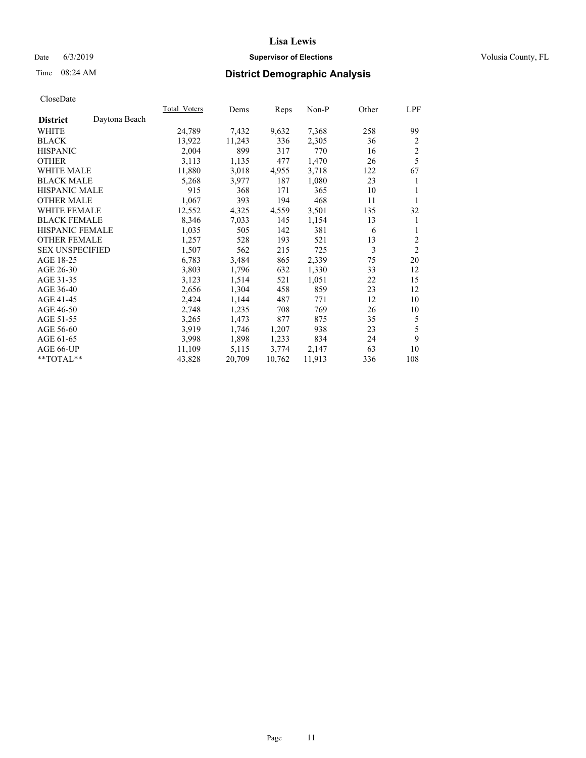# Lisa Lewis

Date 6/3/2019 **Supervisor of Elections** Volusia County, FL

Time 08:24 AM **District Demographic Analysis**

CloseDate

| **District** Daytona Beach | Total_Voters | Dems | Reps | Non-P | Other | LPF |
|---|---|---|---|---|---|---|
| WHITE | 24,789 | 7,432 | 9,632 | 7,368 | 258 | 99 |
| BLACK | 13,922 | 11,243 | 336 | 2,305 | 36 | 2 |
| HISPANIC | 2,004 | 899 | 317 | 770 | 16 | 2 |
| OTHER | 3,113 | 1,135 | 477 | 1,470 | 26 | 5 |
| WHITE MALE | 11,880 | 3,018 | 4,955 | 3,718 | 122 | 67 |
| BLACK MALE | 5,268 | 3,977 | 187 | 1,080 | 23 | 1 |
| HISPANIC MALE | 915 | 368 | 171 | 365 | 10 | 1 |
| OTHER MALE | 1,067 | 393 | 194 | 468 | 11 | 1 |
| WHITE FEMALE | 12,552 | 4,325 | 4,559 | 3,501 | 135 | 32 |
| BLACK FEMALE | 8,346 | 7,033 | 145 | 1,154 | 13 | 1 |
| HISPANIC FEMALE | 1,035 | 505 | 142 | 381 | 6 | 1 |
| OTHER FEMALE | 1,257 | 528 | 193 | 521 | 13 | 2 |
| SEX UNSPECIFIED | 1,507 | 562 | 215 | 725 | 3 | 2 |
| AGE 18-25 | 6,783 | 3,484 | 865 | 2,339 | 75 | 20 |
| AGE 26-30 | 3,803 | 1,796 | 632 | 1,330 | 33 | 12 |
| AGE 31-35 | 3,123 | 1,514 | 521 | 1,051 | 22 | 15 |
| AGE 36-40 | 2,656 | 1,304 | 458 | 859 | 23 | 12 |
| AGE 41-45 | 2,424 | 1,144 | 487 | 771 | 12 | 10 |
| AGE 46-50 | 2,748 | 1,235 | 708 | 769 | 26 | 10 |
| AGE 51-55 | 3,265 | 1,473 | 877 | 875 | 35 | 5 |
| AGE 56-60 | 3,919 | 1,746 | 1,207 | 938 | 23 | 5 |
| AGE 61-65 | 3,998 | 1,898 | 1,233 | 834 | 24 | 9 |
| AGE 66-UP | 11,109 | 5,115 | 3,774 | 2,147 | 63 | 10 |
| **TOTAL** | 43,828 | 20,709 | 10,762 | 11,913 | 336 | 108 |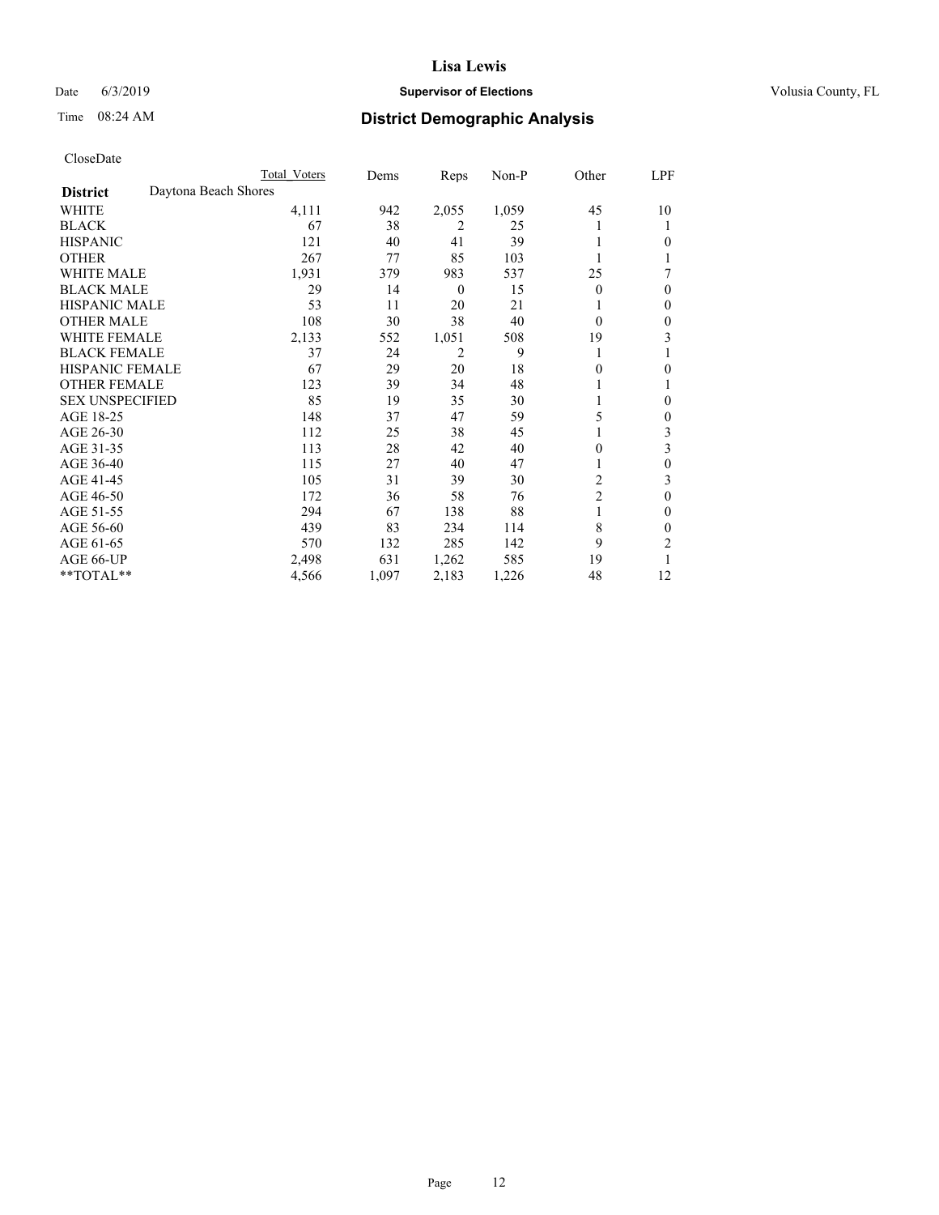# Lisa Lewis

Date 6/3/2019 **Supervisor of Elections** Volusia County, FL

Time 08:24 AM **District Demographic Analysis**

CloseDate

| | Total Voters | Dems | Reps | Non-P | Other | LPF |
|---|---|---|---|---|---|---|
| **District** Daytona Beach Shores | | | | | | |
| WHITE | 4,111 | 942 | 2,055 | 1,059 | 45 | 10 |
| BLACK | 67 | 38 | 2 | 25 | 1 | 1 |
| HISPANIC | 121 | 40 | 41 | 39 | 1 | 0 |
| OTHER | 267 | 77 | 85 | 103 | 1 | 1 |
| WHITE MALE | 1,931 | 379 | 983 | 537 | 25 | 7 |
| BLACK MALE | 29 | 14 | 0 | 15 | 0 | 0 |
| HISPANIC MALE | 53 | 11 | 20 | 21 | 1 | 0 |
| OTHER MALE | 108 | 30 | 38 | 40 | 0 | 0 |
| WHITE FEMALE | 2,133 | 552 | 1,051 | 508 | 19 | 3 |
| BLACK FEMALE | 37 | 24 | 2 | 9 | 1 | 1 |
| HISPANIC FEMALE | 67 | 29 | 20 | 18 | 0 | 0 |
| OTHER FEMALE | 123 | 39 | 34 | 48 | 1 | 1 |
| SEX UNSPECIFIED | 85 | 19 | 35 | 30 | 1 | 0 |
| AGE 18-25 | 148 | 37 | 47 | 59 | 5 | 0 |
| AGE 26-30 | 112 | 25 | 38 | 45 | 1 | 3 |
| AGE 31-35 | 113 | 28 | 42 | 40 | 0 | 3 |
| AGE 36-40 | 115 | 27 | 40 | 47 | 1 | 0 |
| AGE 41-45 | 105 | 31 | 39 | 30 | 2 | 3 |
| AGE 46-50 | 172 | 36 | 58 | 76 | 2 | 0 |
| AGE 51-55 | 294 | 67 | 138 | 88 | 1 | 0 |
| AGE 56-60 | 439 | 83 | 234 | 114 | 8 | 0 |
| AGE 61-65 | 570 | 132 | 285 | 142 | 9 | 2 |
| AGE 66-UP | 2,498 | 631 | 1,262 | 585 | 19 | 1 |
| **TOTAL** | 4,566 | 1,097 | 2,183 | 1,226 | 48 | 12 |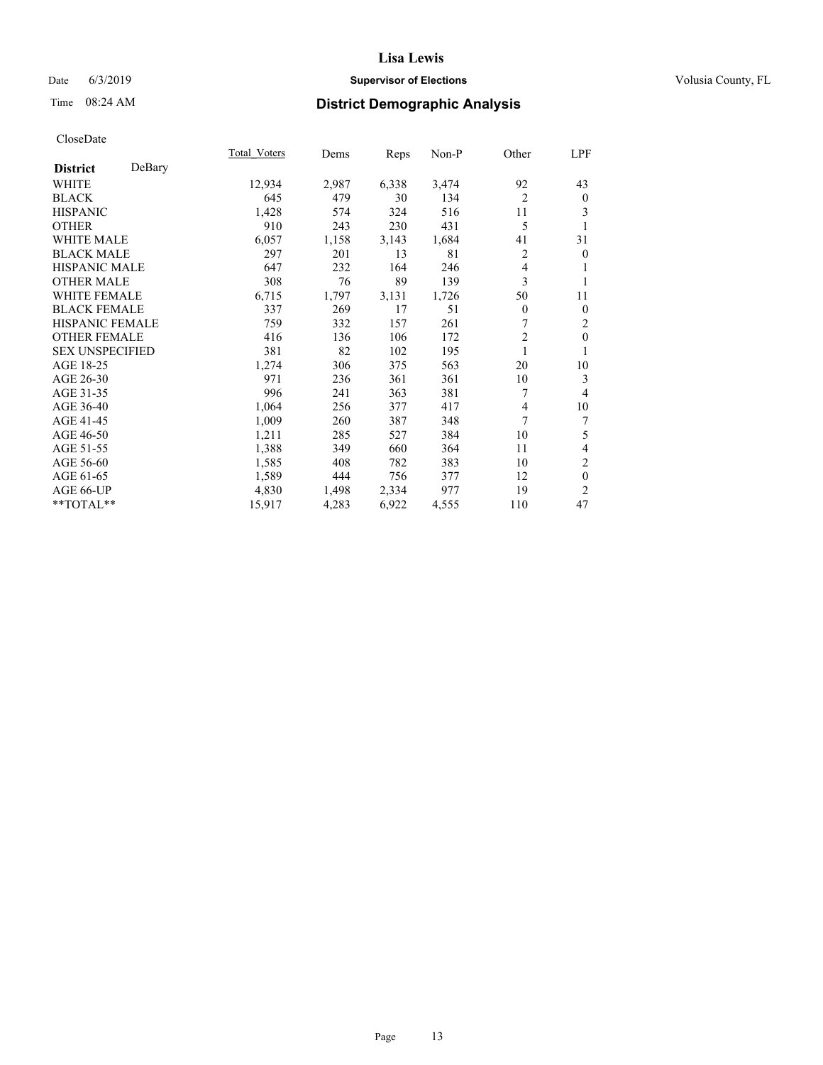# Lisa Lewis

Date 6/3/2019 **Supervisor of Elections** Volusia County, FL

Time 08:24 AM **District Demographic Analysis**

CloseDate

| **District** DeBary | Total_Voters | Dems | Reps | Non-P | Other | LPF |
|---|---|---|---|---|---|---|
| WHITE | 12,934 | 2,987 | 6,338 | 3,474 | 92 | 43 |
| BLACK | 645 | 479 | 30 | 134 | 2 | 0 |
| HISPANIC | 1,428 | 574 | 324 | 516 | 11 | 3 |
| OTHER | 910 | 243 | 230 | 431 | 5 | 1 |
| WHITE MALE | 6,057 | 1,158 | 3,143 | 1,684 | 41 | 31 |
| BLACK MALE | 297 | 201 | 13 | 81 | 2 | 0 |
| HISPANIC MALE | 647 | 232 | 164 | 246 | 4 | 1 |
| OTHER MALE | 308 | 76 | 89 | 139 | 3 | 1 |
| WHITE FEMALE | 6,715 | 1,797 | 3,131 | 1,726 | 50 | 11 |
| BLACK FEMALE | 337 | 269 | 17 | 51 | 0 | 0 |
| HISPANIC FEMALE | 759 | 332 | 157 | 261 | 7 | 2 |
| OTHER FEMALE | 416 | 136 | 106 | 172 | 2 | 0 |
| SEX UNSPECIFIED | 381 | 82 | 102 | 195 | 1 | 1 |
| AGE 18-25 | 1,274 | 306 | 375 | 563 | 20 | 10 |
| AGE 26-30 | 971 | 236 | 361 | 361 | 10 | 3 |
| AGE 31-35 | 996 | 241 | 363 | 381 | 7 | 4 |
| AGE 36-40 | 1,064 | 256 | 377 | 417 | 4 | 10 |
| AGE 41-45 | 1,009 | 260 | 387 | 348 | 7 | 7 |
| AGE 46-50 | 1,211 | 285 | 527 | 384 | 10 | 5 |
| AGE 51-55 | 1,388 | 349 | 660 | 364 | 11 | 4 |
| AGE 56-60 | 1,585 | 408 | 782 | 383 | 10 | 2 |
| AGE 61-65 | 1,589 | 444 | 756 | 377 | 12 | 0 |
| AGE 66-UP | 4,830 | 1,498 | 2,334 | 977 | 19 | 2 |
| **TOTAL** | 15,917 | 4,283 | 6,922 | 4,555 | 110 | 47 |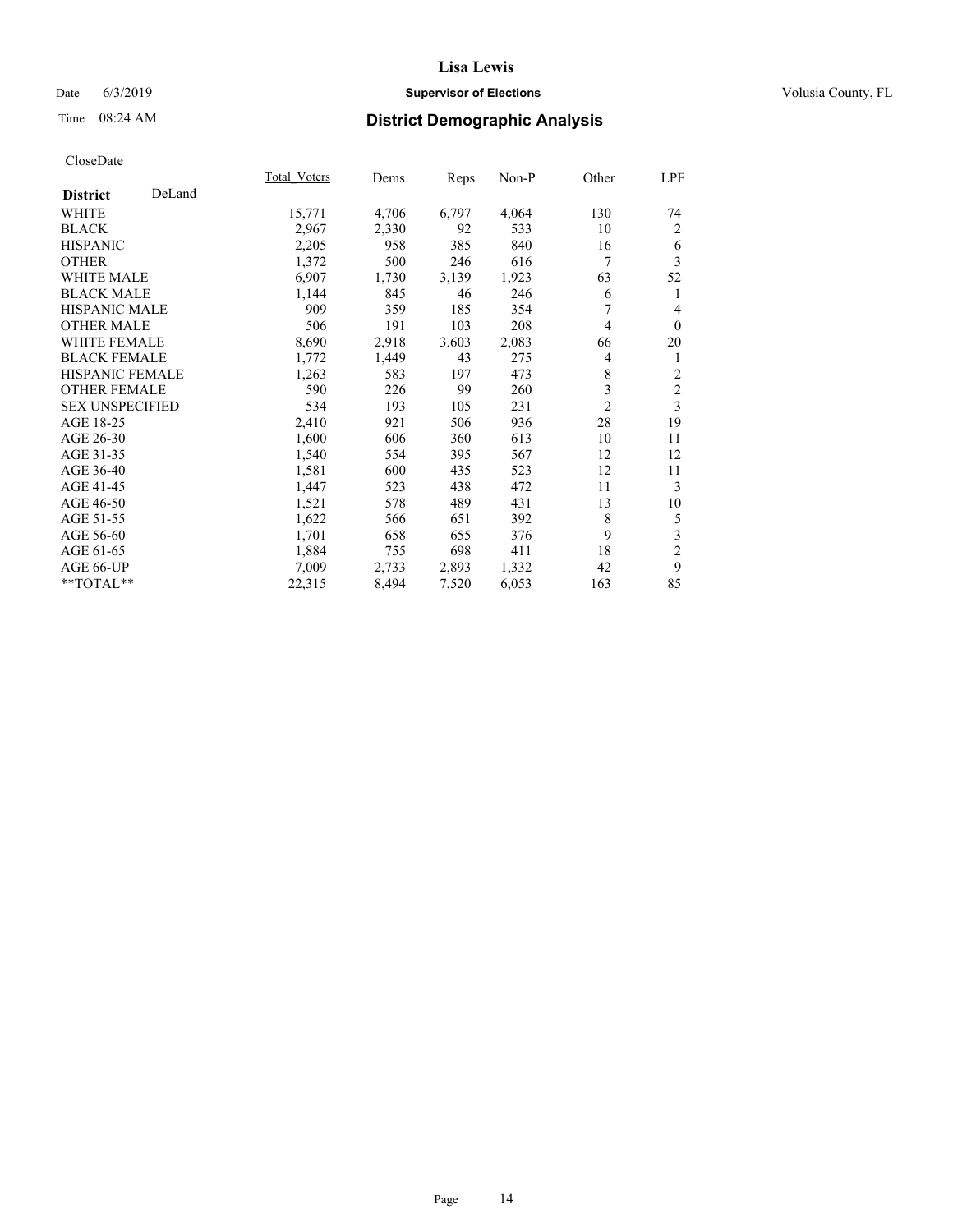**Lisa Lewis**

Date 6/3/2019 **Supervisor of Elections** Volusia County, FL

Time 08:24 AM **District Demographic Analysis**

CloseDate

| **District** DeLand | Total Voters | Dems | Reps | Non-P | Other | LPF |
|---|---|---|---|---|---|---|
| WHITE | 15,771 | 4,706 | 6,797 | 4,064 | 130 | 74 |
| BLACK | 2,967 | 2,330 | 92 | 533 | 10 | 2 |
| HISPANIC | 2,205 | 958 | 385 | 840 | 16 | 6 |
| OTHER | 1,372 | 500 | 246 | 616 | 7 | 3 |
| WHITE MALE | 6,907 | 1,730 | 3,139 | 1,923 | 63 | 52 |
| BLACK MALE | 1,144 | 845 | 46 | 246 | 6 | 1 |
| HISPANIC MALE | 909 | 359 | 185 | 354 | 7 | 4 |
| OTHER MALE | 506 | 191 | 103 | 208 | 4 | 0 |
| WHITE FEMALE | 8,690 | 2,918 | 3,603 | 2,083 | 66 | 20 |
| BLACK FEMALE | 1,772 | 1,449 | 43 | 275 | 4 | 1 |
| HISPANIC FEMALE | 1,263 | 583 | 197 | 473 | 8 | 2 |
| OTHER FEMALE | 590 | 226 | 99 | 260 | 3 | 2 |
| SEX UNSPECIFIED | 534 | 193 | 105 | 231 | 2 | 3 |
| AGE 18-25 | 2,410 | 921 | 506 | 936 | 28 | 19 |
| AGE 26-30 | 1,600 | 606 | 360 | 613 | 10 | 11 |
| AGE 31-35 | 1,540 | 554 | 395 | 567 | 12 | 12 |
| AGE 36-40 | 1,581 | 600 | 435 | 523 | 12 | 11 |
| AGE 41-45 | 1,447 | 523 | 438 | 472 | 11 | 3 |
| AGE 46-50 | 1,521 | 578 | 489 | 431 | 13 | 10 |
| AGE 51-55 | 1,622 | 566 | 651 | 392 | 8 | 5 |
| AGE 56-60 | 1,701 | 658 | 655 | 376 | 9 | 3 |
| AGE 61-65 | 1,884 | 755 | 698 | 411 | 18 | 2 |
| AGE 66-UP | 7,009 | 2,733 | 2,893 | 1,332 | 42 | 9 |
| **TOTAL** | 22,315 | 8,494 | 7,520 | 6,053 | 163 | 85 |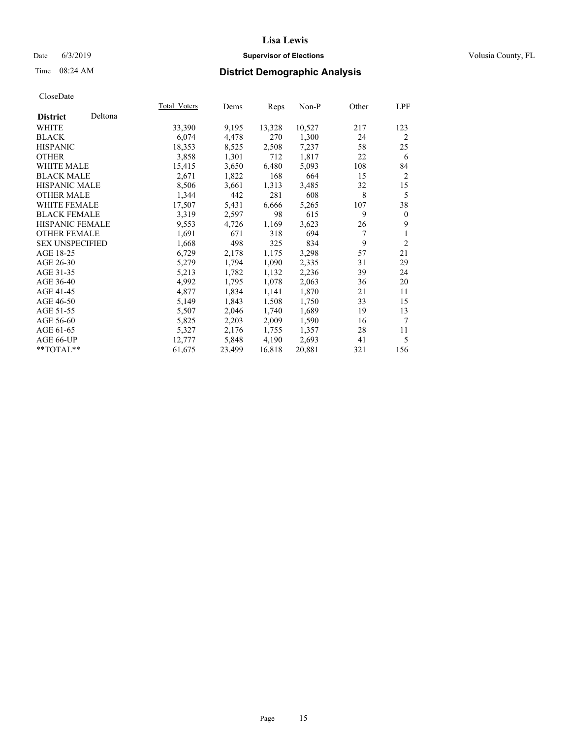# Lisa Lewis

Date 6/3/2019 **Supervisor of Elections** Volusia County, FL

Time 08:24 AM **District Demographic Analysis**

CloseDate

| | Total_Voters | Dems | Reps | Non-P | Other | LPF |
|---|---|---|---|---|---|---|
| **District** Deltona | | | | | | |
| WHITE | 33,390 | 9,195 | 13,328 | 10,527 | 217 | 123 |
| BLACK | 6,074 | 4,478 | 270 | 1,300 | 24 | 2 |
| HISPANIC | 18,353 | 8,525 | 2,508 | 7,237 | 58 | 25 |
| OTHER | 3,858 | 1,301 | 712 | 1,817 | 22 | 6 |
| WHITE MALE | 15,415 | 3,650 | 6,480 | 5,093 | 108 | 84 |
| BLACK MALE | 2,671 | 1,822 | 168 | 664 | 15 | 2 |
| HISPANIC MALE | 8,506 | 3,661 | 1,313 | 3,485 | 32 | 15 |
| OTHER MALE | 1,344 | 442 | 281 | 608 | 8 | 5 |
| WHITE FEMALE | 17,507 | 5,431 | 6,666 | 5,265 | 107 | 38 |
| BLACK FEMALE | 3,319 | 2,597 | 98 | 615 | 9 | 0 |
| HISPANIC FEMALE | 9,553 | 4,726 | 1,169 | 3,623 | 26 | 9 |
| OTHER FEMALE | 1,691 | 671 | 318 | 694 | 7 | 1 |
| SEX UNSPECIFIED | 1,668 | 498 | 325 | 834 | 9 | 2 |
| AGE 18-25 | 6,729 | 2,178 | 1,175 | 3,298 | 57 | 21 |
| AGE 26-30 | 5,279 | 1,794 | 1,090 | 2,335 | 31 | 29 |
| AGE 31-35 | 5,213 | 1,782 | 1,132 | 2,236 | 39 | 24 |
| AGE 36-40 | 4,992 | 1,795 | 1,078 | 2,063 | 36 | 20 |
| AGE 41-45 | 4,877 | 1,834 | 1,141 | 1,870 | 21 | 11 |
| AGE 46-50 | 5,149 | 1,843 | 1,508 | 1,750 | 33 | 15 |
| AGE 51-55 | 5,507 | 2,046 | 1,740 | 1,689 | 19 | 13 |
| AGE 56-60 | 5,825 | 2,203 | 2,009 | 1,590 | 16 | 7 |
| AGE 61-65 | 5,327 | 2,176 | 1,755 | 1,357 | 28 | 11 |
| AGE 66-UP | 12,777 | 5,848 | 4,190 | 2,693 | 41 | 5 |
| **TOTAL** | 61,675 | 23,499 | 16,818 | 20,881 | 321 | 156 |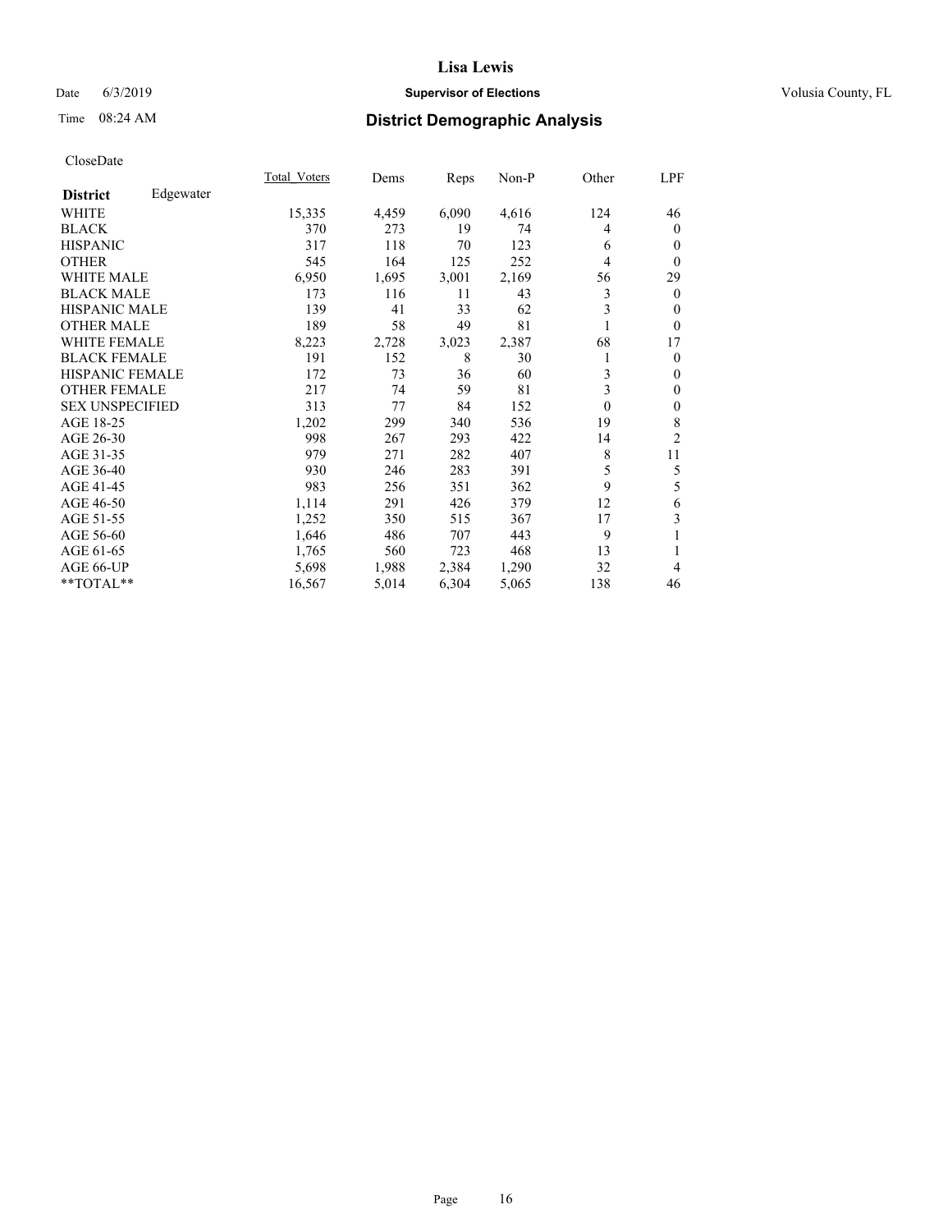# Lisa Lewis

Date 6/3/2019 **Supervisor of Elections** Volusia County, FL

Time 08:24 AM **District Demographic Analysis**

CloseDate

| **District** Edgewater | Total_Voters | Dems | Reps | Non-P | Other | LPF |
|---|---|---|---|---|---|---|
| WHITE | 15,335 | 4,459 | 6,090 | 4,616 | 124 | 46 |
| BLACK | 370 | 273 | 19 | 74 | 4 | 0 |
| HISPANIC | 317 | 118 | 70 | 123 | 6 | 0 |
| OTHER | 545 | 164 | 125 | 252 | 4 | 0 |
| WHITE MALE | 6,950 | 1,695 | 3,001 | 2,169 | 56 | 29 |
| BLACK MALE | 173 | 116 | 11 | 43 | 3 | 0 |
| HISPANIC MALE | 139 | 41 | 33 | 62 | 3 | 0 |
| OTHER MALE | 189 | 58 | 49 | 81 | 1 | 0 |
| WHITE FEMALE | 8,223 | 2,728 | 3,023 | 2,387 | 68 | 17 |
| BLACK FEMALE | 191 | 152 | 8 | 30 | 1 | 0 |
| HISPANIC FEMALE | 172 | 73 | 36 | 60 | 3 | 0 |
| OTHER FEMALE | 217 | 74 | 59 | 81 | 3 | 0 |
| SEX UNSPECIFIED | 313 | 77 | 84 | 152 | 0 | 0 |
| AGE 18-25 | 1,202 | 299 | 340 | 536 | 19 | 8 |
| AGE 26-30 | 998 | 267 | 293 | 422 | 14 | 2 |
| AGE 31-35 | 979 | 271 | 282 | 407 | 8 | 11 |
| AGE 36-40 | 930 | 246 | 283 | 391 | 5 | 5 |
| AGE 41-45 | 983 | 256 | 351 | 362 | 9 | 5 |
| AGE 46-50 | 1,114 | 291 | 426 | 379 | 12 | 6 |
| AGE 51-55 | 1,252 | 350 | 515 | 367 | 17 | 3 |
| AGE 56-60 | 1,646 | 486 | 707 | 443 | 9 | 1 |
| AGE 61-65 | 1,765 | 560 | 723 | 468 | 13 | 1 |
| AGE 66-UP | 5,698 | 1,988 | 2,384 | 1,290 | 32 | 4 |
| **TOTAL** | 16,567 | 5,014 | 6,304 | 5,065 | 138 | 46 |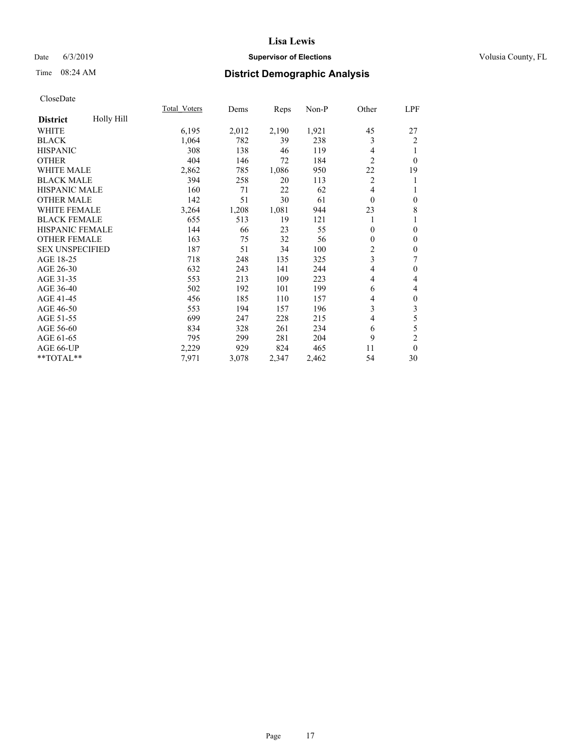# Lisa Lewis

Date 6/3/2019 **Supervisor of Elections** Volusia County, FL

Time 08:24 AM **District Demographic Analysis**

CloseDate

| District: Holly Hill | Total_Voters | Dems | Reps | Non-P | Other | LPF |
|---|---|---|---|---|---|---|
| WHITE | 6,195 | 2,012 | 2,190 | 1,921 | 45 | 27 |
| BLACK | 1,064 | 782 | 39 | 238 | 3 | 2 |
| HISPANIC | 308 | 138 | 46 | 119 | 4 | 1 |
| OTHER | 404 | 146 | 72 | 184 | 2 | 0 |
| WHITE MALE | 2,862 | 785 | 1,086 | 950 | 22 | 19 |
| BLACK MALE | 394 | 258 | 20 | 113 | 2 | 1 |
| HISPANIC MALE | 160 | 71 | 22 | 62 | 4 | 1 |
| OTHER MALE | 142 | 51 | 30 | 61 | 0 | 0 |
| WHITE FEMALE | 3,264 | 1,208 | 1,081 | 944 | 23 | 8 |
| BLACK FEMALE | 655 | 513 | 19 | 121 | 1 | 1 |
| HISPANIC FEMALE | 144 | 66 | 23 | 55 | 0 | 0 |
| OTHER FEMALE | 163 | 75 | 32 | 56 | 0 | 0 |
| SEX UNSPECIFIED | 187 | 51 | 34 | 100 | 2 | 0 |
| AGE 18-25 | 718 | 248 | 135 | 325 | 3 | 7 |
| AGE 26-30 | 632 | 243 | 141 | 244 | 4 | 0 |
| AGE 31-35 | 553 | 213 | 109 | 223 | 4 | 4 |
| AGE 36-40 | 502 | 192 | 101 | 199 | 6 | 4 |
| AGE 41-45 | 456 | 185 | 110 | 157 | 4 | 0 |
| AGE 46-50 | 553 | 194 | 157 | 196 | 3 | 3 |
| AGE 51-55 | 699 | 247 | 228 | 215 | 4 | 5 |
| AGE 56-60 | 834 | 328 | 261 | 234 | 6 | 5 |
| AGE 61-65 | 795 | 299 | 281 | 204 | 9 | 2 |
| AGE 66-UP | 2,229 | 929 | 824 | 465 | 11 | 0 |
| **TOTAL** | 7,971 | 3,078 | 2,347 | 2,462 | 54 | 30 |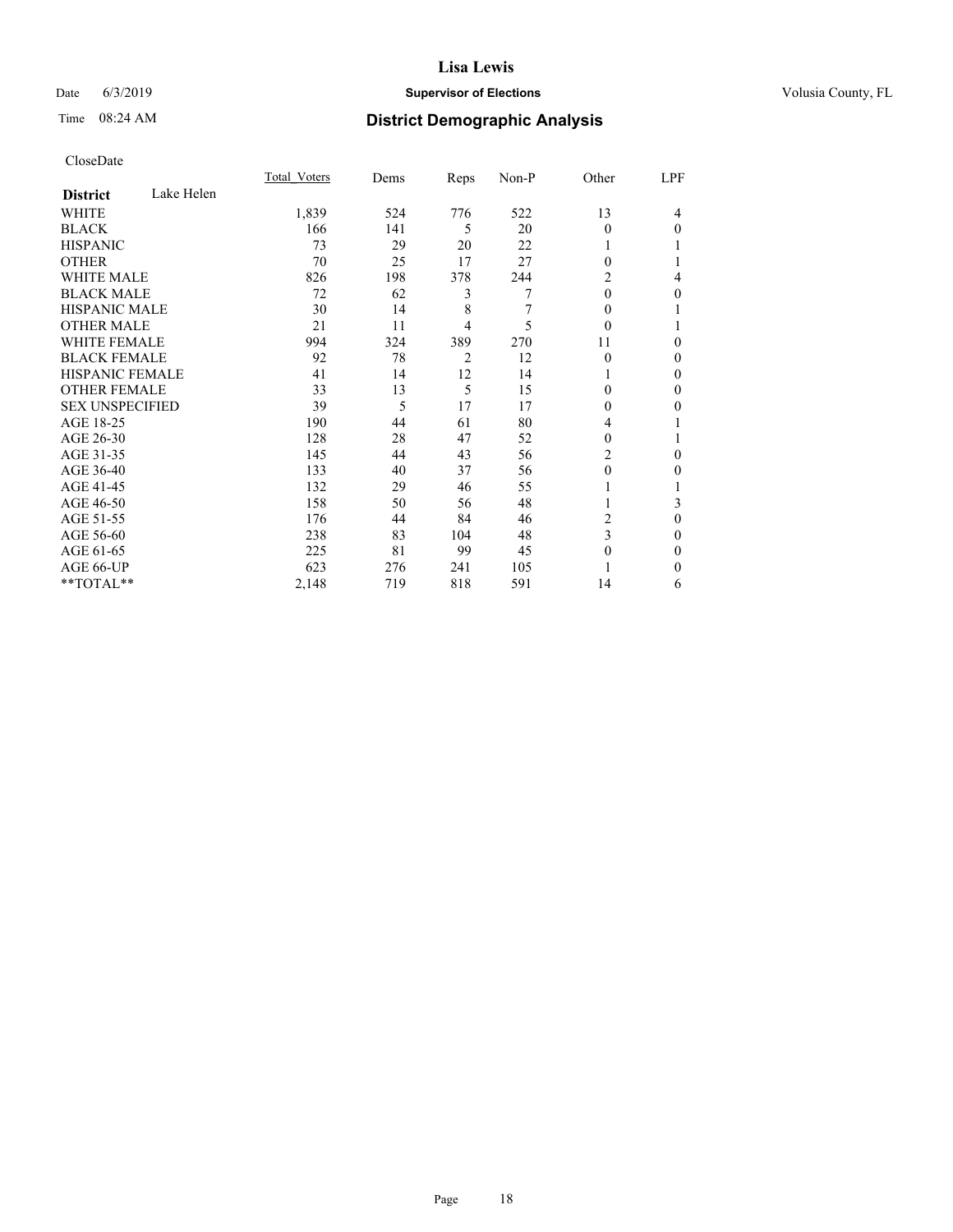Date 6/3/2019

Time 08:24 AM

# Lisa Lewis

## Supervisor of Elections

Volusia County, FL

## District Demographic Analysis

CloseDate

| District: Lake Helen | Total_Voters | Dems | Reps | Non-P | Other | LPF |
|---|---|---|---|---|---|---|
| WHITE | 1,839 | 524 | 776 | 522 | 13 | 4 |
| BLACK | 166 | 141 | 5 | 20 | 0 | 0 |
| HISPANIC | 73 | 29 | 20 | 22 | 1 | 1 |
| OTHER | 70 | 25 | 17 | 27 | 0 | 1 |
| WHITE MALE | 826 | 198 | 378 | 244 | 2 | 4 |
| BLACK MALE | 72 | 62 | 3 | 7 | 0 | 0 |
| HISPANIC MALE | 30 | 14 | 8 | 7 | 0 | 1 |
| OTHER MALE | 21 | 11 | 4 | 5 | 0 | 1 |
| WHITE FEMALE | 994 | 324 | 389 | 270 | 11 | 0 |
| BLACK FEMALE | 92 | 78 | 2 | 12 | 0 | 0 |
| HISPANIC FEMALE | 41 | 14 | 12 | 14 | 1 | 0 |
| OTHER FEMALE | 33 | 13 | 5 | 15 | 0 | 0 |
| SEX UNSPECIFIED | 39 | 5 | 17 | 17 | 0 | 0 |
| AGE 18-25 | 190 | 44 | 61 | 80 | 4 | 1 |
| AGE 26-30 | 128 | 28 | 47 | 52 | 0 | 1 |
| AGE 31-35 | 145 | 44 | 43 | 56 | 2 | 0 |
| AGE 36-40 | 133 | 40 | 37 | 56 | 0 | 0 |
| AGE 41-45 | 132 | 29 | 46 | 55 | 1 | 1 |
| AGE 46-50 | 158 | 50 | 56 | 48 | 1 | 3 |
| AGE 51-55 | 176 | 44 | 84 | 46 | 2 | 0 |
| AGE 56-60 | 238 | 83 | 104 | 48 | 3 | 0 |
| AGE 61-65 | 225 | 81 | 99 | 45 | 0 | 0 |
| AGE 66-UP | 623 | 276 | 241 | 105 | 1 | 0 |
| **TOTAL** | 2,148 | 719 | 818 | 591 | 14 | 6 |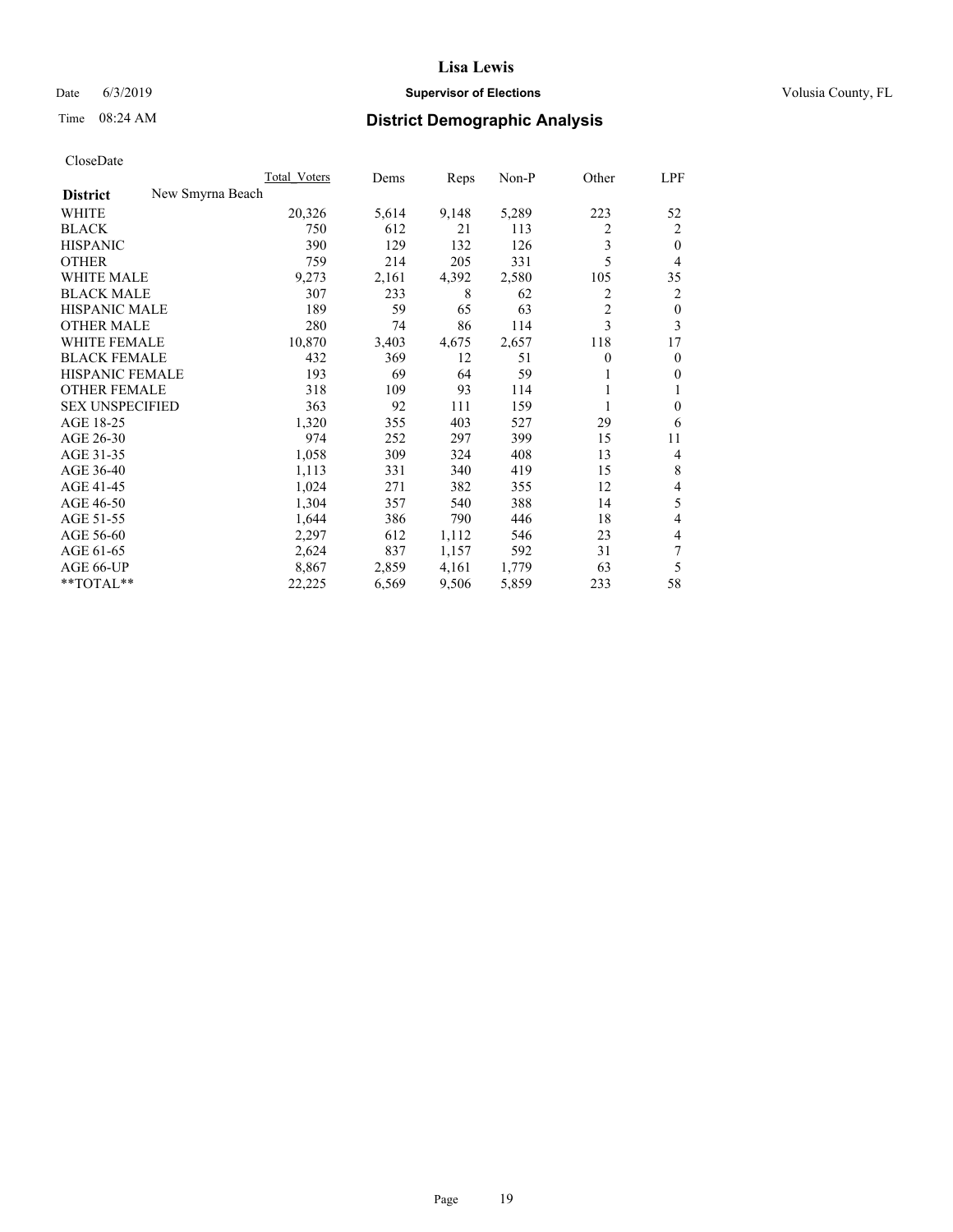# Lisa Lewis

Date 6/3/2019 **Supervisor of Elections** Volusia County, FL

Time 08:24 AM **District Demographic Analysis**

CloseDate

| District: New Smyrna Beach | Total_Voters | Dems | Reps | Non-P | Other | LPF |
|---|---|---|---|---|---|---|
| WHITE | 20,326 | 5,614 | 9,148 | 5,289 | 223 | 52 |
| BLACK | 750 | 612 | 21 | 113 | 2 | 2 |
| HISPANIC | 390 | 129 | 132 | 126 | 3 | 0 |
| OTHER | 759 | 214 | 205 | 331 | 5 | 4 |
| WHITE MALE | 9,273 | 2,161 | 4,392 | 2,580 | 105 | 35 |
| BLACK MALE | 307 | 233 | 8 | 62 | 2 | 2 |
| HISPANIC MALE | 189 | 59 | 65 | 63 | 2 | 0 |
| OTHER MALE | 280 | 74 | 86 | 114 | 3 | 3 |
| WHITE FEMALE | 10,870 | 3,403 | 4,675 | 2,657 | 118 | 17 |
| BLACK FEMALE | 432 | 369 | 12 | 51 | 0 | 0 |
| HISPANIC FEMALE | 193 | 69 | 64 | 59 | 1 | 0 |
| OTHER FEMALE | 318 | 109 | 93 | 114 | 1 | 1 |
| SEX UNSPECIFIED | 363 | 92 | 111 | 159 | 1 | 0 |
| AGE 18-25 | 1,320 | 355 | 403 | 527 | 29 | 6 |
| AGE 26-30 | 974 | 252 | 297 | 399 | 15 | 11 |
| AGE 31-35 | 1,058 | 309 | 324 | 408 | 13 | 4 |
| AGE 36-40 | 1,113 | 331 | 340 | 419 | 15 | 8 |
| AGE 41-45 | 1,024 | 271 | 382 | 355 | 12 | 4 |
| AGE 46-50 | 1,304 | 357 | 540 | 388 | 14 | 5 |
| AGE 51-55 | 1,644 | 386 | 790 | 446 | 18 | 4 |
| AGE 56-60 | 2,297 | 612 | 1,112 | 546 | 23 | 4 |
| AGE 61-65 | 2,624 | 837 | 1,157 | 592 | 31 | 7 |
| AGE 66-UP | 8,867 | 2,859 | 4,161 | 1,779 | 63 | 5 |
| **TOTAL** | 22,225 | 6,569 | 9,506 | 5,859 | 233 | 58 |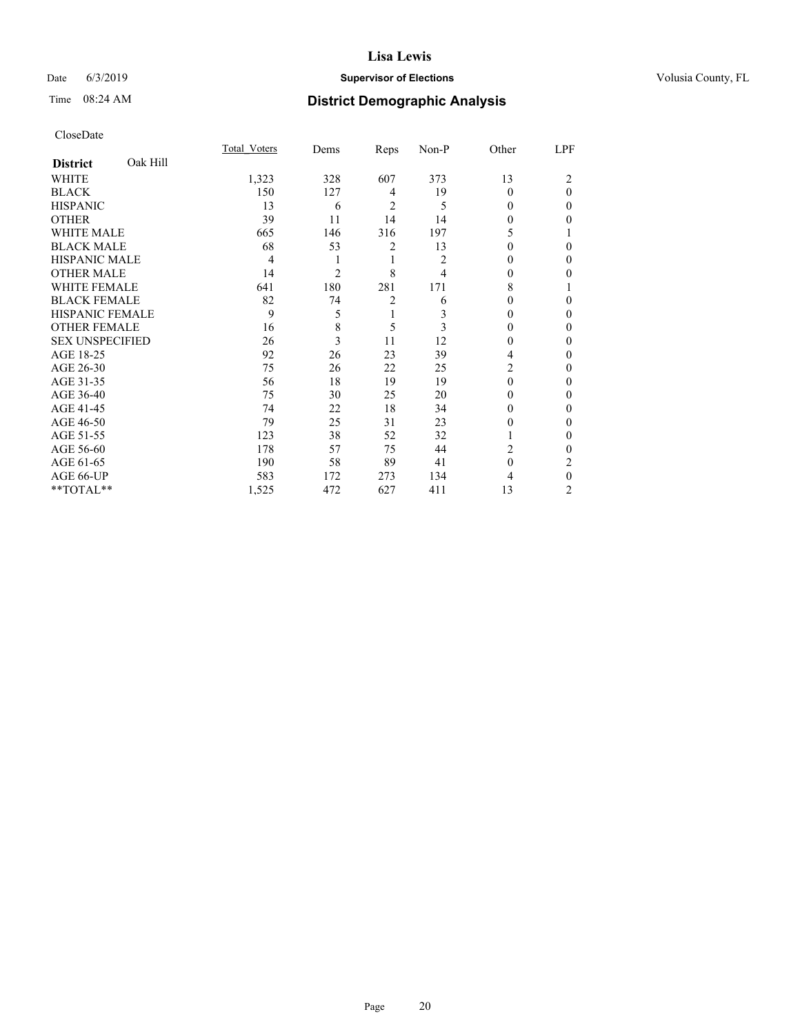# Lisa Lewis

Date 6/3/2019 **Supervisor of Elections** Volusia County, FL

Time 08:24 AM **District Demographic Analysis**

CloseDate

| **District** Oak Hill | Total_Voters | Dems | Reps | Non-P | Other | LPF |
|---|---|---|---|---|---|---|
| WHITE | 1,323 | 328 | 607 | 373 | 13 | 2 |
| BLACK | 150 | 127 | 4 | 19 | 0 | 0 |
| HISPANIC | 13 | 6 | 2 | 5 | 0 | 0 |
| OTHER | 39 | 11 | 14 | 14 | 0 | 0 |
| WHITE MALE | 665 | 146 | 316 | 197 | 5 | 1 |
| BLACK MALE | 68 | 53 | 2 | 13 | 0 | 0 |
| HISPANIC MALE | 4 | 1 | 1 | 2 | 0 | 0 |
| OTHER MALE | 14 | 2 | 8 | 4 | 0 | 0 |
| WHITE FEMALE | 641 | 180 | 281 | 171 | 8 | 1 |
| BLACK FEMALE | 82 | 74 | 2 | 6 | 0 | 0 |
| HISPANIC FEMALE | 9 | 5 | 1 | 3 | 0 | 0 |
| OTHER FEMALE | 16 | 8 | 5 | 3 | 0 | 0 |
| SEX UNSPECIFIED | 26 | 3 | 11 | 12 | 0 | 0 |
| AGE 18-25 | 92 | 26 | 23 | 39 | 4 | 0 |
| AGE 26-30 | 75 | 26 | 22 | 25 | 2 | 0 |
| AGE 31-35 | 56 | 18 | 19 | 19 | 0 | 0 |
| AGE 36-40 | 75 | 30 | 25 | 20 | 0 | 0 |
| AGE 41-45 | 74 | 22 | 18 | 34 | 0 | 0 |
| AGE 46-50 | 79 | 25 | 31 | 23 | 0 | 0 |
| AGE 51-55 | 123 | 38 | 52 | 32 | 1 | 0 |
| AGE 56-60 | 178 | 57 | 75 | 44 | 2 | 0 |
| AGE 61-65 | 190 | 58 | 89 | 41 | 0 | 2 |
| AGE 66-UP | 583 | 172 | 273 | 134 | 4 | 0 |
| **TOTAL** | 1,525 | 472 | 627 | 411 | 13 | 2 |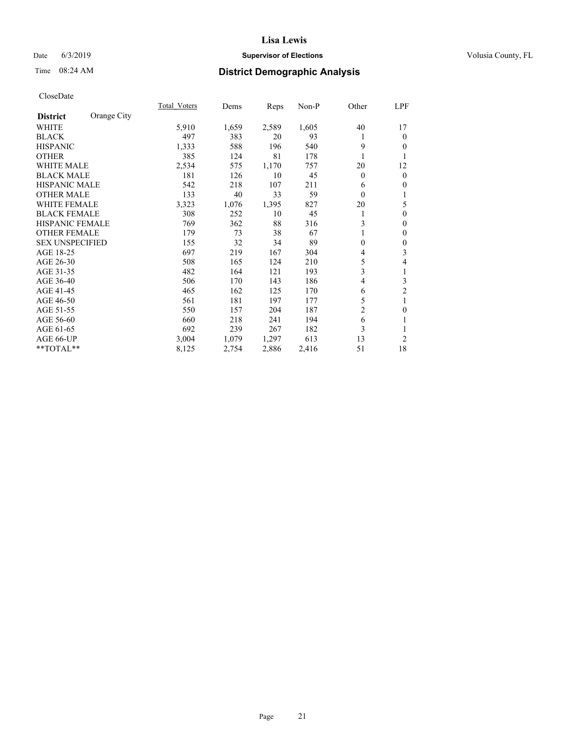# Lisa Lewis

Date 6/3/2019 **Supervisor of Elections** Volusia County, FL

Time 08:24 AM **District Demographic Analysis**

CloseDate

| District | Orange City | Total_Voters | Dems | Reps | Non-P | Other | LPF |
|---|---|---|---|---|---|---|---|
| WHITE | | 5,910 | 1,659 | 2,589 | 1,605 | 40 | 17 |
| BLACK | | 497 | 383 | 20 | 93 | 1 | 0 |
| HISPANIC | | 1,333 | 588 | 196 | 540 | 9 | 0 |
| OTHER | | 385 | 124 | 81 | 178 | 1 | 1 |
| WHITE MALE | | 2,534 | 575 | 1,170 | 757 | 20 | 12 |
| BLACK MALE | | 181 | 126 | 10 | 45 | 0 | 0 |
| HISPANIC MALE | | 542 | 218 | 107 | 211 | 6 | 0 |
| OTHER MALE | | 133 | 40 | 33 | 59 | 0 | 1 |
| WHITE FEMALE | | 3,323 | 1,076 | 1,395 | 827 | 20 | 5 |
| BLACK FEMALE | | 308 | 252 | 10 | 45 | 1 | 0 |
| HISPANIC FEMALE | | 769 | 362 | 88 | 316 | 3 | 0 |
| OTHER FEMALE | | 179 | 73 | 38 | 67 | 1 | 0 |
| SEX UNSPECIFIED | | 155 | 32 | 34 | 89 | 0 | 0 |
| AGE 18-25 | | 697 | 219 | 167 | 304 | 4 | 3 |
| AGE 26-30 | | 508 | 165 | 124 | 210 | 5 | 4 |
| AGE 31-35 | | 482 | 164 | 121 | 193 | 3 | 1 |
| AGE 36-40 | | 506 | 170 | 143 | 186 | 4 | 3 |
| AGE 41-45 | | 465 | 162 | 125 | 170 | 6 | 2 |
| AGE 46-50 | | 561 | 181 | 197 | 177 | 5 | 1 |
| AGE 51-55 | | 550 | 157 | 204 | 187 | 2 | 0 |
| AGE 56-60 | | 660 | 218 | 241 | 194 | 6 | 1 |
| AGE 61-65 | | 692 | 239 | 267 | 182 | 3 | 1 |
| AGE 66-UP | | 3,004 | 1,079 | 1,297 | 613 | 13 | 2 |
| **TOTAL** | | 8,125 | 2,754 | 2,886 | 2,416 | 51 | 18 |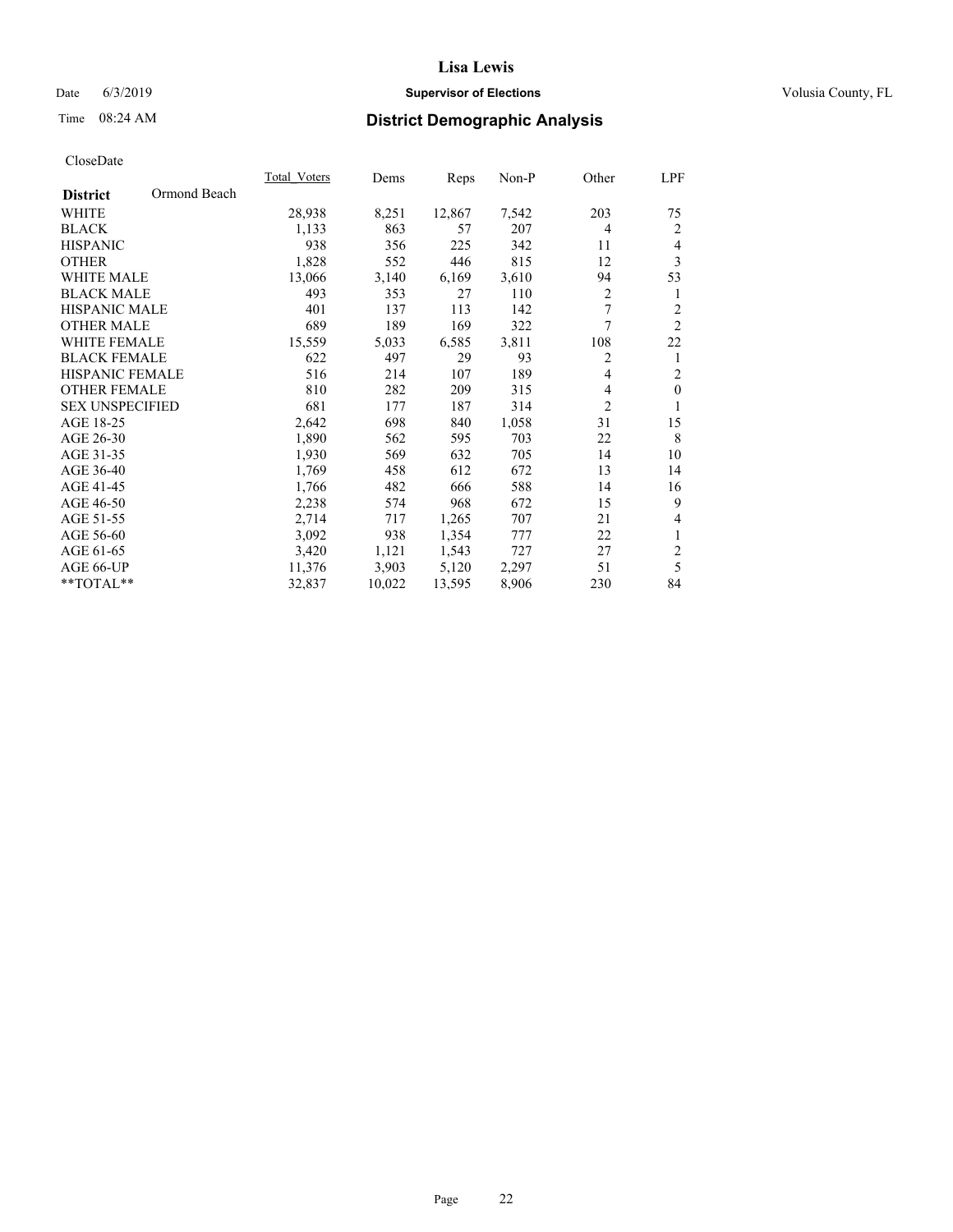# Lisa Lewis

Date 6/3/2019 **Supervisor of Elections** Volusia County, FL

Time 08:24 AM **District Demographic Analysis**

CloseDate

| | Total_Voters | Dems | Reps | Non-P | Other | LPF |
|---|---|---|---|---|---|---|
| **District** Ormond Beach | | | | | | |
| WHITE | 28,938 | 8,251 | 12,867 | 7,542 | 203 | 75 |
| BLACK | 1,133 | 863 | 57 | 207 | 4 | 2 |
| HISPANIC | 938 | 356 | 225 | 342 | 11 | 4 |
| OTHER | 1,828 | 552 | 446 | 815 | 12 | 3 |
| WHITE MALE | 13,066 | 3,140 | 6,169 | 3,610 | 94 | 53 |
| BLACK MALE | 493 | 353 | 27 | 110 | 2 | 1 |
| HISPANIC MALE | 401 | 137 | 113 | 142 | 7 | 2 |
| OTHER MALE | 689 | 189 | 169 | 322 | 7 | 2 |
| WHITE FEMALE | 15,559 | 5,033 | 6,585 | 3,811 | 108 | 22 |
| BLACK FEMALE | 622 | 497 | 29 | 93 | 2 | 1 |
| HISPANIC FEMALE | 516 | 214 | 107 | 189 | 4 | 2 |
| OTHER FEMALE | 810 | 282 | 209 | 315 | 4 | 0 |
| SEX UNSPECIFIED | 681 | 177 | 187 | 314 | 2 | 1 |
| AGE 18-25 | 2,642 | 698 | 840 | 1,058 | 31 | 15 |
| AGE 26-30 | 1,890 | 562 | 595 | 703 | 22 | 8 |
| AGE 31-35 | 1,930 | 569 | 632 | 705 | 14 | 10 |
| AGE 36-40 | 1,769 | 458 | 612 | 672 | 13 | 14 |
| AGE 41-45 | 1,766 | 482 | 666 | 588 | 14 | 16 |
| AGE 46-50 | 2,238 | 574 | 968 | 672 | 15 | 9 |
| AGE 51-55 | 2,714 | 717 | 1,265 | 707 | 21 | 4 |
| AGE 56-60 | 3,092 | 938 | 1,354 | 777 | 22 | 1 |
| AGE 61-65 | 3,420 | 1,121 | 1,543 | 727 | 27 | 2 |
| AGE 66-UP | 11,376 | 3,903 | 5,120 | 2,297 | 51 | 5 |
| **TOTAL** | 32,837 | 10,022 | 13,595 | 8,906 | 230 | 84 |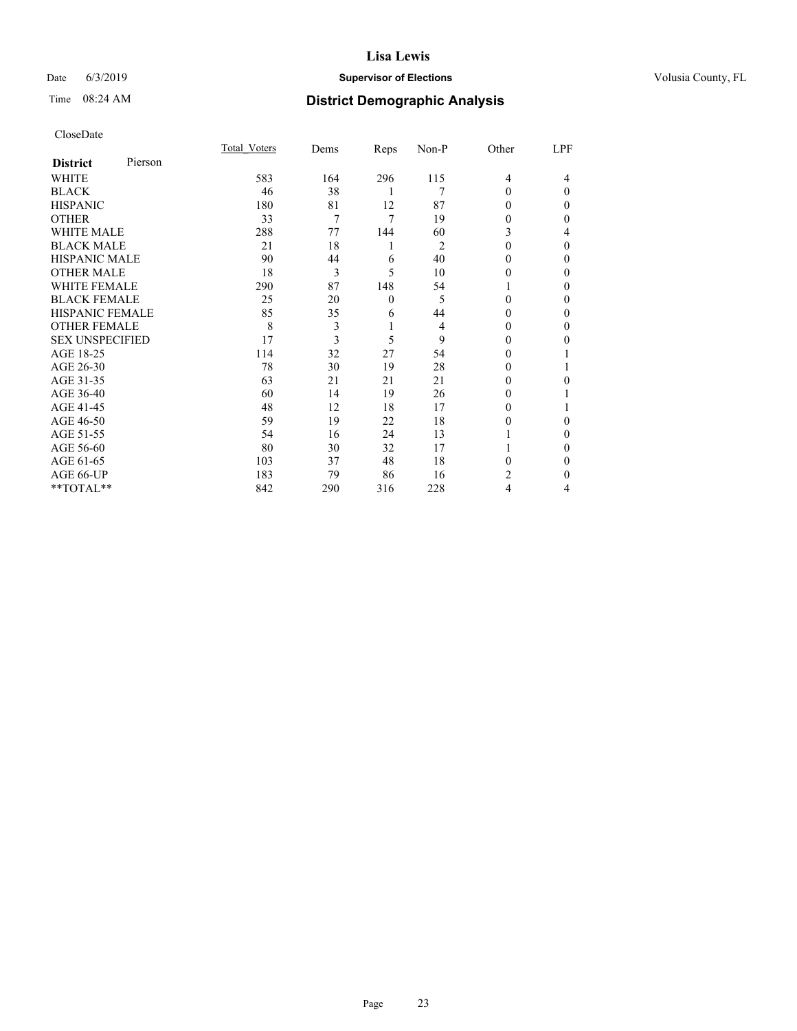Lisa Lewis

Date 6/3/2019 **Supervisor of Elections** Volusia County, FL

Time 08:24 AM **District Demographic Analysis**

CloseDate

| **District** Pierson | Total_Voters | Dems | Reps | Non-P | Other | LPF |
|---|---|---|---|---|---|---|
| WHITE | 583 | 164 | 296 | 115 | 4 | 4 |
| BLACK | 46 | 38 | 1 | 7 | 0 | 0 |
| HISPANIC | 180 | 81 | 12 | 87 | 0 | 0 |
| OTHER | 33 | 7 | 7 | 19 | 0 | 0 |
| WHITE MALE | 288 | 77 | 144 | 60 | 3 | 4 |
| BLACK MALE | 21 | 18 | 1 | 2 | 0 | 0 |
| HISPANIC MALE | 90 | 44 | 6 | 40 | 0 | 0 |
| OTHER MALE | 18 | 3 | 5 | 10 | 0 | 0 |
| WHITE FEMALE | 290 | 87 | 148 | 54 | 1 | 0 |
| BLACK FEMALE | 25 | 20 | 0 | 5 | 0 | 0 |
| HISPANIC FEMALE | 85 | 35 | 6 | 44 | 0 | 0 |
| OTHER FEMALE | 8 | 3 | 1 | 4 | 0 | 0 |
| SEX UNSPECIFIED | 17 | 3 | 5 | 9 | 0 | 0 |
| AGE 18-25 | 114 | 32 | 27 | 54 | 0 | 1 |
| AGE 26-30 | 78 | 30 | 19 | 28 | 0 | 1 |
| AGE 31-35 | 63 | 21 | 21 | 21 | 0 | 0 |
| AGE 36-40 | 60 | 14 | 19 | 26 | 0 | 1 |
| AGE 41-45 | 48 | 12 | 18 | 17 | 0 | 1 |
| AGE 46-50 | 59 | 19 | 22 | 18 | 0 | 0 |
| AGE 51-55 | 54 | 16 | 24 | 13 | 1 | 0 |
| AGE 56-60 | 80 | 30 | 32 | 17 | 1 | 0 |
| AGE 61-65 | 103 | 37 | 48 | 18 | 0 | 0 |
| AGE 66-UP | 183 | 79 | 86 | 16 | 2 | 0 |
| **TOTAL** | 842 | 290 | 316 | 228 | 4 | 4 |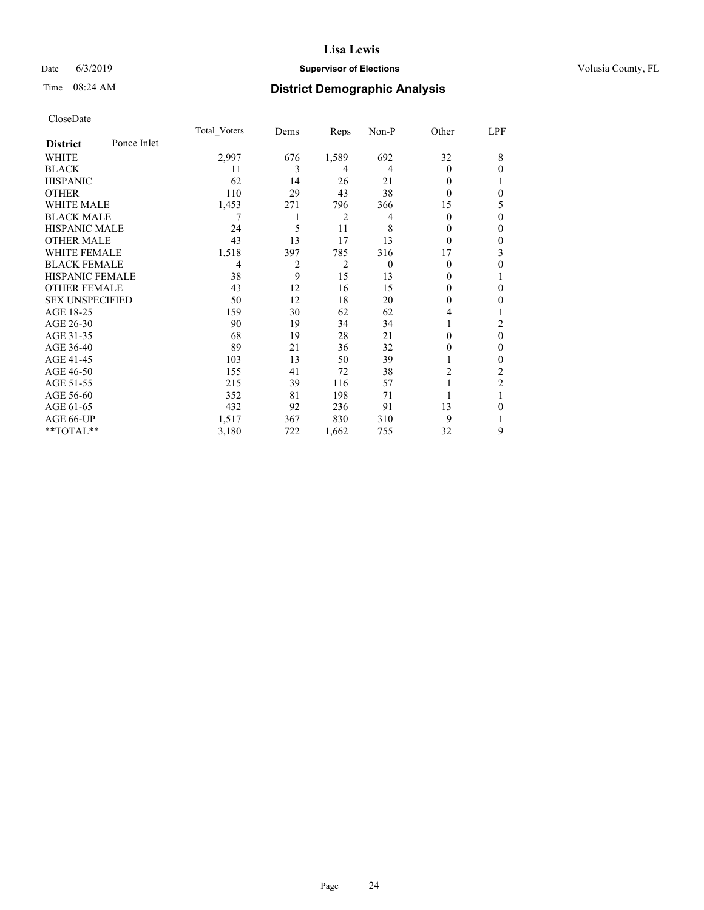Lisa Lewis

Date 6/3/2019 **Supervisor of Elections** Volusia County, FL

Time 08:24 AM **District Demographic Analysis**

CloseDate

| **District** Ponce Inlet | Total_Voters | Dems | Reps | Non-P | Other | LPF |
|---|---|---|---|---|---|---|
| WHITE | 2,997 | 676 | 1,589 | 692 | 32 | 8 |
| BLACK | 11 | 3 | 4 | 4 | 0 | 0 |
| HISPANIC | 62 | 14 | 26 | 21 | 0 | 1 |
| OTHER | 110 | 29 | 43 | 38 | 0 | 0 |
| WHITE MALE | 1,453 | 271 | 796 | 366 | 15 | 5 |
| BLACK MALE | 7 | 1 | 2 | 4 | 0 | 0 |
| HISPANIC MALE | 24 | 5 | 11 | 8 | 0 | 0 |
| OTHER MALE | 43 | 13 | 17 | 13 | 0 | 0 |
| WHITE FEMALE | 1,518 | 397 | 785 | 316 | 17 | 3 |
| BLACK FEMALE | 4 | 2 | 2 | 0 | 0 | 0 |
| HISPANIC FEMALE | 38 | 9 | 15 | 13 | 0 | 1 |
| OTHER FEMALE | 43 | 12 | 16 | 15 | 0 | 0 |
| SEX UNSPECIFIED | 50 | 12 | 18 | 20 | 0 | 0 |
| AGE 18-25 | 159 | 30 | 62 | 62 | 4 | 1 |
| AGE 26-30 | 90 | 19 | 34 | 34 | 1 | 2 |
| AGE 31-35 | 68 | 19 | 28 | 21 | 0 | 0 |
| AGE 36-40 | 89 | 21 | 36 | 32 | 0 | 0 |
| AGE 41-45 | 103 | 13 | 50 | 39 | 1 | 0 |
| AGE 46-50 | 155 | 41 | 72 | 38 | 2 | 2 |
| AGE 51-55 | 215 | 39 | 116 | 57 | 1 | 2 |
| AGE 56-60 | 352 | 81 | 198 | 71 | 1 | 1 |
| AGE 61-65 | 432 | 92 | 236 | 91 | 13 | 0 |
| AGE 66-UP | 1,517 | 367 | 830 | 310 | 9 | 1 |
| **TOTAL** | 3,180 | 722 | 1,662 | 755 | 32 | 9 |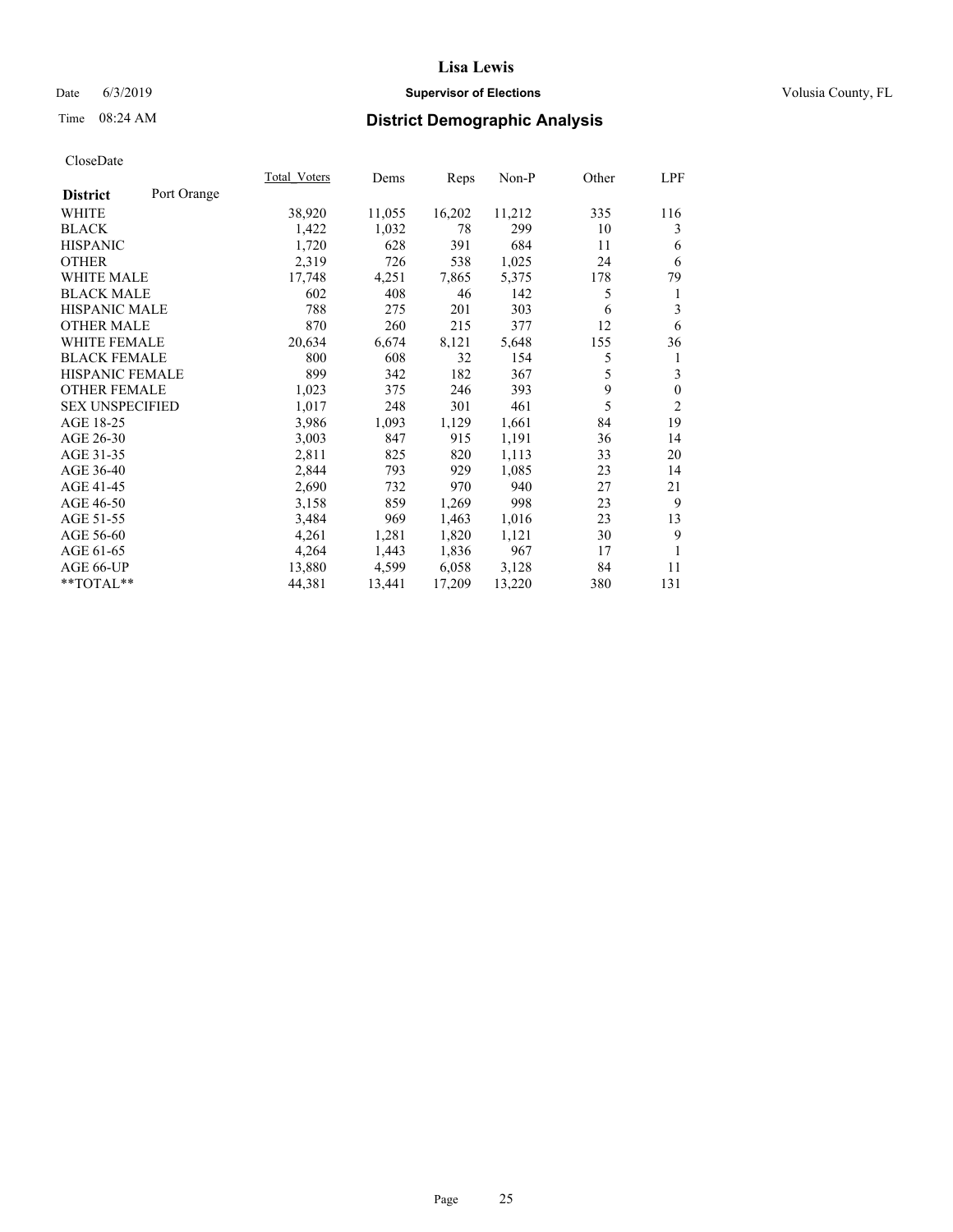Lisa Lewis

Date 6/3/2019 **Supervisor of Elections** Volusia County, FL

Time 08:24 AM **District Demographic Analysis**

CloseDate

| | Total_Voters | Dems | Reps | Non-P | Other | LPF |
|---|---|---|---|---|---|---|
| **District** Port Orange | | | | | | |
| WHITE | 38,920 | 11,055 | 16,202 | 11,212 | 335 | 116 |
| BLACK | 1,422 | 1,032 | 78 | 299 | 10 | 3 |
| HISPANIC | 1,720 | 628 | 391 | 684 | 11 | 6 |
| OTHER | 2,319 | 726 | 538 | 1,025 | 24 | 6 |
| WHITE MALE | 17,748 | 4,251 | 7,865 | 5,375 | 178 | 79 |
| BLACK MALE | 602 | 408 | 46 | 142 | 5 | 1 |
| HISPANIC MALE | 788 | 275 | 201 | 303 | 6 | 3 |
| OTHER MALE | 870 | 260 | 215 | 377 | 12 | 6 |
| WHITE FEMALE | 20,634 | 6,674 | 8,121 | 5,648 | 155 | 36 |
| BLACK FEMALE | 800 | 608 | 32 | 154 | 5 | 1 |
| HISPANIC FEMALE | 899 | 342 | 182 | 367 | 5 | 3 |
| OTHER FEMALE | 1,023 | 375 | 246 | 393 | 9 | 0 |
| SEX UNSPECIFIED | 1,017 | 248 | 301 | 461 | 5 | 2 |
| AGE 18-25 | 3,986 | 1,093 | 1,129 | 1,661 | 84 | 19 |
| AGE 26-30 | 3,003 | 847 | 915 | 1,191 | 36 | 14 |
| AGE 31-35 | 2,811 | 825 | 820 | 1,113 | 33 | 20 |
| AGE 36-40 | 2,844 | 793 | 929 | 1,085 | 23 | 14 |
| AGE 41-45 | 2,690 | 732 | 970 | 940 | 27 | 21 |
| AGE 46-50 | 3,158 | 859 | 1,269 | 998 | 23 | 9 |
| AGE 51-55 | 3,484 | 969 | 1,463 | 1,016 | 23 | 13 |
| AGE 56-60 | 4,261 | 1,281 | 1,820 | 1,121 | 30 | 9 |
| AGE 61-65 | 4,264 | 1,443 | 1,836 | 967 | 17 | 1 |
| AGE 66-UP | 13,880 | 4,599 | 6,058 | 3,128 | 84 | 11 |
| **TOTAL** | 44,381 | 13,441 | 17,209 | 13,220 | 380 | 131 |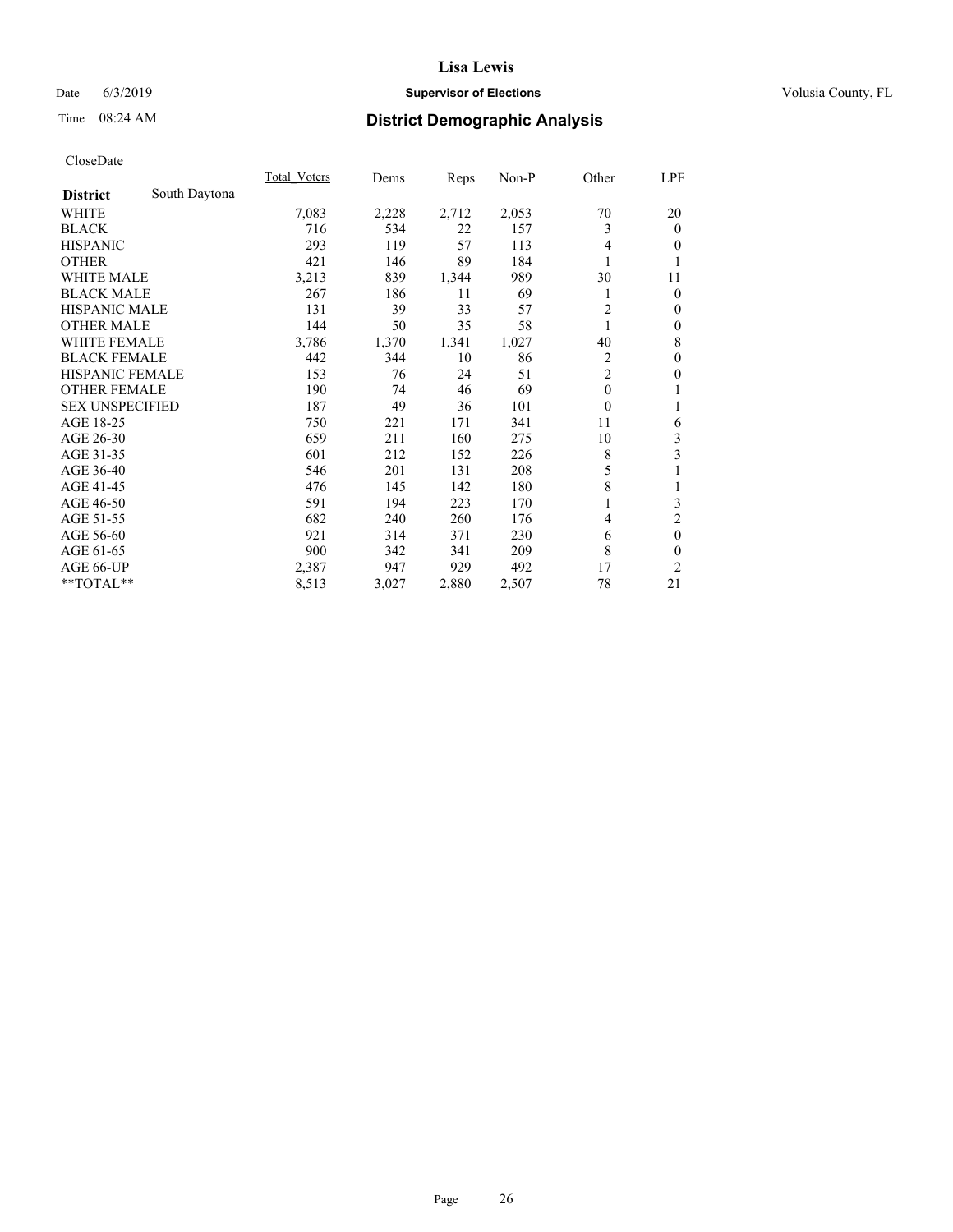# Lisa Lewis

Date 6/3/2019 **Supervisor of Elections** Volusia County, FL

Time 08:24 AM **District Demographic Analysis**

CloseDate

| **District** South Daytona | Total_Voters | Dems | Reps | Non-P | Other | LPF |
|---|---|---|---|---|---|---|
| WHITE | 7,083 | 2,228 | 2,712 | 2,053 | 70 | 20 |
| BLACK | 716 | 534 | 22 | 157 | 3 | 0 |
| HISPANIC | 293 | 119 | 57 | 113 | 4 | 0 |
| OTHER | 421 | 146 | 89 | 184 | 1 | 1 |
| WHITE MALE | 3,213 | 839 | 1,344 | 989 | 30 | 11 |
| BLACK MALE | 267 | 186 | 11 | 69 | 1 | 0 |
| HISPANIC MALE | 131 | 39 | 33 | 57 | 2 | 0 |
| OTHER MALE | 144 | 50 | 35 | 58 | 1 | 0 |
| WHITE FEMALE | 3,786 | 1,370 | 1,341 | 1,027 | 40 | 8 |
| BLACK FEMALE | 442 | 344 | 10 | 86 | 2 | 0 |
| HISPANIC FEMALE | 153 | 76 | 24 | 51 | 2 | 0 |
| OTHER FEMALE | 190 | 74 | 46 | 69 | 0 | 1 |
| SEX UNSPECIFIED | 187 | 49 | 36 | 101 | 0 | 1 |
| AGE 18-25 | 750 | 221 | 171 | 341 | 11 | 6 |
| AGE 26-30 | 659 | 211 | 160 | 275 | 10 | 3 |
| AGE 31-35 | 601 | 212 | 152 | 226 | 8 | 3 |
| AGE 36-40 | 546 | 201 | 131 | 208 | 5 | 1 |
| AGE 41-45 | 476 | 145 | 142 | 180 | 8 | 1 |
| AGE 46-50 | 591 | 194 | 223 | 170 | 1 | 3 |
| AGE 51-55 | 682 | 240 | 260 | 176 | 4 | 2 |
| AGE 56-60 | 921 | 314 | 371 | 230 | 6 | 0 |
| AGE 61-65 | 900 | 342 | 341 | 209 | 8 | 0 |
| AGE 66-UP | 2,387 | 947 | 929 | 492 | 17 | 2 |
| **TOTAL** | 8,513 | 3,027 | 2,880 | 2,507 | 78 | 21 |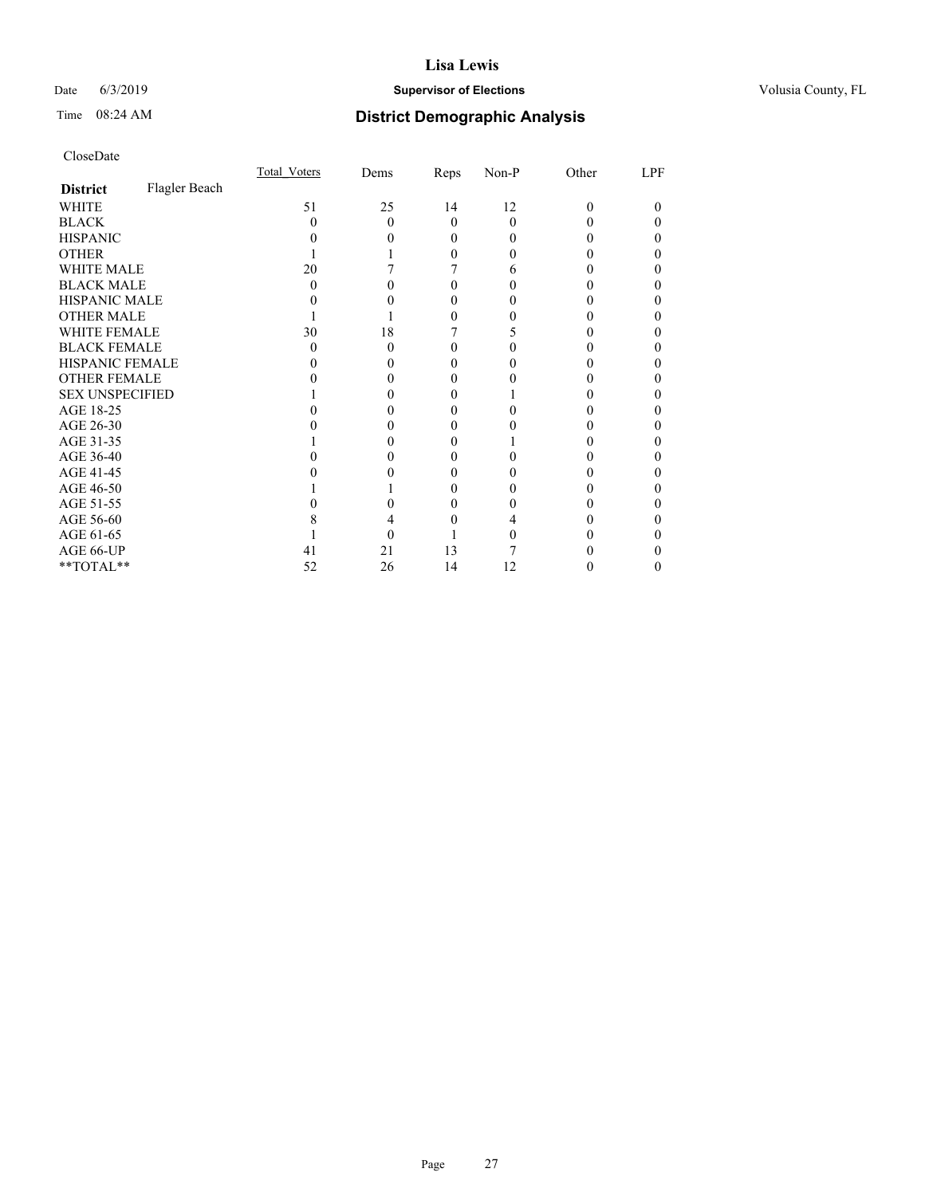# Lisa Lewis

Date 6/3/2019 **Supervisor of Elections** Volusia County, FL

Time 08:24 AM **District Demographic Analysis**

CloseDate

| **District** Flagler Beach | Total_Voters | Dems | Reps | Non-P | Other | LPF |
|---|---|---|---|---|---|---|
| WHITE | 51 | 25 | 14 | 12 | 0 | 0 |
| BLACK | 0 | 0 | 0 | 0 | 0 | 0 |
| HISPANIC | 0 | 0 | 0 | 0 | 0 | 0 |
| OTHER | 1 | 1 | 0 | 0 | 0 | 0 |
| WHITE MALE | 20 | 7 | 7 | 6 | 0 | 0 |
| BLACK MALE | 0 | 0 | 0 | 0 | 0 | 0 |
| HISPANIC MALE | 0 | 0 | 0 | 0 | 0 | 0 |
| OTHER MALE | 1 | 1 | 0 | 0 | 0 | 0 |
| WHITE FEMALE | 30 | 18 | 7 | 5 | 0 | 0 |
| BLACK FEMALE | 0 | 0 | 0 | 0 | 0 | 0 |
| HISPANIC FEMALE | 0 | 0 | 0 | 0 | 0 | 0 |
| OTHER FEMALE | 0 | 0 | 0 | 0 | 0 | 0 |
| SEX UNSPECIFIED | 1 | 0 | 0 | 1 | 0 | 0 |
| AGE 18-25 | 0 | 0 | 0 | 0 | 0 | 0 |
| AGE 26-30 | 0 | 0 | 0 | 0 | 0 | 0 |
| AGE 31-35 | 1 | 0 | 0 | 1 | 0 | 0 |
| AGE 36-40 | 0 | 0 | 0 | 0 | 0 | 0 |
| AGE 41-45 | 0 | 0 | 0 | 0 | 0 | 0 |
| AGE 46-50 | 1 | 1 | 0 | 0 | 0 | 0 |
| AGE 51-55 | 0 | 0 | 0 | 0 | 0 | 0 |
| AGE 56-60 | 8 | 4 | 0 | 4 | 0 | 0 |
| AGE 61-65 | 1 | 0 | 1 | 0 | 0 | 0 |
| AGE 66-UP | 41 | 21 | 13 | 7 | 0 | 0 |
| **TOTAL** | 52 | 26 | 14 | 12 | 0 | 0 |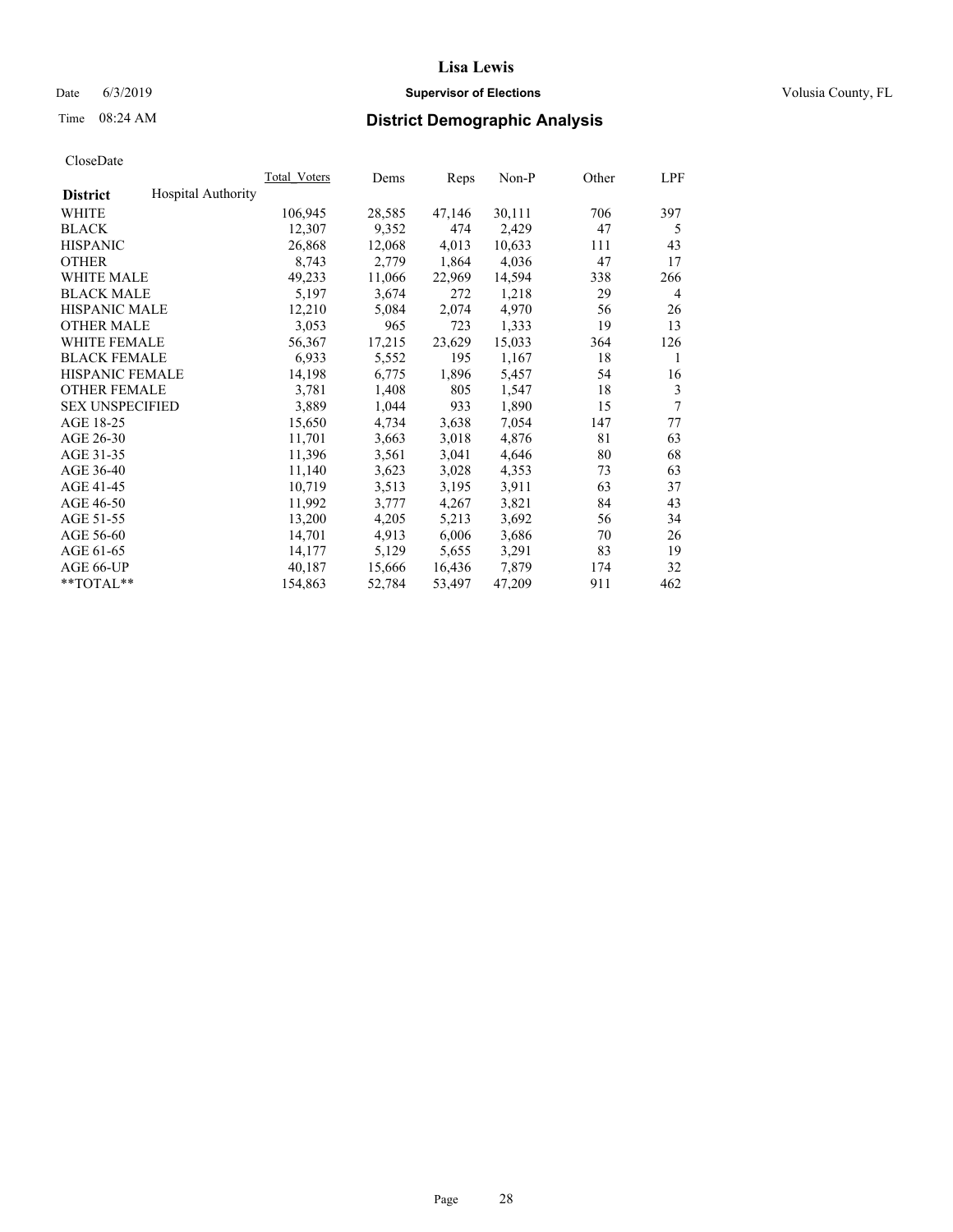# Lisa Lewis

Date 6/3/2019 **Supervisor of Elections** Volusia County, FL

Time 08:24 AM **District Demographic Analysis**

CloseDate

| **District** Hospital Authority | Total_Voters | Dems | Reps | Non-P | Other | LPF |
|---|---|---|---|---|---|---|
| WHITE | 106,945 | 28,585 | 47,146 | 30,111 | 706 | 397 |
| BLACK | 12,307 | 9,352 | 474 | 2,429 | 47 | 5 |
| HISPANIC | 26,868 | 12,068 | 4,013 | 10,633 | 111 | 43 |
| OTHER | 8,743 | 2,779 | 1,864 | 4,036 | 47 | 17 |
| WHITE MALE | 49,233 | 11,066 | 22,969 | 14,594 | 338 | 266 |
| BLACK MALE | 5,197 | 3,674 | 272 | 1,218 | 29 | 4 |
| HISPANIC MALE | 12,210 | 5,084 | 2,074 | 4,970 | 56 | 26 |
| OTHER MALE | 3,053 | 965 | 723 | 1,333 | 19 | 13 |
| WHITE FEMALE | 56,367 | 17,215 | 23,629 | 15,033 | 364 | 126 |
| BLACK FEMALE | 6,933 | 5,552 | 195 | 1,167 | 18 | 1 |
| HISPANIC FEMALE | 14,198 | 6,775 | 1,896 | 5,457 | 54 | 16 |
| OTHER FEMALE | 3,781 | 1,408 | 805 | 1,547 | 18 | 3 |
| SEX UNSPECIFIED | 3,889 | 1,044 | 933 | 1,890 | 15 | 7 |
| AGE 18-25 | 15,650 | 4,734 | 3,638 | 7,054 | 147 | 77 |
| AGE 26-30 | 11,701 | 3,663 | 3,018 | 4,876 | 81 | 63 |
| AGE 31-35 | 11,396 | 3,561 | 3,041 | 4,646 | 80 | 68 |
| AGE 36-40 | 11,140 | 3,623 | 3,028 | 4,353 | 73 | 63 |
| AGE 41-45 | 10,719 | 3,513 | 3,195 | 3,911 | 63 | 37 |
| AGE 46-50 | 11,992 | 3,777 | 4,267 | 3,821 | 84 | 43 |
| AGE 51-55 | 13,200 | 4,205 | 5,213 | 3,692 | 56 | 34 |
| AGE 56-60 | 14,701 | 4,913 | 6,006 | 3,686 | 70 | 26 |
| AGE 61-65 | 14,177 | 5,129 | 5,655 | 3,291 | 83 | 19 |
| AGE 66-UP | 40,187 | 15,666 | 16,436 | 7,879 | 174 | 32 |
| **TOTAL** | 154,863 | 52,784 | 53,497 | 47,209 | 911 | 462 |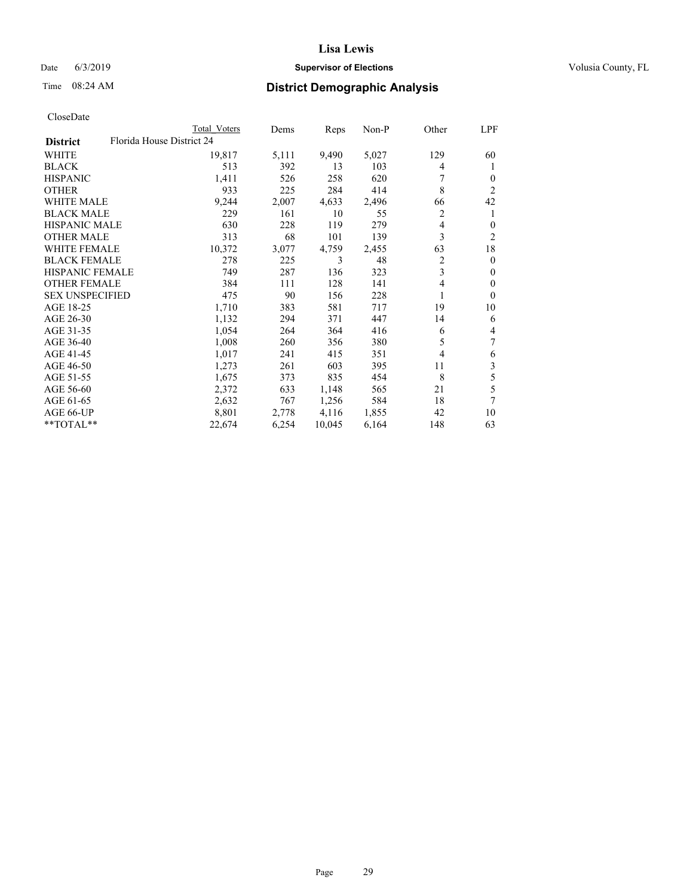Lisa Lewis

Date 6/3/2019 **Supervisor of Elections** Volusia County, FL

Time 08:24 AM **District Demographic Analysis**

CloseDate

| | Total Voters | Dems | Reps | Non-P | Other | LPF |
|---|---|---|---|---|---|---|
| **District** Florida House District 24 | | | | | | |
| WHITE | 19,817 | 5,111 | 9,490 | 5,027 | 129 | 60 |
| BLACK | 513 | 392 | 13 | 103 | 4 | 1 |
| HISPANIC | 1,411 | 526 | 258 | 620 | 7 | 0 |
| OTHER | 933 | 225 | 284 | 414 | 8 | 2 |
| WHITE MALE | 9,244 | 2,007 | 4,633 | 2,496 | 66 | 42 |
| BLACK MALE | 229 | 161 | 10 | 55 | 2 | 1 |
| HISPANIC MALE | 630 | 228 | 119 | 279 | 4 | 0 |
| OTHER MALE | 313 | 68 | 101 | 139 | 3 | 2 |
| WHITE FEMALE | 10,372 | 3,077 | 4,759 | 2,455 | 63 | 18 |
| BLACK FEMALE | 278 | 225 | 3 | 48 | 2 | 0 |
| HISPANIC FEMALE | 749 | 287 | 136 | 323 | 3 | 0 |
| OTHER FEMALE | 384 | 111 | 128 | 141 | 4 | 0 |
| SEX UNSPECIFIED | 475 | 90 | 156 | 228 | 1 | 0 |
| AGE 18-25 | 1,710 | 383 | 581 | 717 | 19 | 10 |
| AGE 26-30 | 1,132 | 294 | 371 | 447 | 14 | 6 |
| AGE 31-35 | 1,054 | 264 | 364 | 416 | 6 | 4 |
| AGE 36-40 | 1,008 | 260 | 356 | 380 | 5 | 7 |
| AGE 41-45 | 1,017 | 241 | 415 | 351 | 4 | 6 |
| AGE 46-50 | 1,273 | 261 | 603 | 395 | 11 | 3 |
| AGE 51-55 | 1,675 | 373 | 835 | 454 | 8 | 5 |
| AGE 56-60 | 2,372 | 633 | 1,148 | 565 | 21 | 5 |
| AGE 61-65 | 2,632 | 767 | 1,256 | 584 | 18 | 7 |
| AGE 66-UP | 8,801 | 2,778 | 4,116 | 1,855 | 42 | 10 |
| **TOTAL** | 22,674 | 6,254 | 10,045 | 6,164 | 148 | 63 |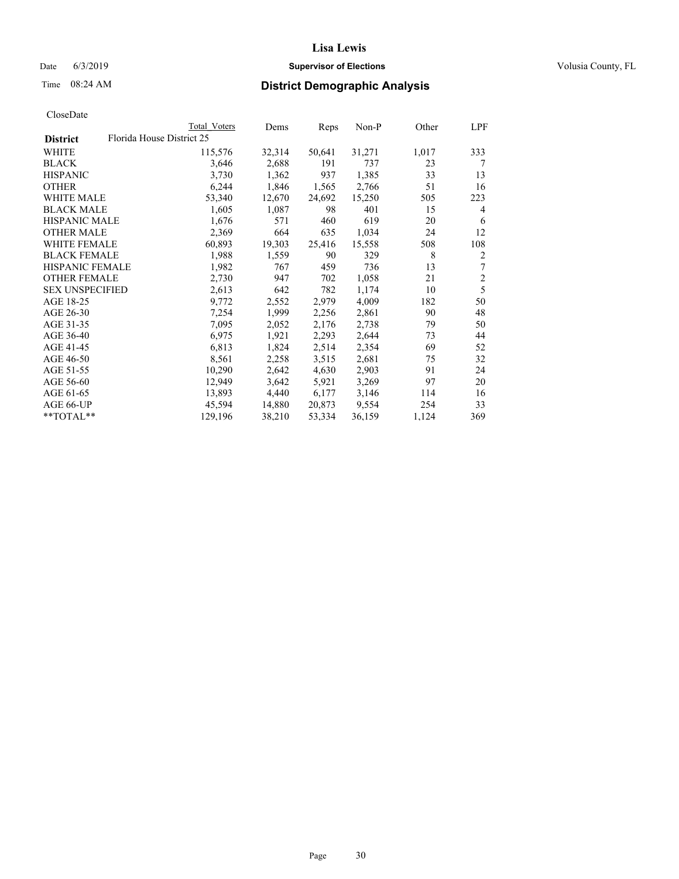# Lisa Lewis

Date 6/3/2019 **Supervisor of Elections** Volusia County, FL

Time 08:24 AM **District Demographic Analysis**

CloseDate

| | Total Voters | Dems | Reps | Non-P | Other | LPF |
|---|---|---|---|---|---|---|
| **District** Florida House District 25 | | | | | | |
| WHITE | 115,576 | 32,314 | 50,641 | 31,271 | 1,017 | 333 |
| BLACK | 3,646 | 2,688 | 191 | 737 | 23 | 7 |
| HISPANIC | 3,730 | 1,362 | 937 | 1,385 | 33 | 13 |
| OTHER | 6,244 | 1,846 | 1,565 | 2,766 | 51 | 16 |
| WHITE MALE | 53,340 | 12,670 | 24,692 | 15,250 | 505 | 223 |
| BLACK MALE | 1,605 | 1,087 | 98 | 401 | 15 | 4 |
| HISPANIC MALE | 1,676 | 571 | 460 | 619 | 20 | 6 |
| OTHER MALE | 2,369 | 664 | 635 | 1,034 | 24 | 12 |
| WHITE FEMALE | 60,893 | 19,303 | 25,416 | 15,558 | 508 | 108 |
| BLACK FEMALE | 1,988 | 1,559 | 90 | 329 | 8 | 2 |
| HISPANIC FEMALE | 1,982 | 767 | 459 | 736 | 13 | 7 |
| OTHER FEMALE | 2,730 | 947 | 702 | 1,058 | 21 | 2 |
| SEX UNSPECIFIED | 2,613 | 642 | 782 | 1,174 | 10 | 5 |
| AGE 18-25 | 9,772 | 2,552 | 2,979 | 4,009 | 182 | 50 |
| AGE 26-30 | 7,254 | 1,999 | 2,256 | 2,861 | 90 | 48 |
| AGE 31-35 | 7,095 | 2,052 | 2,176 | 2,738 | 79 | 50 |
| AGE 36-40 | 6,975 | 1,921 | 2,293 | 2,644 | 73 | 44 |
| AGE 41-45 | 6,813 | 1,824 | 2,514 | 2,354 | 69 | 52 |
| AGE 46-50 | 8,561 | 2,258 | 3,515 | 2,681 | 75 | 32 |
| AGE 51-55 | 10,290 | 2,642 | 4,630 | 2,903 | 91 | 24 |
| AGE 56-60 | 12,949 | 3,642 | 5,921 | 3,269 | 97 | 20 |
| AGE 61-65 | 13,893 | 4,440 | 6,177 | 3,146 | 114 | 16 |
| AGE 66-UP | 45,594 | 14,880 | 20,873 | 9,554 | 254 | 33 |
| **TOTAL** | 129,196 | 38,210 | 53,334 | 36,159 | 1,124 | 369 |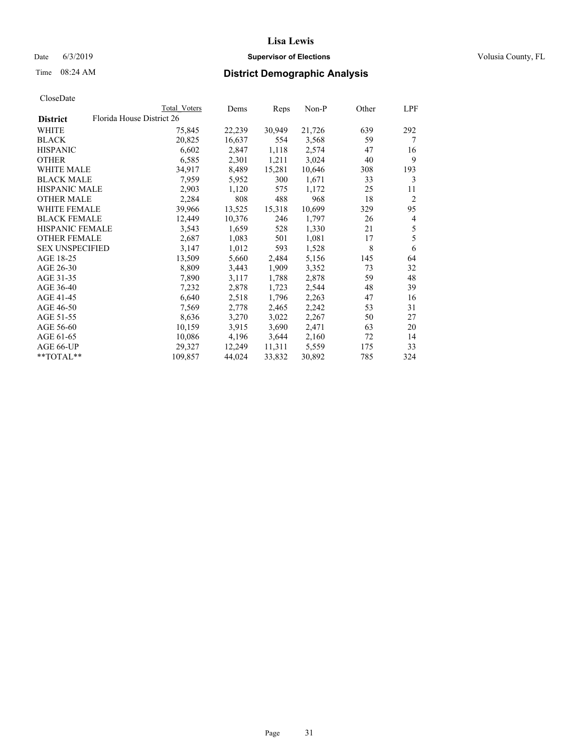# Lisa Lewis

Date 6/3/2019 **Supervisor of Elections** Volusia County, FL

Time 08:24 AM **District Demographic Analysis**

CloseDate

| | Total Voters | Dems | Reps | Non-P | Other | LPF |
|---|---|---|---|---|---|---|
| **District** Florida House District 26 | | | | | | |
| WHITE | 75,845 | 22,239 | 30,949 | 21,726 | 639 | 292 |
| BLACK | 20,825 | 16,637 | 554 | 3,568 | 59 | 7 |
| HISPANIC | 6,602 | 2,847 | 1,118 | 2,574 | 47 | 16 |
| OTHER | 6,585 | 2,301 | 1,211 | 3,024 | 40 | 9 |
| WHITE MALE | 34,917 | 8,489 | 15,281 | 10,646 | 308 | 193 |
| BLACK MALE | 7,959 | 5,952 | 300 | 1,671 | 33 | 3 |
| HISPANIC MALE | 2,903 | 1,120 | 575 | 1,172 | 25 | 11 |
| OTHER MALE | 2,284 | 808 | 488 | 968 | 18 | 2 |
| WHITE FEMALE | 39,966 | 13,525 | 15,318 | 10,699 | 329 | 95 |
| BLACK FEMALE | 12,449 | 10,376 | 246 | 1,797 | 26 | 4 |
| HISPANIC FEMALE | 3,543 | 1,659 | 528 | 1,330 | 21 | 5 |
| OTHER FEMALE | 2,687 | 1,083 | 501 | 1,081 | 17 | 5 |
| SEX UNSPECIFIED | 3,147 | 1,012 | 593 | 1,528 | 8 | 6 |
| AGE 18-25 | 13,509 | 5,660 | 2,484 | 5,156 | 145 | 64 |
| AGE 26-30 | 8,809 | 3,443 | 1,909 | 3,352 | 73 | 32 |
| AGE 31-35 | 7,890 | 3,117 | 1,788 | 2,878 | 59 | 48 |
| AGE 36-40 | 7,232 | 2,878 | 1,723 | 2,544 | 48 | 39 |
| AGE 41-45 | 6,640 | 2,518 | 1,796 | 2,263 | 47 | 16 |
| AGE 46-50 | 7,569 | 2,778 | 2,465 | 2,242 | 53 | 31 |
| AGE 51-55 | 8,636 | 3,270 | 3,022 | 2,267 | 50 | 27 |
| AGE 56-60 | 10,159 | 3,915 | 3,690 | 2,471 | 63 | 20 |
| AGE 61-65 | 10,086 | 4,196 | 3,644 | 2,160 | 72 | 14 |
| AGE 66-UP | 29,327 | 12,249 | 11,311 | 5,559 | 175 | 33 |
| **TOTAL** | 109,857 | 44,024 | 33,832 | 30,892 | 785 | 324 |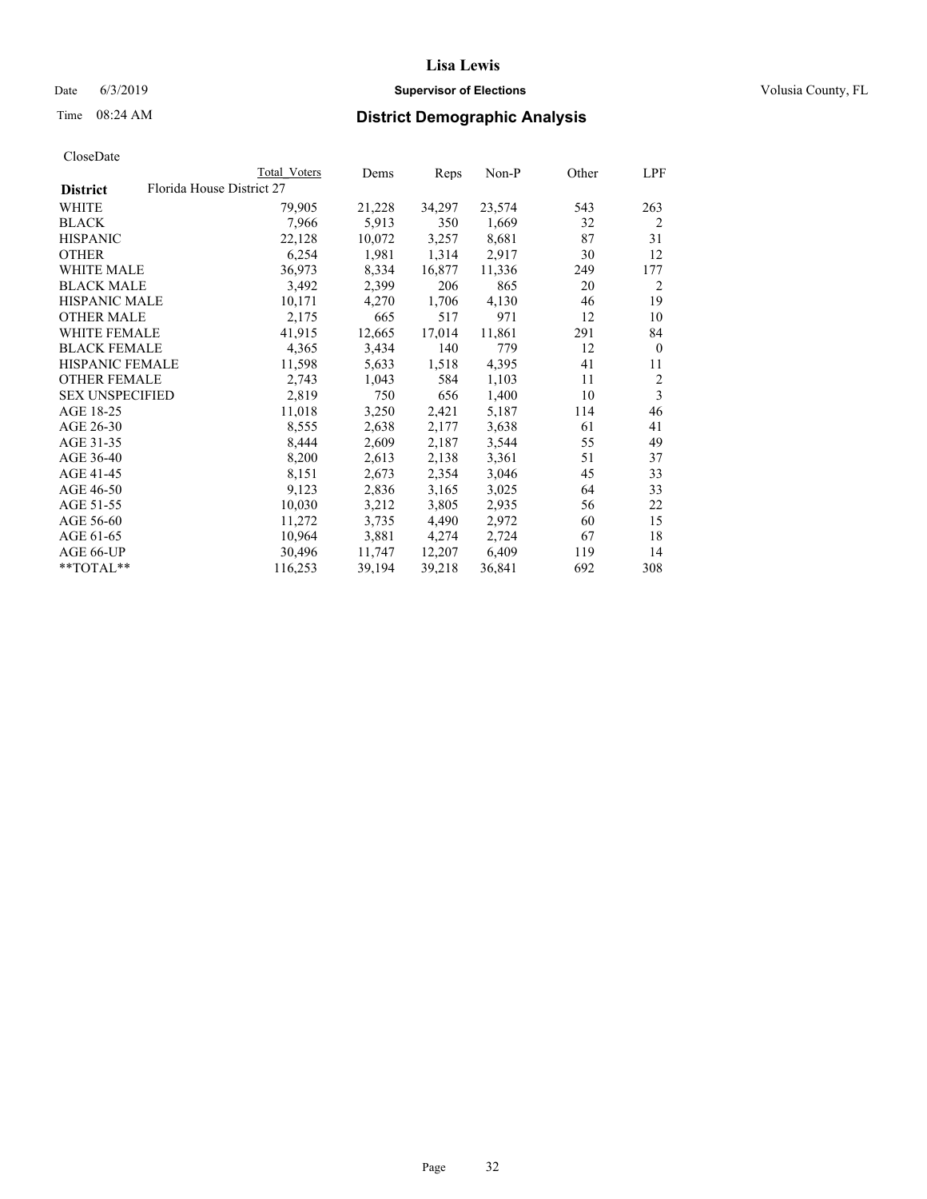# Lisa Lewis

Date 6/3/2019 **Supervisor of Elections** Volusia County, FL

Time 08:24 AM **District Demographic Analysis**

CloseDate

| | Total Voters | Dems | Reps | Non-P | Other | LPF |
|---|---|---|---|---|---|---|
| **District** Florida House District 27 | | | | | | |
| WHITE | 79,905 | 21,228 | 34,297 | 23,574 | 543 | 263 |
| BLACK | 7,966 | 5,913 | 350 | 1,669 | 32 | 2 |
| HISPANIC | 22,128 | 10,072 | 3,257 | 8,681 | 87 | 31 |
| OTHER | 6,254 | 1,981 | 1,314 | 2,917 | 30 | 12 |
| WHITE MALE | 36,973 | 8,334 | 16,877 | 11,336 | 249 | 177 |
| BLACK MALE | 3,492 | 2,399 | 206 | 865 | 20 | 2 |
| HISPANIC MALE | 10,171 | 4,270 | 1,706 | 4,130 | 46 | 19 |
| OTHER MALE | 2,175 | 665 | 517 | 971 | 12 | 10 |
| WHITE FEMALE | 41,915 | 12,665 | 17,014 | 11,861 | 291 | 84 |
| BLACK FEMALE | 4,365 | 3,434 | 140 | 779 | 12 | 0 |
| HISPANIC FEMALE | 11,598 | 5,633 | 1,518 | 4,395 | 41 | 11 |
| OTHER FEMALE | 2,743 | 1,043 | 584 | 1,103 | 11 | 2 |
| SEX UNSPECIFIED | 2,819 | 750 | 656 | 1,400 | 10 | 3 |
| AGE 18-25 | 11,018 | 3,250 | 2,421 | 5,187 | 114 | 46 |
| AGE 26-30 | 8,555 | 2,638 | 2,177 | 3,638 | 61 | 41 |
| AGE 31-35 | 8,444 | 2,609 | 2,187 | 3,544 | 55 | 49 |
| AGE 36-40 | 8,200 | 2,613 | 2,138 | 3,361 | 51 | 37 |
| AGE 41-45 | 8,151 | 2,673 | 2,354 | 3,046 | 45 | 33 |
| AGE 46-50 | 9,123 | 2,836 | 3,165 | 3,025 | 64 | 33 |
| AGE 51-55 | 10,030 | 3,212 | 3,805 | 2,935 | 56 | 22 |
| AGE 56-60 | 11,272 | 3,735 | 4,490 | 2,972 | 60 | 15 |
| AGE 61-65 | 10,964 | 3,881 | 4,274 | 2,724 | 67 | 18 |
| AGE 66-UP | 30,496 | 11,747 | 12,207 | 6,409 | 119 | 14 |
| **TOTAL** | 116,253 | 39,194 | 39,218 | 36,841 | 692 | 308 |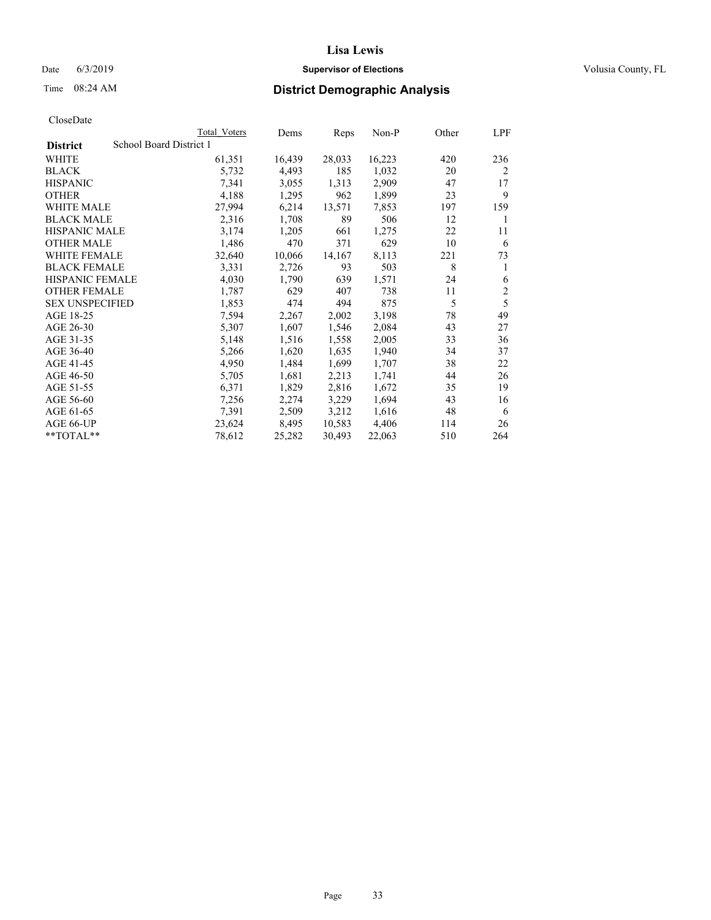# Lisa Lewis

Date 6/3/2019 **Supervisor of Elections** Volusia County, FL

Time 08:24 AM **District Demographic Analysis**

CloseDate

| District | Total Voters | Dems | Reps | Non-P | Other | LPF |
|---|---|---|---|---|---|---|
| School Board District 1 | | | | | | |
| WHITE | 61,351 | 16,439 | 28,033 | 16,223 | 420 | 236 |
| BLACK | 5,732 | 4,493 | 185 | 1,032 | 20 | 2 |
| HISPANIC | 7,341 | 3,055 | 1,313 | 2,909 | 47 | 17 |
| OTHER | 4,188 | 1,295 | 962 | 1,899 | 23 | 9 |
| WHITE MALE | 27,994 | 6,214 | 13,571 | 7,853 | 197 | 159 |
| BLACK MALE | 2,316 | 1,708 | 89 | 506 | 12 | 1 |
| HISPANIC MALE | 3,174 | 1,205 | 661 | 1,275 | 22 | 11 |
| OTHER MALE | 1,486 | 470 | 371 | 629 | 10 | 6 |
| WHITE FEMALE | 32,640 | 10,066 | 14,167 | 8,113 | 221 | 73 |
| BLACK FEMALE | 3,331 | 2,726 | 93 | 503 | 8 | 1 |
| HISPANIC FEMALE | 4,030 | 1,790 | 639 | 1,571 | 24 | 6 |
| OTHER FEMALE | 1,787 | 629 | 407 | 738 | 11 | 2 |
| SEX UNSPECIFIED | 1,853 | 474 | 494 | 875 | 5 | 5 |
| AGE 18-25 | 7,594 | 2,267 | 2,002 | 3,198 | 78 | 49 |
| AGE 26-30 | 5,307 | 1,607 | 1,546 | 2,084 | 43 | 27 |
| AGE 31-35 | 5,148 | 1,516 | 1,558 | 2,005 | 33 | 36 |
| AGE 36-40 | 5,266 | 1,620 | 1,635 | 1,940 | 34 | 37 |
| AGE 41-45 | 4,950 | 1,484 | 1,699 | 1,707 | 38 | 22 |
| AGE 46-50 | 5,705 | 1,681 | 2,213 | 1,741 | 44 | 26 |
| AGE 51-55 | 6,371 | 1,829 | 2,816 | 1,672 | 35 | 19 |
| AGE 56-60 | 7,256 | 2,274 | 3,229 | 1,694 | 43 | 16 |
| AGE 61-65 | 7,391 | 2,509 | 3,212 | 1,616 | 48 | 6 |
| AGE 66-UP | 23,624 | 8,495 | 10,583 | 4,406 | 114 | 26 |
| **TOTAL** | 78,612 | 25,282 | 30,493 | 22,063 | 510 | 264 |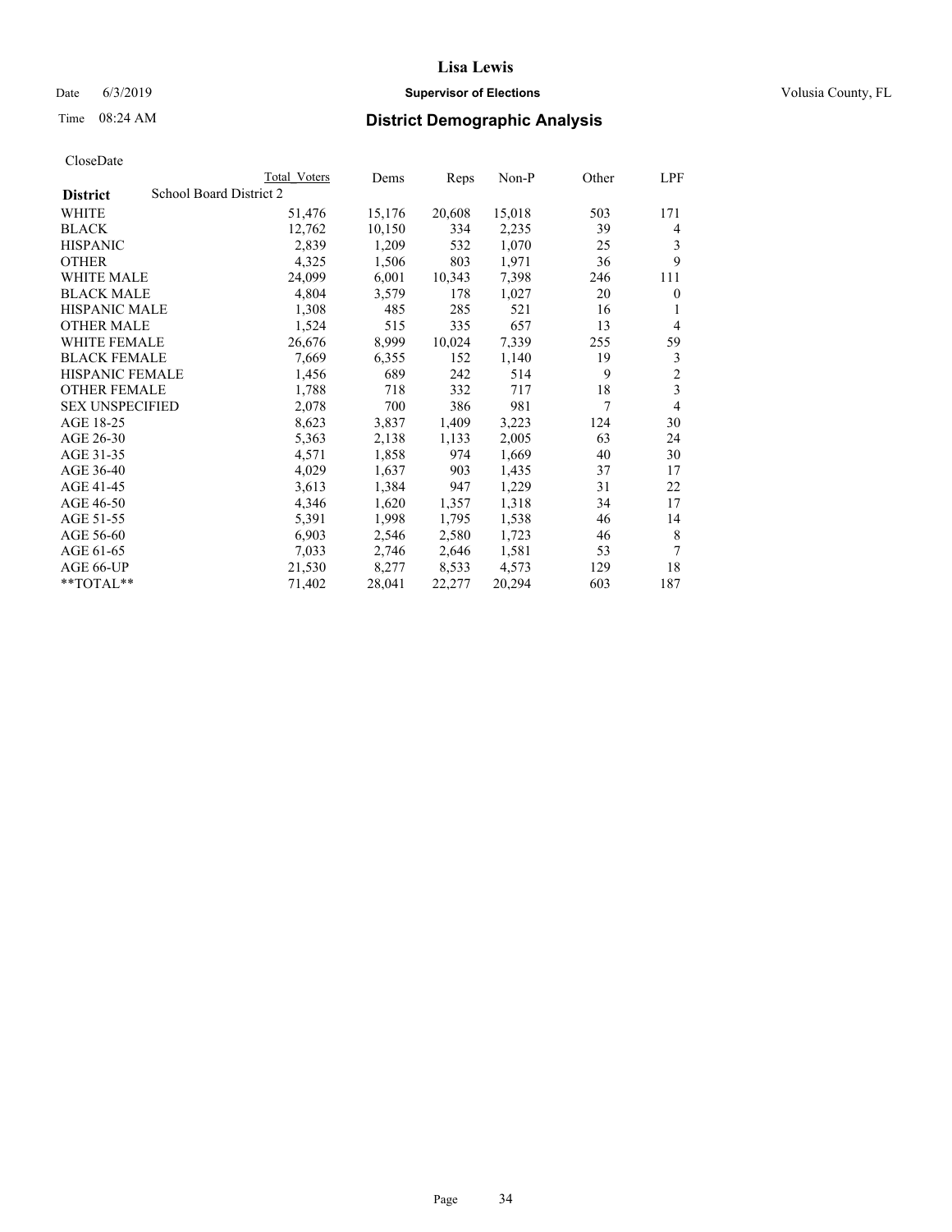# District Demographic Analysis

CloseDate

| District: School Board District 2 | Total Voters | Dems | Reps | Non-P | Other | LPF |
|---|---|---|---|---|---|---|
| WHITE | 51,476 | 15,176 | 20,608 | 15,018 | 503 | 171 |
| BLACK | 12,762 | 10,150 | 334 | 2,235 | 39 | 4 |
| HISPANIC | 2,839 | 1,209 | 532 | 1,070 | 25 | 3 |
| OTHER | 4,325 | 1,506 | 803 | 1,971 | 36 | 9 |
| WHITE MALE | 24,099 | 6,001 | 10,343 | 7,398 | 246 | 111 |
| BLACK MALE | 4,804 | 3,579 | 178 | 1,027 | 20 | 0 |
| HISPANIC MALE | 1,308 | 485 | 285 | 521 | 16 | 1 |
| OTHER MALE | 1,524 | 515 | 335 | 657 | 13 | 4 |
| WHITE FEMALE | 26,676 | 8,999 | 10,024 | 7,339 | 255 | 59 |
| BLACK FEMALE | 7,669 | 6,355 | 152 | 1,140 | 19 | 3 |
| HISPANIC FEMALE | 1,456 | 689 | 242 | 514 | 9 | 2 |
| OTHER FEMALE | 1,788 | 718 | 332 | 717 | 18 | 3 |
| SEX UNSPECIFIED | 2,078 | 700 | 386 | 981 | 7 | 4 |
| AGE 18-25 | 8,623 | 3,837 | 1,409 | 3,223 | 124 | 30 |
| AGE 26-30 | 5,363 | 2,138 | 1,133 | 2,005 | 63 | 24 |
| AGE 31-35 | 4,571 | 1,858 | 974 | 1,669 | 40 | 30 |
| AGE 36-40 | 4,029 | 1,637 | 903 | 1,435 | 37 | 17 |
| AGE 41-45 | 3,613 | 1,384 | 947 | 1,229 | 31 | 22 |
| AGE 46-50 | 4,346 | 1,620 | 1,357 | 1,318 | 34 | 17 |
| AGE 51-55 | 5,391 | 1,998 | 1,795 | 1,538 | 46 | 14 |
| AGE 56-60 | 6,903 | 2,546 | 2,580 | 1,723 | 46 | 8 |
| AGE 61-65 | 7,033 | 2,746 | 2,646 | 1,581 | 53 | 7 |
| AGE 66-UP | 21,530 | 8,277 | 8,533 | 4,573 | 129 | 18 |
| **TOTAL** | 71,402 | 28,041 | 22,277 | 20,294 | 603 | 187 |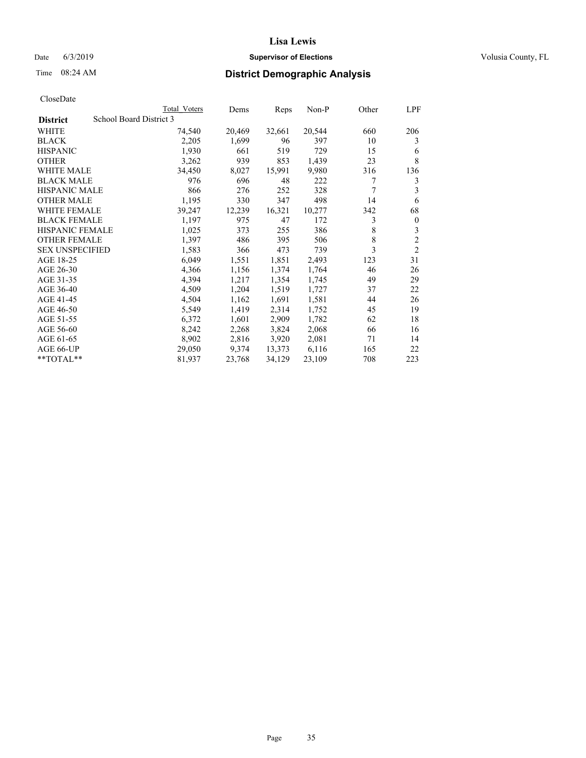# Lisa Lewis

Date 6/3/2019 **Supervisor of Elections** Volusia County, FL

Time 08:24 AM **District Demographic Analysis**

CloseDate

| | Total Voters | Dems | Reps | Non-P | Other | LPF |
|---|---|---|---|---|---|---|
| **District** School Board District 3 | | | | | | |
| WHITE | 74,540 | 20,469 | 32,661 | 20,544 | 660 | 206 |
| BLACK | 2,205 | 1,699 | 96 | 397 | 10 | 3 |
| HISPANIC | 1,930 | 661 | 519 | 729 | 15 | 6 |
| OTHER | 3,262 | 939 | 853 | 1,439 | 23 | 8 |
| WHITE MALE | 34,450 | 8,027 | 15,991 | 9,980 | 316 | 136 |
| BLACK MALE | 976 | 696 | 48 | 222 | 7 | 3 |
| HISPANIC MALE | 866 | 276 | 252 | 328 | 7 | 3 |
| OTHER MALE | 1,195 | 330 | 347 | 498 | 14 | 6 |
| WHITE FEMALE | 39,247 | 12,239 | 16,321 | 10,277 | 342 | 68 |
| BLACK FEMALE | 1,197 | 975 | 47 | 172 | 3 | 0 |
| HISPANIC FEMALE | 1,025 | 373 | 255 | 386 | 8 | 3 |
| OTHER FEMALE | 1,397 | 486 | 395 | 506 | 8 | 2 |
| SEX UNSPECIFIED | 1,583 | 366 | 473 | 739 | 3 | 2 |
| AGE 18-25 | 6,049 | 1,551 | 1,851 | 2,493 | 123 | 31 |
| AGE 26-30 | 4,366 | 1,156 | 1,374 | 1,764 | 46 | 26 |
| AGE 31-35 | 4,394 | 1,217 | 1,354 | 1,745 | 49 | 29 |
| AGE 36-40 | 4,509 | 1,204 | 1,519 | 1,727 | 37 | 22 |
| AGE 41-45 | 4,504 | 1,162 | 1,691 | 1,581 | 44 | 26 |
| AGE 46-50 | 5,549 | 1,419 | 2,314 | 1,752 | 45 | 19 |
| AGE 51-55 | 6,372 | 1,601 | 2,909 | 1,782 | 62 | 18 |
| AGE 56-60 | 8,242 | 2,268 | 3,824 | 2,068 | 66 | 16 |
| AGE 61-65 | 8,902 | 2,816 | 3,920 | 2,081 | 71 | 14 |
| AGE 66-UP | 29,050 | 9,374 | 13,373 | 6,116 | 165 | 22 |
| **TOTAL** | 81,937 | 23,768 | 34,129 | 23,109 | 708 | 223 |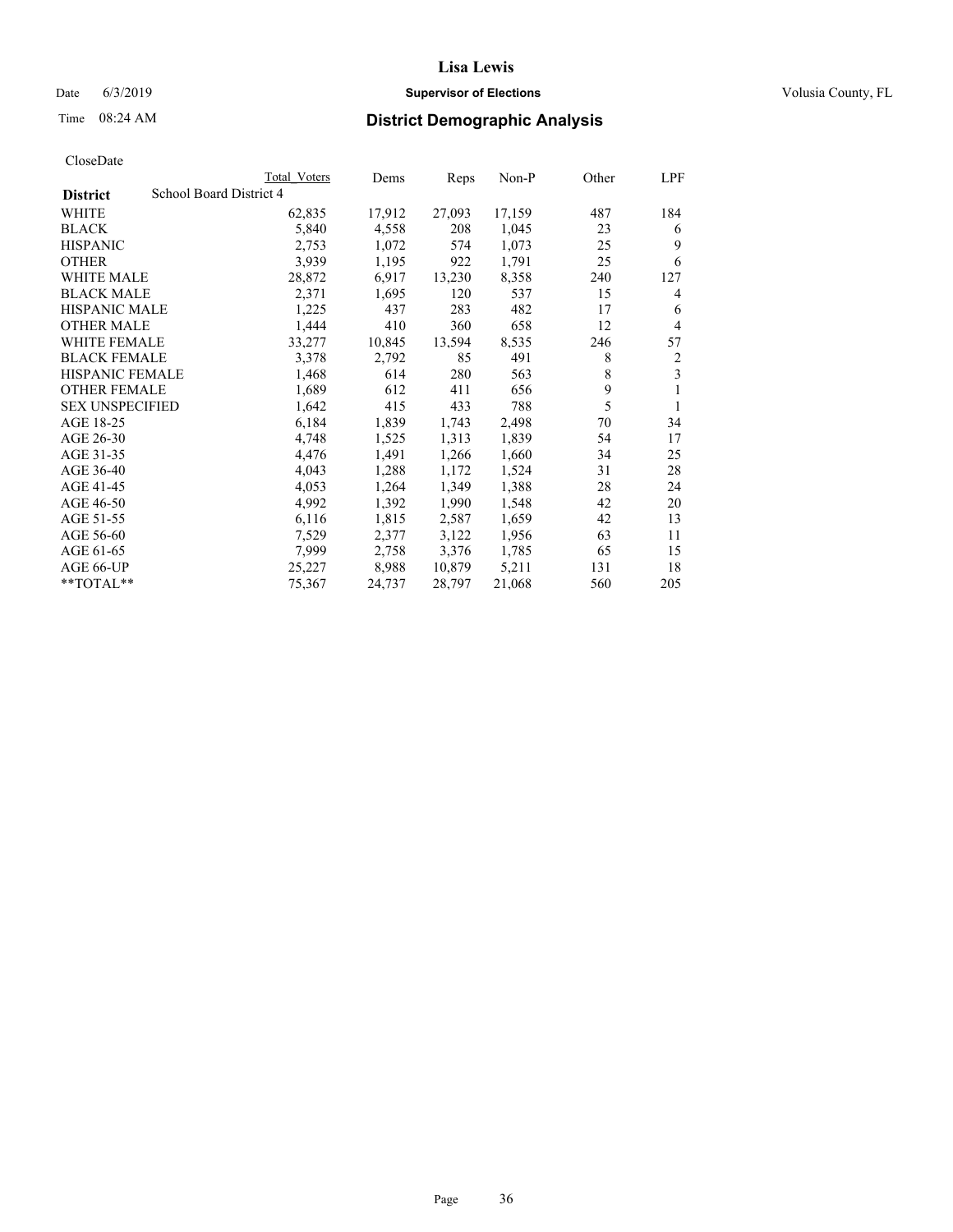# Lisa Lewis

Date 6/3/2019 **Supervisor of Elections** Volusia County, FL

Time 08:24 AM **District Demographic Analysis**

CloseDate

| District | Total Voters | Dems | Reps | Non-P | Other | LPF |
|---|---|---|---|---|---|---|
| School Board District 4 | | | | | | |
| WHITE | 62,835 | 17,912 | 27,093 | 17,159 | 487 | 184 |
| BLACK | 5,840 | 4,558 | 208 | 1,045 | 23 | 6 |
| HISPANIC | 2,753 | 1,072 | 574 | 1,073 | 25 | 9 |
| OTHER | 3,939 | 1,195 | 922 | 1,791 | 25 | 6 |
| WHITE MALE | 28,872 | 6,917 | 13,230 | 8,358 | 240 | 127 |
| BLACK MALE | 2,371 | 1,695 | 120 | 537 | 15 | 4 |
| HISPANIC MALE | 1,225 | 437 | 283 | 482 | 17 | 6 |
| OTHER MALE | 1,444 | 410 | 360 | 658 | 12 | 4 |
| WHITE FEMALE | 33,277 | 10,845 | 13,594 | 8,535 | 246 | 57 |
| BLACK FEMALE | 3,378 | 2,792 | 85 | 491 | 8 | 2 |
| HISPANIC FEMALE | 1,468 | 614 | 280 | 563 | 8 | 3 |
| OTHER FEMALE | 1,689 | 612 | 411 | 656 | 9 | 1 |
| SEX UNSPECIFIED | 1,642 | 415 | 433 | 788 | 5 | 1 |
| AGE 18-25 | 6,184 | 1,839 | 1,743 | 2,498 | 70 | 34 |
| AGE 26-30 | 4,748 | 1,525 | 1,313 | 1,839 | 54 | 17 |
| AGE 31-35 | 4,476 | 1,491 | 1,266 | 1,660 | 34 | 25 |
| AGE 36-40 | 4,043 | 1,288 | 1,172 | 1,524 | 31 | 28 |
| AGE 41-45 | 4,053 | 1,264 | 1,349 | 1,388 | 28 | 24 |
| AGE 46-50 | 4,992 | 1,392 | 1,990 | 1,548 | 42 | 20 |
| AGE 51-55 | 6,116 | 1,815 | 2,587 | 1,659 | 42 | 13 |
| AGE 56-60 | 7,529 | 2,377 | 3,122 | 1,956 | 63 | 11 |
| AGE 61-65 | 7,999 | 2,758 | 3,376 | 1,785 | 65 | 15 |
| AGE 66-UP | 25,227 | 8,988 | 10,879 | 5,211 | 131 | 18 |
| **TOTAL** | 75,367 | 24,737 | 28,797 | 21,068 | 560 | 205 |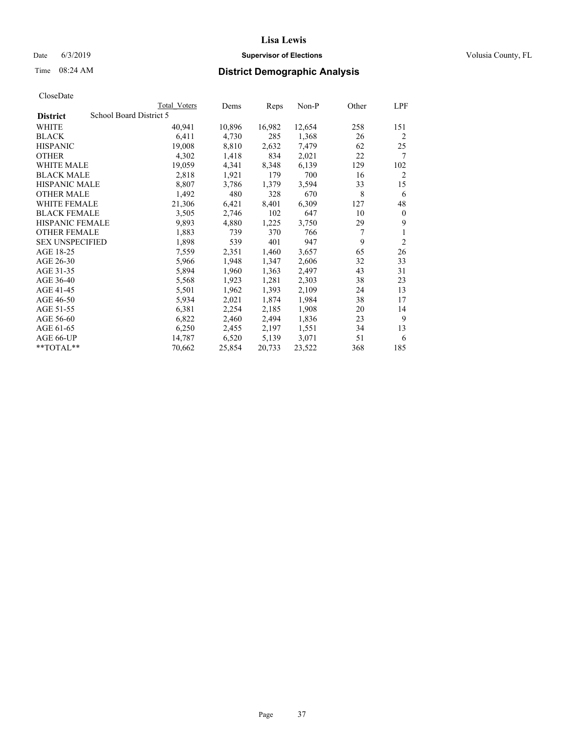CloseDate

| District | School Board District 5 | Total Voters | Dems | Reps | Non-P | Other | LPF |
|---|---|---|---|---|---|---|---|
| WHITE | | 40,941 | 10,896 | 16,982 | 12,654 | 258 | 151 |
| BLACK | | 6,411 | 4,730 | 285 | 1,368 | 26 | 2 |
| HISPANIC | | 19,008 | 8,810 | 2,632 | 7,479 | 62 | 25 |
| OTHER | | 4,302 | 1,418 | 834 | 2,021 | 22 | 7 |
| WHITE MALE | | 19,059 | 4,341 | 8,348 | 6,139 | 129 | 102 |
| BLACK MALE | | 2,818 | 1,921 | 179 | 700 | 16 | 2 |
| HISPANIC MALE | | 8,807 | 3,786 | 1,379 | 3,594 | 33 | 15 |
| OTHER MALE | | 1,492 | 480 | 328 | 670 | 8 | 6 |
| WHITE FEMALE | | 21,306 | 6,421 | 8,401 | 6,309 | 127 | 48 |
| BLACK FEMALE | | 3,505 | 2,746 | 102 | 647 | 10 | 0 |
| HISPANIC FEMALE | | 9,893 | 4,880 | 1,225 | 3,750 | 29 | 9 |
| OTHER FEMALE | | 1,883 | 739 | 370 | 766 | 7 | 1 |
| SEX UNSPECIFIED | | 1,898 | 539 | 401 | 947 | 9 | 2 |
| AGE 18-25 | | 7,559 | 2,351 | 1,460 | 3,657 | 65 | 26 |
| AGE 26-30 | | 5,966 | 1,948 | 1,347 | 2,606 | 32 | 33 |
| AGE 31-35 | | 5,894 | 1,960 | 1,363 | 2,497 | 43 | 31 |
| AGE 36-40 | | 5,568 | 1,923 | 1,281 | 2,303 | 38 | 23 |
| AGE 41-45 | | 5,501 | 1,962 | 1,393 | 2,109 | 24 | 13 |
| AGE 46-50 | | 5,934 | 2,021 | 1,874 | 1,984 | 38 | 17 |
| AGE 51-55 | | 6,381 | 2,254 | 2,185 | 1,908 | 20 | 14 |
| AGE 56-60 | | 6,822 | 2,460 | 2,494 | 1,836 | 23 | 9 |
| AGE 61-65 | | 6,250 | 2,455 | 2,197 | 1,551 | 34 | 13 |
| AGE 66-UP | | 14,787 | 6,520 | 5,139 | 3,071 | 51 | 6 |
| **TOTAL** | | 70,662 | 25,854 | 20,733 | 23,522 | 368 | 185 |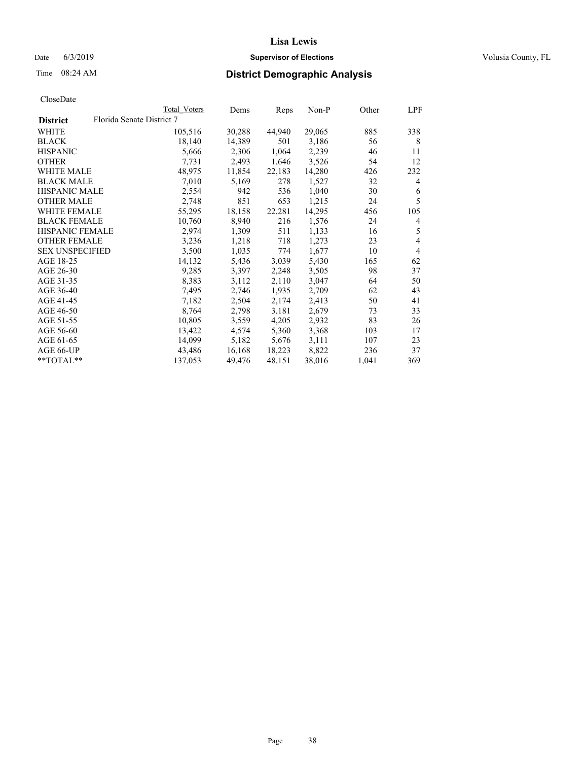# Lisa Lewis

Date 6/3/2019 **Supervisor of Elections** Volusia County, FL

Time 08:24 AM **District Demographic Analysis**

CloseDate

| District | Total Voters | Dems | Reps | Non-P | Other | LPF |
|---|---|---|---|---|---|---|
| **Florida Senate District 7** | | | | | | |
| WHITE | 105,516 | 30,288 | 44,940 | 29,065 | 885 | 338 |
| BLACK | 18,140 | 14,389 | 501 | 3,186 | 56 | 8 |
| HISPANIC | 5,666 | 2,306 | 1,064 | 2,239 | 46 | 11 |
| OTHER | 7,731 | 2,493 | 1,646 | 3,526 | 54 | 12 |
| WHITE MALE | 48,975 | 11,854 | 22,183 | 14,280 | 426 | 232 |
| BLACK MALE | 7,010 | 5,169 | 278 | 1,527 | 32 | 4 |
| HISPANIC MALE | 2,554 | 942 | 536 | 1,040 | 30 | 6 |
| OTHER MALE | 2,748 | 851 | 653 | 1,215 | 24 | 5 |
| WHITE FEMALE | 55,295 | 18,158 | 22,281 | 14,295 | 456 | 105 |
| BLACK FEMALE | 10,760 | 8,940 | 216 | 1,576 | 24 | 4 |
| HISPANIC FEMALE | 2,974 | 1,309 | 511 | 1,133 | 16 | 5 |
| OTHER FEMALE | 3,236 | 1,218 | 718 | 1,273 | 23 | 4 |
| SEX UNSPECIFIED | 3,500 | 1,035 | 774 | 1,677 | 10 | 4 |
| AGE 18-25 | 14,132 | 5,436 | 3,039 | 5,430 | 165 | 62 |
| AGE 26-30 | 9,285 | 3,397 | 2,248 | 3,505 | 98 | 37 |
| AGE 31-35 | 8,383 | 3,112 | 2,110 | 3,047 | 64 | 50 |
| AGE 36-40 | 7,495 | 2,746 | 1,935 | 2,709 | 62 | 43 |
| AGE 41-45 | 7,182 | 2,504 | 2,174 | 2,413 | 50 | 41 |
| AGE 46-50 | 8,764 | 2,798 | 3,181 | 2,679 | 73 | 33 |
| AGE 51-55 | 10,805 | 3,559 | 4,205 | 2,932 | 83 | 26 |
| AGE 56-60 | 13,422 | 4,574 | 5,360 | 3,368 | 103 | 17 |
| AGE 61-65 | 14,099 | 5,182 | 5,676 | 3,111 | 107 | 23 |
| AGE 66-UP | 43,486 | 16,168 | 18,223 | 8,822 | 236 | 37 |
| **TOTAL** | 137,053 | 49,476 | 48,151 | 38,016 | 1,041 | 369 |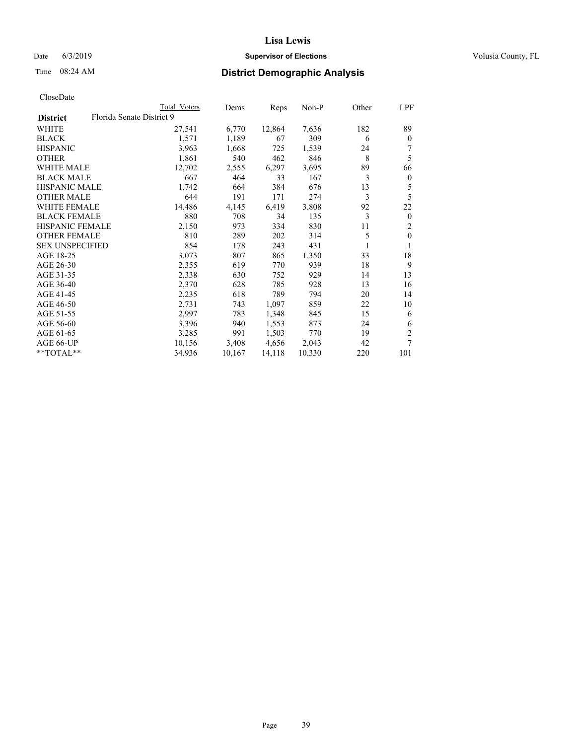## District Demographic Analysis

CloseDate

| District | Total Voters | Dems | Reps | Non-P | Other | LPF |
|---|---|---|---|---|---|---|
| **Florida Senate District 9** | | | | | | |
| WHITE | 27,541 | 6,770 | 12,864 | 7,636 | 182 | 89 |
| BLACK | 1,571 | 1,189 | 67 | 309 | 6 | 0 |
| HISPANIC | 3,963 | 1,668 | 725 | 1,539 | 24 | 7 |
| OTHER | 1,861 | 540 | 462 | 846 | 8 | 5 |
| WHITE MALE | 12,702 | 2,555 | 6,297 | 3,695 | 89 | 66 |
| BLACK MALE | 667 | 464 | 33 | 167 | 3 | 0 |
| HISPANIC MALE | 1,742 | 664 | 384 | 676 | 13 | 5 |
| OTHER MALE | 644 | 191 | 171 | 274 | 3 | 5 |
| WHITE FEMALE | 14,486 | 4,145 | 6,419 | 3,808 | 92 | 22 |
| BLACK FEMALE | 880 | 708 | 34 | 135 | 3 | 0 |
| HISPANIC FEMALE | 2,150 | 973 | 334 | 830 | 11 | 2 |
| OTHER FEMALE | 810 | 289 | 202 | 314 | 5 | 0 |
| SEX UNSPECIFIED | 854 | 178 | 243 | 431 | 1 | 1 |
| AGE 18-25 | 3,073 | 807 | 865 | 1,350 | 33 | 18 |
| AGE 26-30 | 2,355 | 619 | 770 | 939 | 18 | 9 |
| AGE 31-35 | 2,338 | 630 | 752 | 929 | 14 | 13 |
| AGE 36-40 | 2,370 | 628 | 785 | 928 | 13 | 16 |
| AGE 41-45 | 2,235 | 618 | 789 | 794 | 20 | 14 |
| AGE 46-50 | 2,731 | 743 | 1,097 | 859 | 22 | 10 |
| AGE 51-55 | 2,997 | 783 | 1,348 | 845 | 15 | 6 |
| AGE 56-60 | 3,396 | 940 | 1,553 | 873 | 24 | 6 |
| AGE 61-65 | 3,285 | 991 | 1,503 | 770 | 19 | 2 |
| AGE 66-UP | 10,156 | 3,408 | 4,656 | 2,043 | 42 | 7 |
| **TOTAL** | 34,936 | 10,167 | 14,118 | 10,330 | 220 | 101 |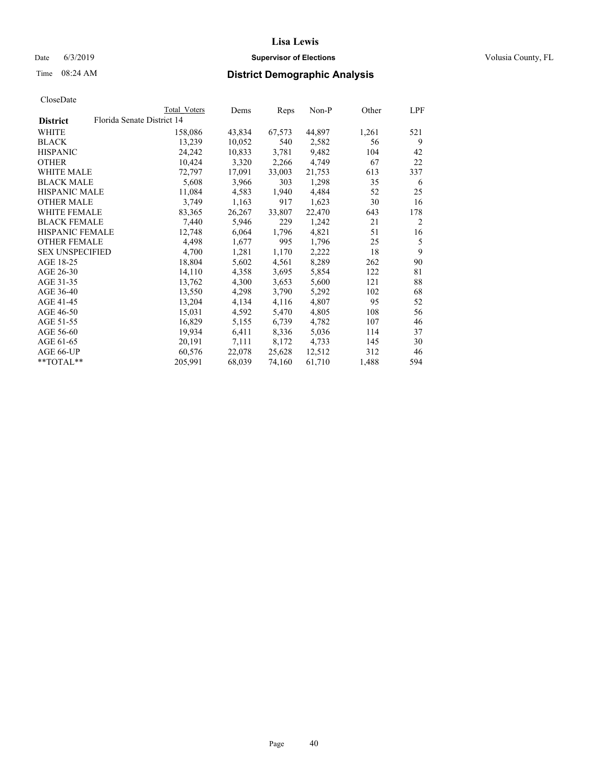# Lisa Lewis

Date 6/3/2019 **Supervisor of Elections** Volusia County, FL

Time 08:24 AM **District Demographic Analysis**

CloseDate

| | Total Voters | Dems | Reps | Non-P | Other | LPF |
|---|---|---|---|---|---|---|
| **District** Florida Senate District 14 | | | | | | |
| WHITE | 158,086 | 43,834 | 67,573 | 44,897 | 1,261 | 521 |
| BLACK | 13,239 | 10,052 | 540 | 2,582 | 56 | 9 |
| HISPANIC | 24,242 | 10,833 | 3,781 | 9,482 | 104 | 42 |
| OTHER | 10,424 | 3,320 | 2,266 | 4,749 | 67 | 22 |
| WHITE MALE | 72,797 | 17,091 | 33,003 | 21,753 | 613 | 337 |
| BLACK MALE | 5,608 | 3,966 | 303 | 1,298 | 35 | 6 |
| HISPANIC MALE | 11,084 | 4,583 | 1,940 | 4,484 | 52 | 25 |
| OTHER MALE | 3,749 | 1,163 | 917 | 1,623 | 30 | 16 |
| WHITE FEMALE | 83,365 | 26,267 | 33,807 | 22,470 | 643 | 178 |
| BLACK FEMALE | 7,440 | 5,946 | 229 | 1,242 | 21 | 2 |
| HISPANIC FEMALE | 12,748 | 6,064 | 1,796 | 4,821 | 51 | 16 |
| OTHER FEMALE | 4,498 | 1,677 | 995 | 1,796 | 25 | 5 |
| SEX UNSPECIFIED | 4,700 | 1,281 | 1,170 | 2,222 | 18 | 9 |
| AGE 18-25 | 18,804 | 5,602 | 4,561 | 8,289 | 262 | 90 |
| AGE 26-30 | 14,110 | 4,358 | 3,695 | 5,854 | 122 | 81 |
| AGE 31-35 | 13,762 | 4,300 | 3,653 | 5,600 | 121 | 88 |
| AGE 36-40 | 13,550 | 4,298 | 3,790 | 5,292 | 102 | 68 |
| AGE 41-45 | 13,204 | 4,134 | 4,116 | 4,807 | 95 | 52 |
| AGE 46-50 | 15,031 | 4,592 | 5,470 | 4,805 | 108 | 56 |
| AGE 51-55 | 16,829 | 5,155 | 6,739 | 4,782 | 107 | 46 |
| AGE 56-60 | 19,934 | 6,411 | 8,336 | 5,036 | 114 | 37 |
| AGE 61-65 | 20,191 | 7,111 | 8,172 | 4,733 | 145 | 30 |
| AGE 66-UP | 60,576 | 22,078 | 25,628 | 12,512 | 312 | 46 |
| **TOTAL** | 205,991 | 68,039 | 74,160 | 61,710 | 1,488 | 594 |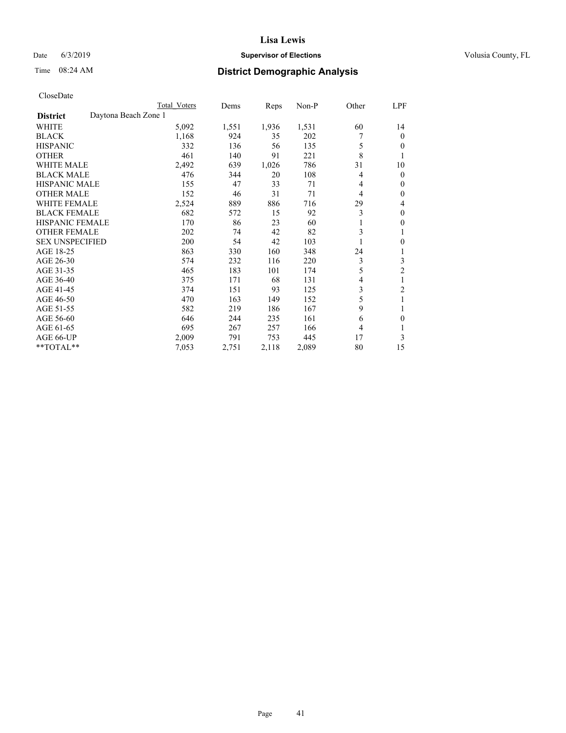# Lisa Lewis

Date 6/3/2019 **Supervisor of Elections** Volusia County, FL

Time 08:24 AM **District Demographic Analysis**

CloseDate

| District | Daytona Beach Zone 1 | Total Voters | Dems | Reps | Non-P | Other | LPF |
|---|---|---|---|---|---|---|---|
| WHITE | | 5,092 | 1,551 | 1,936 | 1,531 | 60 | 14 |
| BLACK | | 1,168 | 924 | 35 | 202 | 7 | 0 |
| HISPANIC | | 332 | 136 | 56 | 135 | 5 | 0 |
| OTHER | | 461 | 140 | 91 | 221 | 8 | 1 |
| WHITE MALE | | 2,492 | 639 | 1,026 | 786 | 31 | 10 |
| BLACK MALE | | 476 | 344 | 20 | 108 | 4 | 0 |
| HISPANIC MALE | | 155 | 47 | 33 | 71 | 4 | 0 |
| OTHER MALE | | 152 | 46 | 31 | 71 | 4 | 0 |
| WHITE FEMALE | | 2,524 | 889 | 886 | 716 | 29 | 4 |
| BLACK FEMALE | | 682 | 572 | 15 | 92 | 3 | 0 |
| HISPANIC FEMALE | | 170 | 86 | 23 | 60 | 1 | 0 |
| OTHER FEMALE | | 202 | 74 | 42 | 82 | 3 | 1 |
| SEX UNSPECIFIED | | 200 | 54 | 42 | 103 | 1 | 0 |
| AGE 18-25 | | 863 | 330 | 160 | 348 | 24 | 1 |
| AGE 26-30 | | 574 | 232 | 116 | 220 | 3 | 3 |
| AGE 31-35 | | 465 | 183 | 101 | 174 | 5 | 2 |
| AGE 36-40 | | 375 | 171 | 68 | 131 | 4 | 1 |
| AGE 41-45 | | 374 | 151 | 93 | 125 | 3 | 2 |
| AGE 46-50 | | 470 | 163 | 149 | 152 | 5 | 1 |
| AGE 51-55 | | 582 | 219 | 186 | 167 | 9 | 1 |
| AGE 56-60 | | 646 | 244 | 235 | 161 | 6 | 0 |
| AGE 61-65 | | 695 | 267 | 257 | 166 | 4 | 1 |
| AGE 66-UP | | 2,009 | 791 | 753 | 445 | 17 | 3 |
| **TOTAL** | | 7,053 | 2,751 | 2,118 | 2,089 | 80 | 15 |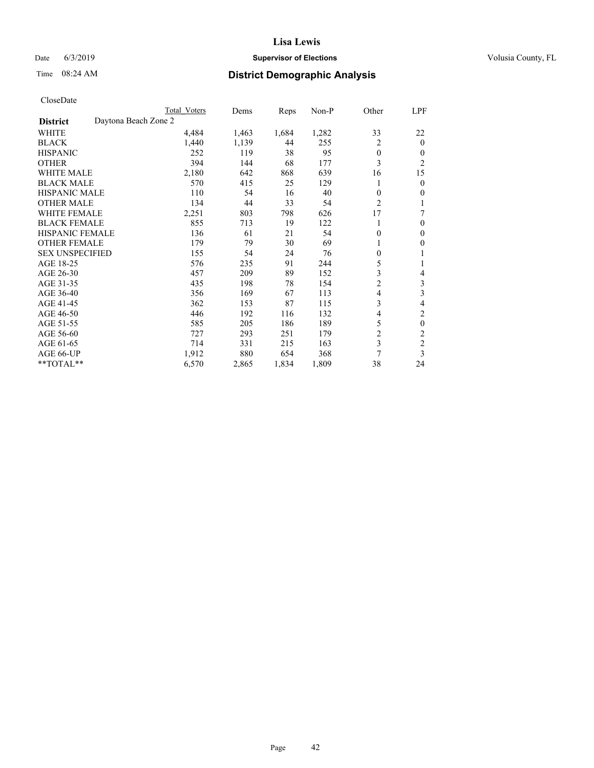# Lisa Lewis

Date 6/3/2019 **Supervisor of Elections** Volusia County, FL

Time 08:24 AM **District Demographic Analysis**

CloseDate

| | Total Voters | Dems | Reps | Non-P | Other | LPF |
|---|---|---|---|---|---|---|
| **District** Daytona Beach Zone 2 | | | | | | |
| WHITE | 4,484 | 1,463 | 1,684 | 1,282 | 33 | 22 |
| BLACK | 1,440 | 1,139 | 44 | 255 | 2 | 0 |
| HISPANIC | 252 | 119 | 38 | 95 | 0 | 0 |
| OTHER | 394 | 144 | 68 | 177 | 3 | 2 |
| WHITE MALE | 2,180 | 642 | 868 | 639 | 16 | 15 |
| BLACK MALE | 570 | 415 | 25 | 129 | 1 | 0 |
| HISPANIC MALE | 110 | 54 | 16 | 40 | 0 | 0 |
| OTHER MALE | 134 | 44 | 33 | 54 | 2 | 1 |
| WHITE FEMALE | 2,251 | 803 | 798 | 626 | 17 | 7 |
| BLACK FEMALE | 855 | 713 | 19 | 122 | 1 | 0 |
| HISPANIC FEMALE | 136 | 61 | 21 | 54 | 0 | 0 |
| OTHER FEMALE | 179 | 79 | 30 | 69 | 1 | 0 |
| SEX UNSPECIFIED | 155 | 54 | 24 | 76 | 0 | 1 |
| AGE 18-25 | 576 | 235 | 91 | 244 | 5 | 1 |
| AGE 26-30 | 457 | 209 | 89 | 152 | 3 | 4 |
| AGE 31-35 | 435 | 198 | 78 | 154 | 2 | 3 |
| AGE 36-40 | 356 | 169 | 67 | 113 | 4 | 3 |
| AGE 41-45 | 362 | 153 | 87 | 115 | 3 | 4 |
| AGE 46-50 | 446 | 192 | 116 | 132 | 4 | 2 |
| AGE 51-55 | 585 | 205 | 186 | 189 | 5 | 0 |
| AGE 56-60 | 727 | 293 | 251 | 179 | 2 | 2 |
| AGE 61-65 | 714 | 331 | 215 | 163 | 3 | 2 |
| AGE 66-UP | 1,912 | 880 | 654 | 368 | 7 | 3 |
| **TOTAL** | 6,570 | 2,865 | 1,834 | 1,809 | 38 | 24 |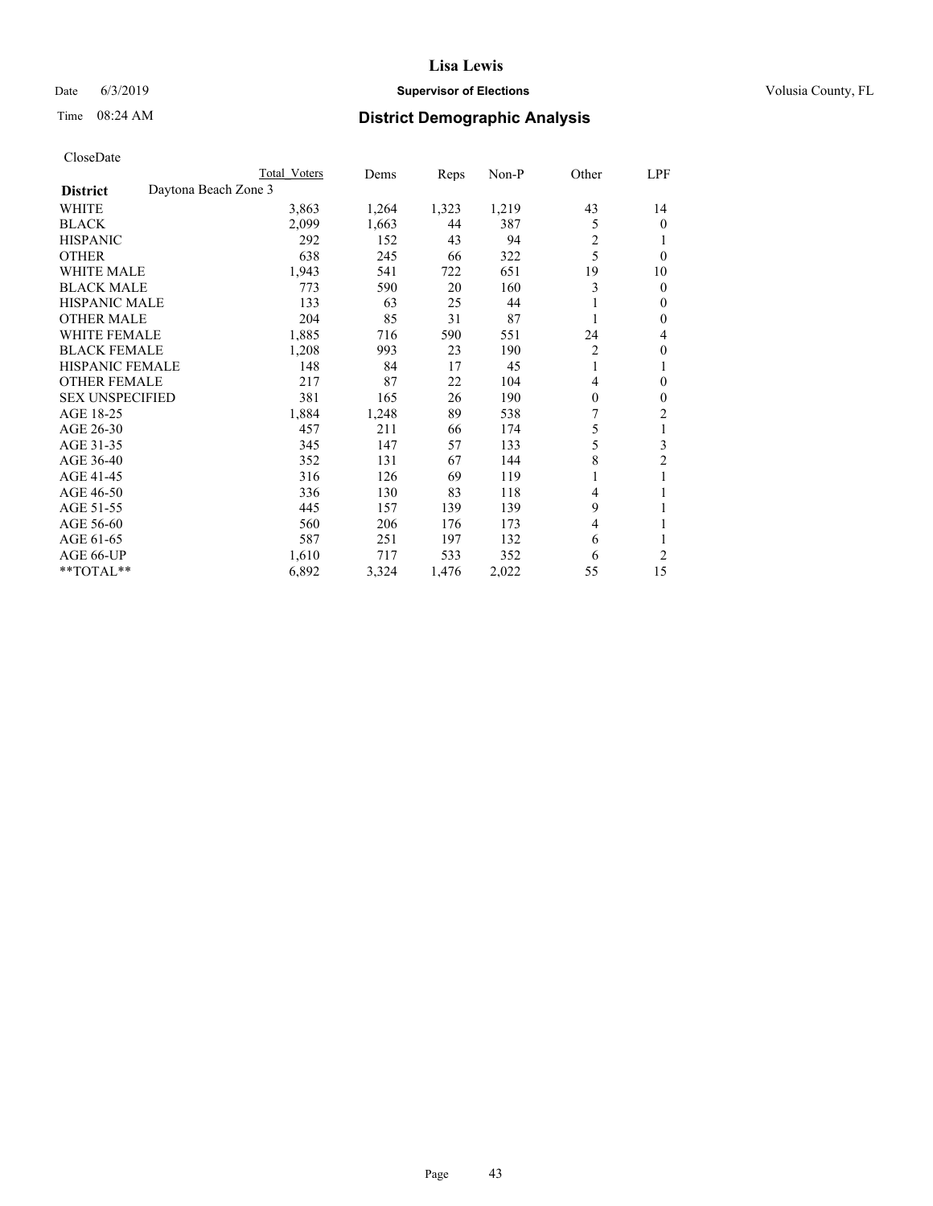# Lisa Lewis

Date 6/3/2019 **Supervisor of Elections** Volusia County, FL

Time 08:24 AM **District Demographic Analysis**

CloseDate

| **District** Daytona Beach Zone 3 | Total Voters | Dems | Reps | Non-P | Other | LPF |
|---|---|---|---|---|---|---|
| WHITE | 3,863 | 1,264 | 1,323 | 1,219 | 43 | 14 |
| BLACK | 2,099 | 1,663 | 44 | 387 | 5 | 0 |
| HISPANIC | 292 | 152 | 43 | 94 | 2 | 1 |
| OTHER | 638 | 245 | 66 | 322 | 5 | 0 |
| WHITE MALE | 1,943 | 541 | 722 | 651 | 19 | 10 |
| BLACK MALE | 773 | 590 | 20 | 160 | 3 | 0 |
| HISPANIC MALE | 133 | 63 | 25 | 44 | 1 | 0 |
| OTHER MALE | 204 | 85 | 31 | 87 | 1 | 0 |
| WHITE FEMALE | 1,885 | 716 | 590 | 551 | 24 | 4 |
| BLACK FEMALE | 1,208 | 993 | 23 | 190 | 2 | 0 |
| HISPANIC FEMALE | 148 | 84 | 17 | 45 | 1 | 1 |
| OTHER FEMALE | 217 | 87 | 22 | 104 | 4 | 0 |
| SEX UNSPECIFIED | 381 | 165 | 26 | 190 | 0 | 0 |
| AGE 18-25 | 1,884 | 1,248 | 89 | 538 | 7 | 2 |
| AGE 26-30 | 457 | 211 | 66 | 174 | 5 | 1 |
| AGE 31-35 | 345 | 147 | 57 | 133 | 5 | 3 |
| AGE 36-40 | 352 | 131 | 67 | 144 | 8 | 2 |
| AGE 41-45 | 316 | 126 | 69 | 119 | 1 | 1 |
| AGE 46-50 | 336 | 130 | 83 | 118 | 4 | 1 |
| AGE 51-55 | 445 | 157 | 139 | 139 | 9 | 1 |
| AGE 56-60 | 560 | 206 | 176 | 173 | 4 | 1 |
| AGE 61-65 | 587 | 251 | 197 | 132 | 6 | 1 |
| AGE 66-UP | 1,610 | 717 | 533 | 352 | 6 | 2 |
| **TOTAL** | 6,892 | 3,324 | 1,476 | 2,022 | 55 | 15 |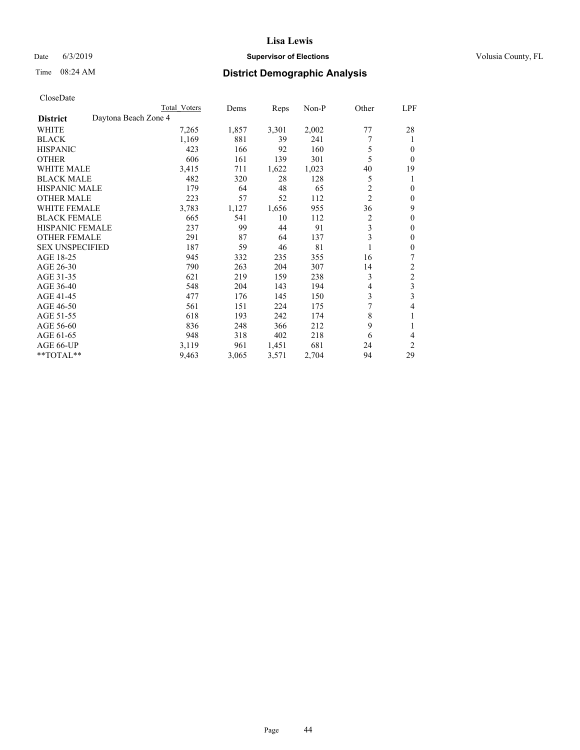# Lisa Lewis

Date 6/3/2019 **Supervisor of Elections** Volusia County, FL

Time 08:24 AM **District Demographic Analysis**

CloseDate

| **District** | Daytona Beach Zone 4 | Total Voters | Dems | Reps | Non-P | Other | LPF |
|---|---|---|---|---|---|---|---|
| WHITE | | 7,265 | 1,857 | 3,301 | 2,002 | 77 | 28 |
| BLACK | | 1,169 | 881 | 39 | 241 | 7 | 1 |
| HISPANIC | | 423 | 166 | 92 | 160 | 5 | 0 |
| OTHER | | 606 | 161 | 139 | 301 | 5 | 0 |
| WHITE MALE | | 3,415 | 711 | 1,622 | 1,023 | 40 | 19 |
| BLACK MALE | | 482 | 320 | 28 | 128 | 5 | 1 |
| HISPANIC MALE | | 179 | 64 | 48 | 65 | 2 | 0 |
| OTHER MALE | | 223 | 57 | 52 | 112 | 2 | 0 |
| WHITE FEMALE | | 3,783 | 1,127 | 1,656 | 955 | 36 | 9 |
| BLACK FEMALE | | 665 | 541 | 10 | 112 | 2 | 0 |
| HISPANIC FEMALE | | 237 | 99 | 44 | 91 | 3 | 0 |
| OTHER FEMALE | | 291 | 87 | 64 | 137 | 3 | 0 |
| SEX UNSPECIFIED | | 187 | 59 | 46 | 81 | 1 | 0 |
| AGE 18-25 | | 945 | 332 | 235 | 355 | 16 | 7 |
| AGE 26-30 | | 790 | 263 | 204 | 307 | 14 | 2 |
| AGE 31-35 | | 621 | 219 | 159 | 238 | 3 | 2 |
| AGE 36-40 | | 548 | 204 | 143 | 194 | 4 | 3 |
| AGE 41-45 | | 477 | 176 | 145 | 150 | 3 | 3 |
| AGE 46-50 | | 561 | 151 | 224 | 175 | 7 | 4 |
| AGE 51-55 | | 618 | 193 | 242 | 174 | 8 | 1 |
| AGE 56-60 | | 836 | 248 | 366 | 212 | 9 | 1 |
| AGE 61-65 | | 948 | 318 | 402 | 218 | 6 | 4 |
| AGE 66-UP | | 3,119 | 961 | 1,451 | 681 | 24 | 2 |
| **TOTAL** | | 9,463 | 3,065 | 3,571 | 2,704 | 94 | 29 |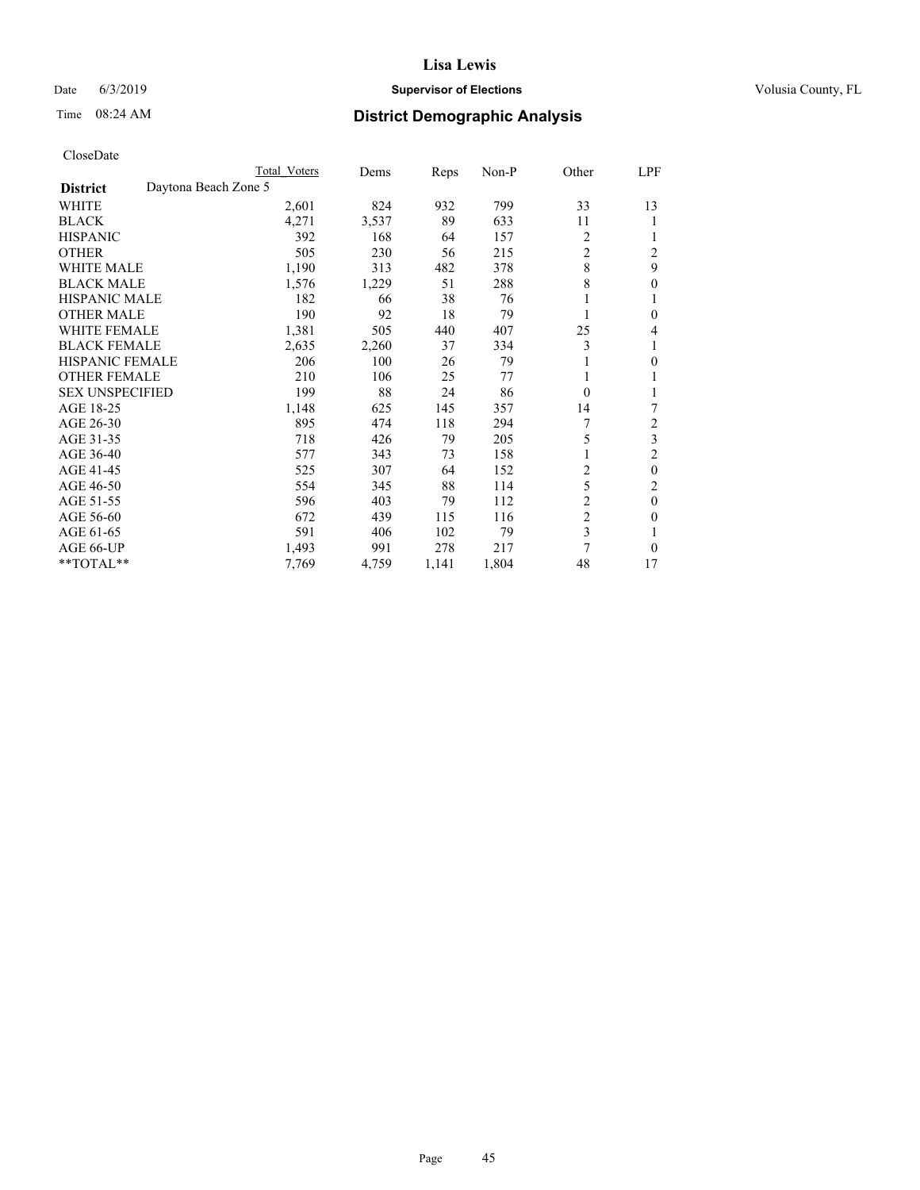# Lisa Lewis

Date 6/3/2019 **Supervisor of Elections** Volusia County, FL

Time 08:24 AM **District Demographic Analysis**

CloseDate

| | Total Voters | Dems | Reps | Non-P | Other | LPF |
|---|---|---|---|---|---|---|
| **District** Daytona Beach Zone 5 | | | | | | |
| WHITE | 2,601 | 824 | 932 | 799 | 33 | 13 |
| BLACK | 4,271 | 3,537 | 89 | 633 | 11 | 1 |
| HISPANIC | 392 | 168 | 64 | 157 | 2 | 1 |
| OTHER | 505 | 230 | 56 | 215 | 2 | 2 |
| WHITE MALE | 1,190 | 313 | 482 | 378 | 8 | 9 |
| BLACK MALE | 1,576 | 1,229 | 51 | 288 | 8 | 0 |
| HISPANIC MALE | 182 | 66 | 38 | 76 | 1 | 1 |
| OTHER MALE | 190 | 92 | 18 | 79 | 1 | 0 |
| WHITE FEMALE | 1,381 | 505 | 440 | 407 | 25 | 4 |
| BLACK FEMALE | 2,635 | 2,260 | 37 | 334 | 3 | 1 |
| HISPANIC FEMALE | 206 | 100 | 26 | 79 | 1 | 0 |
| OTHER FEMALE | 210 | 106 | 25 | 77 | 1 | 1 |
| SEX UNSPECIFIED | 199 | 88 | 24 | 86 | 0 | 1 |
| AGE 18-25 | 1,148 | 625 | 145 | 357 | 14 | 7 |
| AGE 26-30 | 895 | 474 | 118 | 294 | 7 | 2 |
| AGE 31-35 | 718 | 426 | 79 | 205 | 5 | 3 |
| AGE 36-40 | 577 | 343 | 73 | 158 | 1 | 2 |
| AGE 41-45 | 525 | 307 | 64 | 152 | 2 | 0 |
| AGE 46-50 | 554 | 345 | 88 | 114 | 5 | 2 |
| AGE 51-55 | 596 | 403 | 79 | 112 | 2 | 0 |
| AGE 56-60 | 672 | 439 | 115 | 116 | 2 | 0 |
| AGE 61-65 | 591 | 406 | 102 | 79 | 3 | 1 |
| AGE 66-UP | 1,493 | 991 | 278 | 217 | 7 | 0 |
| **TOTAL** | 7,769 | 4,759 | 1,141 | 1,804 | 48 | 17 |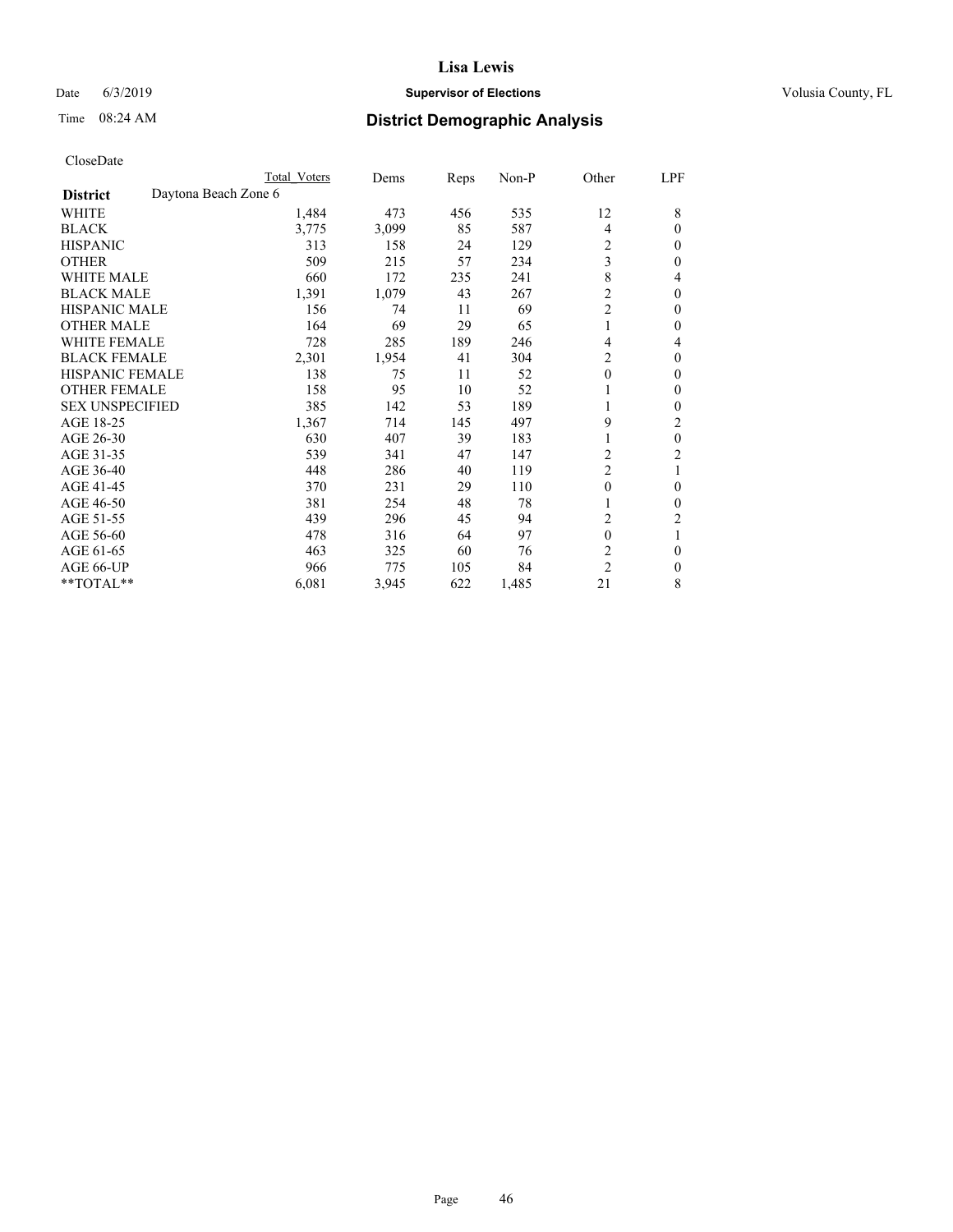# Lisa Lewis

Date 6/3/2019 **Supervisor of Elections** Volusia County, FL

Time 08:24 AM **District Demographic Analysis**

CloseDate

| District | Daytona Beach Zone 6 | Total Voters | Dems | Reps | Non-P | Other | LPF |
|---|---|---|---|---|---|---|---|
| WHITE | | 1,484 | 473 | 456 | 535 | 12 | 8 |
| BLACK | | 3,775 | 3,099 | 85 | 587 | 4 | 0 |
| HISPANIC | | 313 | 158 | 24 | 129 | 2 | 0 |
| OTHER | | 509 | 215 | 57 | 234 | 3 | 0 |
| WHITE MALE | | 660 | 172 | 235 | 241 | 8 | 4 |
| BLACK MALE | | 1,391 | 1,079 | 43 | 267 | 2 | 0 |
| HISPANIC MALE | | 156 | 74 | 11 | 69 | 2 | 0 |
| OTHER MALE | | 164 | 69 | 29 | 65 | 1 | 0 |
| WHITE FEMALE | | 728 | 285 | 189 | 246 | 4 | 4 |
| BLACK FEMALE | | 2,301 | 1,954 | 41 | 304 | 2 | 0 |
| HISPANIC FEMALE | | 138 | 75 | 11 | 52 | 0 | 0 |
| OTHER FEMALE | | 158 | 95 | 10 | 52 | 1 | 0 |
| SEX UNSPECIFIED | | 385 | 142 | 53 | 189 | 1 | 0 |
| AGE 18-25 | | 1,367 | 714 | 145 | 497 | 9 | 2 |
| AGE 26-30 | | 630 | 407 | 39 | 183 | 1 | 0 |
| AGE 31-35 | | 539 | 341 | 47 | 147 | 2 | 2 |
| AGE 36-40 | | 448 | 286 | 40 | 119 | 2 | 1 |
| AGE 41-45 | | 370 | 231 | 29 | 110 | 0 | 0 |
| AGE 46-50 | | 381 | 254 | 48 | 78 | 1 | 0 |
| AGE 51-55 | | 439 | 296 | 45 | 94 | 2 | 2 |
| AGE 56-60 | | 478 | 316 | 64 | 97 | 0 | 1 |
| AGE 61-65 | | 463 | 325 | 60 | 76 | 2 | 0 |
| AGE 66-UP | | 966 | 775 | 105 | 84 | 2 | 0 |
| **TOTAL** | | 6,081 | 3,945 | 622 | 1,485 | 21 | 8 |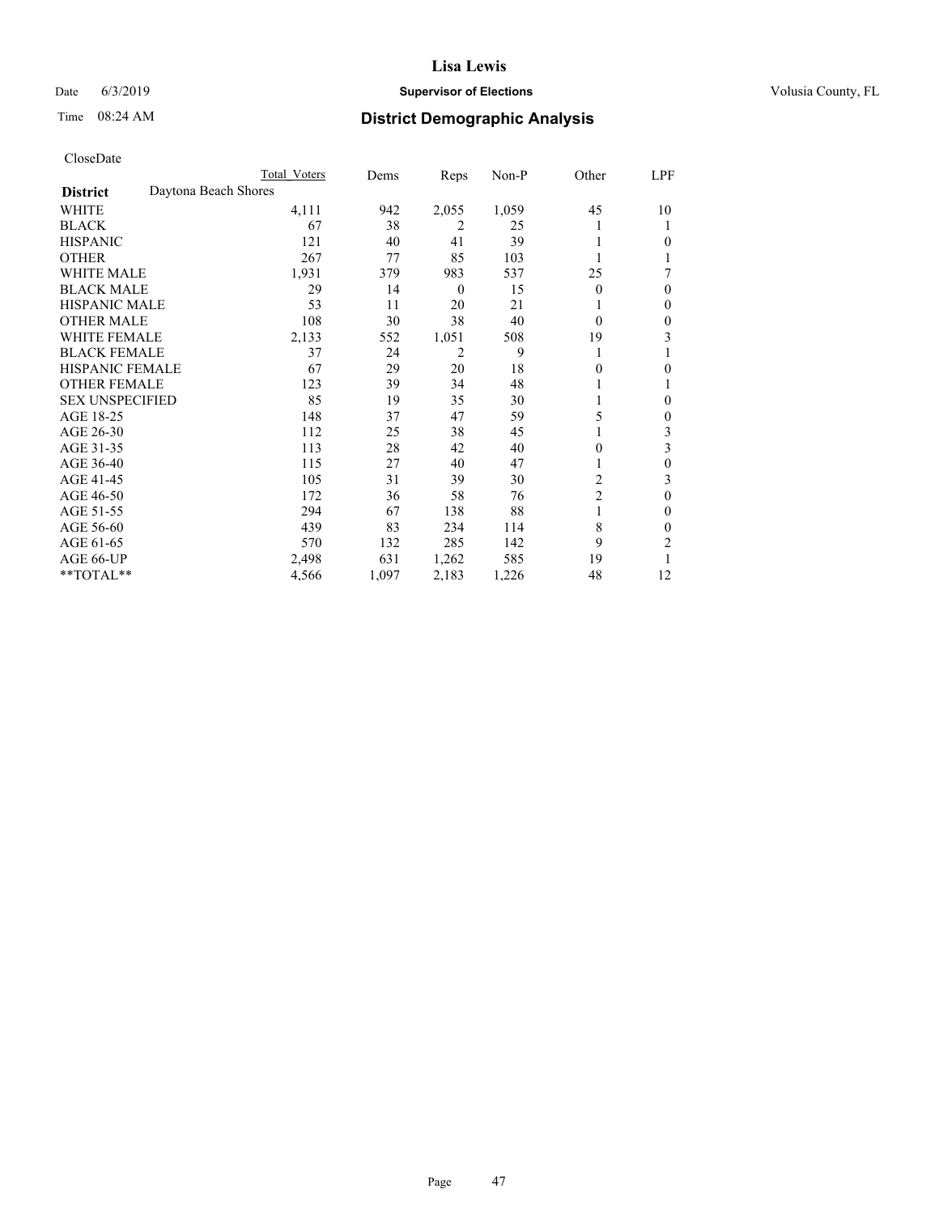# Lisa Lewis

Date 6/3/2019 **Supervisor of Elections** Volusia County, FL

Time 08:24 AM **District Demographic Analysis**

CloseDate

| | Total Voters | Dems | Reps | Non-P | Other | LPF |
|---|---|---|---|---|---|---|
| **District** Daytona Beach Shores | | | | | | |
| WHITE | 4,111 | 942 | 2,055 | 1,059 | 45 | 10 |
| BLACK | 67 | 38 | 2 | 25 | 1 | 1 |
| HISPANIC | 121 | 40 | 41 | 39 | 1 | 0 |
| OTHER | 267 | 77 | 85 | 103 | 1 | 1 |
| WHITE MALE | 1,931 | 379 | 983 | 537 | 25 | 7 |
| BLACK MALE | 29 | 14 | 0 | 15 | 0 | 0 |
| HISPANIC MALE | 53 | 11 | 20 | 21 | 1 | 0 |
| OTHER MALE | 108 | 30 | 38 | 40 | 0 | 0 |
| WHITE FEMALE | 2,133 | 552 | 1,051 | 508 | 19 | 3 |
| BLACK FEMALE | 37 | 24 | 2 | 9 | 1 | 1 |
| HISPANIC FEMALE | 67 | 29 | 20 | 18 | 0 | 0 |
| OTHER FEMALE | 123 | 39 | 34 | 48 | 1 | 1 |
| SEX UNSPECIFIED | 85 | 19 | 35 | 30 | 1 | 0 |
| AGE 18-25 | 148 | 37 | 47 | 59 | 5 | 0 |
| AGE 26-30 | 112 | 25 | 38 | 45 | 1 | 3 |
| AGE 31-35 | 113 | 28 | 42 | 40 | 0 | 3 |
| AGE 36-40 | 115 | 27 | 40 | 47 | 1 | 0 |
| AGE 41-45 | 105 | 31 | 39 | 30 | 2 | 3 |
| AGE 46-50 | 172 | 36 | 58 | 76 | 2 | 0 |
| AGE 51-55 | 294 | 67 | 138 | 88 | 1 | 0 |
| AGE 56-60 | 439 | 83 | 234 | 114 | 8 | 0 |
| AGE 61-65 | 570 | 132 | 285 | 142 | 9 | 2 |
| AGE 66-UP | 2,498 | 631 | 1,262 | 585 | 19 | 1 |
| **TOTAL** | 4,566 | 1,097 | 2,183 | 1,226 | 48 | 12 |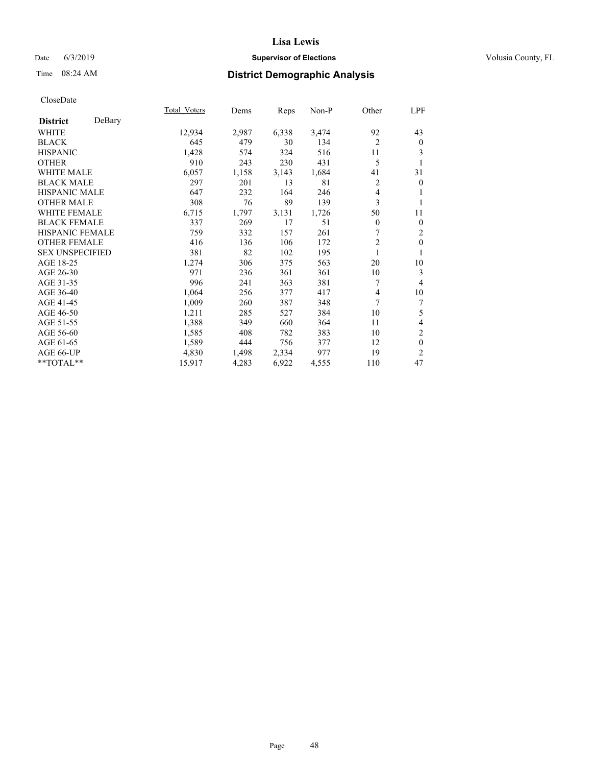# Lisa Lewis

Date 6/3/2019 **Supervisor of Elections** Volusia County, FL

Time 08:24 AM **District Demographic Analysis**

CloseDate

| | Total_Voters | Dems | Reps | Non-P | Other | LPF |
|---|---|---|---|---|---|---|
| **District** DeBary | | | | | | |
| WHITE | 12,934 | 2,987 | 6,338 | 3,474 | 92 | 43 |
| BLACK | 645 | 479 | 30 | 134 | 2 | 0 |
| HISPANIC | 1,428 | 574 | 324 | 516 | 11 | 3 |
| OTHER | 910 | 243 | 230 | 431 | 5 | 1 |
| WHITE MALE | 6,057 | 1,158 | 3,143 | 1,684 | 41 | 31 |
| BLACK MALE | 297 | 201 | 13 | 81 | 2 | 0 |
| HISPANIC MALE | 647 | 232 | 164 | 246 | 4 | 1 |
| OTHER MALE | 308 | 76 | 89 | 139 | 3 | 1 |
| WHITE FEMALE | 6,715 | 1,797 | 3,131 | 1,726 | 50 | 11 |
| BLACK FEMALE | 337 | 269 | 17 | 51 | 0 | 0 |
| HISPANIC FEMALE | 759 | 332 | 157 | 261 | 7 | 2 |
| OTHER FEMALE | 416 | 136 | 106 | 172 | 2 | 0 |
| SEX UNSPECIFIED | 381 | 82 | 102 | 195 | 1 | 1 |
| AGE 18-25 | 1,274 | 306 | 375 | 563 | 20 | 10 |
| AGE 26-30 | 971 | 236 | 361 | 361 | 10 | 3 |
| AGE 31-35 | 996 | 241 | 363 | 381 | 7 | 4 |
| AGE 36-40 | 1,064 | 256 | 377 | 417 | 4 | 10 |
| AGE 41-45 | 1,009 | 260 | 387 | 348 | 7 | 7 |
| AGE 46-50 | 1,211 | 285 | 527 | 384 | 10 | 5 |
| AGE 51-55 | 1,388 | 349 | 660 | 364 | 11 | 4 |
| AGE 56-60 | 1,585 | 408 | 782 | 383 | 10 | 2 |
| AGE 61-65 | 1,589 | 444 | 756 | 377 | 12 | 0 |
| AGE 66-UP | 4,830 | 1,498 | 2,334 | 977 | 19 | 2 |
| **TOTAL** | 15,917 | 4,283 | 6,922 | 4,555 | 110 | 47 |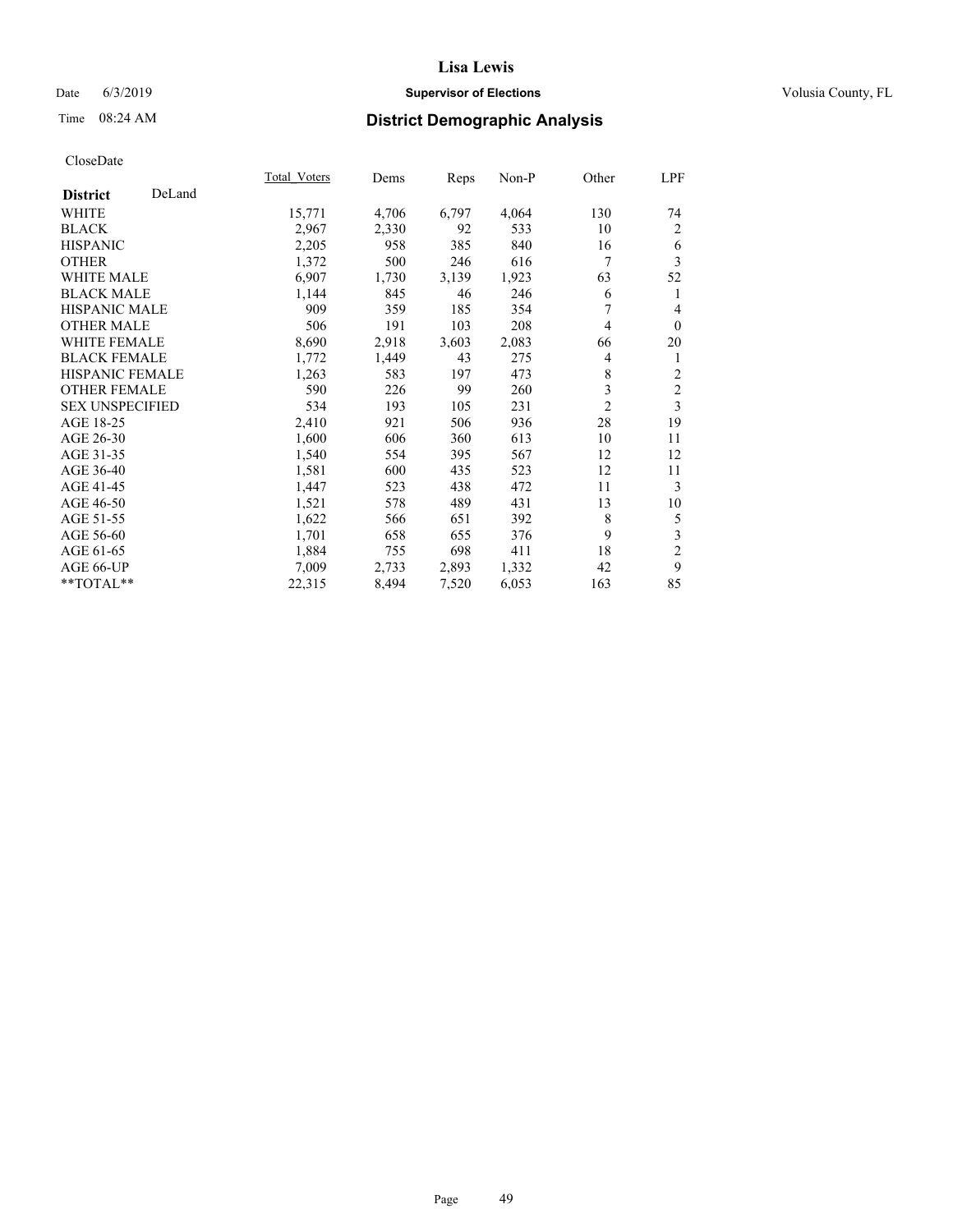# Lisa Lewis

Date 6/3/2019 **Supervisor of Elections** Volusia County, FL

Time 08:24 AM **District Demographic Analysis**

CloseDate

| **District** DeLand | Total_Voters | Dems | Reps | Non-P | Other | LPF |
|---|---|---|---|---|---|---|
| WHITE | 15,771 | 4,706 | 6,797 | 4,064 | 130 | 74 |
| BLACK | 2,967 | 2,330 | 92 | 533 | 10 | 2 |
| HISPANIC | 2,205 | 958 | 385 | 840 | 16 | 6 |
| OTHER | 1,372 | 500 | 246 | 616 | 7 | 3 |
| WHITE MALE | 6,907 | 1,730 | 3,139 | 1,923 | 63 | 52 |
| BLACK MALE | 1,144 | 845 | 46 | 246 | 6 | 1 |
| HISPANIC MALE | 909 | 359 | 185 | 354 | 7 | 4 |
| OTHER MALE | 506 | 191 | 103 | 208 | 4 | 0 |
| WHITE FEMALE | 8,690 | 2,918 | 3,603 | 2,083 | 66 | 20 |
| BLACK FEMALE | 1,772 | 1,449 | 43 | 275 | 4 | 1 |
| HISPANIC FEMALE | 1,263 | 583 | 197 | 473 | 8 | 2 |
| OTHER FEMALE | 590 | 226 | 99 | 260 | 3 | 2 |
| SEX UNSPECIFIED | 534 | 193 | 105 | 231 | 2 | 3 |
| AGE 18-25 | 2,410 | 921 | 506 | 936 | 28 | 19 |
| AGE 26-30 | 1,600 | 606 | 360 | 613 | 10 | 11 |
| AGE 31-35 | 1,540 | 554 | 395 | 567 | 12 | 12 |
| AGE 36-40 | 1,581 | 600 | 435 | 523 | 12 | 11 |
| AGE 41-45 | 1,447 | 523 | 438 | 472 | 11 | 3 |
| AGE 46-50 | 1,521 | 578 | 489 | 431 | 13 | 10 |
| AGE 51-55 | 1,622 | 566 | 651 | 392 | 8 | 5 |
| AGE 56-60 | 1,701 | 658 | 655 | 376 | 9 | 3 |
| AGE 61-65 | 1,884 | 755 | 698 | 411 | 18 | 2 |
| AGE 66-UP | 7,009 | 2,733 | 2,893 | 1,332 | 42 | 9 |
| **TOTAL** | 22,315 | 8,494 | 7,520 | 6,053 | 163 | 85 |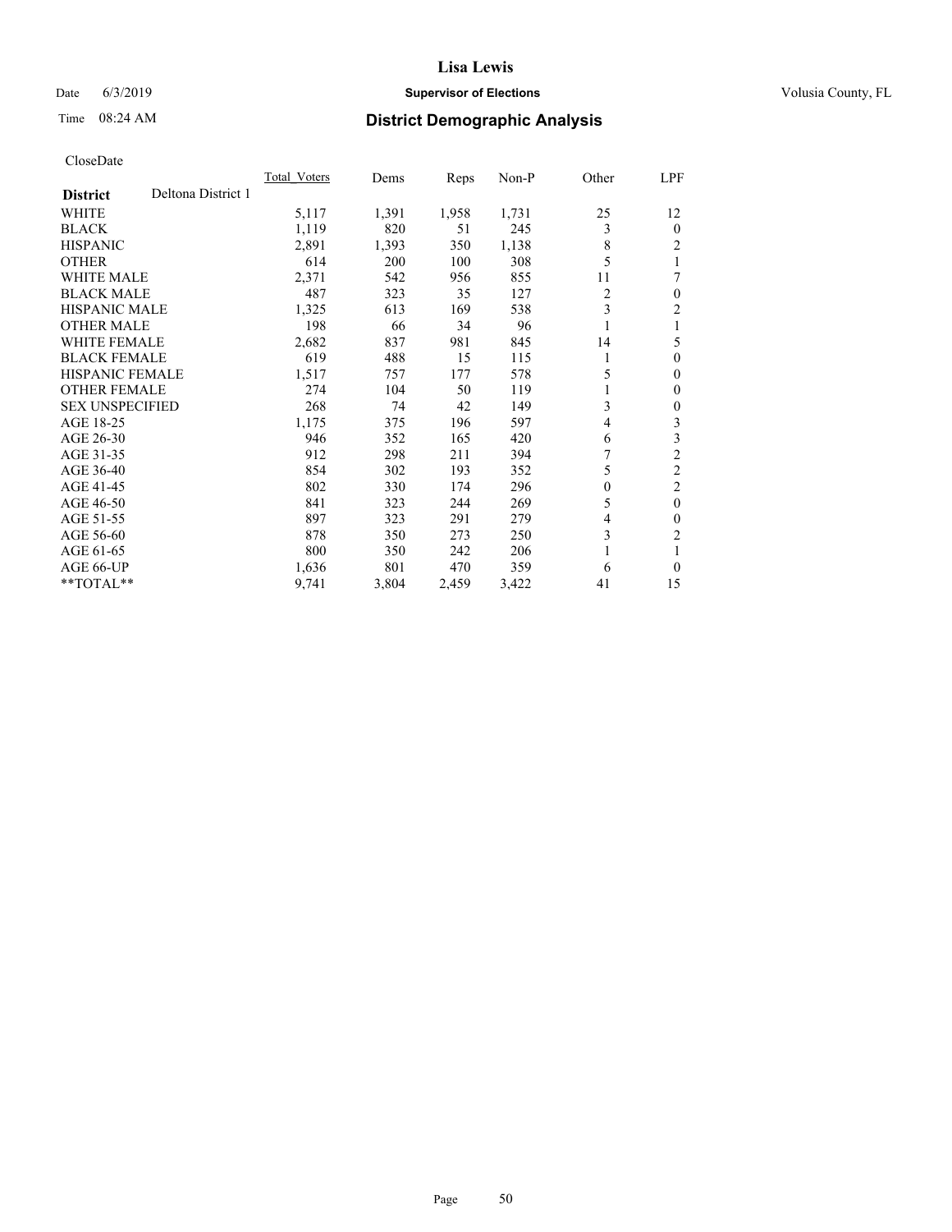CloseDate

| District | Deltona District 1 | Total_Voters | Dems | Reps | Non-P | Other | LPF |
|---|---|---|---|---|---|---|---|
| WHITE | | 5,117 | 1,391 | 1,958 | 1,731 | 25 | 12 |
| BLACK | | 1,119 | 820 | 51 | 245 | 3 | 0 |
| HISPANIC | | 2,891 | 1,393 | 350 | 1,138 | 8 | 2 |
| OTHER | | 614 | 200 | 100 | 308 | 5 | 1 |
| WHITE MALE | | 2,371 | 542 | 956 | 855 | 11 | 7 |
| BLACK MALE | | 487 | 323 | 35 | 127 | 2 | 0 |
| HISPANIC MALE | | 1,325 | 613 | 169 | 538 | 3 | 2 |
| OTHER MALE | | 198 | 66 | 34 | 96 | 1 | 1 |
| WHITE FEMALE | | 2,682 | 837 | 981 | 845 | 14 | 5 |
| BLACK FEMALE | | 619 | 488 | 15 | 115 | 1 | 0 |
| HISPANIC FEMALE | | 1,517 | 757 | 177 | 578 | 5 | 0 |
| OTHER FEMALE | | 274 | 104 | 50 | 119 | 1 | 0 |
| SEX UNSPECIFIED | | 268 | 74 | 42 | 149 | 3 | 0 |
| AGE 18-25 | | 1,175 | 375 | 196 | 597 | 4 | 3 |
| AGE 26-30 | | 946 | 352 | 165 | 420 | 6 | 3 |
| AGE 31-35 | | 912 | 298 | 211 | 394 | 7 | 2 |
| AGE 36-40 | | 854 | 302 | 193 | 352 | 5 | 2 |
| AGE 41-45 | | 802 | 330 | 174 | 296 | 0 | 2 |
| AGE 46-50 | | 841 | 323 | 244 | 269 | 5 | 0 |
| AGE 51-55 | | 897 | 323 | 291 | 279 | 4 | 0 |
| AGE 56-60 | | 878 | 350 | 273 | 250 | 3 | 2 |
| AGE 61-65 | | 800 | 350 | 242 | 206 | 1 | 1 |
| AGE 66-UP | | 1,636 | 801 | 470 | 359 | 6 | 0 |
| **TOTAL** | | 9,741 | 3,804 | 2,459 | 3,422 | 41 | 15 |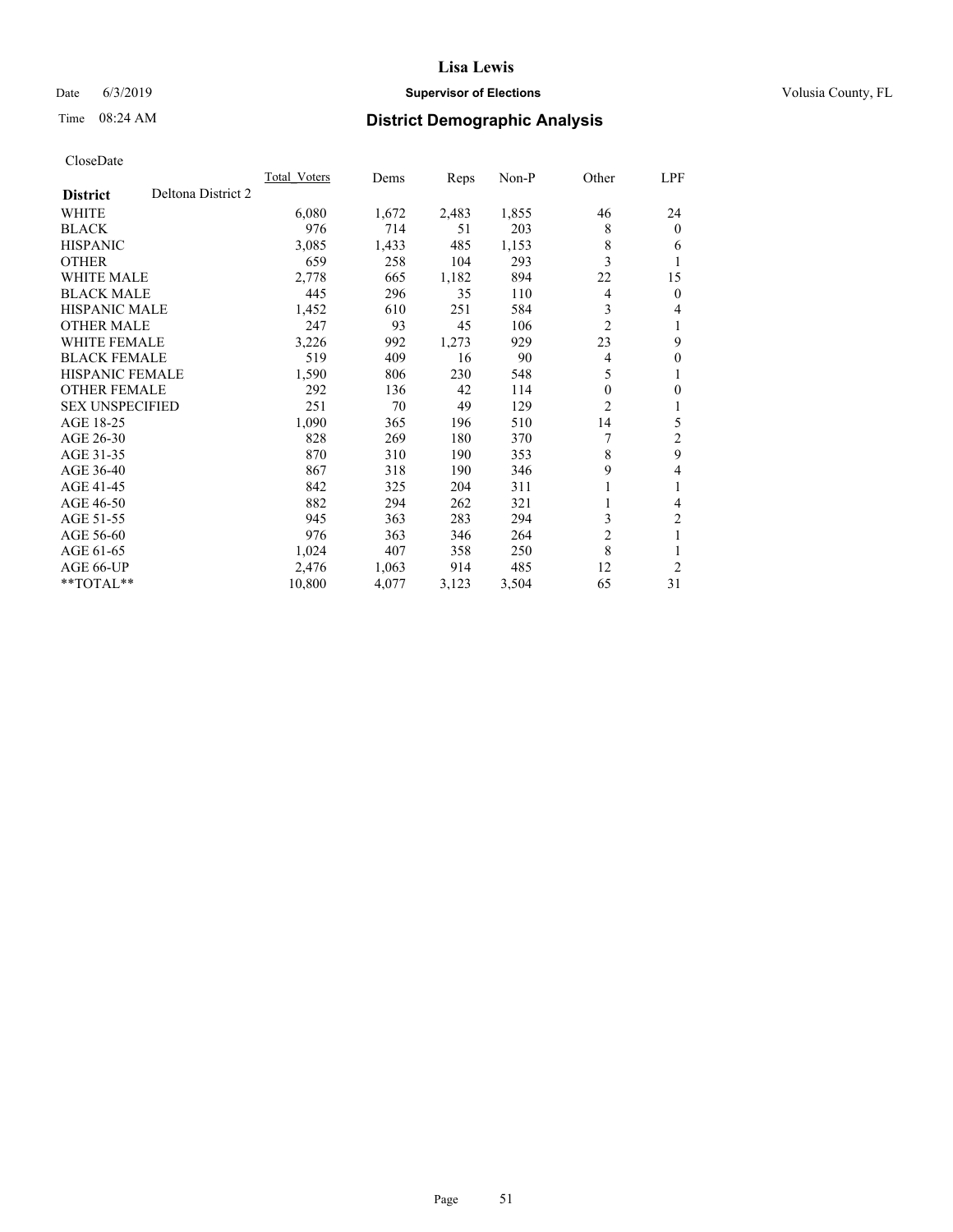CloseDate

| District | Deltona District 2 | Total_Voters | Dems | Reps | Non-P | Other | LPF |
|---|---|---|---|---|---|---|---|
| WHITE | | 6,080 | 1,672 | 2,483 | 1,855 | 46 | 24 |
| BLACK | | 976 | 714 | 51 | 203 | 8 | 0 |
| HISPANIC | | 3,085 | 1,433 | 485 | 1,153 | 8 | 6 |
| OTHER | | 659 | 258 | 104 | 293 | 3 | 1 |
| WHITE MALE | | 2,778 | 665 | 1,182 | 894 | 22 | 15 |
| BLACK MALE | | 445 | 296 | 35 | 110 | 4 | 0 |
| HISPANIC MALE | | 1,452 | 610 | 251 | 584 | 3 | 4 |
| OTHER MALE | | 247 | 93 | 45 | 106 | 2 | 1 |
| WHITE FEMALE | | 3,226 | 992 | 1,273 | 929 | 23 | 9 |
| BLACK FEMALE | | 519 | 409 | 16 | 90 | 4 | 0 |
| HISPANIC FEMALE | | 1,590 | 806 | 230 | 548 | 5 | 1 |
| OTHER FEMALE | | 292 | 136 | 42 | 114 | 0 | 0 |
| SEX UNSPECIFIED | | 251 | 70 | 49 | 129 | 2 | 1 |
| AGE 18-25 | | 1,090 | 365 | 196 | 510 | 14 | 5 |
| AGE 26-30 | | 828 | 269 | 180 | 370 | 7 | 2 |
| AGE 31-35 | | 870 | 310 | 190 | 353 | 8 | 9 |
| AGE 36-40 | | 867 | 318 | 190 | 346 | 9 | 4 |
| AGE 41-45 | | 842 | 325 | 204 | 311 | 1 | 1 |
| AGE 46-50 | | 882 | 294 | 262 | 321 | 1 | 4 |
| AGE 51-55 | | 945 | 363 | 283 | 294 | 3 | 2 |
| AGE 56-60 | | 976 | 363 | 346 | 264 | 2 | 1 |
| AGE 61-65 | | 1,024 | 407 | 358 | 250 | 8 | 1 |
| AGE 66-UP | | 2,476 | 1,063 | 914 | 485 | 12 | 2 |
| **TOTAL** | | 10,800 | 4,077 | 3,123 | 3,504 | 65 | 31 |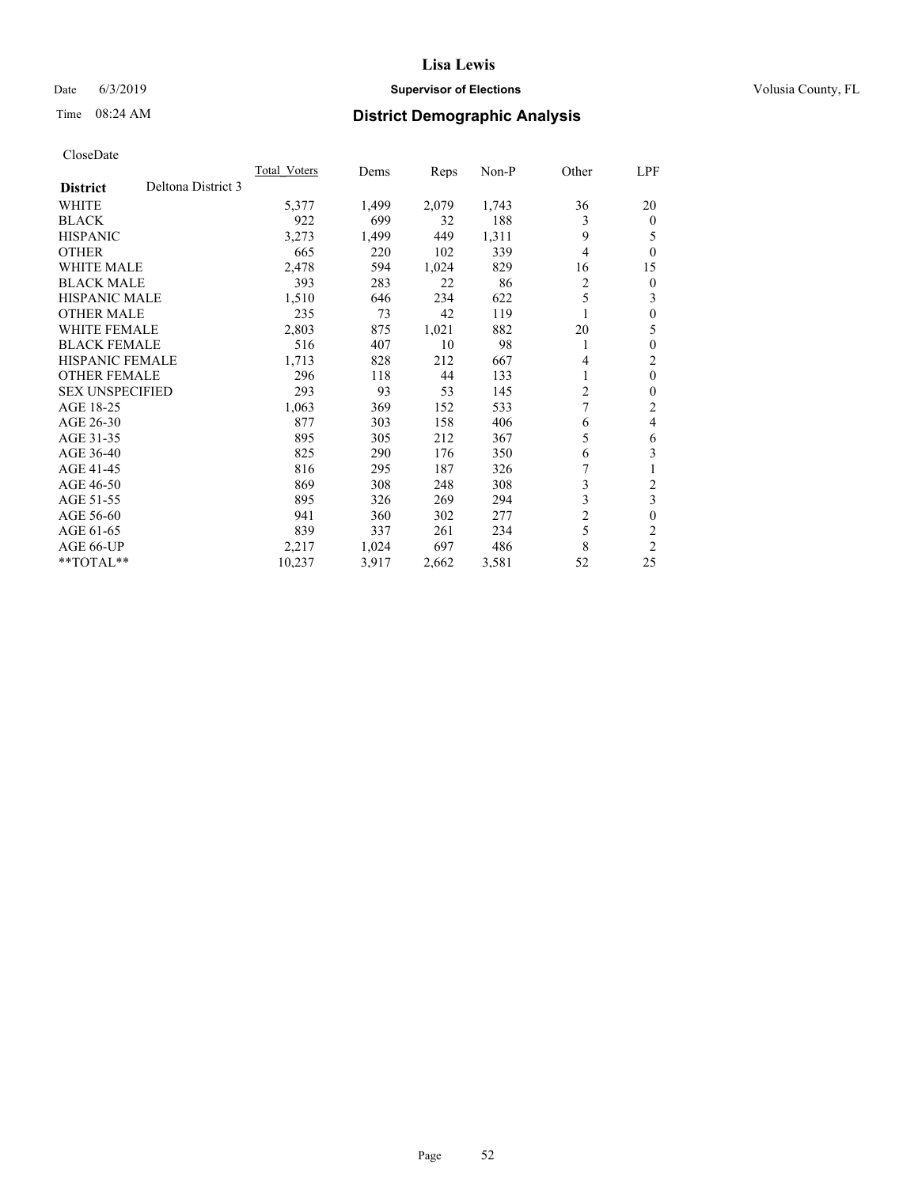# Lisa Lewis

Date 6/3/2019 **Supervisor of Elections** Volusia County, FL

Time 08:24 AM **District Demographic Analysis**

CloseDate

| District | Deltona District 3 | Total_Voters | Dems | Reps | Non-P | Other | LPF |
|---|---|---|---|---|---|---|---|
| WHITE | | 5,377 | 1,499 | 2,079 | 1,743 | 36 | 20 |
| BLACK | | 922 | 699 | 32 | 188 | 3 | 0 |
| HISPANIC | | 3,273 | 1,499 | 449 | 1,311 | 9 | 5 |
| OTHER | | 665 | 220 | 102 | 339 | 4 | 0 |
| WHITE MALE | | 2,478 | 594 | 1,024 | 829 | 16 | 15 |
| BLACK MALE | | 393 | 283 | 22 | 86 | 2 | 0 |
| HISPANIC MALE | | 1,510 | 646 | 234 | 622 | 5 | 3 |
| OTHER MALE | | 235 | 73 | 42 | 119 | 1 | 0 |
| WHITE FEMALE | | 2,803 | 875 | 1,021 | 882 | 20 | 5 |
| BLACK FEMALE | | 516 | 407 | 10 | 98 | 1 | 0 |
| HISPANIC FEMALE | | 1,713 | 828 | 212 | 667 | 4 | 2 |
| OTHER FEMALE | | 296 | 118 | 44 | 133 | 1 | 0 |
| SEX UNSPECIFIED | | 293 | 93 | 53 | 145 | 2 | 0 |
| AGE 18-25 | | 1,063 | 369 | 152 | 533 | 7 | 2 |
| AGE 26-30 | | 877 | 303 | 158 | 406 | 6 | 4 |
| AGE 31-35 | | 895 | 305 | 212 | 367 | 5 | 6 |
| AGE 36-40 | | 825 | 290 | 176 | 350 | 6 | 3 |
| AGE 41-45 | | 816 | 295 | 187 | 326 | 7 | 1 |
| AGE 46-50 | | 869 | 308 | 248 | 308 | 3 | 2 |
| AGE 51-55 | | 895 | 326 | 269 | 294 | 3 | 3 |
| AGE 56-60 | | 941 | 360 | 302 | 277 | 2 | 0 |
| AGE 61-65 | | 839 | 337 | 261 | 234 | 5 | 2 |
| AGE 66-UP | | 2,217 | 1,024 | 697 | 486 | 8 | 2 |
| **TOTAL** | | 10,237 | 3,917 | 2,662 | 3,581 | 52 | 25 |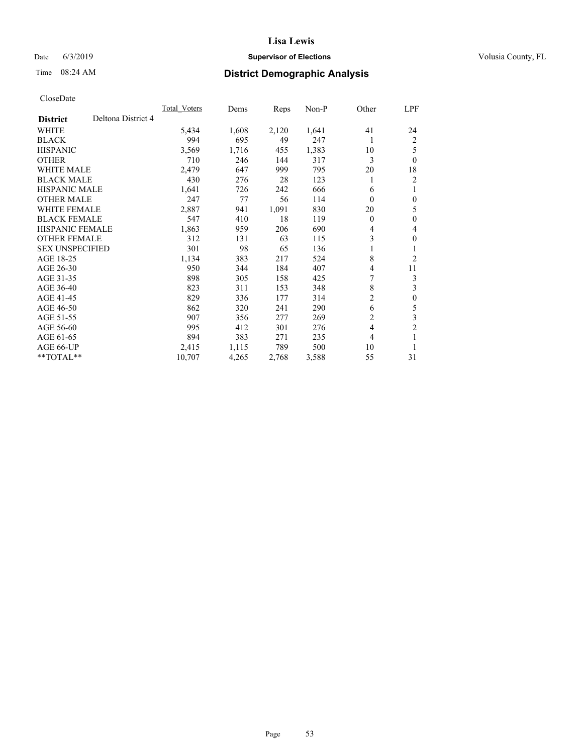# Lisa Lewis

Date 6/3/2019 **Supervisor of Elections** Volusia County, FL

Time 08:24 AM **District Demographic Analysis**

CloseDate

| **District** Deltona District 4 | Total_Voters | Dems | Reps | Non-P | Other | LPF |
|---|---|---|---|---|---|---|
| WHITE | 5,434 | 1,608 | 2,120 | 1,641 | 41 | 24 |
| BLACK | 994 | 695 | 49 | 247 | 1 | 2 |
| HISPANIC | 3,569 | 1,716 | 455 | 1,383 | 10 | 5 |
| OTHER | 710 | 246 | 144 | 317 | 3 | 0 |
| WHITE MALE | 2,479 | 647 | 999 | 795 | 20 | 18 |
| BLACK MALE | 430 | 276 | 28 | 123 | 1 | 2 |
| HISPANIC MALE | 1,641 | 726 | 242 | 666 | 6 | 1 |
| OTHER MALE | 247 | 77 | 56 | 114 | 0 | 0 |
| WHITE FEMALE | 2,887 | 941 | 1,091 | 830 | 20 | 5 |
| BLACK FEMALE | 547 | 410 | 18 | 119 | 0 | 0 |
| HISPANIC FEMALE | 1,863 | 959 | 206 | 690 | 4 | 4 |
| OTHER FEMALE | 312 | 131 | 63 | 115 | 3 | 0 |
| SEX UNSPECIFIED | 301 | 98 | 65 | 136 | 1 | 1 |
| AGE 18-25 | 1,134 | 383 | 217 | 524 | 8 | 2 |
| AGE 26-30 | 950 | 344 | 184 | 407 | 4 | 11 |
| AGE 31-35 | 898 | 305 | 158 | 425 | 7 | 3 |
| AGE 36-40 | 823 | 311 | 153 | 348 | 8 | 3 |
| AGE 41-45 | 829 | 336 | 177 | 314 | 2 | 0 |
| AGE 46-50 | 862 | 320 | 241 | 290 | 6 | 5 |
| AGE 51-55 | 907 | 356 | 277 | 269 | 2 | 3 |
| AGE 56-60 | 995 | 412 | 301 | 276 | 4 | 2 |
| AGE 61-65 | 894 | 383 | 271 | 235 | 4 | 1 |
| AGE 66-UP | 2,415 | 1,115 | 789 | 500 | 10 | 1 |
| **TOTAL** | 10,707 | 4,265 | 2,768 | 3,588 | 55 | 31 |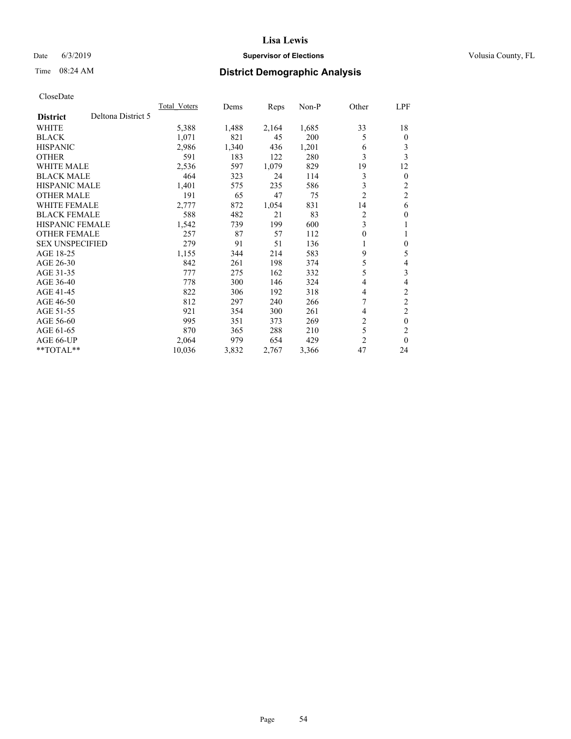# Lisa Lewis

Date 6/3/2019 **Supervisor of Elections** Volusia County, FL

Time 08:24 AM **District Demographic Analysis**

CloseDate

| District | Deltona District 5 | Total_Voters | Dems | Reps | Non-P | Other | LPF |
|---|---|---|---|---|---|---|---|
| WHITE | | 5,388 | 1,488 | 2,164 | 1,685 | 33 | 18 |
| BLACK | | 1,071 | 821 | 45 | 200 | 5 | 0 |
| HISPANIC | | 2,986 | 1,340 | 436 | 1,201 | 6 | 3 |
| OTHER | | 591 | 183 | 122 | 280 | 3 | 3 |
| WHITE MALE | | 2,536 | 597 | 1,079 | 829 | 19 | 12 |
| BLACK MALE | | 464 | 323 | 24 | 114 | 3 | 0 |
| HISPANIC MALE | | 1,401 | 575 | 235 | 586 | 3 | 2 |
| OTHER MALE | | 191 | 65 | 47 | 75 | 2 | 2 |
| WHITE FEMALE | | 2,777 | 872 | 1,054 | 831 | 14 | 6 |
| BLACK FEMALE | | 588 | 482 | 21 | 83 | 2 | 0 |
| HISPANIC FEMALE | | 1,542 | 739 | 199 | 600 | 3 | 1 |
| OTHER FEMALE | | 257 | 87 | 57 | 112 | 0 | 1 |
| SEX UNSPECIFIED | | 279 | 91 | 51 | 136 | 1 | 0 |
| AGE 18-25 | | 1,155 | 344 | 214 | 583 | 9 | 5 |
| AGE 26-30 | | 842 | 261 | 198 | 374 | 5 | 4 |
| AGE 31-35 | | 777 | 275 | 162 | 332 | 5 | 3 |
| AGE 36-40 | | 778 | 300 | 146 | 324 | 4 | 4 |
| AGE 41-45 | | 822 | 306 | 192 | 318 | 4 | 2 |
| AGE 46-50 | | 812 | 297 | 240 | 266 | 7 | 2 |
| AGE 51-55 | | 921 | 354 | 300 | 261 | 4 | 2 |
| AGE 56-60 | | 995 | 351 | 373 | 269 | 2 | 0 |
| AGE 61-65 | | 870 | 365 | 288 | 210 | 5 | 2 |
| AGE 66-UP | | 2,064 | 979 | 654 | 429 | 2 | 0 |
| **TOTAL** | | 10,036 | 3,832 | 2,767 | 3,366 | 47 | 24 |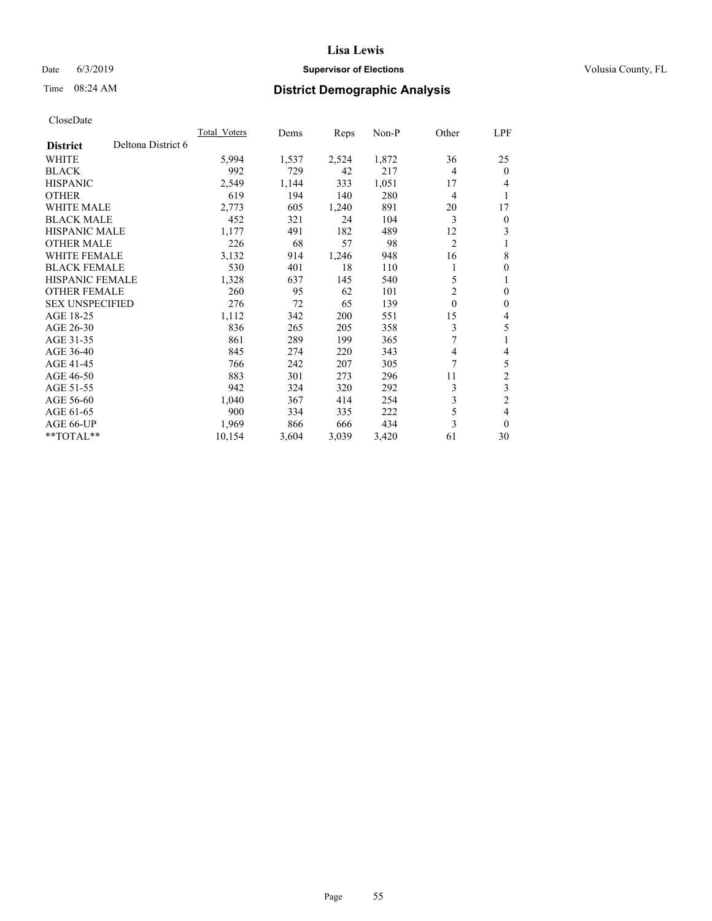# Lisa Lewis

Date 6/3/2019 **Supervisor of Elections** Volusia County, FL

Time 08:24 AM **District Demographic Analysis**

CloseDate

| District | Deltona District 6 | Total_Voters | Dems | Reps | Non-P | Other | LPF |
|---|---|---|---|---|---|---|---|
| WHITE | | 5,994 | 1,537 | 2,524 | 1,872 | 36 | 25 |
| BLACK | | 992 | 729 | 42 | 217 | 4 | 0 |
| HISPANIC | | 2,549 | 1,144 | 333 | 1,051 | 17 | 4 |
| OTHER | | 619 | 194 | 140 | 280 | 4 | 1 |
| WHITE MALE | | 2,773 | 605 | 1,240 | 891 | 20 | 17 |
| BLACK MALE | | 452 | 321 | 24 | 104 | 3 | 0 |
| HISPANIC MALE | | 1,177 | 491 | 182 | 489 | 12 | 3 |
| OTHER MALE | | 226 | 68 | 57 | 98 | 2 | 1 |
| WHITE FEMALE | | 3,132 | 914 | 1,246 | 948 | 16 | 8 |
| BLACK FEMALE | | 530 | 401 | 18 | 110 | 1 | 0 |
| HISPANIC FEMALE | | 1,328 | 637 | 145 | 540 | 5 | 1 |
| OTHER FEMALE | | 260 | 95 | 62 | 101 | 2 | 0 |
| SEX UNSPECIFIED | | 276 | 72 | 65 | 139 | 0 | 0 |
| AGE 18-25 | | 1,112 | 342 | 200 | 551 | 15 | 4 |
| AGE 26-30 | | 836 | 265 | 205 | 358 | 3 | 5 |
| AGE 31-35 | | 861 | 289 | 199 | 365 | 7 | 1 |
| AGE 36-40 | | 845 | 274 | 220 | 343 | 4 | 4 |
| AGE 41-45 | | 766 | 242 | 207 | 305 | 7 | 5 |
| AGE 46-50 | | 883 | 301 | 273 | 296 | 11 | 2 |
| AGE 51-55 | | 942 | 324 | 320 | 292 | 3 | 3 |
| AGE 56-60 | | 1,040 | 367 | 414 | 254 | 3 | 2 |
| AGE 61-65 | | 900 | 334 | 335 | 222 | 5 | 4 |
| AGE 66-UP | | 1,969 | 866 | 666 | 434 | 3 | 0 |
| **TOTAL** | | 10,154 | 3,604 | 3,039 | 3,420 | 61 | 30 |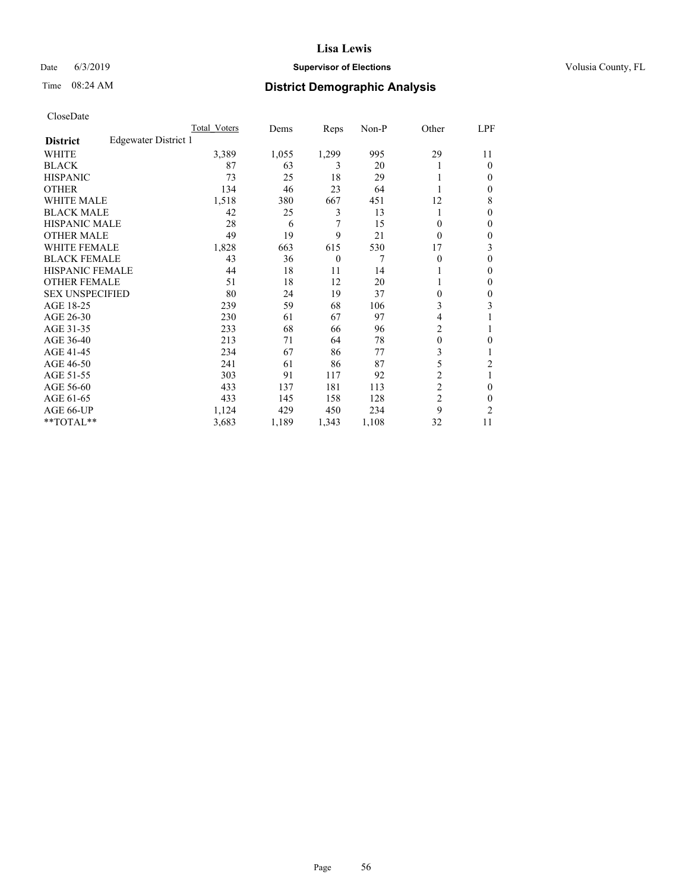CloseDate

| District | Edgewater District 1 | Total Voters | Dems | Reps | Non-P | Other | LPF |
|---|---|---|---|---|---|---|---|
| WHITE | | 3,389 | 1,055 | 1,299 | 995 | 29 | 11 |
| BLACK | | 87 | 63 | 3 | 20 | 1 | 0 |
| HISPANIC | | 73 | 25 | 18 | 29 | 1 | 0 |
| OTHER | | 134 | 46 | 23 | 64 | 1 | 0 |
| WHITE MALE | | 1,518 | 380 | 667 | 451 | 12 | 8 |
| BLACK MALE | | 42 | 25 | 3 | 13 | 1 | 0 |
| HISPANIC MALE | | 28 | 6 | 7 | 15 | 0 | 0 |
| OTHER MALE | | 49 | 19 | 9 | 21 | 0 | 0 |
| WHITE FEMALE | | 1,828 | 663 | 615 | 530 | 17 | 3 |
| BLACK FEMALE | | 43 | 36 | 0 | 7 | 0 | 0 |
| HISPANIC FEMALE | | 44 | 18 | 11 | 14 | 1 | 0 |
| OTHER FEMALE | | 51 | 18 | 12 | 20 | 1 | 0 |
| SEX UNSPECIFIED | | 80 | 24 | 19 | 37 | 0 | 0 |
| AGE 18-25 | | 239 | 59 | 68 | 106 | 3 | 3 |
| AGE 26-30 | | 230 | 61 | 67 | 97 | 4 | 1 |
| AGE 31-35 | | 233 | 68 | 66 | 96 | 2 | 1 |
| AGE 36-40 | | 213 | 71 | 64 | 78 | 0 | 0 |
| AGE 41-45 | | 234 | 67 | 86 | 77 | 3 | 1 |
| AGE 46-50 | | 241 | 61 | 86 | 87 | 5 | 2 |
| AGE 51-55 | | 303 | 91 | 117 | 92 | 2 | 1 |
| AGE 56-60 | | 433 | 137 | 181 | 113 | 2 | 0 |
| AGE 61-65 | | 433 | 145 | 158 | 128 | 2 | 0 |
| AGE 66-UP | | 1,124 | 429 | 450 | 234 | 9 | 2 |
| **TOTAL** | | 3,683 | 1,189 | 1,343 | 1,108 | 32 | 11 |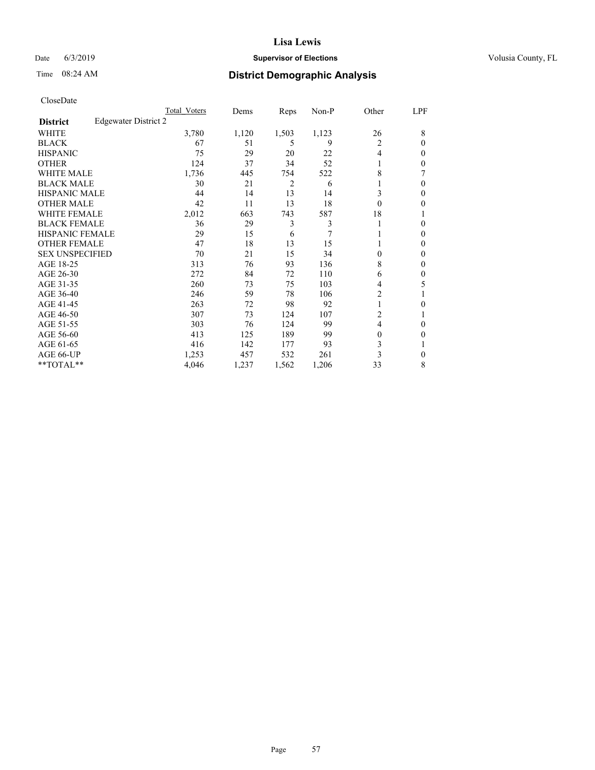# Lisa Lewis

Date 6/3/2019 **Supervisor of Elections** Volusia County, FL

Time 08:24 AM **District Demographic Analysis**

CloseDate

| | Total Voters | Dems | Reps | Non-P | Other | LPF |
|---|---|---|---|---|---|---|
| **District** Edgewater District 2 | | | | | | |
| WHITE | 3,780 | 1,120 | 1,503 | 1,123 | 26 | 8 |
| BLACK | 67 | 51 | 5 | 9 | 2 | 0 |
| HISPANIC | 75 | 29 | 20 | 22 | 4 | 0 |
| OTHER | 124 | 37 | 34 | 52 | 1 | 0 |
| WHITE MALE | 1,736 | 445 | 754 | 522 | 8 | 7 |
| BLACK MALE | 30 | 21 | 2 | 6 | 1 | 0 |
| HISPANIC MALE | 44 | 14 | 13 | 14 | 3 | 0 |
| OTHER MALE | 42 | 11 | 13 | 18 | 0 | 0 |
| WHITE FEMALE | 2,012 | 663 | 743 | 587 | 18 | 1 |
| BLACK FEMALE | 36 | 29 | 3 | 3 | 1 | 0 |
| HISPANIC FEMALE | 29 | 15 | 6 | 7 | 1 | 0 |
| OTHER FEMALE | 47 | 18 | 13 | 15 | 1 | 0 |
| SEX UNSPECIFIED | 70 | 21 | 15 | 34 | 0 | 0 |
| AGE 18-25 | 313 | 76 | 93 | 136 | 8 | 0 |
| AGE 26-30 | 272 | 84 | 72 | 110 | 6 | 0 |
| AGE 31-35 | 260 | 73 | 75 | 103 | 4 | 5 |
| AGE 36-40 | 246 | 59 | 78 | 106 | 2 | 1 |
| AGE 41-45 | 263 | 72 | 98 | 92 | 1 | 0 |
| AGE 46-50 | 307 | 73 | 124 | 107 | 2 | 1 |
| AGE 51-55 | 303 | 76 | 124 | 99 | 4 | 0 |
| AGE 56-60 | 413 | 125 | 189 | 99 | 0 | 0 |
| AGE 61-65 | 416 | 142 | 177 | 93 | 3 | 1 |
| AGE 66-UP | 1,253 | 457 | 532 | 261 | 3 | 0 |
| **TOTAL** | 4,046 | 1,237 | 1,562 | 1,206 | 33 | 8 |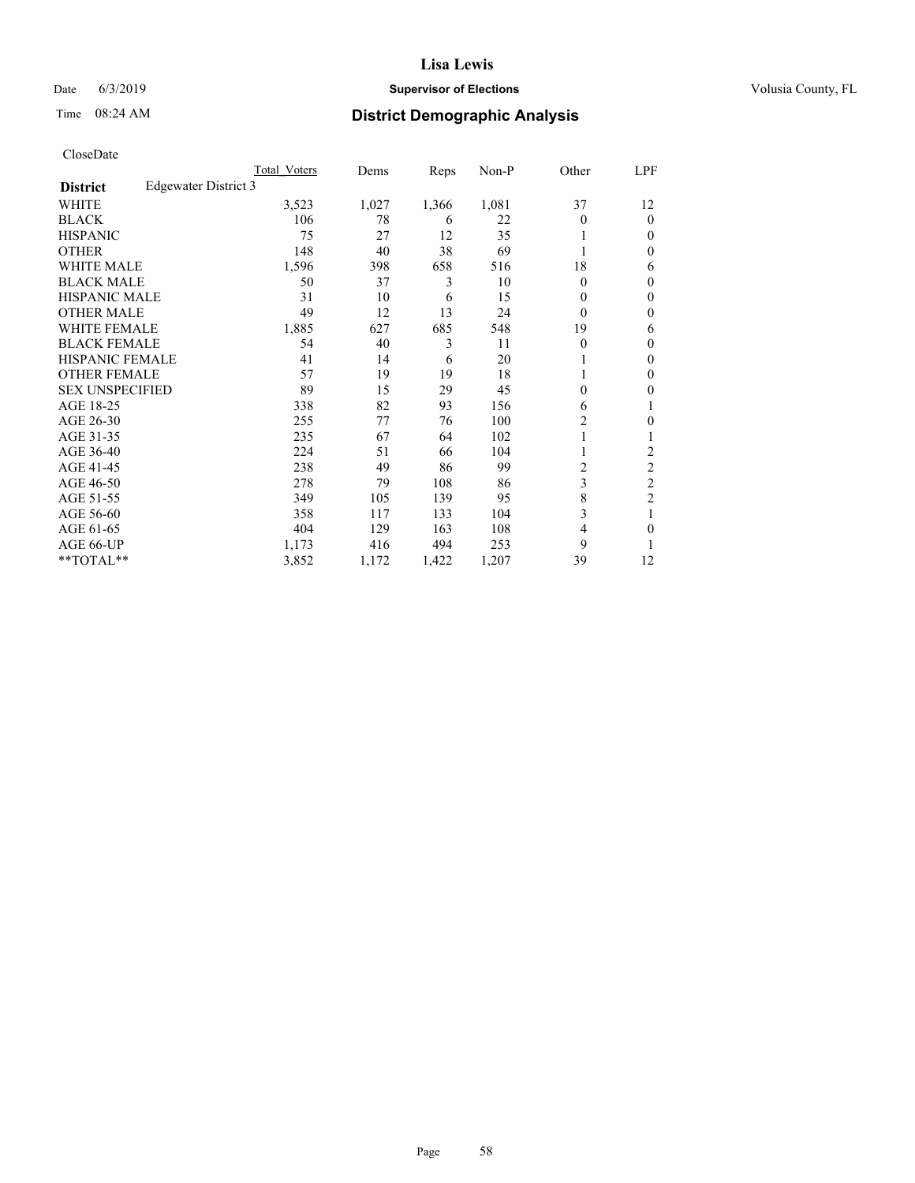# Lisa Lewis

Date 6/3/2019 **Supervisor of Elections** Volusia County, FL

Time 08:24 AM **District Demographic Analysis**

CloseDate

| | Total Voters | Dems | Reps | Non-P | Other | LPF |
|---|---|---|---|---|---|---|
| **District** Edgewater District 3 | | | | | | |
| WHITE | 3,523 | 1,027 | 1,366 | 1,081 | 37 | 12 |
| BLACK | 106 | 78 | 6 | 22 | 0 | 0 |
| HISPANIC | 75 | 27 | 12 | 35 | 1 | 0 |
| OTHER | 148 | 40 | 38 | 69 | 1 | 0 |
| WHITE MALE | 1,596 | 398 | 658 | 516 | 18 | 6 |
| BLACK MALE | 50 | 37 | 3 | 10 | 0 | 0 |
| HISPANIC MALE | 31 | 10 | 6 | 15 | 0 | 0 |
| OTHER MALE | 49 | 12 | 13 | 24 | 0 | 0 |
| WHITE FEMALE | 1,885 | 627 | 685 | 548 | 19 | 6 |
| BLACK FEMALE | 54 | 40 | 3 | 11 | 0 | 0 |
| HISPANIC FEMALE | 41 | 14 | 6 | 20 | 1 | 0 |
| OTHER FEMALE | 57 | 19 | 19 | 18 | 1 | 0 |
| SEX UNSPECIFIED | 89 | 15 | 29 | 45 | 0 | 0 |
| AGE 18-25 | 338 | 82 | 93 | 156 | 6 | 1 |
| AGE 26-30 | 255 | 77 | 76 | 100 | 2 | 0 |
| AGE 31-35 | 235 | 67 | 64 | 102 | 1 | 1 |
| AGE 36-40 | 224 | 51 | 66 | 104 | 1 | 2 |
| AGE 41-45 | 238 | 49 | 86 | 99 | 2 | 2 |
| AGE 46-50 | 278 | 79 | 108 | 86 | 3 | 2 |
| AGE 51-55 | 349 | 105 | 139 | 95 | 8 | 2 |
| AGE 56-60 | 358 | 117 | 133 | 104 | 3 | 1 |
| AGE 61-65 | 404 | 129 | 163 | 108 | 4 | 0 |
| AGE 66-UP | 1,173 | 416 | 494 | 253 | 9 | 1 |
| **TOTAL** | 3,852 | 1,172 | 1,422 | 1,207 | 39 | 12 |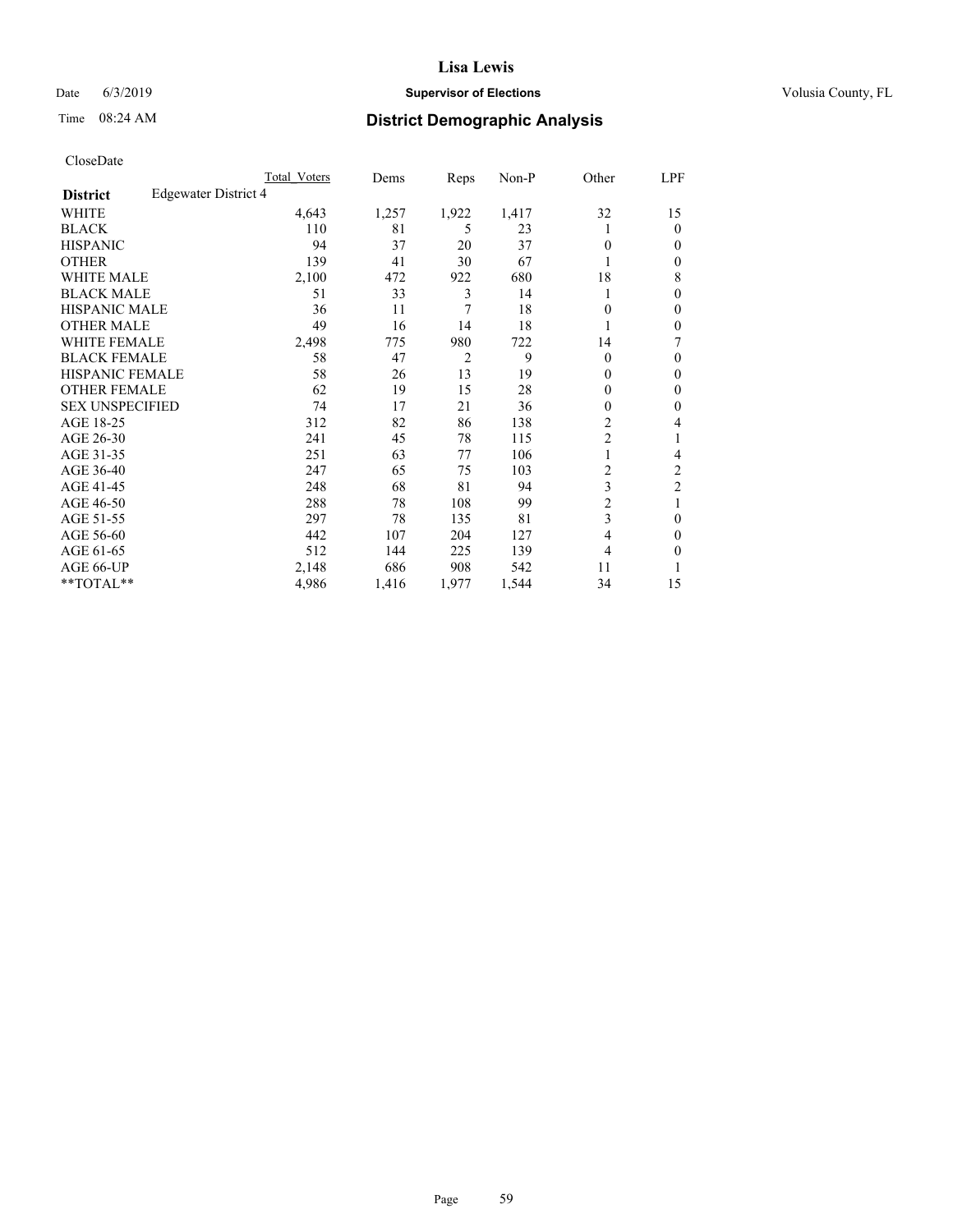# Lisa Lewis

Date 6/3/2019 **Supervisor of Elections** Volusia County, FL

Time 08:24 AM **District Demographic Analysis**

CloseDate

| District | Edgewater District 4 | Total Voters | Dems | Reps | Non-P | Other | LPF |
|---|---|---|---|---|---|---|---|
| WHITE | | 4,643 | 1,257 | 1,922 | 1,417 | 32 | 15 |
| BLACK | | 110 | 81 | 5 | 23 | 1 | 0 |
| HISPANIC | | 94 | 37 | 20 | 37 | 0 | 0 |
| OTHER | | 139 | 41 | 30 | 67 | 1 | 0 |
| WHITE MALE | | 2,100 | 472 | 922 | 680 | 18 | 8 |
| BLACK MALE | | 51 | 33 | 3 | 14 | 1 | 0 |
| HISPANIC MALE | | 36 | 11 | 7 | 18 | 0 | 0 |
| OTHER MALE | | 49 | 16 | 14 | 18 | 1 | 0 |
| WHITE FEMALE | | 2,498 | 775 | 980 | 722 | 14 | 7 |
| BLACK FEMALE | | 58 | 47 | 2 | 9 | 0 | 0 |
| HISPANIC FEMALE | | 58 | 26 | 13 | 19 | 0 | 0 |
| OTHER FEMALE | | 62 | 19 | 15 | 28 | 0 | 0 |
| SEX UNSPECIFIED | | 74 | 17 | 21 | 36 | 0 | 0 |
| AGE 18-25 | | 312 | 82 | 86 | 138 | 2 | 4 |
| AGE 26-30 | | 241 | 45 | 78 | 115 | 2 | 1 |
| AGE 31-35 | | 251 | 63 | 77 | 106 | 1 | 4 |
| AGE 36-40 | | 247 | 65 | 75 | 103 | 2 | 2 |
| AGE 41-45 | | 248 | 68 | 81 | 94 | 3 | 2 |
| AGE 46-50 | | 288 | 78 | 108 | 99 | 2 | 1 |
| AGE 51-55 | | 297 | 78 | 135 | 81 | 3 | 0 |
| AGE 56-60 | | 442 | 107 | 204 | 127 | 4 | 0 |
| AGE 61-65 | | 512 | 144 | 225 | 139 | 4 | 0 |
| AGE 66-UP | | 2,148 | 686 | 908 | 542 | 11 | 1 |
| **TOTAL** | | 4,986 | 1,416 | 1,977 | 1,544 | 34 | 15 |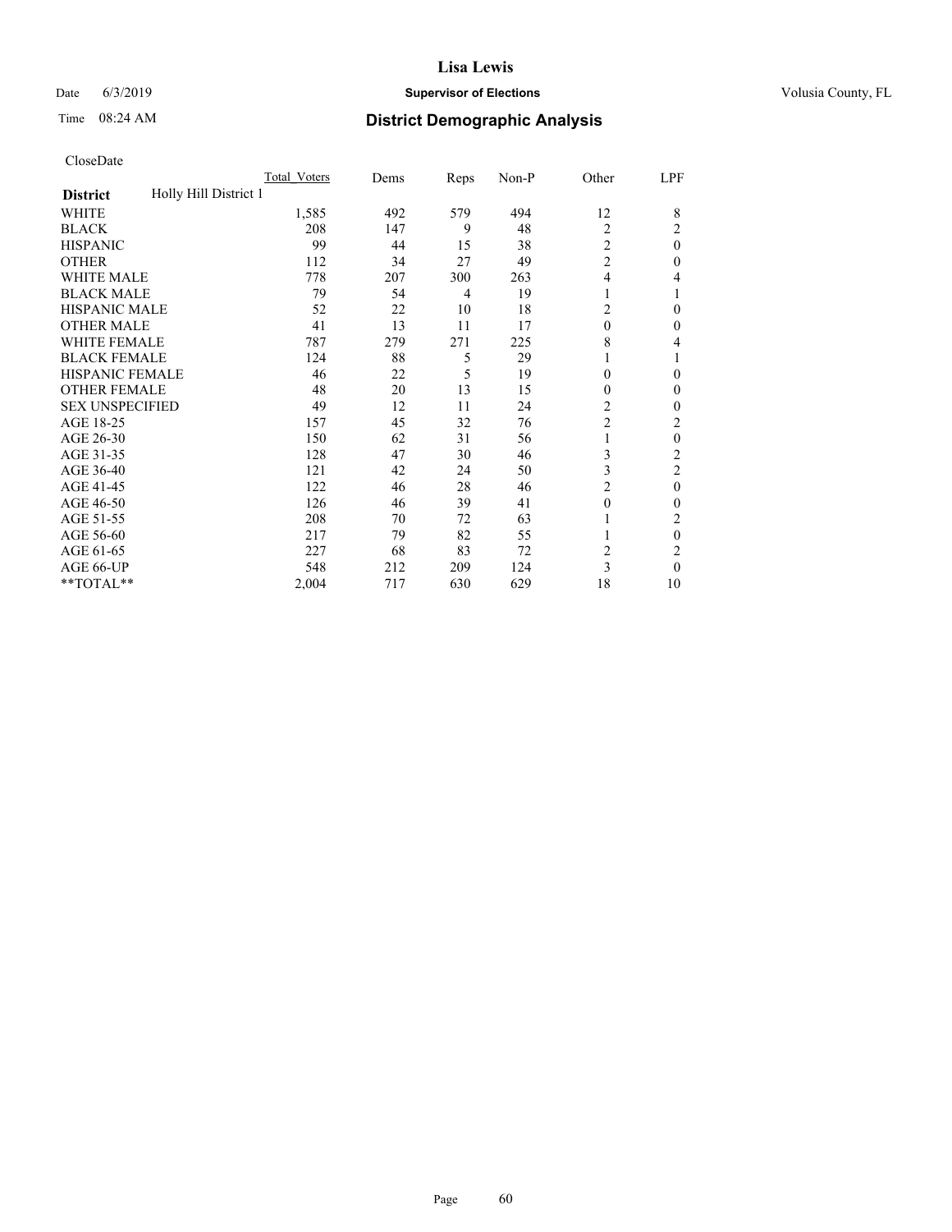# Lisa Lewis

Date 6/3/2019 **Supervisor of Elections** Volusia County, FL

Time 08:24 AM **District Demographic Analysis**

CloseDate

| District | Holly Hill District 1 | Total_Voters | Dems | Reps | Non-P | Other | LPF |
|---|---|---|---|---|---|---|---|
| WHITE | | 1,585 | 492 | 579 | 494 | 12 | 8 |
| BLACK | | 208 | 147 | 9 | 48 | 2 | 2 |
| HISPANIC | | 99 | 44 | 15 | 38 | 2 | 0 |
| OTHER | | 112 | 34 | 27 | 49 | 2 | 0 |
| WHITE MALE | | 778 | 207 | 300 | 263 | 4 | 4 |
| BLACK MALE | | 79 | 54 | 4 | 19 | 1 | 1 |
| HISPANIC MALE | | 52 | 22 | 10 | 18 | 2 | 0 |
| OTHER MALE | | 41 | 13 | 11 | 17 | 0 | 0 |
| WHITE FEMALE | | 787 | 279 | 271 | 225 | 8 | 4 |
| BLACK FEMALE | | 124 | 88 | 5 | 29 | 1 | 1 |
| HISPANIC FEMALE | | 46 | 22 | 5 | 19 | 0 | 0 |
| OTHER FEMALE | | 48 | 20 | 13 | 15 | 0 | 0 |
| SEX UNSPECIFIED | | 49 | 12 | 11 | 24 | 2 | 0 |
| AGE 18-25 | | 157 | 45 | 32 | 76 | 2 | 2 |
| AGE 26-30 | | 150 | 62 | 31 | 56 | 1 | 0 |
| AGE 31-35 | | 128 | 47 | 30 | 46 | 3 | 2 |
| AGE 36-40 | | 121 | 42 | 24 | 50 | 3 | 2 |
| AGE 41-45 | | 122 | 46 | 28 | 46 | 2 | 0 |
| AGE 46-50 | | 126 | 46 | 39 | 41 | 0 | 0 |
| AGE 51-55 | | 208 | 70 | 72 | 63 | 1 | 2 |
| AGE 56-60 | | 217 | 79 | 82 | 55 | 1 | 0 |
| AGE 61-65 | | 227 | 68 | 83 | 72 | 2 | 2 |
| AGE 66-UP | | 548 | 212 | 209 | 124 | 3 | 0 |
| **TOTAL** | | 2,004 | 717 | 630 | 629 | 18 | 10 |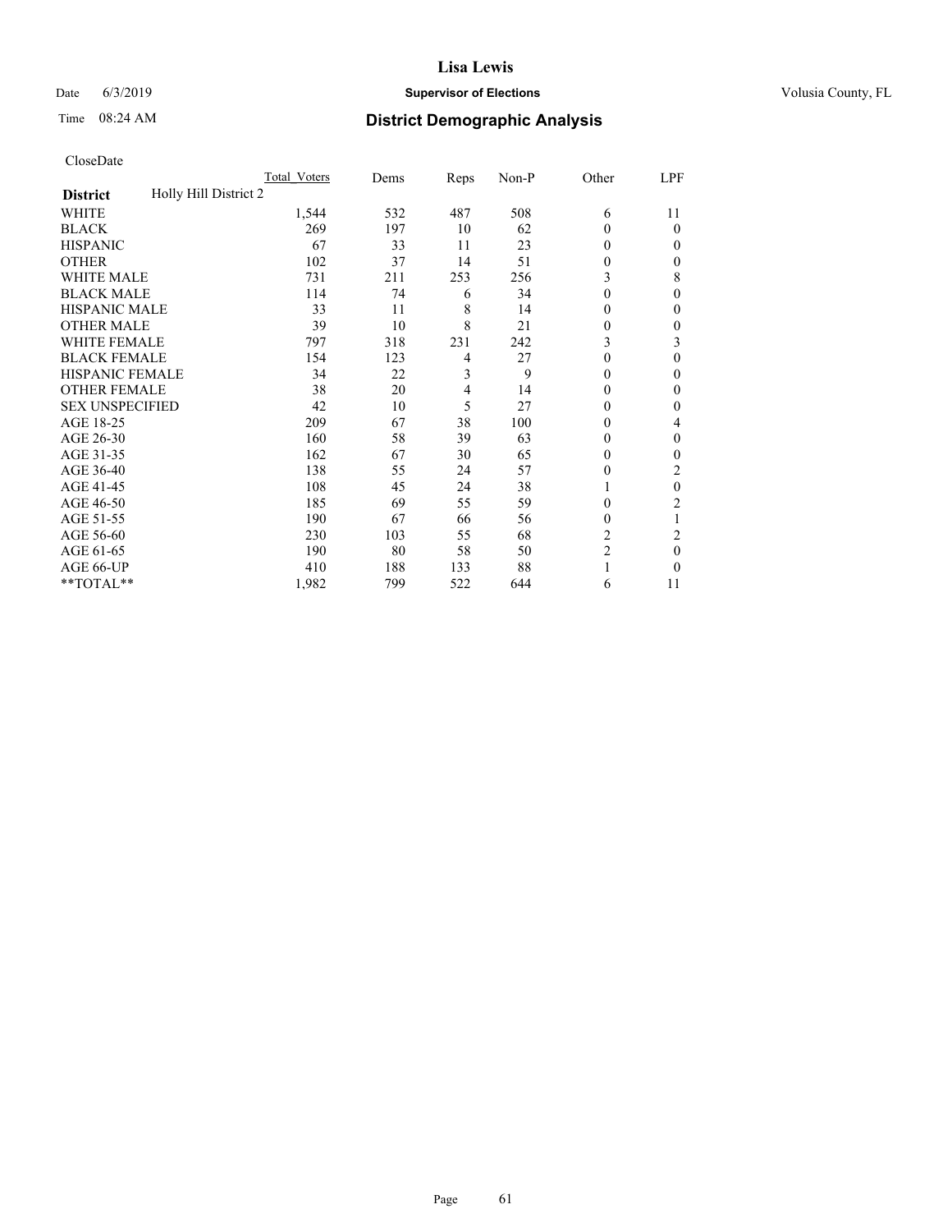# Lisa Lewis

Date 6/3/2019 **Supervisor of Elections** Volusia County, FL

Time 08:24 AM **District Demographic Analysis**

CloseDate

| | Total Voters | Dems | Reps | Non-P | Other | LPF |
|---|---|---|---|---|---|---|
| **District** Holly Hill District 2 | | | | | | |
| WHITE | 1,544 | 532 | 487 | 508 | 6 | 11 |
| BLACK | 269 | 197 | 10 | 62 | 0 | 0 |
| HISPANIC | 67 | 33 | 11 | 23 | 0 | 0 |
| OTHER | 102 | 37 | 14 | 51 | 0 | 0 |
| WHITE MALE | 731 | 211 | 253 | 256 | 3 | 8 |
| BLACK MALE | 114 | 74 | 6 | 34 | 0 | 0 |
| HISPANIC MALE | 33 | 11 | 8 | 14 | 0 | 0 |
| OTHER MALE | 39 | 10 | 8 | 21 | 0 | 0 |
| WHITE FEMALE | 797 | 318 | 231 | 242 | 3 | 3 |
| BLACK FEMALE | 154 | 123 | 4 | 27 | 0 | 0 |
| HISPANIC FEMALE | 34 | 22 | 3 | 9 | 0 | 0 |
| OTHER FEMALE | 38 | 20 | 4 | 14 | 0 | 0 |
| SEX UNSPECIFIED | 42 | 10 | 5 | 27 | 0 | 0 |
| AGE 18-25 | 209 | 67 | 38 | 100 | 0 | 4 |
| AGE 26-30 | 160 | 58 | 39 | 63 | 0 | 0 |
| AGE 31-35 | 162 | 67 | 30 | 65 | 0 | 0 |
| AGE 36-40 | 138 | 55 | 24 | 57 | 0 | 2 |
| AGE 41-45 | 108 | 45 | 24 | 38 | 1 | 0 |
| AGE 46-50 | 185 | 69 | 55 | 59 | 0 | 2 |
| AGE 51-55 | 190 | 67 | 66 | 56 | 0 | 1 |
| AGE 56-60 | 230 | 103 | 55 | 68 | 2 | 2 |
| AGE 61-65 | 190 | 80 | 58 | 50 | 2 | 0 |
| AGE 66-UP | 410 | 188 | 133 | 88 | 1 | 0 |
| **TOTAL** | 1,982 | 799 | 522 | 644 | 6 | 11 |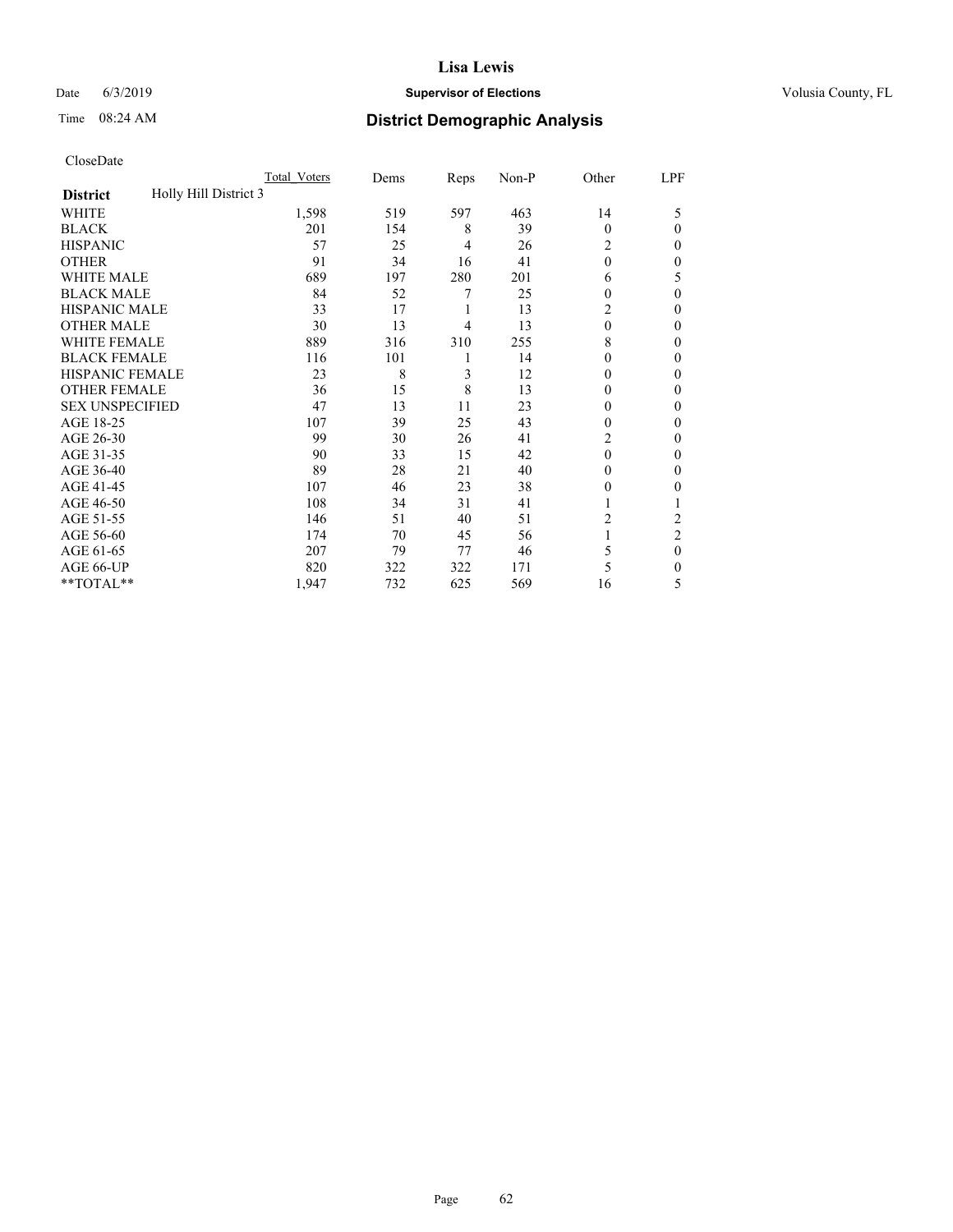CloseDate

| District | Holly Hill District 3 | Total_Voters | Dems | Reps | Non-P | Other | LPF |
|---|---|---|---|---|---|---|---|
| WHITE | | 1,598 | 519 | 597 | 463 | 14 | 5 |
| BLACK | | 201 | 154 | 8 | 39 | 0 | 0 |
| HISPANIC | | 57 | 25 | 4 | 26 | 2 | 0 |
| OTHER | | 91 | 34 | 16 | 41 | 0 | 0 |
| WHITE MALE | | 689 | 197 | 280 | 201 | 6 | 5 |
| BLACK MALE | | 84 | 52 | 7 | 25 | 0 | 0 |
| HISPANIC MALE | | 33 | 17 | 1 | 13 | 2 | 0 |
| OTHER MALE | | 30 | 13 | 4 | 13 | 0 | 0 |
| WHITE FEMALE | | 889 | 316 | 310 | 255 | 8 | 0 |
| BLACK FEMALE | | 116 | 101 | 1 | 14 | 0 | 0 |
| HISPANIC FEMALE | | 23 | 8 | 3 | 12 | 0 | 0 |
| OTHER FEMALE | | 36 | 15 | 8 | 13 | 0 | 0 |
| SEX UNSPECIFIED | | 47 | 13 | 11 | 23 | 0 | 0 |
| AGE 18-25 | | 107 | 39 | 25 | 43 | 0 | 0 |
| AGE 26-30 | | 99 | 30 | 26 | 41 | 2 | 0 |
| AGE 31-35 | | 90 | 33 | 15 | 42 | 0 | 0 |
| AGE 36-40 | | 89 | 28 | 21 | 40 | 0 | 0 |
| AGE 41-45 | | 107 | 46 | 23 | 38 | 0 | 0 |
| AGE 46-50 | | 108 | 34 | 31 | 41 | 1 | 1 |
| AGE 51-55 | | 146 | 51 | 40 | 51 | 2 | 2 |
| AGE 56-60 | | 174 | 70 | 45 | 56 | 1 | 2 |
| AGE 61-65 | | 207 | 79 | 77 | 46 | 5 | 0 |
| AGE 66-UP | | 820 | 322 | 322 | 171 | 5 | 0 |
| **TOTAL** | | 1,947 | 732 | 625 | 569 | 16 | 5 |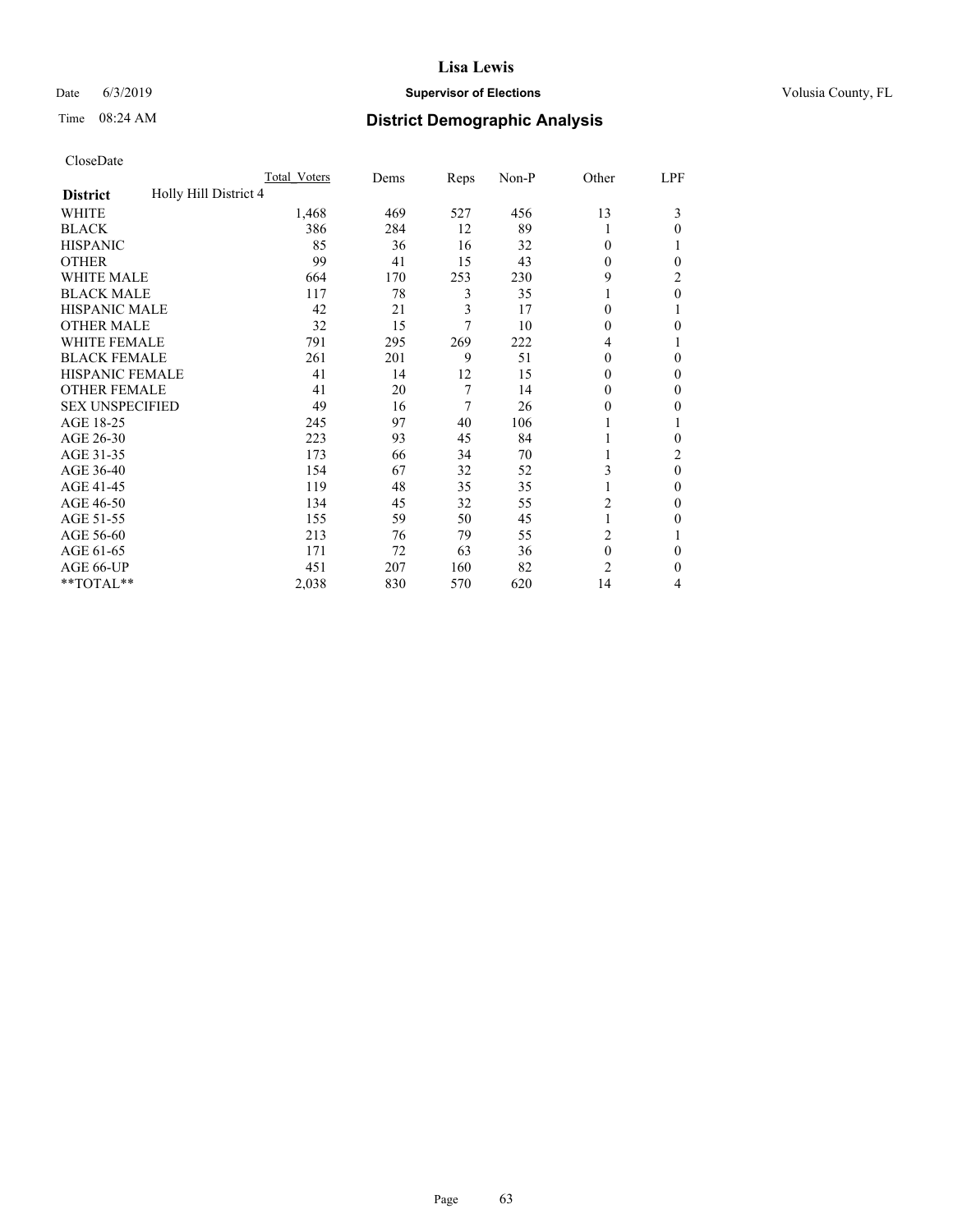CloseDate

| | Total Voters | Dems | Reps | Non-P | Other | LPF |
|---|---|---|---|---|---|---|
| **District** Holly Hill District 4 | | | | | | |
| WHITE | 1,468 | 469 | 527 | 456 | 13 | 3 |
| BLACK | 386 | 284 | 12 | 89 | 1 | 0 |
| HISPANIC | 85 | 36 | 16 | 32 | 0 | 1 |
| OTHER | 99 | 41 | 15 | 43 | 0 | 0 |
| WHITE MALE | 664 | 170 | 253 | 230 | 9 | 2 |
| BLACK MALE | 117 | 78 | 3 | 35 | 1 | 0 |
| HISPANIC MALE | 42 | 21 | 3 | 17 | 0 | 1 |
| OTHER MALE | 32 | 15 | 7 | 10 | 0 | 0 |
| WHITE FEMALE | 791 | 295 | 269 | 222 | 4 | 1 |
| BLACK FEMALE | 261 | 201 | 9 | 51 | 0 | 0 |
| HISPANIC FEMALE | 41 | 14 | 12 | 15 | 0 | 0 |
| OTHER FEMALE | 41 | 20 | 7 | 14 | 0 | 0 |
| SEX UNSPECIFIED | 49 | 16 | 7 | 26 | 0 | 0 |
| AGE 18-25 | 245 | 97 | 40 | 106 | 1 | 1 |
| AGE 26-30 | 223 | 93 | 45 | 84 | 1 | 0 |
| AGE 31-35 | 173 | 66 | 34 | 70 | 1 | 2 |
| AGE 36-40 | 154 | 67 | 32 | 52 | 3 | 0 |
| AGE 41-45 | 119 | 48 | 35 | 35 | 1 | 0 |
| AGE 46-50 | 134 | 45 | 32 | 55 | 2 | 0 |
| AGE 51-55 | 155 | 59 | 50 | 45 | 1 | 0 |
| AGE 56-60 | 213 | 76 | 79 | 55 | 2 | 1 |
| AGE 61-65 | 171 | 72 | 63 | 36 | 0 | 0 |
| AGE 66-UP | 451 | 207 | 160 | 82 | 2 | 0 |
| **TOTAL** | 2,038 | 830 | 570 | 620 | 14 | 4 |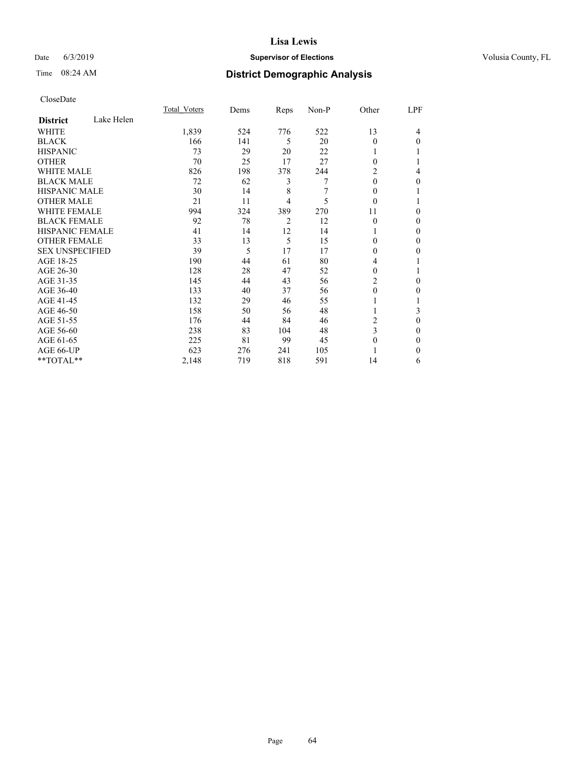# Lisa Lewis

Date 6/3/2019 **Supervisor of Elections** Volusia County, FL

Time 08:24 AM **District Demographic Analysis**

CloseDate

| **District** Lake Helen | Total_Voters | Dems | Reps | Non-P | Other | LPF |
|---|---|---|---|---|---|---|
| WHITE | 1,839 | 524 | 776 | 522 | 13 | 4 |
| BLACK | 166 | 141 | 5 | 20 | 0 | 0 |
| HISPANIC | 73 | 29 | 20 | 22 | 1 | 1 |
| OTHER | 70 | 25 | 17 | 27 | 0 | 1 |
| WHITE MALE | 826 | 198 | 378 | 244 | 2 | 4 |
| BLACK MALE | 72 | 62 | 3 | 7 | 0 | 0 |
| HISPANIC MALE | 30 | 14 | 8 | 7 | 0 | 1 |
| OTHER MALE | 21 | 11 | 4 | 5 | 0 | 1 |
| WHITE FEMALE | 994 | 324 | 389 | 270 | 11 | 0 |
| BLACK FEMALE | 92 | 78 | 2 | 12 | 0 | 0 |
| HISPANIC FEMALE | 41 | 14 | 12 | 14 | 1 | 0 |
| OTHER FEMALE | 33 | 13 | 5 | 15 | 0 | 0 |
| SEX UNSPECIFIED | 39 | 5 | 17 | 17 | 0 | 0 |
| AGE 18-25 | 190 | 44 | 61 | 80 | 4 | 1 |
| AGE 26-30 | 128 | 28 | 47 | 52 | 0 | 1 |
| AGE 31-35 | 145 | 44 | 43 | 56 | 2 | 0 |
| AGE 36-40 | 133 | 40 | 37 | 56 | 0 | 0 |
| AGE 41-45 | 132 | 29 | 46 | 55 | 1 | 1 |
| AGE 46-50 | 158 | 50 | 56 | 48 | 1 | 3 |
| AGE 51-55 | 176 | 44 | 84 | 46 | 2 | 0 |
| AGE 56-60 | 238 | 83 | 104 | 48 | 3 | 0 |
| AGE 61-65 | 225 | 81 | 99 | 45 | 0 | 0 |
| AGE 66-UP | 623 | 276 | 241 | 105 | 1 | 0 |
| **TOTAL** | 2,148 | 719 | 818 | 591 | 14 | 6 |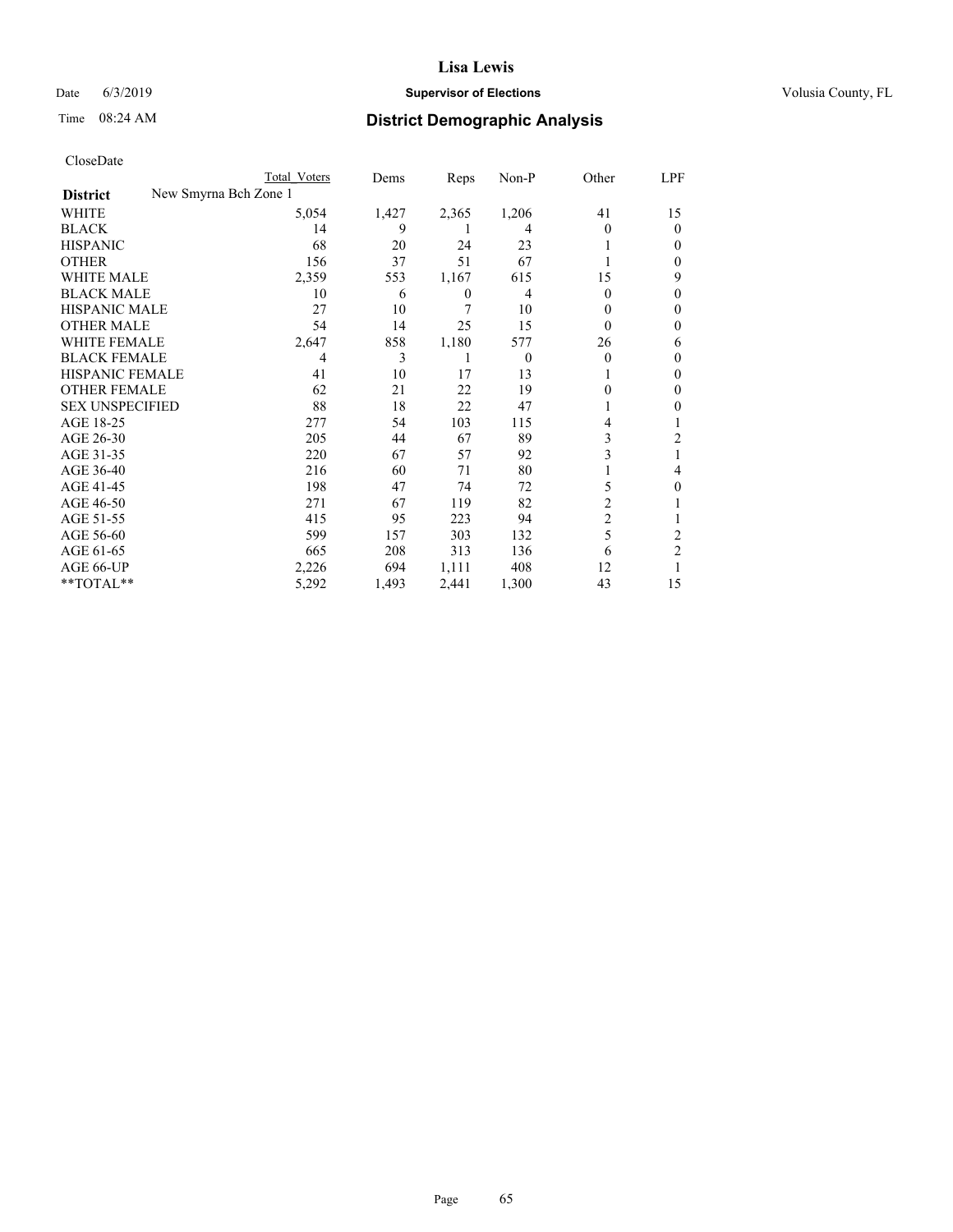# Lisa Lewis

Date 6/3/2019 **Supervisor of Elections** Volusia County, FL

Time 08:24 AM **District Demographic Analysis**

CloseDate

| District | New Smyrna Bch Zone 1 | Total Voters | Dems | Reps | Non-P | Other | LPF |
|---|---|---|---|---|---|---|---|
| WHITE | | 5,054 | 1,427 | 2,365 | 1,206 | 41 | 15 |
| BLACK | | 14 | 9 | 1 | 4 | 0 | 0 |
| HISPANIC | | 68 | 20 | 24 | 23 | 1 | 0 |
| OTHER | | 156 | 37 | 51 | 67 | 1 | 0 |
| WHITE MALE | | 2,359 | 553 | 1,167 | 615 | 15 | 9 |
| BLACK MALE | | 10 | 6 | 0 | 4 | 0 | 0 |
| HISPANIC MALE | | 27 | 10 | 7 | 10 | 0 | 0 |
| OTHER MALE | | 54 | 14 | 25 | 15 | 0 | 0 |
| WHITE FEMALE | | 2,647 | 858 | 1,180 | 577 | 26 | 6 |
| BLACK FEMALE | | 4 | 3 | 1 | 0 | 0 | 0 |
| HISPANIC FEMALE | | 41 | 10 | 17 | 13 | 1 | 0 |
| OTHER FEMALE | | 62 | 21 | 22 | 19 | 0 | 0 |
| SEX UNSPECIFIED | | 88 | 18 | 22 | 47 | 1 | 0 |
| AGE 18-25 | | 277 | 54 | 103 | 115 | 4 | 1 |
| AGE 26-30 | | 205 | 44 | 67 | 89 | 3 | 2 |
| AGE 31-35 | | 220 | 67 | 57 | 92 | 3 | 1 |
| AGE 36-40 | | 216 | 60 | 71 | 80 | 1 | 4 |
| AGE 41-45 | | 198 | 47 | 74 | 72 | 5 | 0 |
| AGE 46-50 | | 271 | 67 | 119 | 82 | 2 | 1 |
| AGE 51-55 | | 415 | 95 | 223 | 94 | 2 | 1 |
| AGE 56-60 | | 599 | 157 | 303 | 132 | 5 | 2 |
| AGE 61-65 | | 665 | 208 | 313 | 136 | 6 | 2 |
| AGE 66-UP | | 2,226 | 694 | 1,111 | 408 | 12 | 1 |
| **TOTAL** | | 5,292 | 1,493 | 2,441 | 1,300 | 43 | 15 |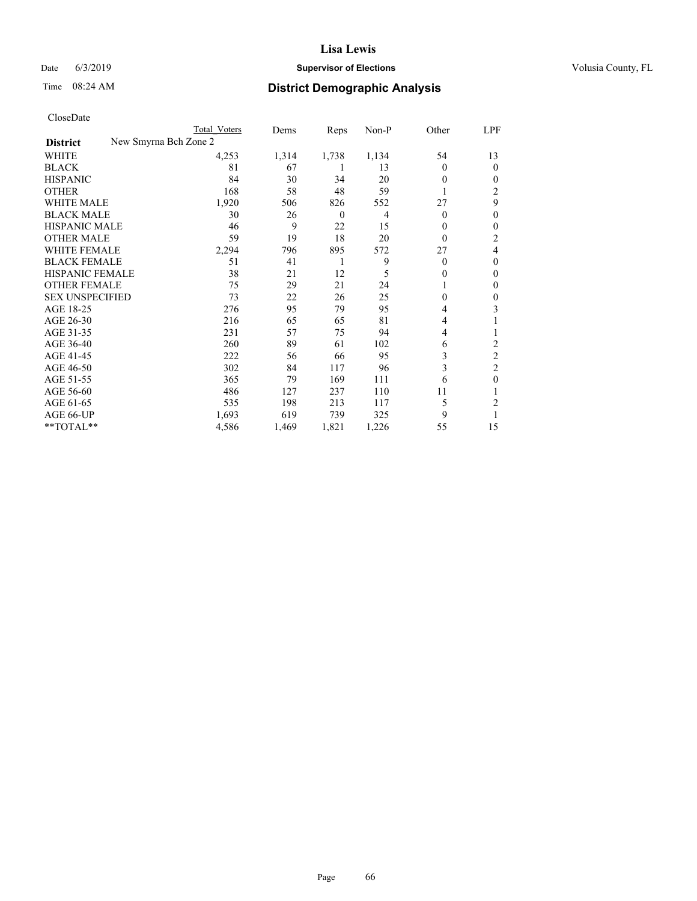Date 6/3/2019

Time 08:24 AM

# Lisa Lewis

## Supervisor of Elections

## District Demographic Analysis

Volusia County, FL

CloseDate

| | Total Voters | Dems | Reps | Non-P | Other | LPF |
|---|---|---|---|---|---|---|
| **District** New Smyrna Bch Zone 2 | | | | | | |
| WHITE | 4,253 | 1,314 | 1,738 | 1,134 | 54 | 13 |
| BLACK | 81 | 67 | 1 | 13 | 0 | 0 |
| HISPANIC | 84 | 30 | 34 | 20 | 0 | 0 |
| OTHER | 168 | 58 | 48 | 59 | 1 | 2 |
| WHITE MALE | 1,920 | 506 | 826 | 552 | 27 | 9 |
| BLACK MALE | 30 | 26 | 0 | 4 | 0 | 0 |
| HISPANIC MALE | 46 | 9 | 22 | 15 | 0 | 0 |
| OTHER MALE | 59 | 19 | 18 | 20 | 0 | 2 |
| WHITE FEMALE | 2,294 | 796 | 895 | 572 | 27 | 4 |
| BLACK FEMALE | 51 | 41 | 1 | 9 | 0 | 0 |
| HISPANIC FEMALE | 38 | 21 | 12 | 5 | 0 | 0 |
| OTHER FEMALE | 75 | 29 | 21 | 24 | 1 | 0 |
| SEX UNSPECIFIED | 73 | 22 | 26 | 25 | 0 | 0 |
| AGE 18-25 | 276 | 95 | 79 | 95 | 4 | 3 |
| AGE 26-30 | 216 | 65 | 65 | 81 | 4 | 1 |
| AGE 31-35 | 231 | 57 | 75 | 94 | 4 | 1 |
| AGE 36-40 | 260 | 89 | 61 | 102 | 6 | 2 |
| AGE 41-45 | 222 | 56 | 66 | 95 | 3 | 2 |
| AGE 46-50 | 302 | 84 | 117 | 96 | 3 | 2 |
| AGE 51-55 | 365 | 79 | 169 | 111 | 6 | 0 |
| AGE 56-60 | 486 | 127 | 237 | 110 | 11 | 1 |
| AGE 61-65 | 535 | 198 | 213 | 117 | 5 | 2 |
| AGE 66-UP | 1,693 | 619 | 739 | 325 | 9 | 1 |
| **TOTAL** | 4,586 | 1,469 | 1,821 | 1,226 | 55 | 15 |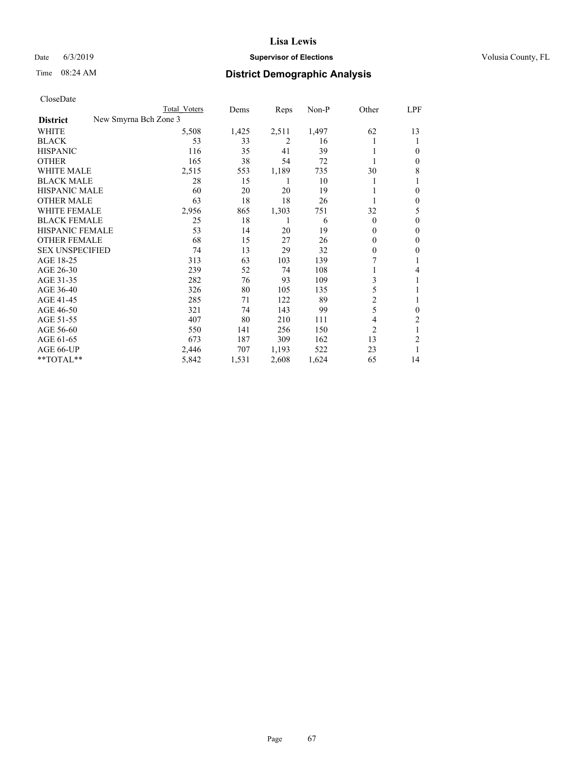**Lisa Lewis**

Date 6/3/2019 **Supervisor of Elections** Volusia County, FL

Time 08:24 AM **District Demographic Analysis**

CloseDate

| | Total Voters | Dems | Reps | Non-P | Other | LPF |
|---|---|---|---|---|---|---|
| **District** New Smyrna Bch Zone 3 | | | | | | |
| WHITE | 5,508 | 1,425 | 2,511 | 1,497 | 62 | 13 |
| BLACK | 53 | 33 | 2 | 16 | 1 | 1 |
| HISPANIC | 116 | 35 | 41 | 39 | 1 | 0 |
| OTHER | 165 | 38 | 54 | 72 | 1 | 0 |
| WHITE MALE | 2,515 | 553 | 1,189 | 735 | 30 | 8 |
| BLACK MALE | 28 | 15 | 1 | 10 | 1 | 1 |
| HISPANIC MALE | 60 | 20 | 20 | 19 | 1 | 0 |
| OTHER MALE | 63 | 18 | 18 | 26 | 1 | 0 |
| WHITE FEMALE | 2,956 | 865 | 1,303 | 751 | 32 | 5 |
| BLACK FEMALE | 25 | 18 | 1 | 6 | 0 | 0 |
| HISPANIC FEMALE | 53 | 14 | 20 | 19 | 0 | 0 |
| OTHER FEMALE | 68 | 15 | 27 | 26 | 0 | 0 |
| SEX UNSPECIFIED | 74 | 13 | 29 | 32 | 0 | 0 |
| AGE 18-25 | 313 | 63 | 103 | 139 | 7 | 1 |
| AGE 26-30 | 239 | 52 | 74 | 108 | 1 | 4 |
| AGE 31-35 | 282 | 76 | 93 | 109 | 3 | 1 |
| AGE 36-40 | 326 | 80 | 105 | 135 | 5 | 1 |
| AGE 41-45 | 285 | 71 | 122 | 89 | 2 | 1 |
| AGE 46-50 | 321 | 74 | 143 | 99 | 5 | 0 |
| AGE 51-55 | 407 | 80 | 210 | 111 | 4 | 2 |
| AGE 56-60 | 550 | 141 | 256 | 150 | 2 | 1 |
| AGE 61-65 | 673 | 187 | 309 | 162 | 13 | 2 |
| AGE 66-UP | 2,446 | 707 | 1,193 | 522 | 23 | 1 |
| **TOTAL** | 5,842 | 1,531 | 2,608 | 1,624 | 65 | 14 |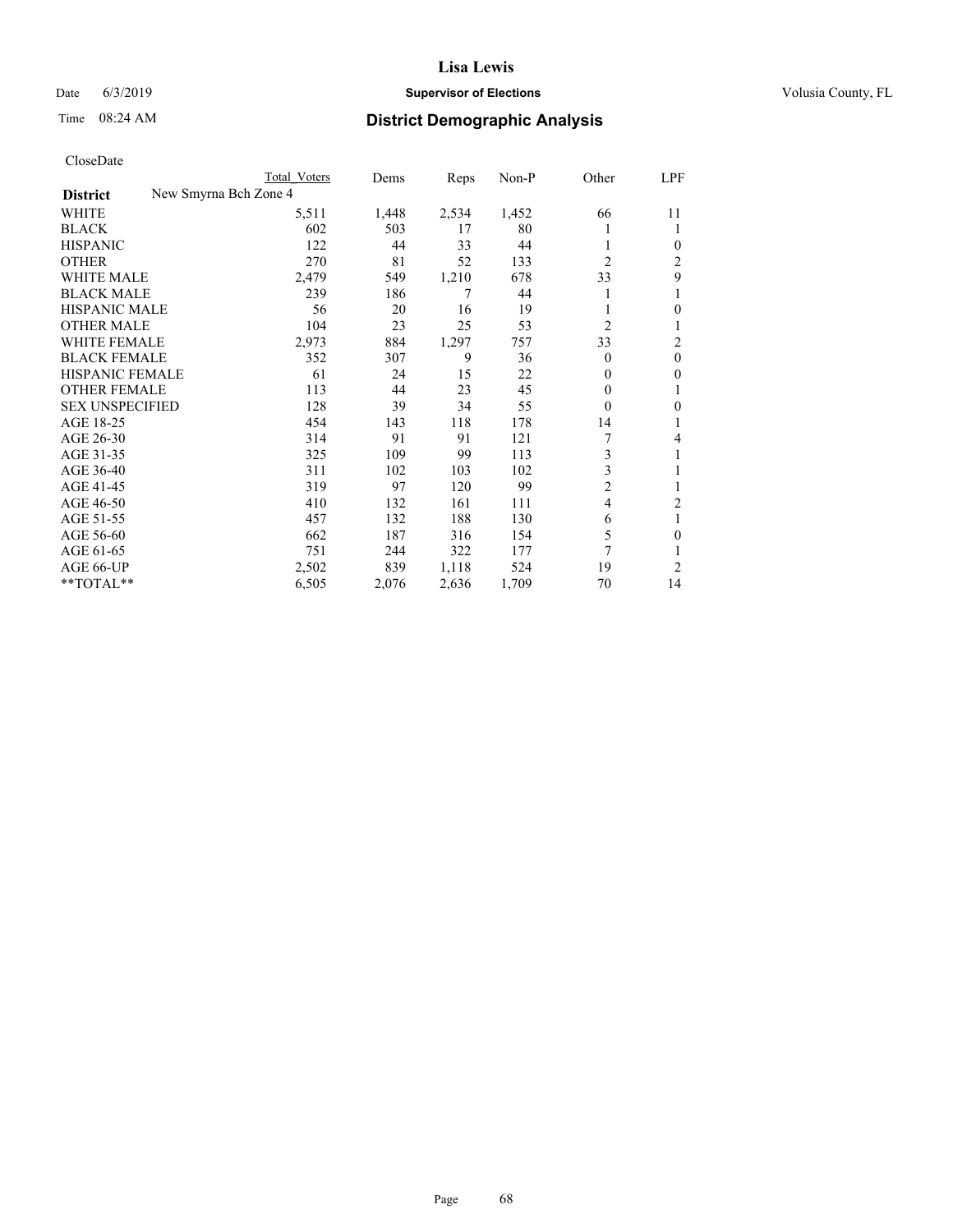# Lisa Lewis

Date 6/3/2019 **Supervisor of Elections** Volusia County, FL

Time 08:24 AM **District Demographic Analysis**

CloseDate

| District | Total Voters | Dems | Reps | Non-P | Other | LPF |
|---|---|---|---|---|---|---|
| New Smyrna Bch Zone 4 | | | | | | |
| WHITE | 5,511 | 1,448 | 2,534 | 1,452 | 66 | 11 |
| BLACK | 602 | 503 | 17 | 80 | 1 | 1 |
| HISPANIC | 122 | 44 | 33 | 44 | 1 | 0 |
| OTHER | 270 | 81 | 52 | 133 | 2 | 2 |
| WHITE MALE | 2,479 | 549 | 1,210 | 678 | 33 | 9 |
| BLACK MALE | 239 | 186 | 7 | 44 | 1 | 1 |
| HISPANIC MALE | 56 | 20 | 16 | 19 | 1 | 0 |
| OTHER MALE | 104 | 23 | 25 | 53 | 2 | 1 |
| WHITE FEMALE | 2,973 | 884 | 1,297 | 757 | 33 | 2 |
| BLACK FEMALE | 352 | 307 | 9 | 36 | 0 | 0 |
| HISPANIC FEMALE | 61 | 24 | 15 | 22 | 0 | 0 |
| OTHER FEMALE | 113 | 44 | 23 | 45 | 0 | 1 |
| SEX UNSPECIFIED | 128 | 39 | 34 | 55 | 0 | 0 |
| AGE 18-25 | 454 | 143 | 118 | 178 | 14 | 1 |
| AGE 26-30 | 314 | 91 | 91 | 121 | 7 | 4 |
| AGE 31-35 | 325 | 109 | 99 | 113 | 3 | 1 |
| AGE 36-40 | 311 | 102 | 103 | 102 | 3 | 1 |
| AGE 41-45 | 319 | 97 | 120 | 99 | 2 | 1 |
| AGE 46-50 | 410 | 132 | 161 | 111 | 4 | 2 |
| AGE 51-55 | 457 | 132 | 188 | 130 | 6 | 1 |
| AGE 56-60 | 662 | 187 | 316 | 154 | 5 | 0 |
| AGE 61-65 | 751 | 244 | 322 | 177 | 7 | 1 |
| AGE 66-UP | 2,502 | 839 | 1,118 | 524 | 19 | 2 |
| **TOTAL** | 6,505 | 2,076 | 2,636 | 1,709 | 70 | 14 |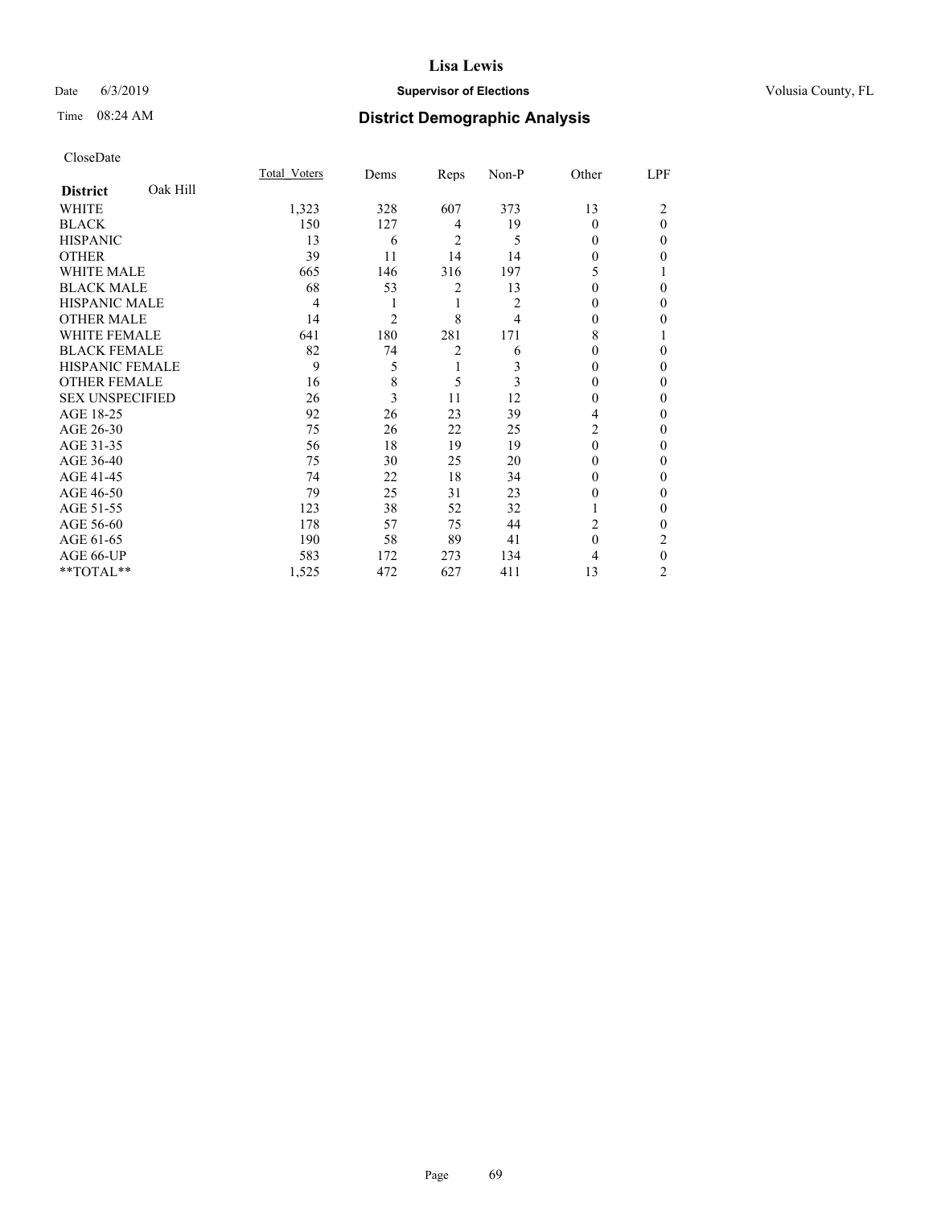# Lisa Lewis

Date 6/3/2019 **Supervisor of Elections** Volusia County, FL

Time 08:24 AM **District Demographic Analysis**

CloseDate

| **District** Oak Hill | Total Voters | Dems | Reps | Non-P | Other | LPF |
|---|---|---|---|---|---|---|
| WHITE | 1,323 | 328 | 607 | 373 | 13 | 2 |
| BLACK | 150 | 127 | 4 | 19 | 0 | 0 |
| HISPANIC | 13 | 6 | 2 | 5 | 0 | 0 |
| OTHER | 39 | 11 | 14 | 14 | 0 | 0 |
| WHITE MALE | 665 | 146 | 316 | 197 | 5 | 1 |
| BLACK MALE | 68 | 53 | 2 | 13 | 0 | 0 |
| HISPANIC MALE | 4 | 1 | 1 | 2 | 0 | 0 |
| OTHER MALE | 14 | 2 | 8 | 4 | 0 | 0 |
| WHITE FEMALE | 641 | 180 | 281 | 171 | 8 | 1 |
| BLACK FEMALE | 82 | 74 | 2 | 6 | 0 | 0 |
| HISPANIC FEMALE | 9 | 5 | 1 | 3 | 0 | 0 |
| OTHER FEMALE | 16 | 8 | 5 | 3 | 0 | 0 |
| SEX UNSPECIFIED | 26 | 3 | 11 | 12 | 0 | 0 |
| AGE 18-25 | 92 | 26 | 23 | 39 | 4 | 0 |
| AGE 26-30 | 75 | 26 | 22 | 25 | 2 | 0 |
| AGE 31-35 | 56 | 18 | 19 | 19 | 0 | 0 |
| AGE 36-40 | 75 | 30 | 25 | 20 | 0 | 0 |
| AGE 41-45 | 74 | 22 | 18 | 34 | 0 | 0 |
| AGE 46-50 | 79 | 25 | 31 | 23 | 0 | 0 |
| AGE 51-55 | 123 | 38 | 52 | 32 | 1 | 0 |
| AGE 56-60 | 178 | 57 | 75 | 44 | 2 | 0 |
| AGE 61-65 | 190 | 58 | 89 | 41 | 0 | 2 |
| AGE 66-UP | 583 | 172 | 273 | 134 | 4 | 0 |
| **TOTAL** | 1,525 | 472 | 627 | 411 | 13 | 2 |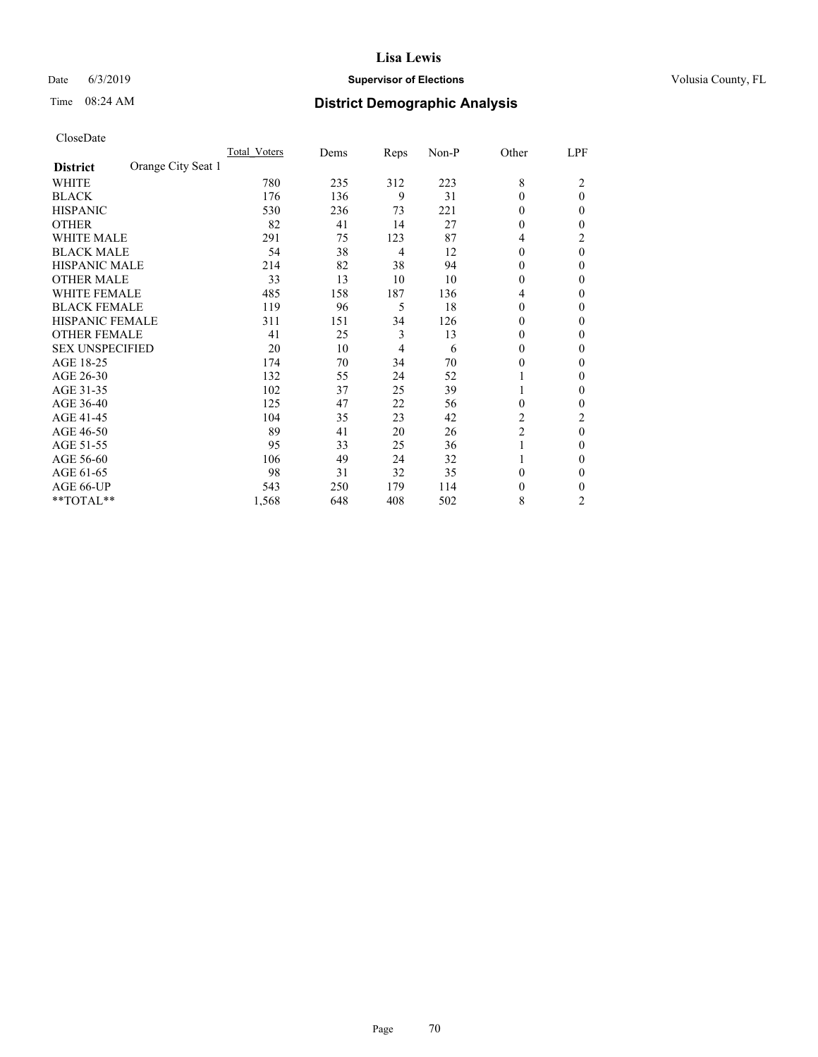# Lisa Lewis

Date 6/3/2019 **Supervisor of Elections** Volusia County, FL

Time 08:24 AM **District Demographic Analysis**

CloseDate

| **District** Orange City Seat 1 | Total_Voters | Dems | Reps | Non-P | Other | LPF |
|---|---|---|---|---|---|---|
| WHITE | 780 | 235 | 312 | 223 | 8 | 2 |
| BLACK | 176 | 136 | 9 | 31 | 0 | 0 |
| HISPANIC | 530 | 236 | 73 | 221 | 0 | 0 |
| OTHER | 82 | 41 | 14 | 27 | 0 | 0 |
| WHITE MALE | 291 | 75 | 123 | 87 | 4 | 2 |
| BLACK MALE | 54 | 38 | 4 | 12 | 0 | 0 |
| HISPANIC MALE | 214 | 82 | 38 | 94 | 0 | 0 |
| OTHER MALE | 33 | 13 | 10 | 10 | 0 | 0 |
| WHITE FEMALE | 485 | 158 | 187 | 136 | 4 | 0 |
| BLACK FEMALE | 119 | 96 | 5 | 18 | 0 | 0 |
| HISPANIC FEMALE | 311 | 151 | 34 | 126 | 0 | 0 |
| OTHER FEMALE | 41 | 25 | 3 | 13 | 0 | 0 |
| SEX UNSPECIFIED | 20 | 10 | 4 | 6 | 0 | 0 |
| AGE 18-25 | 174 | 70 | 34 | 70 | 0 | 0 |
| AGE 26-30 | 132 | 55 | 24 | 52 | 1 | 0 |
| AGE 31-35 | 102 | 37 | 25 | 39 | 1 | 0 |
| AGE 36-40 | 125 | 47 | 22 | 56 | 0 | 0 |
| AGE 41-45 | 104 | 35 | 23 | 42 | 2 | 2 |
| AGE 46-50 | 89 | 41 | 20 | 26 | 2 | 0 |
| AGE 51-55 | 95 | 33 | 25 | 36 | 1 | 0 |
| AGE 56-60 | 106 | 49 | 24 | 32 | 1 | 0 |
| AGE 61-65 | 98 | 31 | 32 | 35 | 0 | 0 |
| AGE 66-UP | 543 | 250 | 179 | 114 | 0 | 0 |
| **TOTAL** | 1,568 | 648 | 408 | 502 | 8 | 2 |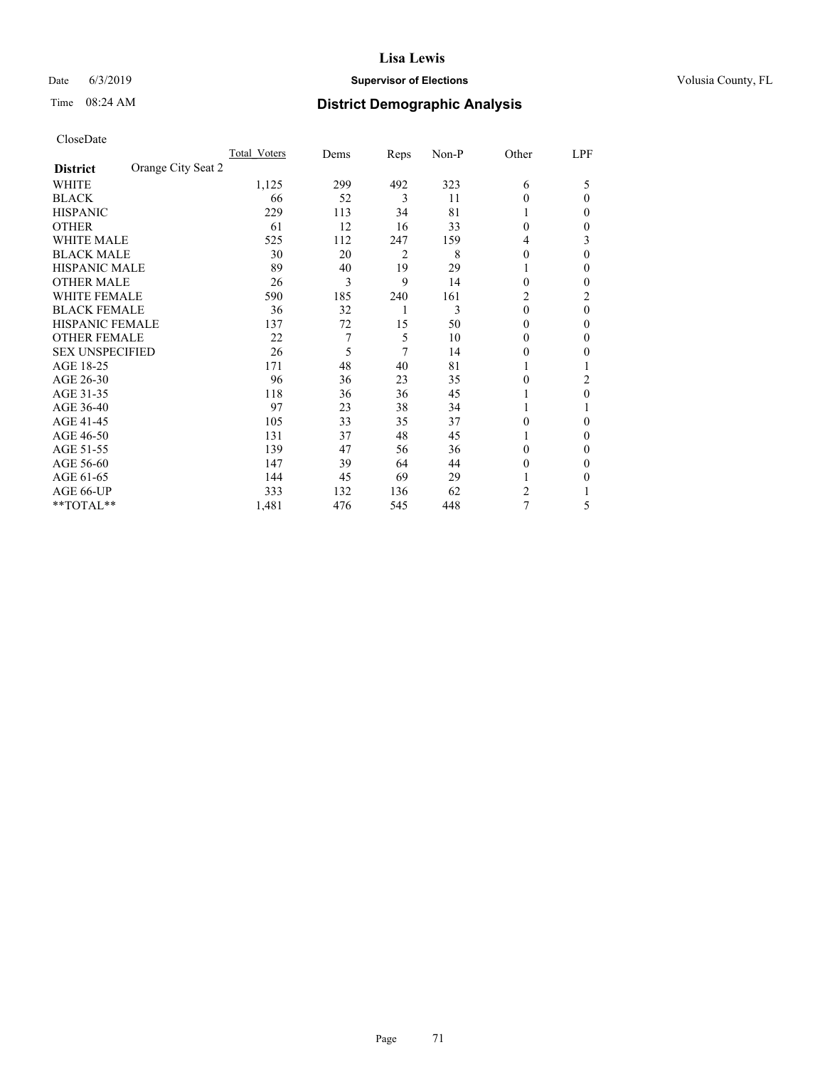# Lisa Lewis

Date 6/3/2019 **Supervisor of Elections** Volusia County, FL

Time 08:24 AM **District Demographic Analysis**

CloseDate

| **District** Orange City Seat 2 | Total_Voters | Dems | Reps | Non-P | Other | LPF |
|---|---|---|---|---|---|---|
| WHITE | 1,125 | 299 | 492 | 323 | 6 | 5 |
| BLACK | 66 | 52 | 3 | 11 | 0 | 0 |
| HISPANIC | 229 | 113 | 34 | 81 | 1 | 0 |
| OTHER | 61 | 12 | 16 | 33 | 0 | 0 |
| WHITE MALE | 525 | 112 | 247 | 159 | 4 | 3 |
| BLACK MALE | 30 | 20 | 2 | 8 | 0 | 0 |
| HISPANIC MALE | 89 | 40 | 19 | 29 | 1 | 0 |
| OTHER MALE | 26 | 3 | 9 | 14 | 0 | 0 |
| WHITE FEMALE | 590 | 185 | 240 | 161 | 2 | 2 |
| BLACK FEMALE | 36 | 32 | 1 | 3 | 0 | 0 |
| HISPANIC FEMALE | 137 | 72 | 15 | 50 | 0 | 0 |
| OTHER FEMALE | 22 | 7 | 5 | 10 | 0 | 0 |
| SEX UNSPECIFIED | 26 | 5 | 7 | 14 | 0 | 0 |
| AGE 18-25 | 171 | 48 | 40 | 81 | 1 | 1 |
| AGE 26-30 | 96 | 36 | 23 | 35 | 0 | 2 |
| AGE 31-35 | 118 | 36 | 36 | 45 | 1 | 0 |
| AGE 36-40 | 97 | 23 | 38 | 34 | 1 | 1 |
| AGE 41-45 | 105 | 33 | 35 | 37 | 0 | 0 |
| AGE 46-50 | 131 | 37 | 48 | 45 | 1 | 0 |
| AGE 51-55 | 139 | 47 | 56 | 36 | 0 | 0 |
| AGE 56-60 | 147 | 39 | 64 | 44 | 0 | 0 |
| AGE 61-65 | 144 | 45 | 69 | 29 | 1 | 0 |
| AGE 66-UP | 333 | 132 | 136 | 62 | 2 | 1 |
| **TOTAL** | 1,481 | 476 | 545 | 448 | 7 | 5 |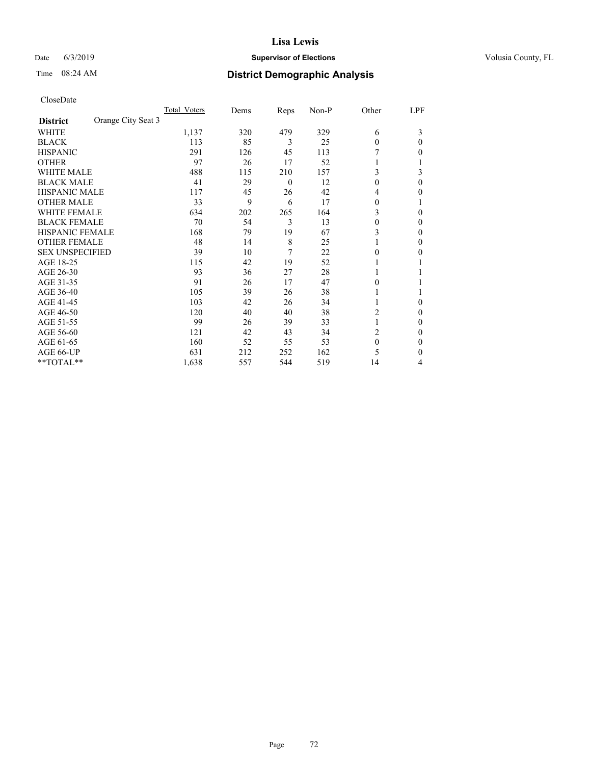# Lisa Lewis

Date 6/3/2019 **Supervisor of Elections** Volusia County, FL

Time 08:24 AM **District Demographic Analysis**

CloseDate

| **District** Orange City Seat 3 | Total Voters | Dems | Reps | Non-P | Other | LPF |
|---|---|---|---|---|---|---|
| WHITE | 1,137 | 320 | 479 | 329 | 6 | 3 |
| BLACK | 113 | 85 | 3 | 25 | 0 | 0 |
| HISPANIC | 291 | 126 | 45 | 113 | 7 | 0 |
| OTHER | 97 | 26 | 17 | 52 | 1 | 1 |
| WHITE MALE | 488 | 115 | 210 | 157 | 3 | 3 |
| BLACK MALE | 41 | 29 | 0 | 12 | 0 | 0 |
| HISPANIC MALE | 117 | 45 | 26 | 42 | 4 | 0 |
| OTHER MALE | 33 | 9 | 6 | 17 | 0 | 1 |
| WHITE FEMALE | 634 | 202 | 265 | 164 | 3 | 0 |
| BLACK FEMALE | 70 | 54 | 3 | 13 | 0 | 0 |
| HISPANIC FEMALE | 168 | 79 | 19 | 67 | 3 | 0 |
| OTHER FEMALE | 48 | 14 | 8 | 25 | 1 | 0 |
| SEX UNSPECIFIED | 39 | 10 | 7 | 22 | 0 | 0 |
| AGE 18-25 | 115 | 42 | 19 | 52 | 1 | 1 |
| AGE 26-30 | 93 | 36 | 27 | 28 | 1 | 1 |
| AGE 31-35 | 91 | 26 | 17 | 47 | 0 | 1 |
| AGE 36-40 | 105 | 39 | 26 | 38 | 1 | 1 |
| AGE 41-45 | 103 | 42 | 26 | 34 | 1 | 0 |
| AGE 46-50 | 120 | 40 | 40 | 38 | 2 | 0 |
| AGE 51-55 | 99 | 26 | 39 | 33 | 1 | 0 |
| AGE 56-60 | 121 | 42 | 43 | 34 | 2 | 0 |
| AGE 61-65 | 160 | 52 | 55 | 53 | 0 | 0 |
| AGE 66-UP | 631 | 212 | 252 | 162 | 5 | 0 |
| **TOTAL** | 1,638 | 557 | 544 | 519 | 14 | 4 |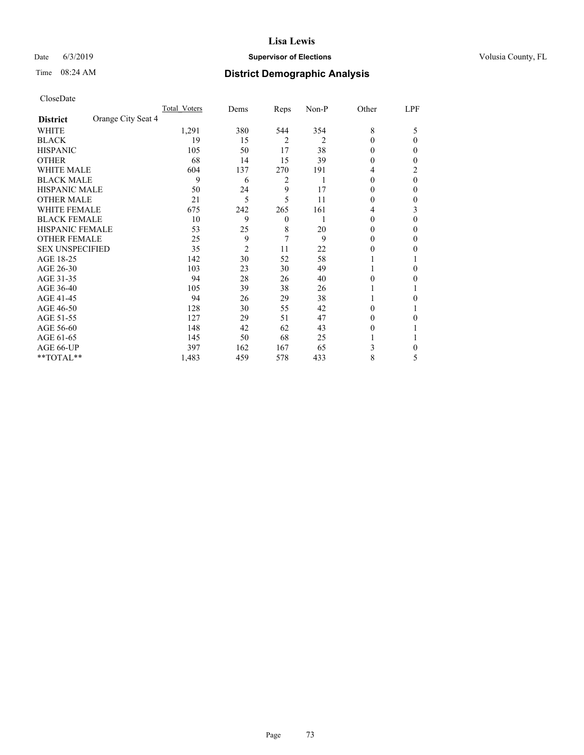# District Demographic Analysis

CloseDate

| District: Orange City Seat 4 | Total_Voters | Dems | Reps | Non-P | Other | LPF |
|---|---|---|---|---|---|---|
| WHITE | 1,291 | 380 | 544 | 354 | 8 | 5 |
| BLACK | 19 | 15 | 2 | 2 | 0 | 0 |
| HISPANIC | 105 | 50 | 17 | 38 | 0 | 0 |
| OTHER | 68 | 14 | 15 | 39 | 0 | 0 |
| WHITE MALE | 604 | 137 | 270 | 191 | 4 | 2 |
| BLACK MALE | 9 | 6 | 2 | 1 | 0 | 0 |
| HISPANIC MALE | 50 | 24 | 9 | 17 | 0 | 0 |
| OTHER MALE | 21 | 5 | 5 | 11 | 0 | 0 |
| WHITE FEMALE | 675 | 242 | 265 | 161 | 4 | 3 |
| BLACK FEMALE | 10 | 9 | 0 | 1 | 0 | 0 |
| HISPANIC FEMALE | 53 | 25 | 8 | 20 | 0 | 0 |
| OTHER FEMALE | 25 | 9 | 7 | 9 | 0 | 0 |
| SEX UNSPECIFIED | 35 | 2 | 11 | 22 | 0 | 0 |
| AGE 18-25 | 142 | 30 | 52 | 58 | 1 | 1 |
| AGE 26-30 | 103 | 23 | 30 | 49 | 1 | 0 |
| AGE 31-35 | 94 | 28 | 26 | 40 | 0 | 0 |
| AGE 36-40 | 105 | 39 | 38 | 26 | 1 | 1 |
| AGE 41-45 | 94 | 26 | 29 | 38 | 1 | 0 |
| AGE 46-50 | 128 | 30 | 55 | 42 | 0 | 1 |
| AGE 51-55 | 127 | 29 | 51 | 47 | 0 | 0 |
| AGE 56-60 | 148 | 42 | 62 | 43 | 0 | 1 |
| AGE 61-65 | 145 | 50 | 68 | 25 | 1 | 1 |
| AGE 66-UP | 397 | 162 | 167 | 65 | 3 | 0 |
| **TOTAL** | 1,483 | 459 | 578 | 433 | 8 | 5 |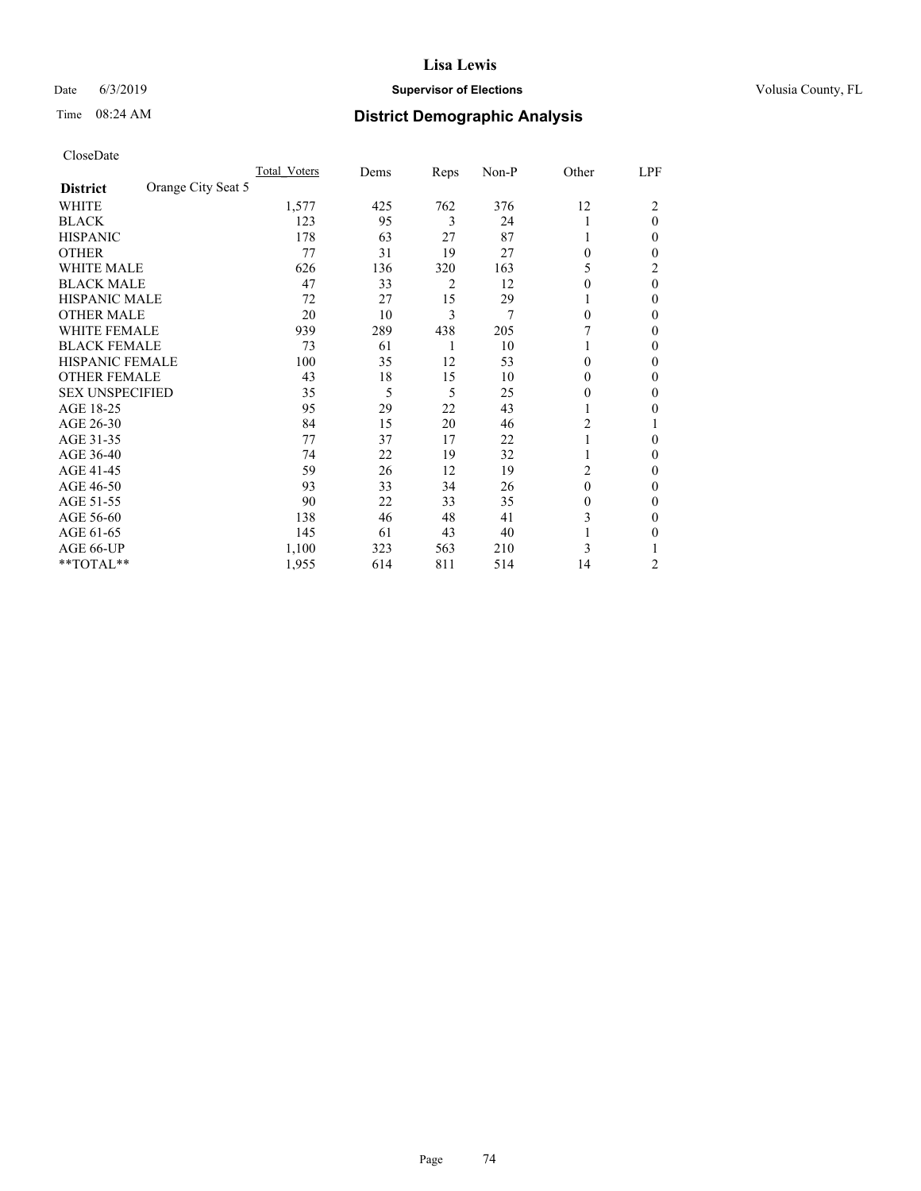# District Demographic Analysis

Lisa Lewis

Supervisor of Elections

Volusia County, FL

Date 6/3/2019

Time 08:24 AM

CloseDate

| District: Orange City Seat 5 | Total_Voters | Dems | Reps | Non-P | Other | LPF |
|---|---|---|---|---|---|---|
| WHITE | 1,577 | 425 | 762 | 376 | 12 | 2 |
| BLACK | 123 | 95 | 3 | 24 | 1 | 0 |
| HISPANIC | 178 | 63 | 27 | 87 | 1 | 0 |
| OTHER | 77 | 31 | 19 | 27 | 0 | 0 |
| WHITE MALE | 626 | 136 | 320 | 163 | 5 | 2 |
| BLACK MALE | 47 | 33 | 2 | 12 | 0 | 0 |
| HISPANIC MALE | 72 | 27 | 15 | 29 | 1 | 0 |
| OTHER MALE | 20 | 10 | 3 | 7 | 0 | 0 |
| WHITE FEMALE | 939 | 289 | 438 | 205 | 7 | 0 |
| BLACK FEMALE | 73 | 61 | 1 | 10 | 1 | 0 |
| HISPANIC FEMALE | 100 | 35 | 12 | 53 | 0 | 0 |
| OTHER FEMALE | 43 | 18 | 15 | 10 | 0 | 0 |
| SEX UNSPECIFIED | 35 | 5 | 5 | 25 | 0 | 0 |
| AGE 18-25 | 95 | 29 | 22 | 43 | 1 | 0 |
| AGE 26-30 | 84 | 15 | 20 | 46 | 2 | 1 |
| AGE 31-35 | 77 | 37 | 17 | 22 | 1 | 0 |
| AGE 36-40 | 74 | 22 | 19 | 32 | 1 | 0 |
| AGE 41-45 | 59 | 26 | 12 | 19 | 2 | 0 |
| AGE 46-50 | 93 | 33 | 34 | 26 | 0 | 0 |
| AGE 51-55 | 90 | 22 | 33 | 35 | 0 | 0 |
| AGE 56-60 | 138 | 46 | 48 | 41 | 3 | 0 |
| AGE 61-65 | 145 | 61 | 43 | 40 | 1 | 0 |
| AGE 66-UP | 1,100 | 323 | 563 | 210 | 3 | 1 |
| **TOTAL** | 1,955 | 614 | 811 | 514 | 14 | 2 |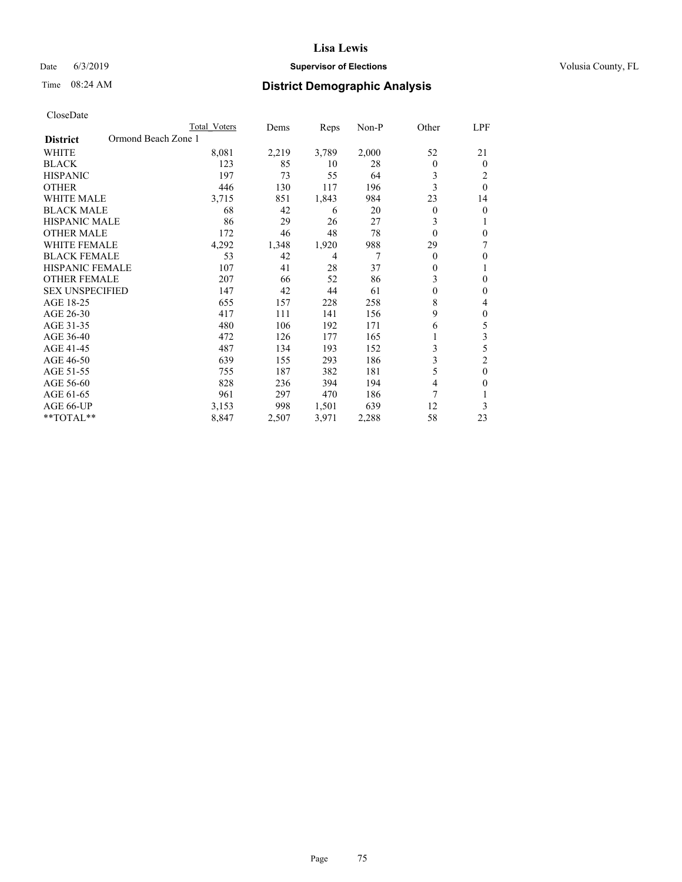# Lisa Lewis

Date 6/3/2019 **Supervisor of Elections** Volusia County, FL

Time 08:24 AM **District Demographic Analysis**

CloseDate

| District | Ormond Beach Zone 1 | Total Voters | Dems | Reps | Non-P | Other | LPF |
|---|---|---|---|---|---|---|---|
| WHITE | | 8,081 | 2,219 | 3,789 | 2,000 | 52 | 21 |
| BLACK | | 123 | 85 | 10 | 28 | 0 | 0 |
| HISPANIC | | 197 | 73 | 55 | 64 | 3 | 2 |
| OTHER | | 446 | 130 | 117 | 196 | 3 | 0 |
| WHITE MALE | | 3,715 | 851 | 1,843 | 984 | 23 | 14 |
| BLACK MALE | | 68 | 42 | 6 | 20 | 0 | 0 |
| HISPANIC MALE | | 86 | 29 | 26 | 27 | 3 | 1 |
| OTHER MALE | | 172 | 46 | 48 | 78 | 0 | 0 |
| WHITE FEMALE | | 4,292 | 1,348 | 1,920 | 988 | 29 | 7 |
| BLACK FEMALE | | 53 | 42 | 4 | 7 | 0 | 0 |
| HISPANIC FEMALE | | 107 | 41 | 28 | 37 | 0 | 1 |
| OTHER FEMALE | | 207 | 66 | 52 | 86 | 3 | 0 |
| SEX UNSPECIFIED | | 147 | 42 | 44 | 61 | 0 | 0 |
| AGE 18-25 | | 655 | 157 | 228 | 258 | 8 | 4 |
| AGE 26-30 | | 417 | 111 | 141 | 156 | 9 | 0 |
| AGE 31-35 | | 480 | 106 | 192 | 171 | 6 | 5 |
| AGE 36-40 | | 472 | 126 | 177 | 165 | 1 | 3 |
| AGE 41-45 | | 487 | 134 | 193 | 152 | 3 | 5 |
| AGE 46-50 | | 639 | 155 | 293 | 186 | 3 | 2 |
| AGE 51-55 | | 755 | 187 | 382 | 181 | 5 | 0 |
| AGE 56-60 | | 828 | 236 | 394 | 194 | 4 | 0 |
| AGE 61-65 | | 961 | 297 | 470 | 186 | 7 | 1 |
| AGE 66-UP | | 3,153 | 998 | 1,501 | 639 | 12 | 3 |
| **TOTAL** | | 8,847 | 2,507 | 3,971 | 2,288 | 58 | 23 |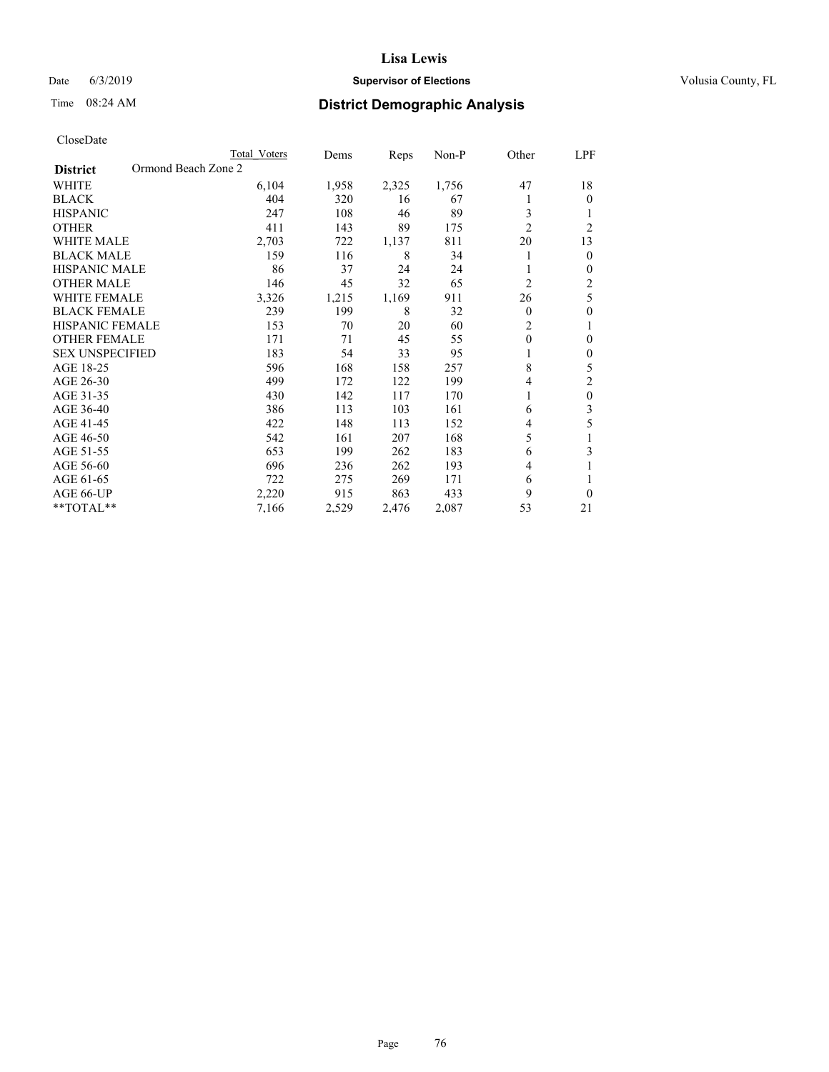# District Demographic Analysis

CloseDate

| District | Total Voters | Dems | Reps | Non-P | Other | LPF |
|---|---|---|---|---|---|---|
| **Ormond Beach Zone 2** | | | | | | |
| WHITE | 6,104 | 1,958 | 2,325 | 1,756 | 47 | 18 |
| BLACK | 404 | 320 | 16 | 67 | 1 | 0 |
| HISPANIC | 247 | 108 | 46 | 89 | 3 | 1 |
| OTHER | 411 | 143 | 89 | 175 | 2 | 2 |
| WHITE MALE | 2,703 | 722 | 1,137 | 811 | 20 | 13 |
| BLACK MALE | 159 | 116 | 8 | 34 | 1 | 0 |
| HISPANIC MALE | 86 | 37 | 24 | 24 | 1 | 0 |
| OTHER MALE | 146 | 45 | 32 | 65 | 2 | 2 |
| WHITE FEMALE | 3,326 | 1,215 | 1,169 | 911 | 26 | 5 |
| BLACK FEMALE | 239 | 199 | 8 | 32 | 0 | 0 |
| HISPANIC FEMALE | 153 | 70 | 20 | 60 | 2 | 1 |
| OTHER FEMALE | 171 | 71 | 45 | 55 | 0 | 0 |
| SEX UNSPECIFIED | 183 | 54 | 33 | 95 | 1 | 0 |
| AGE 18-25 | 596 | 168 | 158 | 257 | 8 | 5 |
| AGE 26-30 | 499 | 172 | 122 | 199 | 4 | 2 |
| AGE 31-35 | 430 | 142 | 117 | 170 | 1 | 0 |
| AGE 36-40 | 386 | 113 | 103 | 161 | 6 | 3 |
| AGE 41-45 | 422 | 148 | 113 | 152 | 4 | 5 |
| AGE 46-50 | 542 | 161 | 207 | 168 | 5 | 1 |
| AGE 51-55 | 653 | 199 | 262 | 183 | 6 | 3 |
| AGE 56-60 | 696 | 236 | 262 | 193 | 4 | 1 |
| AGE 61-65 | 722 | 275 | 269 | 171 | 6 | 1 |
| AGE 66-UP | 2,220 | 915 | 863 | 433 | 9 | 0 |
| **TOTAL** | 7,166 | 2,529 | 2,476 | 2,087 | 53 | 21 |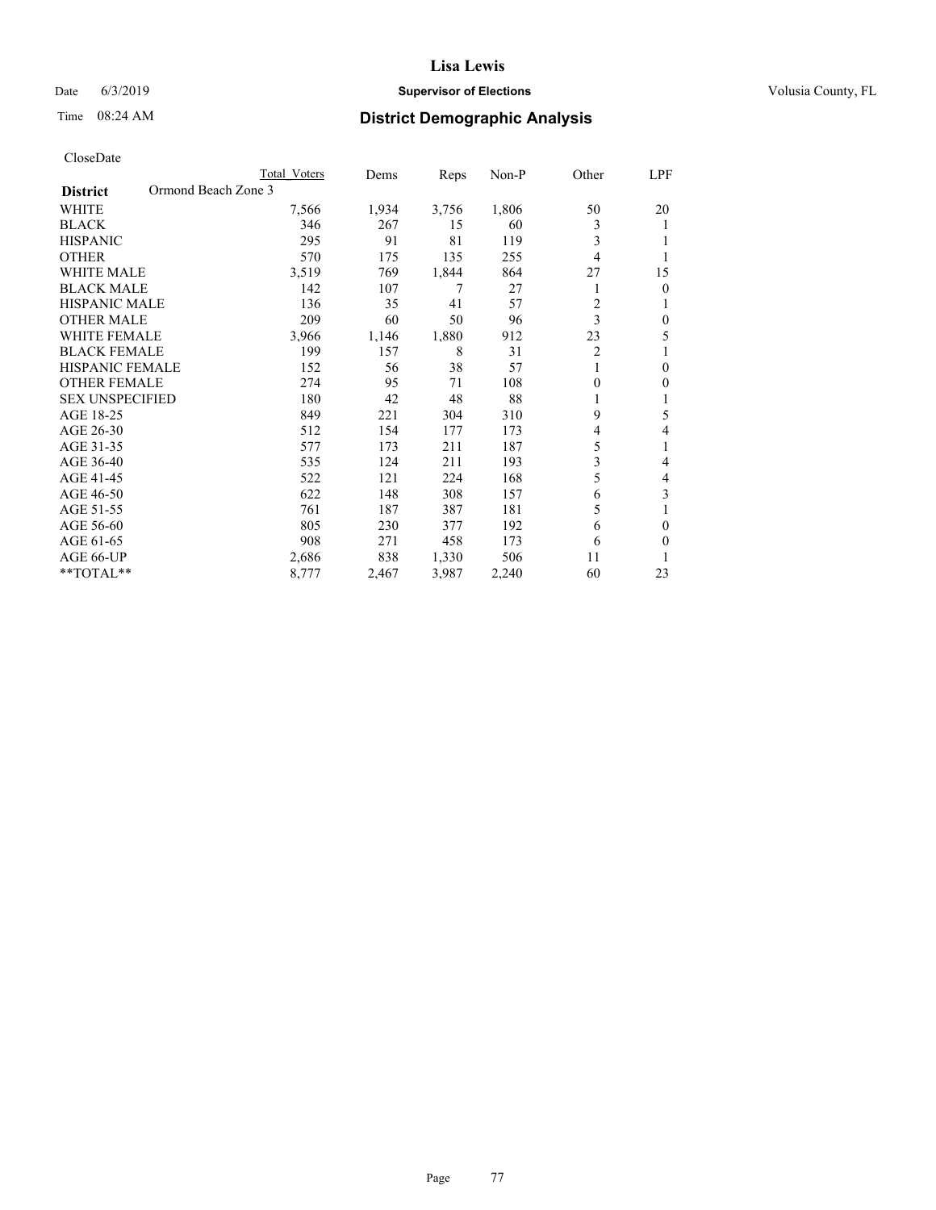# Lisa Lewis

Date 6/3/2019 **Supervisor of Elections** Volusia County, FL

Time 08:24 AM **District Demographic Analysis**

CloseDate

| District | Ormond Beach Zone 3 | Total Voters | Dems | Reps | Non-P | Other | LPF |
|---|---|---|---|---|---|---|---|
| WHITE | | 7,566 | 1,934 | 3,756 | 1,806 | 50 | 20 |
| BLACK | | 346 | 267 | 15 | 60 | 3 | 1 |
| HISPANIC | | 295 | 91 | 81 | 119 | 3 | 1 |
| OTHER | | 570 | 175 | 135 | 255 | 4 | 1 |
| WHITE MALE | | 3,519 | 769 | 1,844 | 864 | 27 | 15 |
| BLACK MALE | | 142 | 107 | 7 | 27 | 1 | 0 |
| HISPANIC MALE | | 136 | 35 | 41 | 57 | 2 | 1 |
| OTHER MALE | | 209 | 60 | 50 | 96 | 3 | 0 |
| WHITE FEMALE | | 3,966 | 1,146 | 1,880 | 912 | 23 | 5 |
| BLACK FEMALE | | 199 | 157 | 8 | 31 | 2 | 1 |
| HISPANIC FEMALE | | 152 | 56 | 38 | 57 | 1 | 0 |
| OTHER FEMALE | | 274 | 95 | 71 | 108 | 0 | 0 |
| SEX UNSPECIFIED | | 180 | 42 | 48 | 88 | 1 | 1 |
| AGE 18-25 | | 849 | 221 | 304 | 310 | 9 | 5 |
| AGE 26-30 | | 512 | 154 | 177 | 173 | 4 | 4 |
| AGE 31-35 | | 577 | 173 | 211 | 187 | 5 | 1 |
| AGE 36-40 | | 535 | 124 | 211 | 193 | 3 | 4 |
| AGE 41-45 | | 522 | 121 | 224 | 168 | 5 | 4 |
| AGE 46-50 | | 622 | 148 | 308 | 157 | 6 | 3 |
| AGE 51-55 | | 761 | 187 | 387 | 181 | 5 | 1 |
| AGE 56-60 | | 805 | 230 | 377 | 192 | 6 | 0 |
| AGE 61-65 | | 908 | 271 | 458 | 173 | 6 | 0 |
| AGE 66-UP | | 2,686 | 838 | 1,330 | 506 | 11 | 1 |
| **TOTAL** | | 8,777 | 2,467 | 3,987 | 2,240 | 60 | 23 |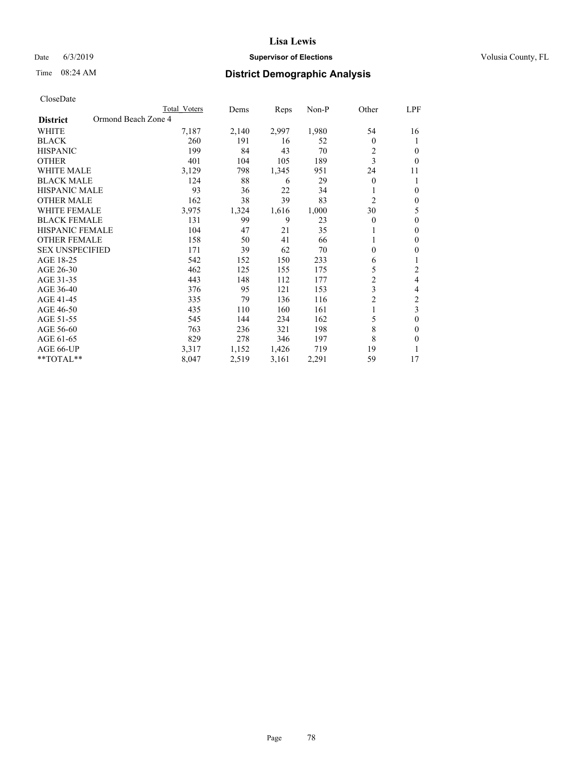# District Demographic Analysis

CloseDate

| District | Ormond Beach Zone 4 | Total Voters | Dems | Reps | Non-P | Other | LPF |
|---|---|---|---|---|---|---|---|
| WHITE | | 7,187 | 2,140 | 2,997 | 1,980 | 54 | 16 |
| BLACK | | 260 | 191 | 16 | 52 | 0 | 1 |
| HISPANIC | | 199 | 84 | 43 | 70 | 2 | 0 |
| OTHER | | 401 | 104 | 105 | 189 | 3 | 0 |
| WHITE MALE | | 3,129 | 798 | 1,345 | 951 | 24 | 11 |
| BLACK MALE | | 124 | 88 | 6 | 29 | 0 | 1 |
| HISPANIC MALE | | 93 | 36 | 22 | 34 | 1 | 0 |
| OTHER MALE | | 162 | 38 | 39 | 83 | 2 | 0 |
| WHITE FEMALE | | 3,975 | 1,324 | 1,616 | 1,000 | 30 | 5 |
| BLACK FEMALE | | 131 | 99 | 9 | 23 | 0 | 0 |
| HISPANIC FEMALE | | 104 | 47 | 21 | 35 | 1 | 0 |
| OTHER FEMALE | | 158 | 50 | 41 | 66 | 1 | 0 |
| SEX UNSPECIFIED | | 171 | 39 | 62 | 70 | 0 | 0 |
| AGE 18-25 | | 542 | 152 | 150 | 233 | 6 | 1 |
| AGE 26-30 | | 462 | 125 | 155 | 175 | 5 | 2 |
| AGE 31-35 | | 443 | 148 | 112 | 177 | 2 | 4 |
| AGE 36-40 | | 376 | 95 | 121 | 153 | 3 | 4 |
| AGE 41-45 | | 335 | 79 | 136 | 116 | 2 | 2 |
| AGE 46-50 | | 435 | 110 | 160 | 161 | 1 | 3 |
| AGE 51-55 | | 545 | 144 | 234 | 162 | 5 | 0 |
| AGE 56-60 | | 763 | 236 | 321 | 198 | 8 | 0 |
| AGE 61-65 | | 829 | 278 | 346 | 197 | 8 | 0 |
| AGE 66-UP | | 3,317 | 1,152 | 1,426 | 719 | 19 | 1 |
| **TOTAL** | | 8,047 | 2,519 | 3,161 | 2,291 | 59 | 17 |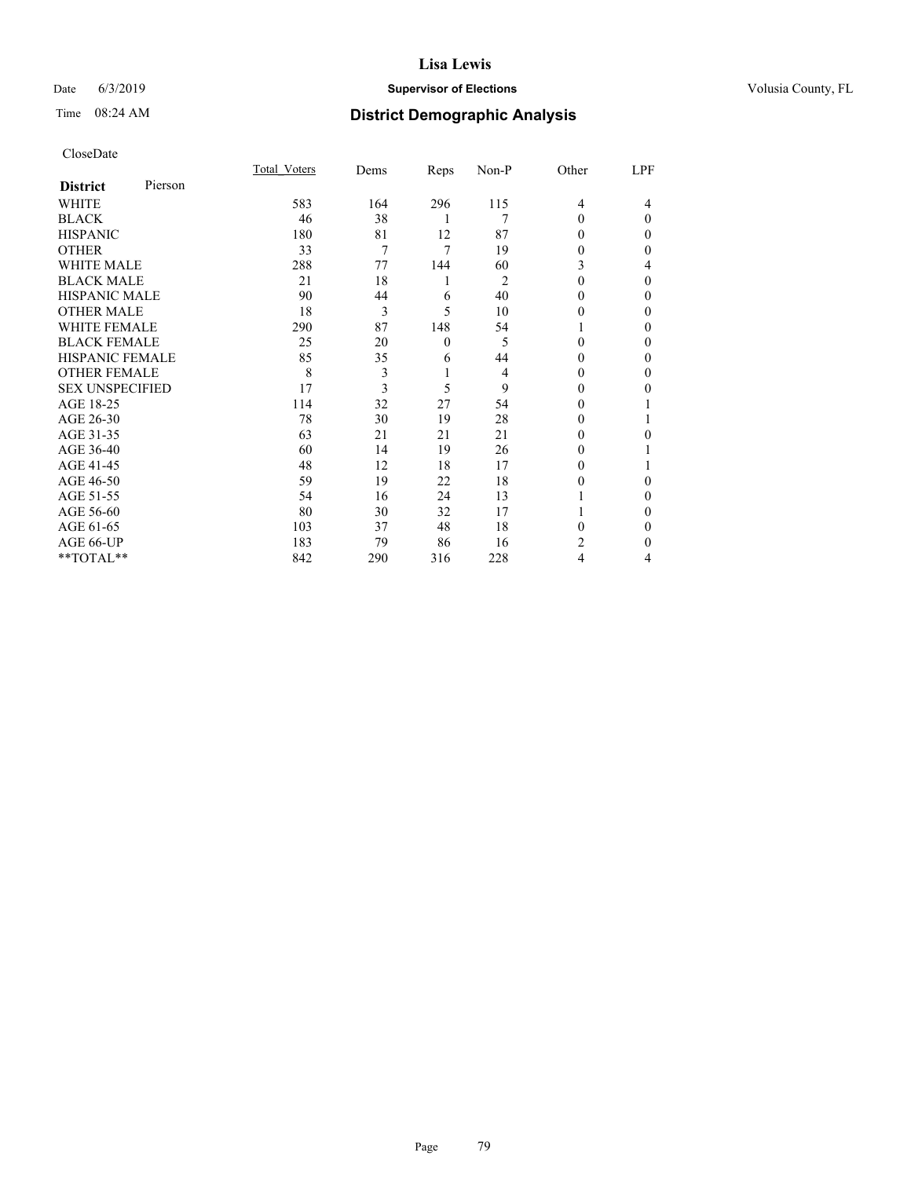# Lisa Lewis

Date 6/3/2019 **Supervisor of Elections** Volusia County, FL

Time 08:24 AM **District Demographic Analysis**

CloseDate

| **District** Pierson | Total_Voters | Dems | Reps | Non-P | Other | LPF |
|---|---|---|---|---|---|---|
| WHITE | 583 | 164 | 296 | 115 | 4 | 4 |
| BLACK | 46 | 38 | 1 | 7 | 0 | 0 |
| HISPANIC | 180 | 81 | 12 | 87 | 0 | 0 |
| OTHER | 33 | 7 | 7 | 19 | 0 | 0 |
| WHITE MALE | 288 | 77 | 144 | 60 | 3 | 4 |
| BLACK MALE | 21 | 18 | 1 | 2 | 0 | 0 |
| HISPANIC MALE | 90 | 44 | 6 | 40 | 0 | 0 |
| OTHER MALE | 18 | 3 | 5 | 10 | 0 | 0 |
| WHITE FEMALE | 290 | 87 | 148 | 54 | 1 | 0 |
| BLACK FEMALE | 25 | 20 | 0 | 5 | 0 | 0 |
| HISPANIC FEMALE | 85 | 35 | 6 | 44 | 0 | 0 |
| OTHER FEMALE | 8 | 3 | 1 | 4 | 0 | 0 |
| SEX UNSPECIFIED | 17 | 3 | 5 | 9 | 0 | 0 |
| AGE 18-25 | 114 | 32 | 27 | 54 | 0 | 1 |
| AGE 26-30 | 78 | 30 | 19 | 28 | 0 | 1 |
| AGE 31-35 | 63 | 21 | 21 | 21 | 0 | 0 |
| AGE 36-40 | 60 | 14 | 19 | 26 | 0 | 1 |
| AGE 41-45 | 48 | 12 | 18 | 17 | 0 | 1 |
| AGE 46-50 | 59 | 19 | 22 | 18 | 0 | 0 |
| AGE 51-55 | 54 | 16 | 24 | 13 | 1 | 0 |
| AGE 56-60 | 80 | 30 | 32 | 17 | 1 | 0 |
| AGE 61-65 | 103 | 37 | 48 | 18 | 0 | 0 |
| AGE 66-UP | 183 | 79 | 86 | 16 | 2 | 0 |
| **TOTAL** | 842 | 290 | 316 | 228 | 4 | 4 |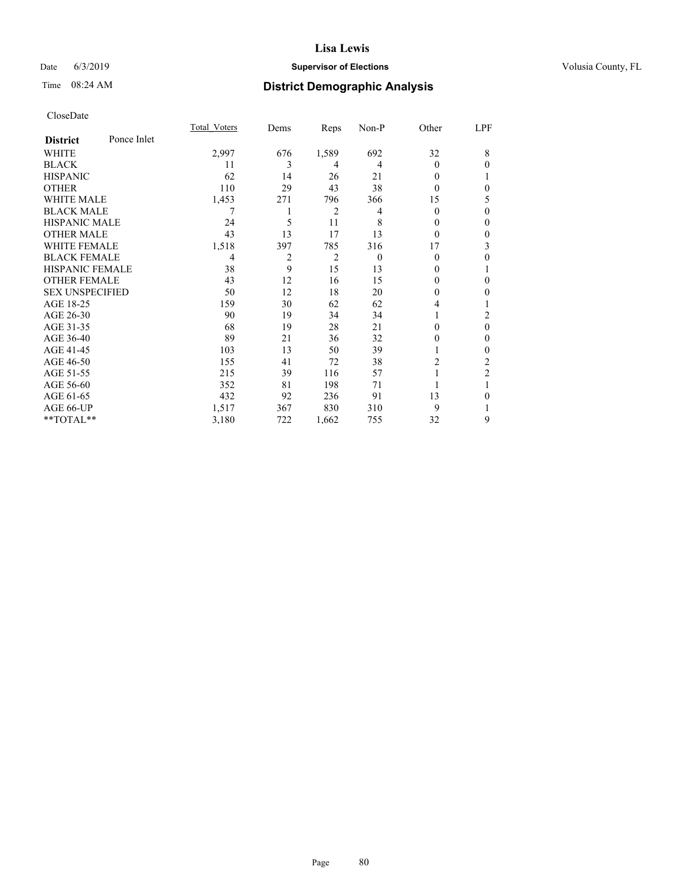# Lisa Lewis

Date 6/3/2019 **Supervisor of Elections** Volusia County, FL

Time 08:24 AM **District Demographic Analysis**

CloseDate

| **District** Ponce Inlet | Total_Voters | Dems | Reps | Non-P | Other | LPF |
|---|---|---|---|---|---|---|
| WHITE | 2,997 | 676 | 1,589 | 692 | 32 | 8 |
| BLACK | 11 | 3 | 4 | 4 | 0 | 0 |
| HISPANIC | 62 | 14 | 26 | 21 | 0 | 1 |
| OTHER | 110 | 29 | 43 | 38 | 0 | 0 |
| WHITE MALE | 1,453 | 271 | 796 | 366 | 15 | 5 |
| BLACK MALE | 7 | 1 | 2 | 4 | 0 | 0 |
| HISPANIC MALE | 24 | 5 | 11 | 8 | 0 | 0 |
| OTHER MALE | 43 | 13 | 17 | 13 | 0 | 0 |
| WHITE FEMALE | 1,518 | 397 | 785 | 316 | 17 | 3 |
| BLACK FEMALE | 4 | 2 | 2 | 0 | 0 | 0 |
| HISPANIC FEMALE | 38 | 9 | 15 | 13 | 0 | 1 |
| OTHER FEMALE | 43 | 12 | 16 | 15 | 0 | 0 |
| SEX UNSPECIFIED | 50 | 12 | 18 | 20 | 0 | 0 |
| AGE 18-25 | 159 | 30 | 62 | 62 | 4 | 1 |
| AGE 26-30 | 90 | 19 | 34 | 34 | 1 | 2 |
| AGE 31-35 | 68 | 19 | 28 | 21 | 0 | 0 |
| AGE 36-40 | 89 | 21 | 36 | 32 | 0 | 0 |
| AGE 41-45 | 103 | 13 | 50 | 39 | 1 | 0 |
| AGE 46-50 | 155 | 41 | 72 | 38 | 2 | 2 |
| AGE 51-55 | 215 | 39 | 116 | 57 | 1 | 2 |
| AGE 56-60 | 352 | 81 | 198 | 71 | 1 | 1 |
| AGE 61-65 | 432 | 92 | 236 | 91 | 13 | 0 |
| AGE 66-UP | 1,517 | 367 | 830 | 310 | 9 | 1 |
| **TOTAL** | 3,180 | 722 | 1,662 | 755 | 32 | 9 |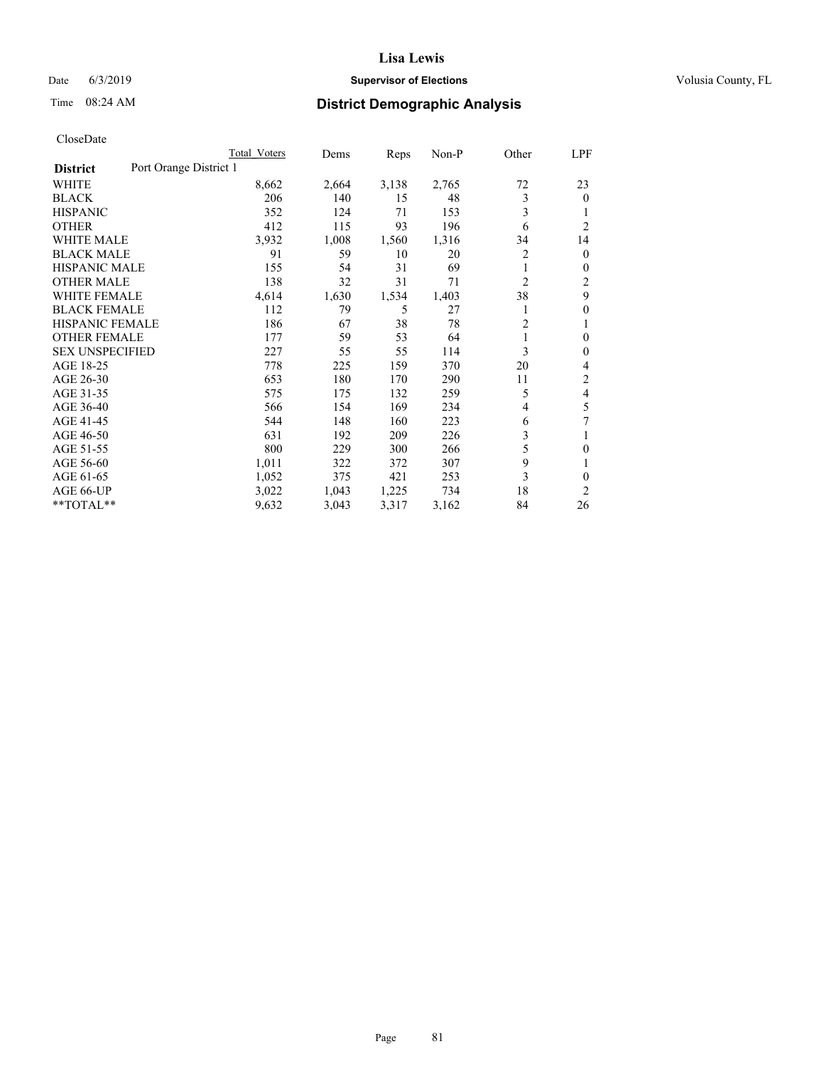# Lisa Lewis

Date 6/3/2019 **Supervisor of Elections** Volusia County, FL

Time 08:24 AM **District Demographic Analysis**

CloseDate

| | Total Voters | Dems | Reps | Non-P | Other | LPF |
|---|---|---|---|---|---|---|
| **District** Port Orange District 1 | | | | | | |
| WHITE | 8,662 | 2,664 | 3,138 | 2,765 | 72 | 23 |
| BLACK | 206 | 140 | 15 | 48 | 3 | 0 |
| HISPANIC | 352 | 124 | 71 | 153 | 3 | 1 |
| OTHER | 412 | 115 | 93 | 196 | 6 | 2 |
| WHITE MALE | 3,932 | 1,008 | 1,560 | 1,316 | 34 | 14 |
| BLACK MALE | 91 | 59 | 10 | 20 | 2 | 0 |
| HISPANIC MALE | 155 | 54 | 31 | 69 | 1 | 0 |
| OTHER MALE | 138 | 32 | 31 | 71 | 2 | 2 |
| WHITE FEMALE | 4,614 | 1,630 | 1,534 | 1,403 | 38 | 9 |
| BLACK FEMALE | 112 | 79 | 5 | 27 | 1 | 0 |
| HISPANIC FEMALE | 186 | 67 | 38 | 78 | 2 | 1 |
| OTHER FEMALE | 177 | 59 | 53 | 64 | 1 | 0 |
| SEX UNSPECIFIED | 227 | 55 | 55 | 114 | 3 | 0 |
| AGE 18-25 | 778 | 225 | 159 | 370 | 20 | 4 |
| AGE 26-30 | 653 | 180 | 170 | 290 | 11 | 2 |
| AGE 31-35 | 575 | 175 | 132 | 259 | 5 | 4 |
| AGE 36-40 | 566 | 154 | 169 | 234 | 4 | 5 |
| AGE 41-45 | 544 | 148 | 160 | 223 | 6 | 7 |
| AGE 46-50 | 631 | 192 | 209 | 226 | 3 | 1 |
| AGE 51-55 | 800 | 229 | 300 | 266 | 5 | 0 |
| AGE 56-60 | 1,011 | 322 | 372 | 307 | 9 | 1 |
| AGE 61-65 | 1,052 | 375 | 421 | 253 | 3 | 0 |
| AGE 66-UP | 3,022 | 1,043 | 1,225 | 734 | 18 | 2 |
| **TOTAL** | 9,632 | 3,043 | 3,317 | 3,162 | 84 | 26 |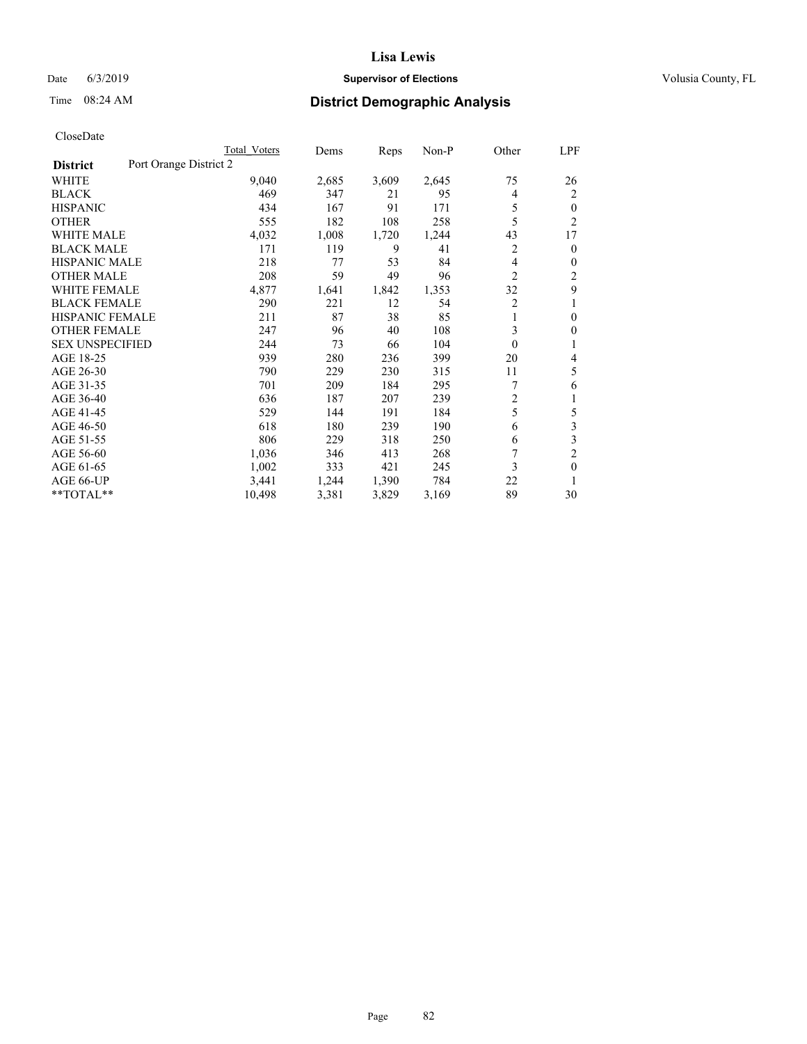# District Demographic Analysis

CloseDate

| District | Total Voters | Dems | Reps | Non-P | Other | LPF |
|---|---|---|---|---|---|---|
| **Port Orange District 2** | | | | | | |
| WHITE | 9,040 | 2,685 | 3,609 | 2,645 | 75 | 26 |
| BLACK | 469 | 347 | 21 | 95 | 4 | 2 |
| HISPANIC | 434 | 167 | 91 | 171 | 5 | 0 |
| OTHER | 555 | 182 | 108 | 258 | 5 | 2 |
| WHITE MALE | 4,032 | 1,008 | 1,720 | 1,244 | 43 | 17 |
| BLACK MALE | 171 | 119 | 9 | 41 | 2 | 0 |
| HISPANIC MALE | 218 | 77 | 53 | 84 | 4 | 0 |
| OTHER MALE | 208 | 59 | 49 | 96 | 2 | 2 |
| WHITE FEMALE | 4,877 | 1,641 | 1,842 | 1,353 | 32 | 9 |
| BLACK FEMALE | 290 | 221 | 12 | 54 | 2 | 1 |
| HISPANIC FEMALE | 211 | 87 | 38 | 85 | 1 | 0 |
| OTHER FEMALE | 247 | 96 | 40 | 108 | 3 | 0 |
| SEX UNSPECIFIED | 244 | 73 | 66 | 104 | 0 | 1 |
| AGE 18-25 | 939 | 280 | 236 | 399 | 20 | 4 |
| AGE 26-30 | 790 | 229 | 230 | 315 | 11 | 5 |
| AGE 31-35 | 701 | 209 | 184 | 295 | 7 | 6 |
| AGE 36-40 | 636 | 187 | 207 | 239 | 2 | 1 |
| AGE 41-45 | 529 | 144 | 191 | 184 | 5 | 5 |
| AGE 46-50 | 618 | 180 | 239 | 190 | 6 | 3 |
| AGE 51-55 | 806 | 229 | 318 | 250 | 6 | 3 |
| AGE 56-60 | 1,036 | 346 | 413 | 268 | 7 | 2 |
| AGE 61-65 | 1,002 | 333 | 421 | 245 | 3 | 0 |
| AGE 66-UP | 3,441 | 1,244 | 1,390 | 784 | 22 | 1 |
| **TOTAL** | 10,498 | 3,381 | 3,829 | 3,169 | 89 | 30 |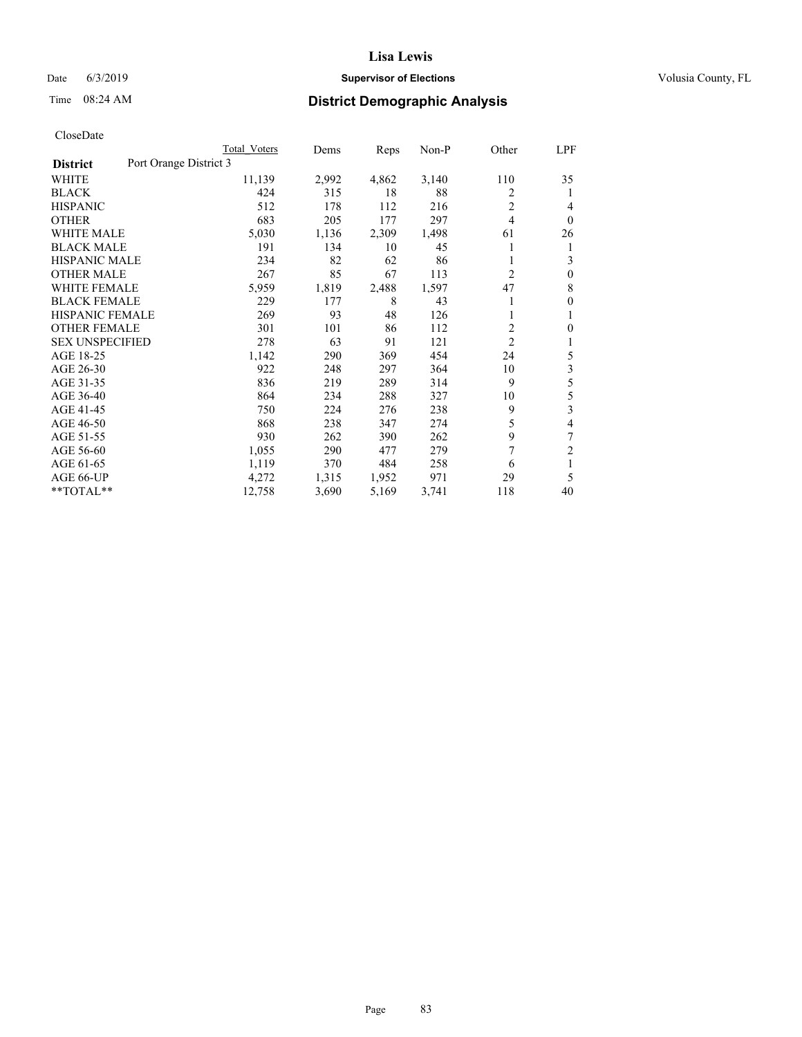# Lisa Lewis

Date 6/3/2019 **Supervisor of Elections** Volusia County, FL

Time 08:24 AM **District Demographic Analysis**

CloseDate

| District | Total Voters | Dems | Reps | Non-P | Other | LPF |
|---|---|---|---|---|---|---|
| **Port Orange District 3** | | | | | | |
| WHITE | 11,139 | 2,992 | 4,862 | 3,140 | 110 | 35 |
| BLACK | 424 | 315 | 18 | 88 | 2 | 1 |
| HISPANIC | 512 | 178 | 112 | 216 | 2 | 4 |
| OTHER | 683 | 205 | 177 | 297 | 4 | 0 |
| WHITE MALE | 5,030 | 1,136 | 2,309 | 1,498 | 61 | 26 |
| BLACK MALE | 191 | 134 | 10 | 45 | 1 | 1 |
| HISPANIC MALE | 234 | 82 | 62 | 86 | 1 | 3 |
| OTHER MALE | 267 | 85 | 67 | 113 | 2 | 0 |
| WHITE FEMALE | 5,959 | 1,819 | 2,488 | 1,597 | 47 | 8 |
| BLACK FEMALE | 229 | 177 | 8 | 43 | 1 | 0 |
| HISPANIC FEMALE | 269 | 93 | 48 | 126 | 1 | 1 |
| OTHER FEMALE | 301 | 101 | 86 | 112 | 2 | 0 |
| SEX UNSPECIFIED | 278 | 63 | 91 | 121 | 2 | 1 |
| AGE 18-25 | 1,142 | 290 | 369 | 454 | 24 | 5 |
| AGE 26-30 | 922 | 248 | 297 | 364 | 10 | 3 |
| AGE 31-35 | 836 | 219 | 289 | 314 | 9 | 5 |
| AGE 36-40 | 864 | 234 | 288 | 327 | 10 | 5 |
| AGE 41-45 | 750 | 224 | 276 | 238 | 9 | 3 |
| AGE 46-50 | 868 | 238 | 347 | 274 | 5 | 4 |
| AGE 51-55 | 930 | 262 | 390 | 262 | 9 | 7 |
| AGE 56-60 | 1,055 | 290 | 477 | 279 | 7 | 2 |
| AGE 61-65 | 1,119 | 370 | 484 | 258 | 6 | 1 |
| AGE 66-UP | 4,272 | 1,315 | 1,952 | 971 | 29 | 5 |
| **TOTAL** | 12,758 | 3,690 | 5,169 | 3,741 | 118 | 40 |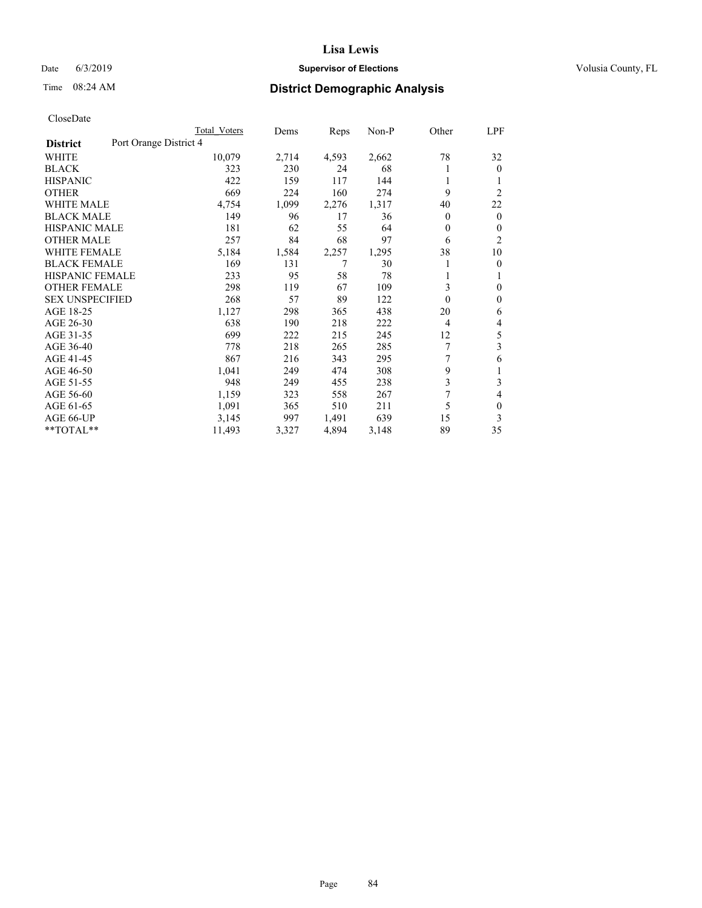# Lisa Lewis

Date 6/3/2019 **Supervisor of Elections** Volusia County, FL

Time 08:24 AM **District Demographic Analysis**

CloseDate

| District | Port Orange District 4 | Total Voters | Dems | Reps | Non-P | Other | LPF |
|---|---|---|---|---|---|---|---|
| WHITE | | 10,079 | 2,714 | 4,593 | 2,662 | 78 | 32 |
| BLACK | | 323 | 230 | 24 | 68 | 1 | 0 |
| HISPANIC | | 422 | 159 | 117 | 144 | 1 | 1 |
| OTHER | | 669 | 224 | 160 | 274 | 9 | 2 |
| WHITE MALE | | 4,754 | 1,099 | 2,276 | 1,317 | 40 | 22 |
| BLACK MALE | | 149 | 96 | 17 | 36 | 0 | 0 |
| HISPANIC MALE | | 181 | 62 | 55 | 64 | 0 | 0 |
| OTHER MALE | | 257 | 84 | 68 | 97 | 6 | 2 |
| WHITE FEMALE | | 5,184 | 1,584 | 2,257 | 1,295 | 38 | 10 |
| BLACK FEMALE | | 169 | 131 | 7 | 30 | 1 | 0 |
| HISPANIC FEMALE | | 233 | 95 | 58 | 78 | 1 | 1 |
| OTHER FEMALE | | 298 | 119 | 67 | 109 | 3 | 0 |
| SEX UNSPECIFIED | | 268 | 57 | 89 | 122 | 0 | 0 |
| AGE 18-25 | | 1,127 | 298 | 365 | 438 | 20 | 6 |
| AGE 26-30 | | 638 | 190 | 218 | 222 | 4 | 4 |
| AGE 31-35 | | 699 | 222 | 215 | 245 | 12 | 5 |
| AGE 36-40 | | 778 | 218 | 265 | 285 | 7 | 3 |
| AGE 41-45 | | 867 | 216 | 343 | 295 | 7 | 6 |
| AGE 46-50 | | 1,041 | 249 | 474 | 308 | 9 | 1 |
| AGE 51-55 | | 948 | 249 | 455 | 238 | 3 | 3 |
| AGE 56-60 | | 1,159 | 323 | 558 | 267 | 7 | 4 |
| AGE 61-65 | | 1,091 | 365 | 510 | 211 | 5 | 0 |
| AGE 66-UP | | 3,145 | 997 | 1,491 | 639 | 15 | 3 |
| **TOTAL** | | 11,493 | 3,327 | 4,894 | 3,148 | 89 | 35 |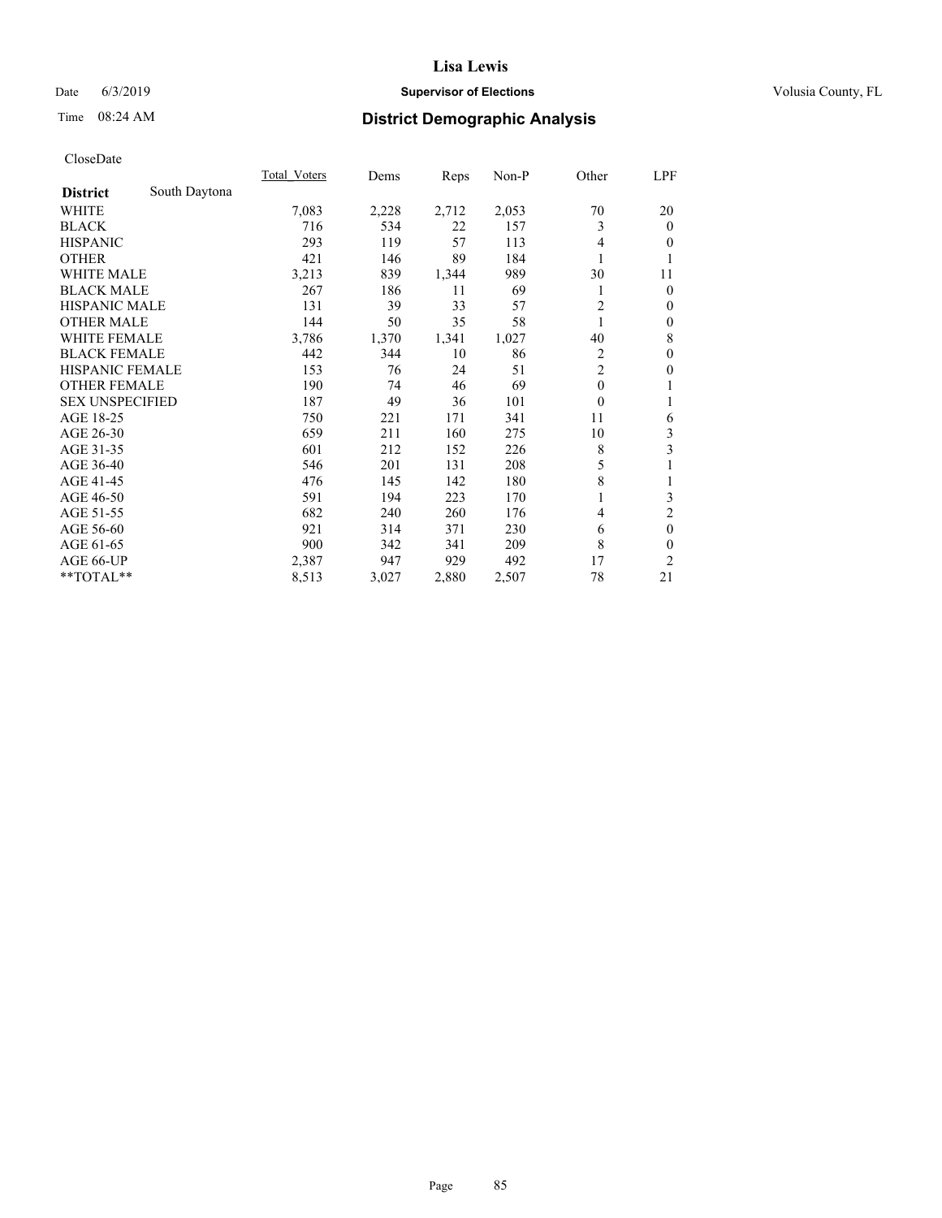# Lisa Lewis

Date 6/3/2019 **Supervisor of Elections** Volusia County, FL

Time 08:24 AM **District Demographic Analysis**

CloseDate

| **District** South Daytona | Total_Voters | Dems | Reps | Non-P | Other | LPF |
|---|---|---|---|---|---|---|
| WHITE | 7,083 | 2,228 | 2,712 | 2,053 | 70 | 20 |
| BLACK | 716 | 534 | 22 | 157 | 3 | 0 |
| HISPANIC | 293 | 119 | 57 | 113 | 4 | 0 |
| OTHER | 421 | 146 | 89 | 184 | 1 | 1 |
| WHITE MALE | 3,213 | 839 | 1,344 | 989 | 30 | 11 |
| BLACK MALE | 267 | 186 | 11 | 69 | 1 | 0 |
| HISPANIC MALE | 131 | 39 | 33 | 57 | 2 | 0 |
| OTHER MALE | 144 | 50 | 35 | 58 | 1 | 0 |
| WHITE FEMALE | 3,786 | 1,370 | 1,341 | 1,027 | 40 | 8 |
| BLACK FEMALE | 442 | 344 | 10 | 86 | 2 | 0 |
| HISPANIC FEMALE | 153 | 76 | 24 | 51 | 2 | 0 |
| OTHER FEMALE | 190 | 74 | 46 | 69 | 0 | 1 |
| SEX UNSPECIFIED | 187 | 49 | 36 | 101 | 0 | 1 |
| AGE 18-25 | 750 | 221 | 171 | 341 | 11 | 6 |
| AGE 26-30 | 659 | 211 | 160 | 275 | 10 | 3 |
| AGE 31-35 | 601 | 212 | 152 | 226 | 8 | 3 |
| AGE 36-40 | 546 | 201 | 131 | 208 | 5 | 1 |
| AGE 41-45 | 476 | 145 | 142 | 180 | 8 | 1 |
| AGE 46-50 | 591 | 194 | 223 | 170 | 1 | 3 |
| AGE 51-55 | 682 | 240 | 260 | 176 | 4 | 2 |
| AGE 56-60 | 921 | 314 | 371 | 230 | 6 | 0 |
| AGE 61-65 | 900 | 342 | 341 | 209 | 8 | 0 |
| AGE 66-UP | 2,387 | 947 | 929 | 492 | 17 | 2 |
| **TOTAL** | 8,513 | 3,027 | 2,880 | 2,507 | 78 | 21 |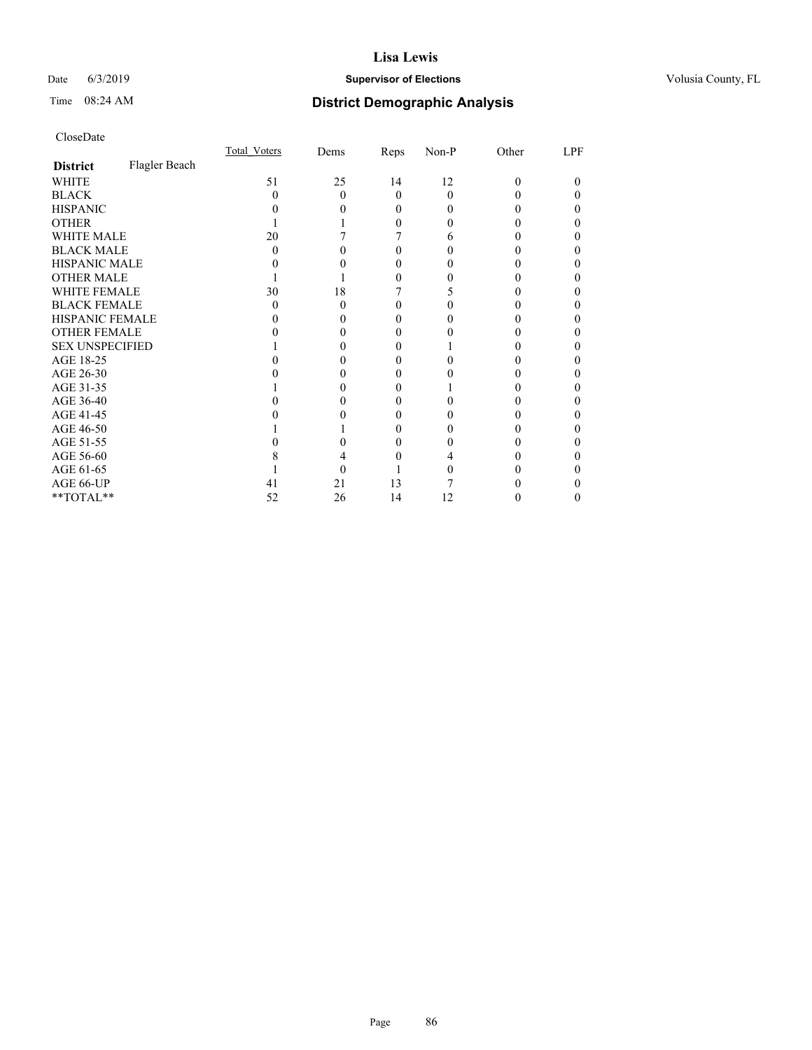# Lisa Lewis

Date 6/3/2019 **Supervisor of Elections** Volusia County, FL

Time 08:24 AM **District Demographic Analysis**

CloseDate

| **District** Flagler Beach | Total_Voters | Dems | Reps | Non-P | Other | LPF |
|---|---|---|---|---|---|---|
| WHITE | 51 | 25 | 14 | 12 | 0 | 0 |
| BLACK | 0 | 0 | 0 | 0 | 0 | 0 |
| HISPANIC | 0 | 0 | 0 | 0 | 0 | 0 |
| OTHER | 1 | 1 | 0 | 0 | 0 | 0 |
| WHITE MALE | 20 | 7 | 7 | 6 | 0 | 0 |
| BLACK MALE | 0 | 0 | 0 | 0 | 0 | 0 |
| HISPANIC MALE | 0 | 0 | 0 | 0 | 0 | 0 |
| OTHER MALE | 1 | 1 | 0 | 0 | 0 | 0 |
| WHITE FEMALE | 30 | 18 | 7 | 5 | 0 | 0 |
| BLACK FEMALE | 0 | 0 | 0 | 0 | 0 | 0 |
| HISPANIC FEMALE | 0 | 0 | 0 | 0 | 0 | 0 |
| OTHER FEMALE | 0 | 0 | 0 | 0 | 0 | 0 |
| SEX UNSPECIFIED | 1 | 0 | 0 | 1 | 0 | 0 |
| AGE 18-25 | 0 | 0 | 0 | 0 | 0 | 0 |
| AGE 26-30 | 0 | 0 | 0 | 0 | 0 | 0 |
| AGE 31-35 | 1 | 0 | 0 | 1 | 0 | 0 |
| AGE 36-40 | 0 | 0 | 0 | 0 | 0 | 0 |
| AGE 41-45 | 0 | 0 | 0 | 0 | 0 | 0 |
| AGE 46-50 | 1 | 1 | 0 | 0 | 0 | 0 |
| AGE 51-55 | 0 | 0 | 0 | 0 | 0 | 0 |
| AGE 56-60 | 8 | 4 | 0 | 4 | 0 | 0 |
| AGE 61-65 | 1 | 0 | 1 | 0 | 0 | 0 |
| AGE 66-UP | 41 | 21 | 13 | 7 | 0 | 0 |
| **TOTAL** | 52 | 26 | 14 | 12 | 0 | 0 |